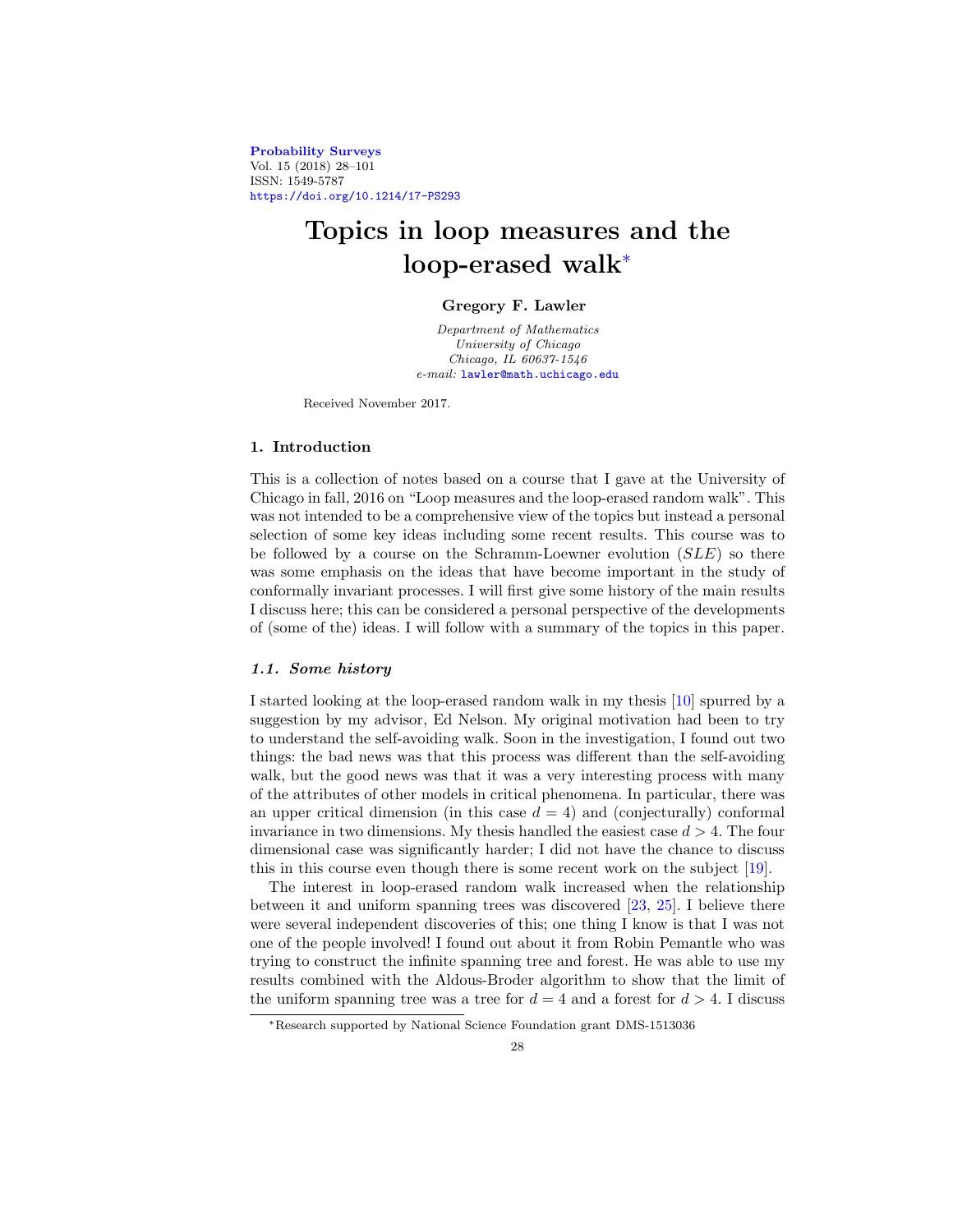# Topics in loop measures and the loop-erased walk*

**Gregory F. Lawler**

*Department of Mathematics*
*University of Chicago*
*Chicago, IL 60637-1546*
*e-mail:* lawler@math.uchicago.edu

Received November 2017.

## 1. Introduction

This is a collection of notes based on a course that I gave at the University of Chicago in fall, 2016 on "Loop measures and the loop-erased random walk". This was not intended to be a comprehensive view of the topics but instead a personal selection of some key ideas including some recent results. This course was to be followed by a course on the Schramm-Loewner evolution (*SLE*) so there was some emphasis on the ideas that have become important in the study of conformally invariant processes. I will first give some history of the main results I discuss here; this can be considered a personal perspective of the developments of (some of the) ideas. I will follow with a summary of the topics in this paper.

### *1.1. Some history*

I started looking at the loop-erased random walk in my thesis [10] spurred by a suggestion by my advisor, Ed Nelson. My original motivation had been to try to understand the self-avoiding walk. Soon in the investigation, I found out two things: the bad news was that this process was different than the self-avoiding walk, but the good news was that it was a very interesting process with many of the attributes of other models in critical phenomena. In particular, there was an upper critical dimension (in this case $d = 4$) and (conjecturally) conformal invariance in two dimensions. My thesis handled the easiest case $d > 4$. The four dimensional case was significantly harder; I did not have the chance to discuss this in this course even though there is some recent work on the subject [19].

The interest in loop-erased random walk increased when the relationship between it and uniform spanning trees was discovered [23, 25]. I believe there were several independent discoveries of this; one thing I know is that I was not one of the people involved! I found out about it from Robin Pemantle who was trying to construct the infinite spanning tree and forest. He was able to use my results combined with the Aldous-Broder algorithm to show that the limit of the uniform spanning tree was a tree for $d = 4$ and a forest for $d > 4$. I discuss

*Research supported by National Science Foundation grant DMS-1513036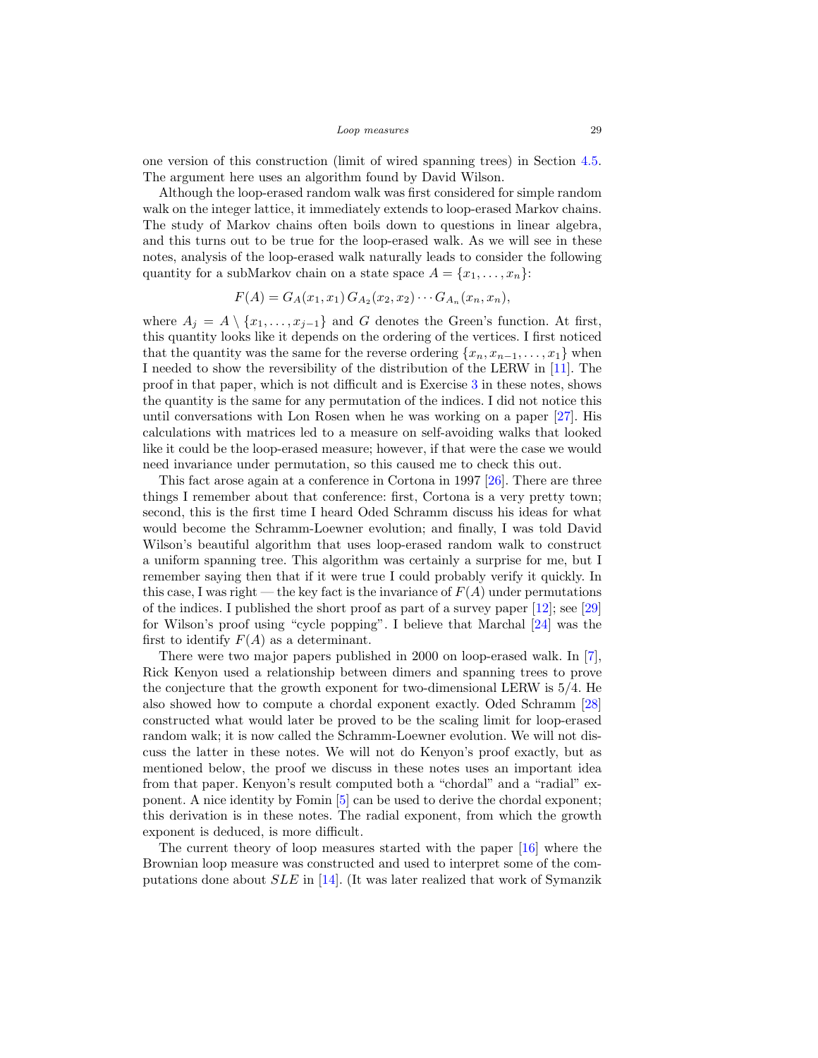one version of this construction (limit of wired spanning trees) in Section 4.5. The argument here uses an algorithm found by David Wilson.

Although the loop-erased random walk was first considered for simple random walk on the integer lattice, it immediately extends to loop-erased Markov chains. The study of Markov chains often boils down to questions in linear algebra, and this turns out to be true for the loop-erased walk. As we will see in these notes, analysis of the loop-erased walk naturally leads to consider the following quantity for a subMarkov chain on a state space $A = \{x_1, \ldots, x_n\}$:

$$F(A) = G_A(x_1, x_1)\, G_{A_2}(x_2, x_2) \cdots G_{A_n}(x_n, x_n),$$

where $A_j = A \setminus \{x_1, \ldots, x_{j-1}\}$ and $G$ denotes the Green's function. At first, this quantity looks like it depends on the ordering of the vertices. I first noticed that the quantity was the same for the reverse ordering $\{x_n, x_{n-1}, \ldots, x_1\}$ when I needed to show the reversibility of the distribution of the LERW in [11]. The proof in that paper, which is not difficult and is Exercise 3 in these notes, shows the quantity is the same for any permutation of the indices. I did not notice this until conversations with Lon Rosen when he was working on a paper [27]. His calculations with matrices led to a measure on self-avoiding walks that looked like it could be the loop-erased measure; however, if that were the case we would need invariance under permutation, so this caused me to check this out.

This fact arose again at a conference in Cortona in 1997 [26]. There are three things I remember about that conference: first, Cortona is a very pretty town; second, this is the first time I heard Oded Schramm discuss his ideas for what would become the Schramm-Loewner evolution; and finally, I was told David Wilson's beautiful algorithm that uses loop-erased random walk to construct a uniform spanning tree. This algorithm was certainly a surprise for me, but I remember saying then that if it were true I could probably verify it quickly. In this case, I was right — the key fact is the invariance of $F(A)$ under permutations of the indices. I published the short proof as part of a survey paper [12]; see [29] for Wilson's proof using "cycle popping". I believe that Marchal [24] was the first to identify $F(A)$ as a determinant.

There were two major papers published in 2000 on loop-erased walk. In [7], Rick Kenyon used a relationship between dimers and spanning trees to prove the conjecture that the growth exponent for two-dimensional LERW is 5/4. He also showed how to compute a chordal exponent exactly. Oded Schramm [28] constructed what would later be proved to be the scaling limit for loop-erased random walk; it is now called the Schramm-Loewner evolution. We will not discuss the latter in these notes. We will not do Kenyon's proof exactly, but as mentioned below, the proof we discuss in these notes uses an important idea from that paper. Kenyon's result computed both a "chordal" and a "radial" exponent. A nice identity by Fomin [5] can be used to derive the chordal exponent; this derivation is in these notes. The radial exponent, from which the growth exponent is deduced, is more difficult.

The current theory of loop measures started with the paper [16] where the Brownian loop measure was constructed and used to interpret some of the computations done about $SLE$ in [14]. (It was later realized that work of Symanzik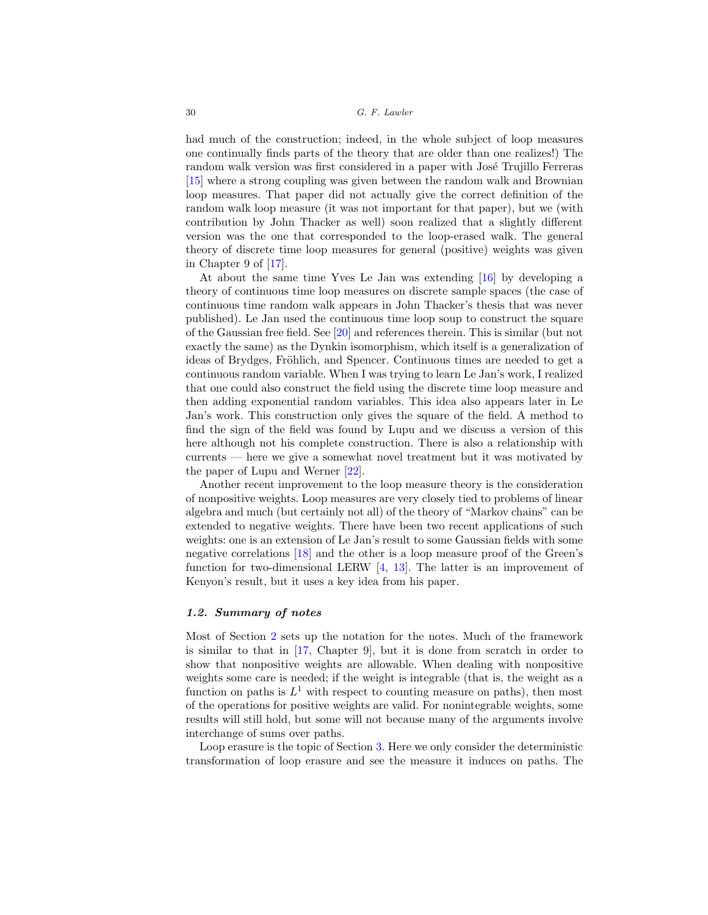had much of the construction; indeed, in the whole subject of loop measures one continually finds parts of the theory that are older than one realizes!) The random walk version was first considered in a paper with José Trujillo Ferreras [15] where a strong coupling was given between the random walk and Brownian loop measures. That paper did not actually give the correct definition of the random walk loop measure (it was not important for that paper), but we (with contribution by John Thacker as well) soon realized that a slightly different version was the one that corresponded to the loop-erased walk. The general theory of discrete time loop measures for general (positive) weights was given in Chapter 9 of [17].

At about the same time Yves Le Jan was extending [16] by developing a theory of continuous time loop measures on discrete sample spaces (the case of continuous time random walk appears in John Thacker's thesis that was never published). Le Jan used the continuous time loop soup to construct the square of the Gaussian free field. See [20] and references therein. This is similar (but not exactly the same) as the Dynkin isomorphism, which itself is a generalization of ideas of Brydges, Fröhlich, and Spencer. Continuous times are needed to get a continuous random variable. When I was trying to learn Le Jan's work, I realized that one could also construct the field using the discrete time loop measure and then adding exponential random variables. This idea also appears later in Le Jan's work. This construction only gives the square of the field. A method to find the sign of the field was found by Lupu and we discuss a version of this here although not his complete construction. There is also a relationship with currents — here we give a somewhat novel treatment but it was motivated by the paper of Lupu and Werner [22].

Another recent improvement to the loop measure theory is the consideration of nonpositive weights. Loop measures are very closely tied to problems of linear algebra and much (but certainly not all) of the theory of "Markov chains" can be extended to negative weights. There have been two recent applications of such weights: one is an extension of Le Jan's result to some Gaussian fields with some negative correlations [18] and the other is a loop measure proof of the Green's function for two-dimensional LERW [4, 13]. The latter is an improvement of Kenyon's result, but it uses a key idea from his paper.

### 1.2. Summary of notes

Most of Section 2 sets up the notation for the notes. Much of the framework is similar to that in [17, Chapter 9], but it is done from scratch in order to show that nonpositive weights are allowable. When dealing with nonpositive weights some care is needed; if the weight is integrable (that is, the weight as a function on paths is $L^1$ with respect to counting measure on paths), then most of the operations for positive weights are valid. For nonintegrable weights, some results will still hold, but some will not because many of the arguments involve interchange of sums over paths.

Loop erasure is the topic of Section 3. Here we only consider the deterministic transformation of loop erasure and see the measure it induces on paths. The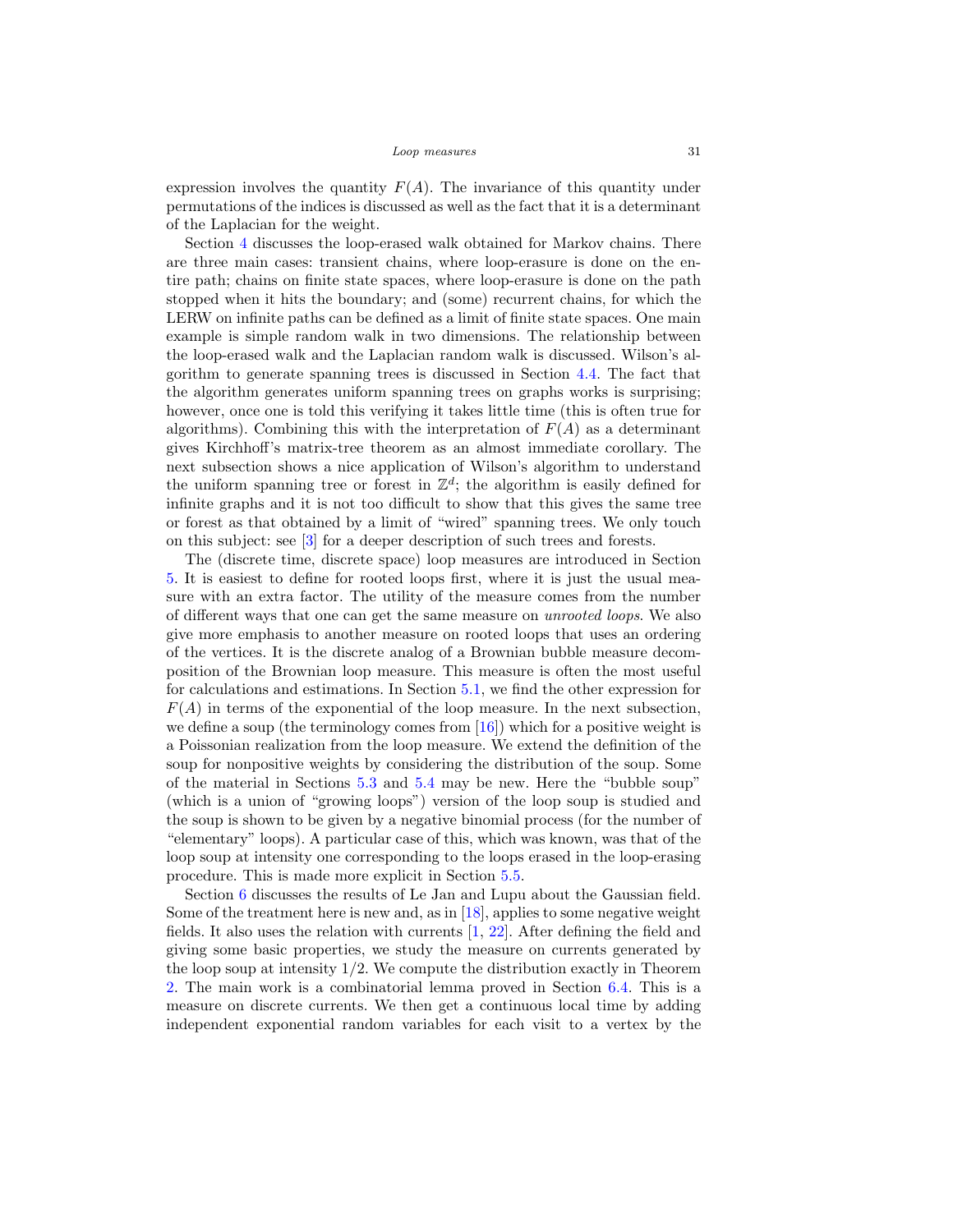expression involves the quantity $F(A)$. The invariance of this quantity under permutations of the indices is discussed as well as the fact that it is a determinant of the Laplacian for the weight.

Section 4 discusses the loop-erased walk obtained for Markov chains. There are three main cases: transient chains, where loop-erasure is done on the entire path; chains on finite state spaces, where loop-erasure is done on the path stopped when it hits the boundary; and (some) recurrent chains, for which the LERW on infinite paths can be defined as a limit of finite state spaces. One main example is simple random walk in two dimensions. The relationship between the loop-erased walk and the Laplacian random walk is discussed. Wilson's algorithm to generate spanning trees is discussed in Section 4.4. The fact that the algorithm generates uniform spanning trees on graphs works is surprising; however, once one is told this verifying it takes little time (this is often true for algorithms). Combining this with the interpretation of $F(A)$ as a determinant gives Kirchhoff's matrix-tree theorem as an almost immediate corollary. The next subsection shows a nice application of Wilson's algorithm to understand the uniform spanning tree or forest in $\mathbb{Z}^d$; the algorithm is easily defined for infinite graphs and it is not too difficult to show that this gives the same tree or forest as that obtained by a limit of "wired" spanning trees. We only touch on this subject: see [3] for a deeper description of such trees and forests.

The (discrete time, discrete space) loop measures are introduced in Section 5. It is easiest to define for rooted loops first, where it is just the usual measure with an extra factor. The utility of the measure comes from the number of different ways that one can get the same measure on *unrooted loops*. We also give more emphasis to another measure on rooted loops that uses an ordering of the vertices. It is the discrete analog of a Brownian bubble measure decomposition of the Brownian loop measure. This measure is often the most useful for calculations and estimations. In Section 5.1, we find the other expression for $F(A)$ in terms of the exponential of the loop measure. In the next subsection, we define a soup (the terminology comes from [16]) which for a positive weight is a Poissonian realization from the loop measure. We extend the definition of the soup for nonpositive weights by considering the distribution of the soup. Some of the material in Sections 5.3 and 5.4 may be new. Here the "bubble soup" (which is a union of "growing loops") version of the loop soup is studied and the soup is shown to be given by a negative binomial process (for the number of "elementary" loops). A particular case of this, which was known, was that of the loop soup at intensity one corresponding to the loops erased in the loop-erasing procedure. This is made more explicit in Section 5.5.

Section 6 discusses the results of Le Jan and Lupu about the Gaussian field. Some of the treatment here is new and, as in [18], applies to some negative weight fields. It also uses the relation with currents [1, 22]. After defining the field and giving some basic properties, we study the measure on currents generated by the loop soup at intensity 1/2. We compute the distribution exactly in Theorem 2. The main work is a combinatorial lemma proved in Section 6.4. This is a measure on discrete currents. We then get a continuous local time by adding independent exponential random variables for each visit to a vertex by the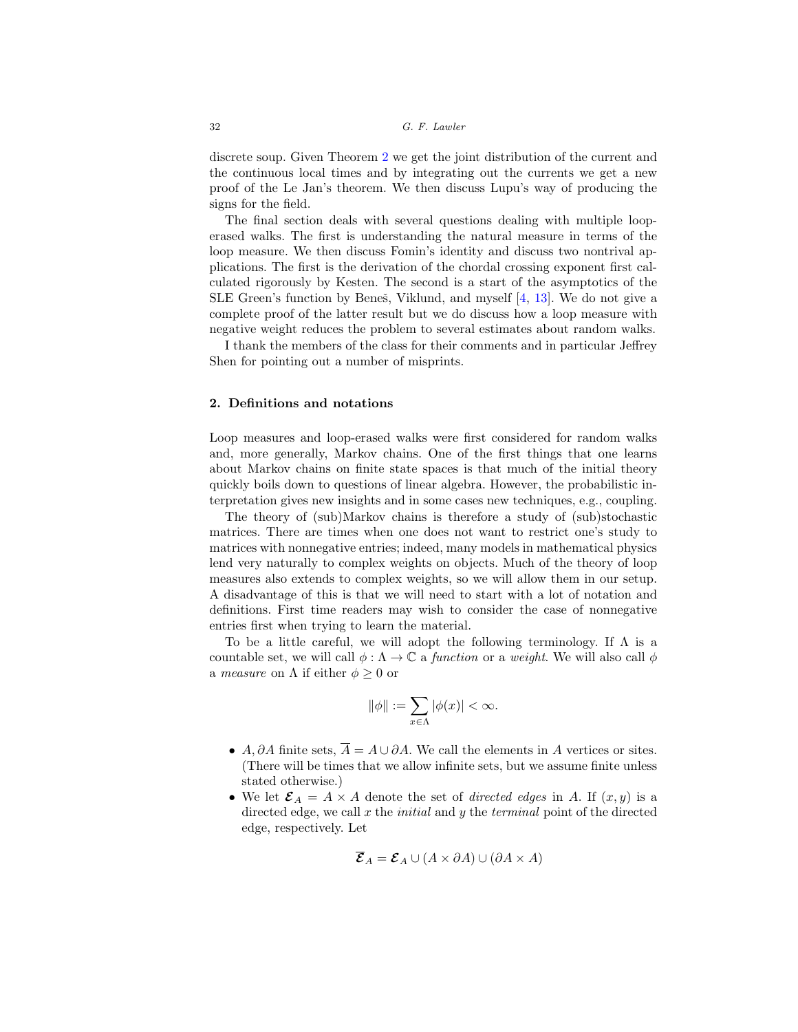discrete soup. Given Theorem 2 we get the joint distribution of the current and the continuous local times and by integrating out the currents we get a new proof of the Le Jan's theorem. We then discuss Lupu's way of producing the signs for the field.

The final section deals with several questions dealing with multiple loop-erased walks. The first is understanding the natural measure in terms of the loop measure. We then discuss Fomin's identity and discuss two nontrival applications. The first is the derivation of the chordal crossing exponent first calculated rigorously by Kesten. The second is a start of the asymptotics of the SLE Green's function by Beneš, Viklund, and myself [4, 13]. We do not give a complete proof of the latter result but we do discuss how a loop measure with negative weight reduces the problem to several estimates about random walks.

I thank the members of the class for their comments and in particular Jeffrey Shen for pointing out a number of misprints.

## 2. Definitions and notations

Loop measures and loop-erased walks were first considered for random walks and, more generally, Markov chains. One of the first things that one learns about Markov chains on finite state spaces is that much of the initial theory quickly boils down to questions of linear algebra. However, the probabilistic interpretation gives new insights and in some cases new techniques, e.g., coupling.

The theory of (sub)Markov chains is therefore a study of (sub)stochastic matrices. There are times when one does not want to restrict one's study to matrices with nonnegative entries; indeed, many models in mathematical physics lend very naturally to complex weights on objects. Much of the theory of loop measures also extends to complex weights, so we will allow them in our setup. A disadvantage of this is that we will need to start with a lot of notation and definitions. First time readers may wish to consider the case of nonnegative entries first when trying to learn the material.

To be a little careful, we will adopt the following terminology. If $\Lambda$ is a countable set, we will call $\phi : \Lambda \to \mathbb{C}$ a *function* or a *weight*. We will also call $\phi$ a *measure* on $\Lambda$ if either $\phi \geq 0$ or

$$\|\phi\| := \sum_{x\in\Lambda} |\phi(x)| < \infty.$$

- $A, \partial A$ finite sets, $\overline{A} = A \cup \partial A$. We call the elements in $A$ vertices or sites. (There will be times that we allow infinite sets, but we assume finite unless stated otherwise.)
- We let $\boldsymbol{\mathcal{E}}_A = A \times A$ denote the set of *directed edges* in $A$. If $(x, y)$ is a directed edge, we call $x$ the *initial* and $y$ the *terminal* point of the directed edge, respectively. Let

$$\overline{\boldsymbol{\mathcal{E}}}_A = \boldsymbol{\mathcal{E}}_A \cup (A \times \partial A) \cup (\partial A \times A)$$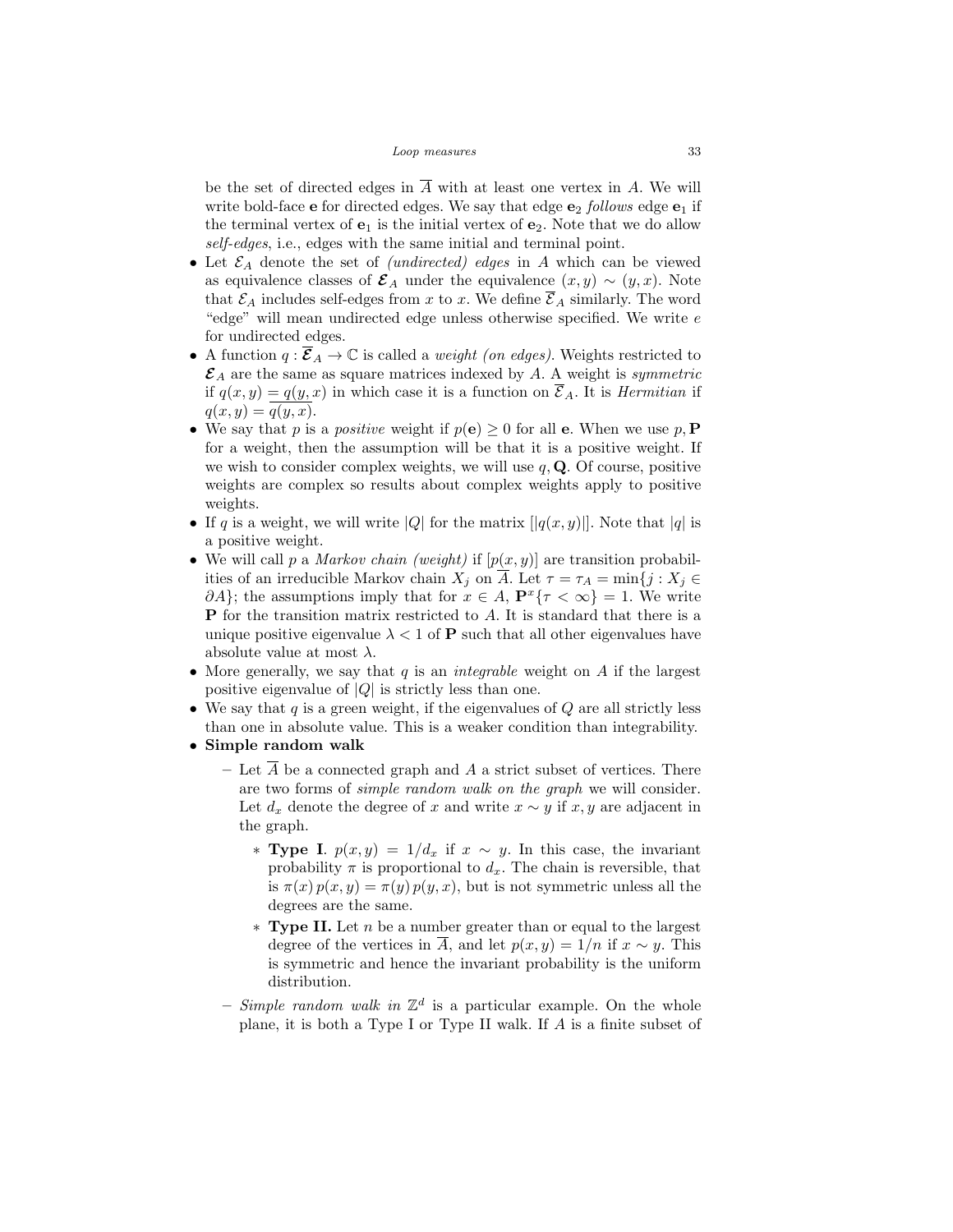be the set of directed edges in $\overline{A}$ with at least one vertex in $A$. We will write bold-face $\mathbf{e}$ for directed edges. We say that edge $\mathbf{e}_2$ *follows* edge $\mathbf{e}_1$ if the terminal vertex of $\mathbf{e}_1$ is the initial vertex of $\mathbf{e}_2$. Note that we do allow *self-edges*, i.e., edges with the same initial and terminal point.

- Let $\mathcal{E}_A$ denote the set of *(undirected) edges* in $A$ which can be viewed as equivalence classes of $\boldsymbol{\mathcal{E}}_A$ under the equivalence $(x, y) \sim (y, x)$. Note that $\mathcal{E}_A$ includes self-edges from $x$ to $x$. We define $\overline{\mathcal{E}}_A$ similarly. The word "edge" will mean undirected edge unless otherwise specified. We write $e$ for undirected edges.
- A function $q : \overline{\boldsymbol{\mathcal{E}}}_A \to \mathbb{C}$ is called a *weight (on edges)*. Weights restricted to $\boldsymbol{\mathcal{E}}_A$ are the same as square matrices indexed by $A$. A weight is *symmetric* if $q(x, y) = q(y, x)$ in which case it is a function on $\overline{\mathcal{E}}_A$. It is *Hermitian* if $q(x, y) = \overline{q(y, x)}$.
- We say that $p$ is a *positive* weight if $p(\mathbf{e}) \geq 0$ for all $\mathbf{e}$. When we use $p, \mathbf{P}$ for a weight, then the assumption will be that it is a positive weight. If we wish to consider complex weights, we will use $q, \mathbf{Q}$. Of course, positive weights are complex so results about complex weights apply to positive weights.
- If $q$ is a weight, we will write $|Q|$ for the matrix $[|q(x, y)|]$. Note that $|q|$ is a positive weight.
- We will call $p$ a *Markov chain (weight)* if $[p(x, y)]$ are transition probabilities of an irreducible Markov chain $X_j$ on $\overline{A}$. Let $\tau = \tau_A = \min\{j : X_j \in \partial A\}$; the assumptions imply that for $x \in A$, $\mathbf{P}^x\{\tau < \infty\} = 1$. We write $\mathbf{P}$ for the transition matrix restricted to $A$. It is standard that there is a unique positive eigenvalue $\lambda < 1$ of $\mathbf{P}$ such that all other eigenvalues have absolute value at most $\lambda$.
- More generally, we say that $q$ is an *integrable* weight on $A$ if the largest positive eigenvalue of $|Q|$ is strictly less than one.
- We say that $q$ is a green weight, if the eigenvalues of $Q$ are all strictly less than one in absolute value. This is a weaker condition than integrability.
- **Simple random walk**
  - Let $\overline{A}$ be a connected graph and $A$ a strict subset of vertices. There are two forms of *simple random walk on the graph* we will consider. Let $d_x$ denote the degree of $x$ and write $x \sim y$ if $x, y$ are adjacent in the graph.
    - **Type I**. $p(x, y) = 1/d_x$ if $x \sim y$. In this case, the invariant probability $\pi$ is proportional to $d_x$. The chain is reversible, that is $\pi(x)\, p(x, y) = \pi(y)\, p(y, x)$, but is not symmetric unless all the degrees are the same.
    - **Type II.** Let $n$ be a number greater than or equal to the largest degree of the vertices in $\overline{A}$, and let $p(x, y) = 1/n$ if $x \sim y$. This is symmetric and hence the invariant probability is the uniform distribution.
  - *Simple random walk in* $\mathbb{Z}^d$ is a particular example. On the whole plane, it is both a Type I or Type II walk. If $A$ is a finite subset of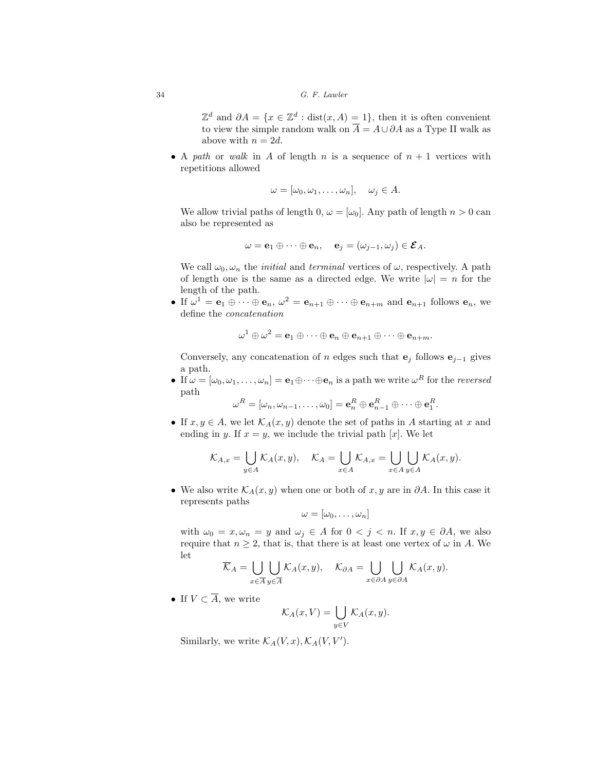$\mathbb{Z}^d$ and $\partial A = \{x \in \mathbb{Z}^d : \text{dist}(x, A) = 1\}$, then it is often convenient to view the simple random walk on $\overline{A} = A \cup \partial A$ as a Type II walk as above with $n = 2d$.

- A *path* or *walk* in $A$ of length $n$ is a sequence of $n+1$ vertices with repetitions allowed

$$\omega = [\omega_0, \omega_1, \ldots, \omega_n], \quad \omega_j \in A.$$

  We allow trivial paths of length 0, $\omega = [\omega_0]$. Any path of length $n > 0$ can also be represented as

$$\omega = \mathbf{e}_1 \oplus \cdots \oplus \mathbf{e}_n, \quad \mathbf{e}_j = (\omega_{j-1}, \omega_j) \in \boldsymbol{\mathcal{E}}_A.$$

  We call $\omega_0, \omega_n$ the *initial* and *terminal* vertices of $\omega$, respectively. A path of length one is the same as a directed edge. We write $|\omega| = n$ for the length of the path.

- If $\omega^1 = \mathbf{e}_1 \oplus \cdots \oplus \mathbf{e}_n$, $\omega^2 = \mathbf{e}_{n+1} \oplus \cdots \oplus \mathbf{e}_{n+m}$ and $\mathbf{e}_{n+1}$ follows $\mathbf{e}_n$, we define the *concatenation*

$$\omega^1 \oplus \omega^2 = \mathbf{e}_1 \oplus \cdots \oplus \mathbf{e}_n \oplus \mathbf{e}_{n+1} \oplus \cdots \oplus \mathbf{e}_{n+m}.$$

  Conversely, any concatenation of $n$ edges such that $\mathbf{e}_j$ follows $\mathbf{e}_{j-1}$ gives a path.

- If $\omega = [\omega_0, \omega_1, \ldots, \omega_n] = \mathbf{e}_1 \oplus \cdots \oplus \mathbf{e}_n$ is a path we write $\omega^R$ for the *reversed* path

$$\omega^R = [\omega_n, \omega_{n-1}, \ldots, \omega_0] = \mathbf{e}_n^R \oplus \mathbf{e}_{n-1}^R \oplus \cdots \oplus \mathbf{e}_1^R.$$

- If $x, y \in A$, we let $\mathcal{K}_A(x, y)$ denote the set of paths in $A$ starting at $x$ and ending in $y$. If $x = y$, we include the trivial path $[x]$. We let

$$\mathcal{K}_{A,x} = \bigcup_{y \in A} \mathcal{K}_A(x, y), \quad \mathcal{K}_A = \bigcup_{x \in A} \mathcal{K}_{A,x} = \bigcup_{x \in A} \bigcup_{y \in A} \mathcal{K}_A(x, y).$$

- We also write $\mathcal{K}_A(x, y)$ when one or both of $x, y$ are in $\partial A$. In this case it represents paths

$$\omega = [\omega_0, \ldots, \omega_n]$$

  with $\omega_0 = x, \omega_n = y$ and $\omega_j \in A$ for $0 < j < n$. If $x, y \in \partial A$, we also require that $n \geq 2$, that is, that there is at least one vertex of $\omega$ in $A$. We let

$$\overline{\mathcal{K}}_A = \bigcup_{x \in \overline{A}} \bigcup_{y \in \overline{A}} \mathcal{K}_A(x, y), \quad \mathcal{K}_{\partial A} = \bigcup_{x \in \partial A} \bigcup_{y \in \partial A} \mathcal{K}_A(x, y).$$

- If $V \subset \overline{A}$, we write

$$\mathcal{K}_A(x, V) = \bigcup_{y \in V} \mathcal{K}_A(x, y).$$

  Similarly, we write $\mathcal{K}_A(V, x), \mathcal{K}_A(V, V')$.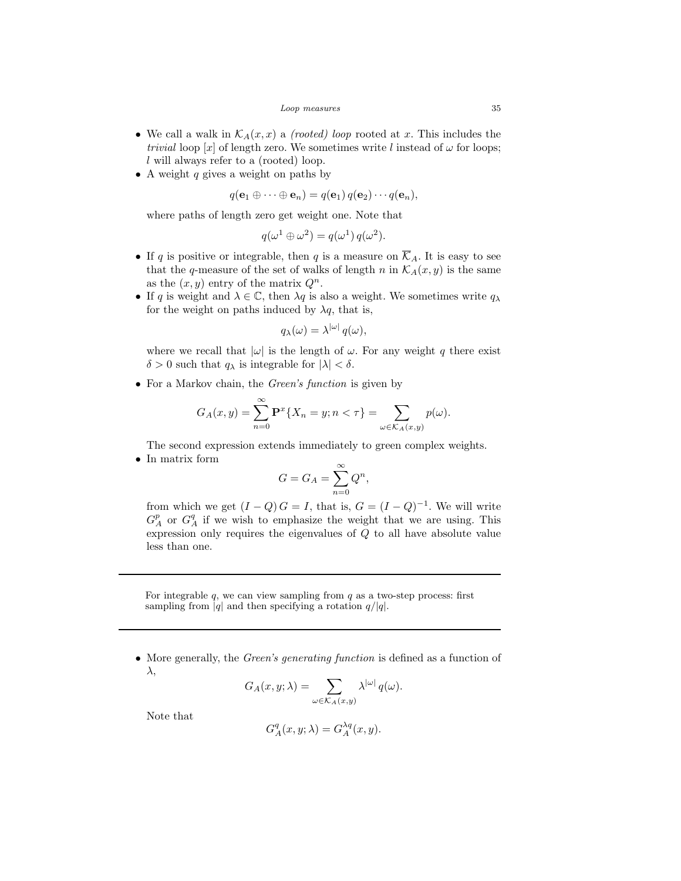- We call a walk in $\mathcal{K}_A(x,x)$ a *(rooted) loop* rooted at $x$. This includes the *trivial* loop $[x]$ of length zero. We sometimes write $l$ instead of $\omega$ for loops; $l$ will always refer to a (rooted) loop.
- A weight $q$ gives a weight on paths by

$$q(\mathbf{e}_1 \oplus \cdots \oplus \mathbf{e}_n) = q(\mathbf{e}_1)\, q(\mathbf{e}_2) \cdots q(\mathbf{e}_n),$$

  where paths of length zero get weight one. Note that

$$q(\omega^1 \oplus \omega^2) = q(\omega^1)\, q(\omega^2).$$

- If $q$ is positive or integrable, then $q$ is a measure on $\overline{\mathcal{K}}_A$. It is easy to see that the $q$-measure of the set of walks of length $n$ in $\mathcal{K}_A(x,y)$ is the same as the $(x,y)$ entry of the matrix $Q^n$.
- If $q$ is weight and $\lambda \in \mathbb{C}$, then $\lambda q$ is also a weight. We sometimes write $q_\lambda$ for the weight on paths induced by $\lambda q$, that is,

$$q_\lambda(\omega) = \lambda^{|\omega|}\, q(\omega),$$

  where we recall that $|\omega|$ is the length of $\omega$. For any weight $q$ there exist $\delta > 0$ such that $q_\lambda$ is integrable for $|\lambda| < \delta$.

- For a Markov chain, the *Green's function* is given by

$$G_A(x,y) = \sum_{n=0}^{\infty} \mathbf{P}^x\{X_n = y; n < \tau\} = \sum_{\omega \in \mathcal{K}_A(x,y)} p(\omega).$$

  The second expression extends immediately to green complex weights.
- In matrix form

$$G = G_A = \sum_{n=0}^{\infty} Q^n,$$

  from which we get $(I - Q)\, G = I$, that is, $G = (I - Q)^{-1}$. We will write $G_A^p$ or $G_A^q$ if we wish to emphasize the weight that we are using. This expression only requires the eigenvalues of $Q$ to all have absolute value less than one.

---

For integrable $q$, we can view sampling from $q$ as a two-step process: first sampling from $|q|$ and then specifying a rotation $q/|q|$.

---

- More generally, the *Green's generating function* is defined as a function of $\lambda$,

$$G_A(x,y;\lambda) = \sum_{\omega \in \mathcal{K}_A(x,y)} \lambda^{|\omega|}\, q(\omega).$$

  Note that

$$G_A^q(x,y;\lambda) = G_A^{\lambda q}(x,y).$$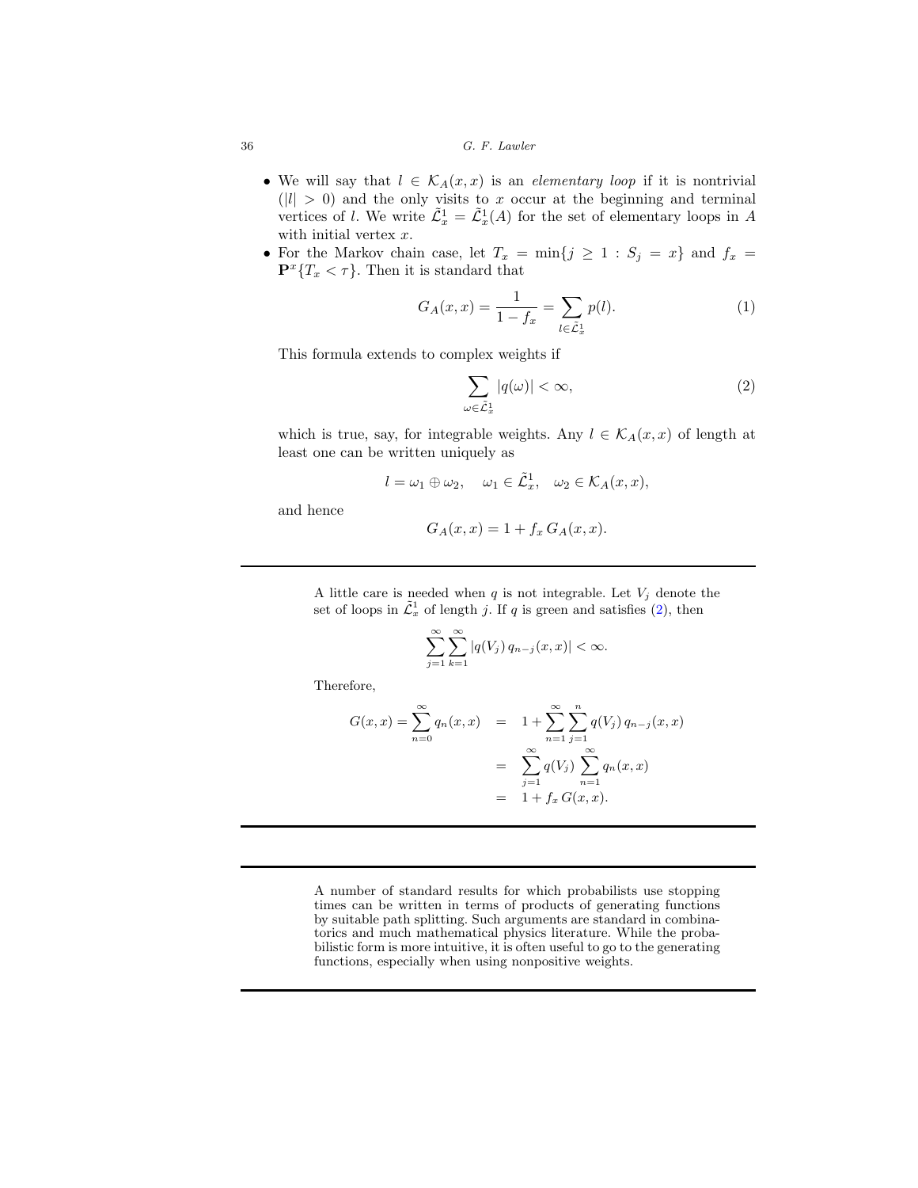- We will say that $l \in \mathcal{K}_A(x,x)$ is an *elementary loop* if it is nontrivial ($|l| > 0$) and the only visits to $x$ occur at the beginning and terminal vertices of $l$. We write $\tilde{\mathcal{L}}_x^1 = \tilde{\mathcal{L}}_x^1(A)$ for the set of elementary loops in $A$ with initial vertex $x$.
- For the Markov chain case, let $T_x = \min\{j \geq 1 : S_j = x\}$ and $f_x = \mathbf{P}^x\{T_x < \tau\}$. Then it is standard that

$$G_A(x,x) = \frac{1}{1-f_x} = \sum_{l \in \tilde{\mathcal{L}}_x^1} p(l). \tag{1}$$

  This formula extends to complex weights if

$$\sum_{\omega \in \tilde{\mathcal{L}}_x^1} |q(\omega)| < \infty, \tag{2}$$

  which is true, say, for integrable weights. Any $l \in \mathcal{K}_A(x,x)$ of length at least one can be written uniquely as

$$l = \omega_1 \oplus \omega_2, \quad \omega_1 \in \tilde{\mathcal{L}}_x^1, \quad \omega_2 \in \mathcal{K}_A(x,x),$$

  and hence

$$G_A(x,x) = 1 + f_x \, G_A(x,x).$$

---

A little care is needed when $q$ is not integrable. Let $V_j$ denote the set of loops in $\tilde{\mathcal{L}}_x^1$ of length $j$. If $q$ is green and satisfies (2), then

$$\sum_{j=1}^{\infty} \sum_{k=1}^{\infty} |q(V_j) \, q_{n-j}(x,x)| < \infty.$$

Therefore,

$$\begin{aligned} G(x,x) = \sum_{n=0}^{\infty} q_n(x,x) &= 1 + \sum_{n=1}^{\infty} \sum_{j=1}^{n} q(V_j) \, q_{n-j}(x,x) \\ &= \sum_{j=1}^{\infty} q(V_j) \sum_{n=1}^{\infty} q_n(x,x) \\ &= 1 + f_x \, G(x,x). \end{aligned}$$

---

---

A number of standard results for which probabilists use stopping times can be written in terms of products of generating functions by suitable path splitting. Such arguments are standard in combinatorics and much mathematical physics literature. While the probabilistic form is more intuitive, it is often useful to go to the generating functions, especially when using nonpositive weights.

---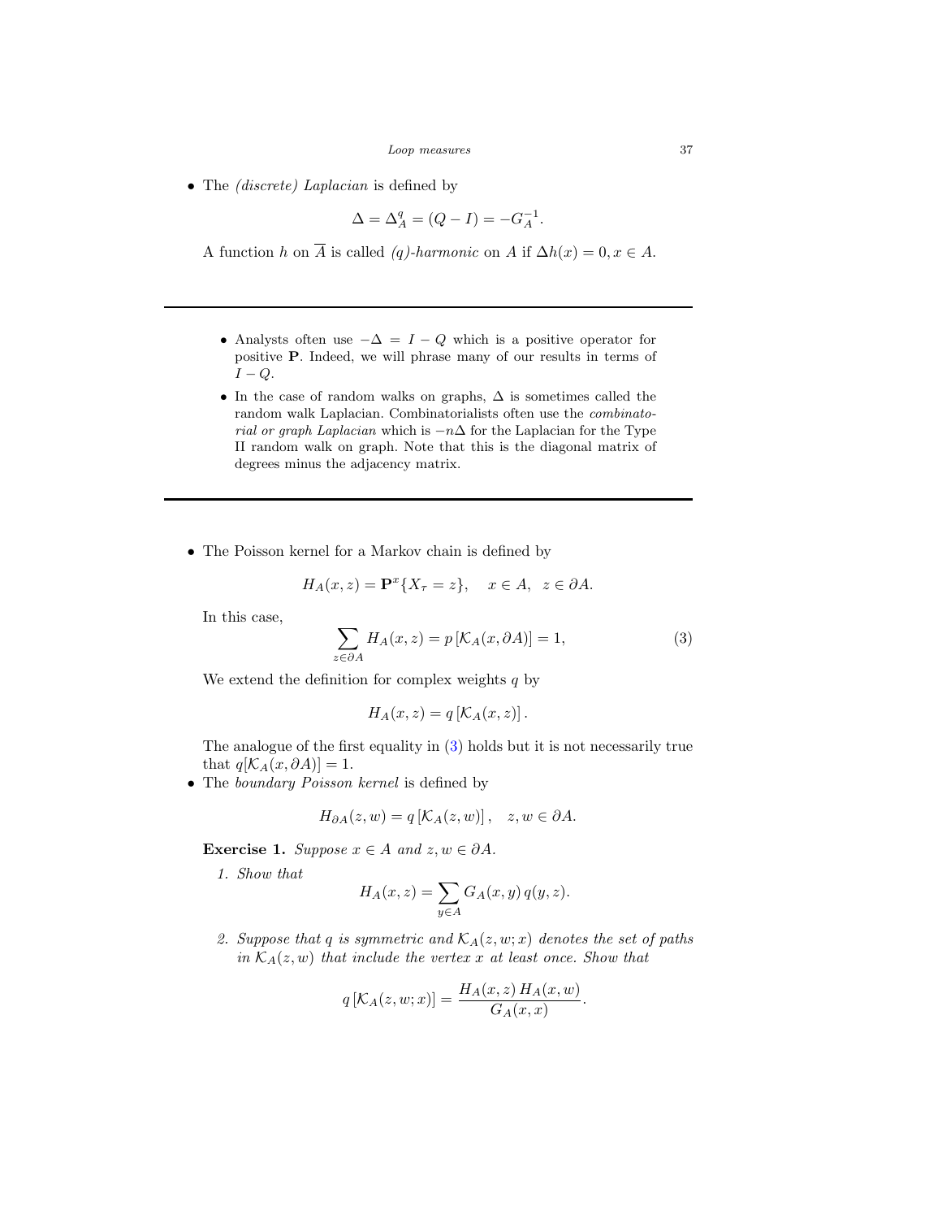- The *(discrete) Laplacian* is defined by

$$\Delta = \Delta_A^q = (Q - I) = -G_A^{-1}.$$

A function $h$ on $\overline{A}$ is called *(q)-harmonic* on $A$ if $\Delta h(x) = 0, x \in A$.

---

- Analysts often use $-\Delta = I - Q$ which is a positive operator for positive $\mathbf{P}$. Indeed, we will phrase many of our results in terms of $I - Q$.
- In the case of random walks on graphs, $\Delta$ is sometimes called the random walk Laplacian. Combinatorialists often use the *combinatorial or graph Laplacian* which is $-n\Delta$ for the Laplacian for the Type II random walk on graph. Note that this is the diagonal matrix of degrees minus the adjacency matrix.

---

- The Poisson kernel for a Markov chain is defined by

$$H_A(x, z) = \mathbf{P}^x\{X_\tau = z\}, \quad x \in A, \;\; z \in \partial A.$$

In this case,

$$\sum_{z \in \partial A} H_A(x, z) = p\left[\mathcal{K}_A(x, \partial A)\right] = 1, \tag{3}$$

We extend the definition for complex weights $q$ by

$$H_A(x, z) = q\left[\mathcal{K}_A(x, z)\right].$$

The analogue of the first equality in (3) holds but it is not necessarily true that $q[\mathcal{K}_A(x, \partial A)] = 1$.

- The *boundary Poisson kernel* is defined by

$$H_{\partial A}(z, w) = q\left[\mathcal{K}_A(z, w)\right], \quad z, w \in \partial A.$$

**Exercise 1.** *Suppose $x \in A$ and $z, w \in \partial A$.*

1. *Show that*

$$H_A(x, z) = \sum_{y \in A} G_A(x, y)\, q(y, z).$$

2. *Suppose that $q$ is symmetric and $\mathcal{K}_A(z, w; x)$ denotes the set of paths in $\mathcal{K}_A(z, w)$ that include the vertex $x$ at least once. Show that*

$$q\left[\mathcal{K}_A(z, w; x)\right] = \frac{H_A(x, z)\, H_A(x, w)}{G_A(x, x)}.$$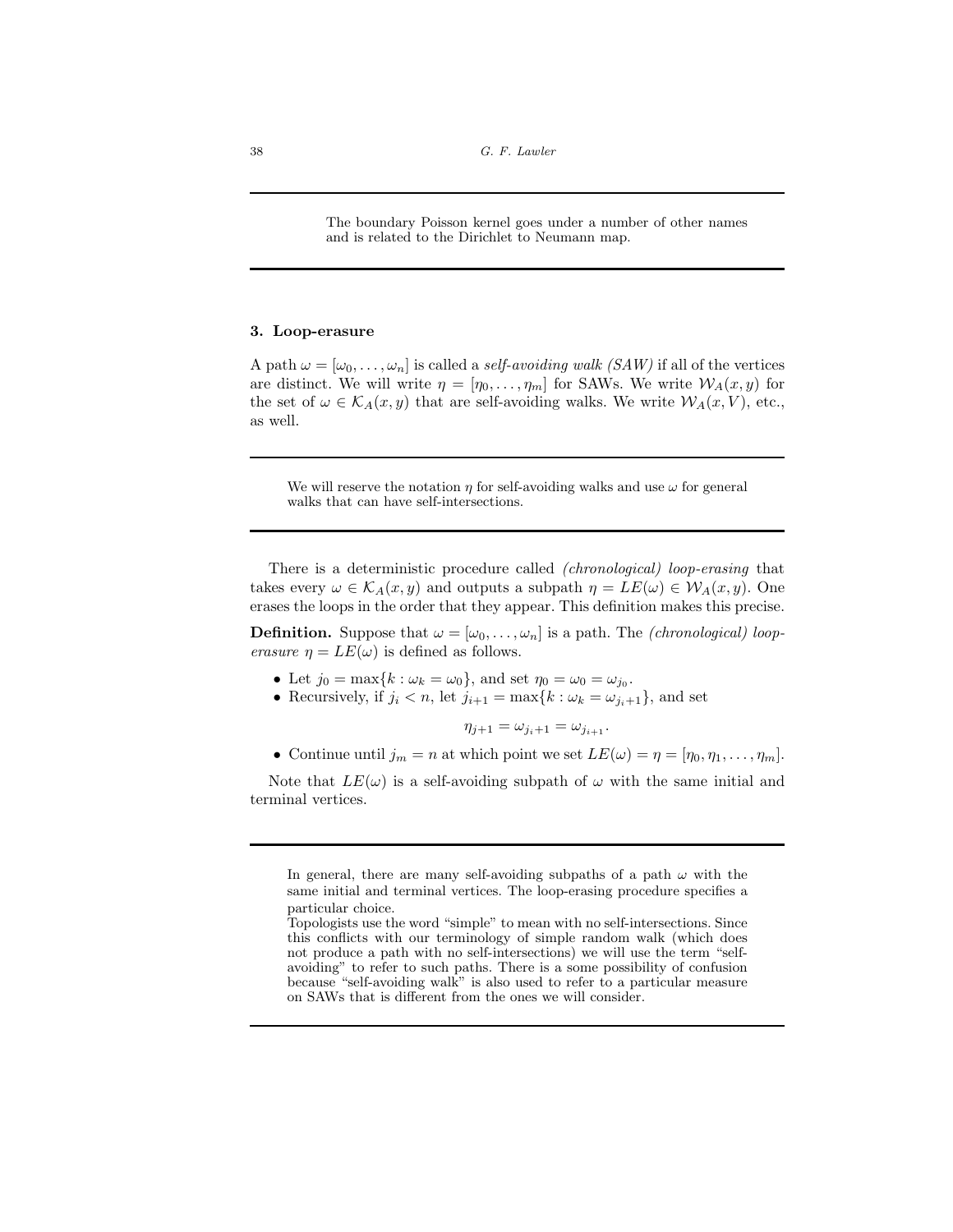The boundary Poisson kernel goes under a number of other names and is related to the Dirichlet to Neumann map.

---

## 3. Loop-erasure

A path $\omega = [\omega_0, \ldots, \omega_n]$ is called a *self-avoiding walk (SAW)* if all of the vertices are distinct. We will write $\eta = [\eta_0, \ldots, \eta_m]$ for SAWs. We write $\mathcal{W}_A(x, y)$ for the set of $\omega \in \mathcal{K}_A(x, y)$ that are self-avoiding walks. We write $\mathcal{W}_A(x, V)$, etc., as well.

---

We will reserve the notation $\eta$ for self-avoiding walks and use $\omega$ for general walks that can have self-intersections.

---

There is a deterministic procedure called *(chronological) loop-erasing* that takes every $\omega \in \mathcal{K}_A(x, y)$ and outputs a subpath $\eta = LE(\omega) \in \mathcal{W}_A(x, y)$. One erases the loops in the order that they appear. This definition makes this precise.

**Definition.** Suppose that $\omega = [\omega_0, \ldots, \omega_n]$ is a path. The *(chronological) loop-erasure* $\eta = LE(\omega)$ is defined as follows.

- Let $j_0 = \max\{k : \omega_k = \omega_0\}$, and set $\eta_0 = \omega_0 = \omega_{j_0}$.
- Recursively, if $j_i < n$, let $j_{i+1} = \max\{k : \omega_k = \omega_{j_i+1}\}$, and set

$$\eta_{j+1} = \omega_{j_i+1} = \omega_{j_{i+1}}.$$

- Continue until $j_m = n$ at which point we set $LE(\omega) = \eta = [\eta_0, \eta_1, \ldots, \eta_m]$.

Note that $LE(\omega)$ is a self-avoiding subpath of $\omega$ with the same initial and terminal vertices.

---

In general, there are many self-avoiding subpaths of a path $\omega$ with the same initial and terminal vertices. The loop-erasing procedure specifies a particular choice.

Topologists use the word "simple" to mean with no self-intersections. Since this conflicts with our terminology of simple random walk (which does not produce a path with no self-intersections) we will use the term "self-avoiding" to refer to such paths. There is a some possibility of confusion because "self-avoiding walk" is also used to refer to a particular measure on SAWs that is different from the ones we will consider.

---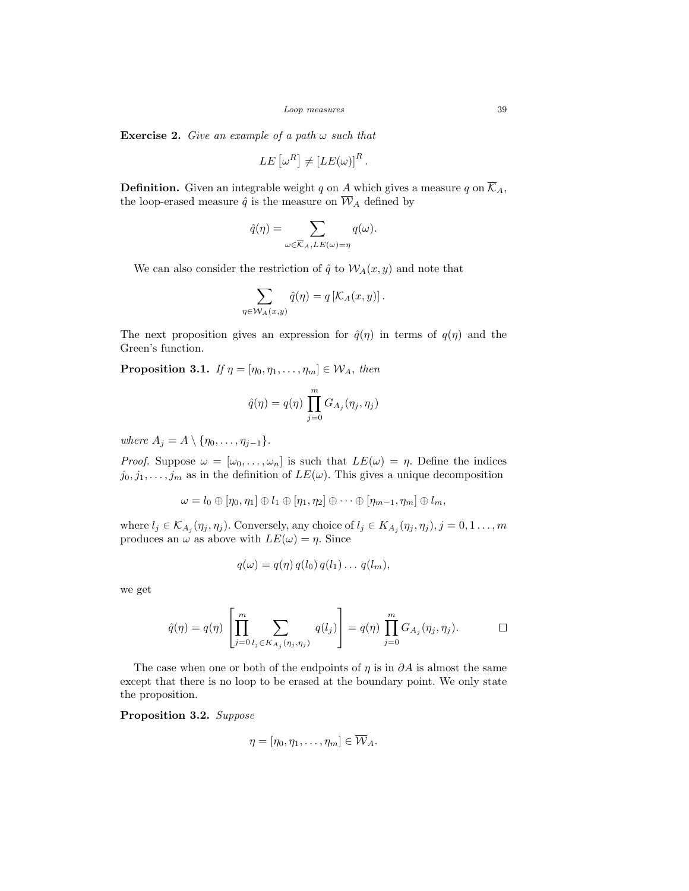**Exercise 2.** *Give an example of a path $\omega$ such that*

$$LE\left[\omega^R\right] \neq \left[LE(\omega)\right]^R.$$

**Definition.** Given an integrable weight $q$ on $A$ which gives a measure $q$ on $\overline{\mathcal{K}}_A$, the loop-erased measure $\hat{q}$ is the measure on $\overline{\mathcal{W}}_A$ defined by

$$\hat{q}(\eta) = \sum_{\omega \in \overline{\mathcal{K}}_A, LE(\omega)=\eta} q(\omega).$$

We can also consider the restriction of $\hat{q}$ to $\mathcal{W}_A(x,y)$ and note that

$$\sum_{\eta \in \mathcal{W}_A(x,y)} \hat{q}(\eta) = q\left[\mathcal{K}_A(x,y)\right].$$

The next proposition gives an expression for $\hat{q}(\eta)$ in terms of $q(\eta)$ and the Green's function.

**Proposition 3.1.** *If $\eta = [\eta_0, \eta_1, \ldots, \eta_m] \in \mathcal{W}_A$, then*

$$\hat{q}(\eta) = q(\eta) \prod_{j=0}^{m} G_{A_j}(\eta_j, \eta_j)$$

*where $A_j = A \setminus \{\eta_0, \ldots, \eta_{j-1}\}$.*

*Proof.* Suppose $\omega = [\omega_0, \ldots, \omega_n]$ is such that $LE(\omega) = \eta$. Define the indices $j_0, j_1, \ldots, j_m$ as in the definition of $LE(\omega)$. This gives a unique decomposition

$$\omega = l_0 \oplus [\eta_0, \eta_1] \oplus l_1 \oplus [\eta_1, \eta_2] \oplus \cdots \oplus [\eta_{m-1}, \eta_m] \oplus l_m,$$

where $l_j \in \mathcal{K}_{A_j}(\eta_j, \eta_j)$. Conversely, any choice of $l_j \in K_{A_j}(\eta_j, \eta_j)$, $j = 0, 1 \ldots, m$ produces an $\omega$ as above with $LE(\omega) = \eta$. Since

$$q(\omega) = q(\eta)\, q(l_0)\, q(l_1) \ldots q(l_m),$$

we get

$$\hat{q}(\eta) = q(\eta) \left[\prod_{j=0}^{m} \sum_{l_j \in K_{A_j}(\eta_j, \eta_j)} q(l_j)\right] = q(\eta) \prod_{j=0}^{m} G_{A_j}(\eta_j, \eta_j). \qquad \square$$

The case when one or both of the endpoints of $\eta$ is in $\partial A$ is almost the same except that there is no loop to be erased at the boundary point. We only state the proposition.

**Proposition 3.2.** *Suppose*

$$\eta = [\eta_0, \eta_1, \ldots, \eta_m] \in \overline{\mathcal{W}}_A.$$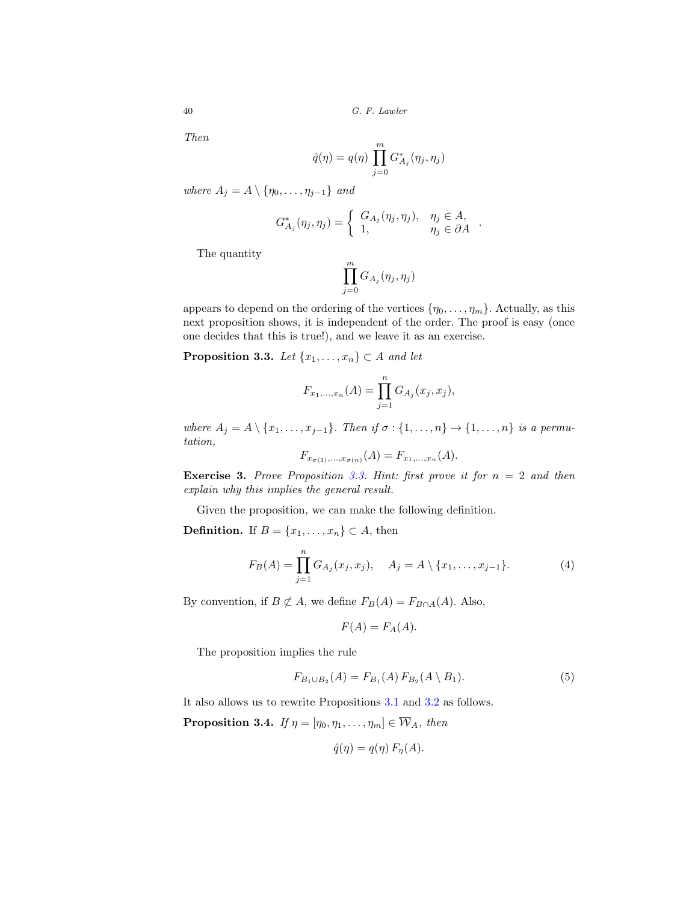*Then*

$$\hat{q}(\eta) = q(\eta) \prod_{j=0}^{m} G^*_{A_j}(\eta_j, \eta_j)$$

*where* $A_j = A \setminus \{\eta_0, \ldots, \eta_{j-1}\}$ *and*

$$G^*_{A_j}(\eta_j, \eta_j) = \left\{ \begin{array}{ll} G_{A_j}(\eta_j, \eta_j), & \eta_j \in A, \\ 1, & \eta_j \in \partial A \end{array} \right. .$$

The quantity

$$\prod_{j=0}^{m} G_{A_j}(\eta_j, \eta_j)$$

appears to depend on the ordering of the vertices $\{\eta_0, \ldots, \eta_m\}$. Actually, as this next proposition shows, it is independent of the order. The proof is easy (once one decides that this is true!), and we leave it as an exercise.

**Proposition 3.3.** *Let* $\{x_1, \ldots, x_n\} \subset A$ *and let*

$$F_{x_1, \ldots, x_n}(A) = \prod_{j=1}^{n} G_{A_j}(x_j, x_j),$$

*where* $A_j = A \setminus \{x_1, \ldots, x_{j-1}\}$. *Then if* $\sigma : \{1, \ldots, n\} \to \{1, \ldots, n\}$ *is a permutation,*

$$F_{x_{\sigma(1)}, \ldots, x_{\sigma(n)}}(A) = F_{x_1, \ldots, x_n}(A).$$

**Exercise 3.** *Prove Proposition 3.3. Hint: first prove it for* $n = 2$ *and then explain why this implies the general result.*

Given the proposition, we can make the following definition.

**Definition.** If $B = \{x_1, \ldots, x_n\} \subset A$, then

$$F_B(A) = \prod_{j=1}^{n} G_{A_j}(x_j, x_j), \quad A_j = A \setminus \{x_1, \ldots, x_{j-1}\}. \tag{4}$$

By convention, if $B \not\subset A$, we define $F_B(A) = F_{B \cap A}(A)$. Also,

$$F(A) = F_A(A).$$

The proposition implies the rule

$$F_{B_1 \cup B_2}(A) = F_{B_1}(A)\, F_{B_2}(A \setminus B_1). \tag{5}$$

It also allows us to rewrite Propositions 3.1 and 3.2 as follows.

**Proposition 3.4.** *If* $\eta = [\eta_0, \eta_1, \ldots, \eta_m] \in \overline{\mathcal{W}}_A$, *then*

$$\hat{q}(\eta) = q(\eta)\, F_\eta(A).$$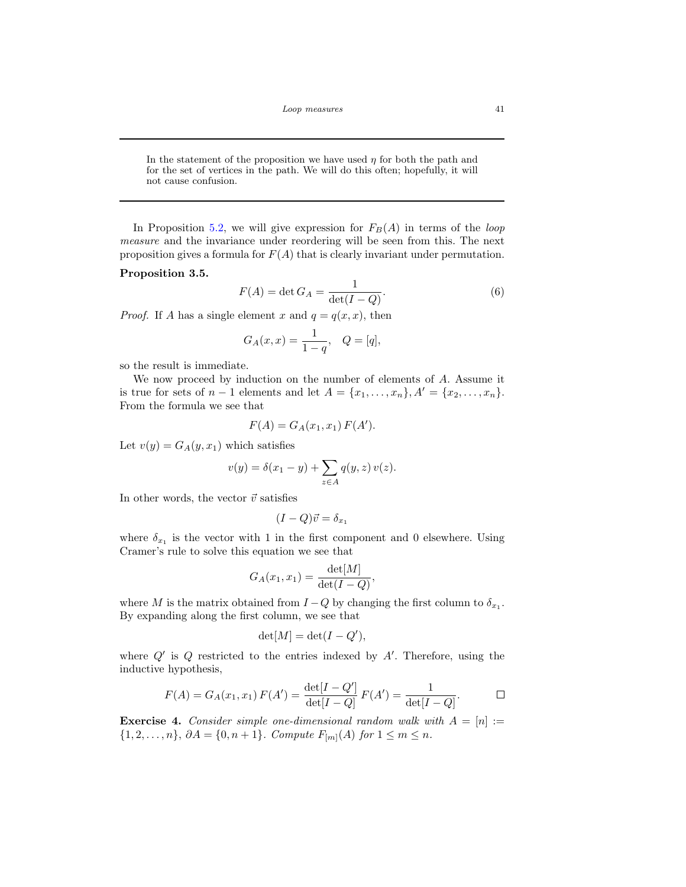---

In the statement of the proposition we have used $\eta$ for both the path and for the set of vertices in the path. We will do this often; hopefully, it will not cause confusion.

---

In Proposition 5.2, we will give expression for $F_B(A)$ in terms of the *loop measure* and the invariance under reordering will be seen from this. The next proposition gives a formula for $F(A)$ that is clearly invariant under permutation.

**Proposition 3.5.**

$$F(A) = \det G_A = \frac{1}{\det(I - Q)}. \tag{6}$$

*Proof.* If $A$ has a single element $x$ and $q = q(x,x)$, then

$$G_A(x,x) = \frac{1}{1-q}, \quad Q = [q],$$

so the result is immediate.

We now proceed by induction on the number of elements of $A$. Assume it is true for sets of $n-1$ elements and let $A = \{x_1, \ldots, x_n\}, A' = \{x_2, \ldots, x_n\}$. From the formula we see that

$$F(A) = G_A(x_1, x_1)\, F(A').$$

Let $v(y) = G_A(y, x_1)$ which satisfies

$$v(y) = \delta(x_1 - y) + \sum_{z \in A} q(y,z)\, v(z).$$

In other words, the vector $\vec{v}$ satisfies

$$(I - Q)\vec{v} = \delta_{x_1}$$

where $\delta_{x_1}$ is the vector with 1 in the first component and 0 elsewhere. Using Cramer's rule to solve this equation we see that

$$G_A(x_1, x_1) = \frac{\det[M]}{\det(I - Q)},$$

where $M$ is the matrix obtained from $I - Q$ by changing the first column to $\delta_{x_1}$. By expanding along the first column, we see that

$$\det[M] = \det(I - Q'),$$

where $Q'$ is $Q$ restricted to the entries indexed by $A'$. Therefore, using the inductive hypothesis,

$$F(A) = G_A(x_1, x_1)\, F(A') = \frac{\det[I - Q']}{\det[I - Q]}\, F(A') = \frac{1}{\det[I - Q]}. \qquad \square$$

**Exercise 4.** *Consider simple one-dimensional random walk with $A = [n] := \{1, 2, \ldots, n\}$, $\partial A = \{0, n+1\}$. Compute $F_{[m]}(A)$ for $1 \leq m \leq n$.*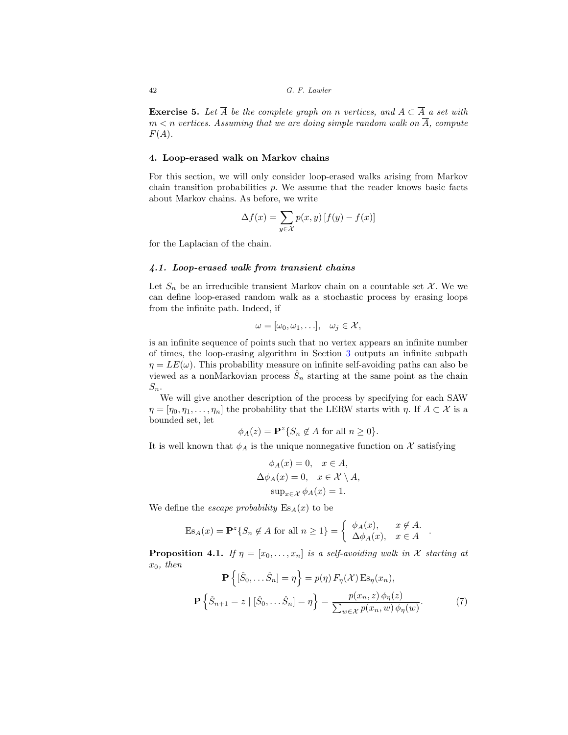**Exercise 5.** *Let $\overline{A}$ be the complete graph on $n$ vertices, and $A \subset \overline{A}$ a set with $m < n$ vertices. Assuming that we are doing simple random walk on $\overline{A}$, compute $F(A)$.*

## 4. Loop-erased walk on Markov chains

For this section, we will only consider loop-erased walks arising from Markov chain transition probabilities $p$. We assume that the reader knows basic facts about Markov chains. As before, we write

$$\Delta f(x) = \sum_{y \in \mathcal{X}} p(x,y) \, [f(y) - f(x)]$$

for the Laplacian of the chain.

### 4.1. Loop-erased walk from transient chains

Let $S_n$ be an irreducible transient Markov chain on a countable set $\mathcal{X}$. We we can define loop-erased random walk as a stochastic process by erasing loops from the infinite path. Indeed, if

$$\omega = [\omega_0, \omega_1, \ldots], \quad \omega_j \in \mathcal{X},$$

is an infinite sequence of points such that no vertex appears an infinite number of times, the loop-erasing algorithm in Section 3 outputs an infinite subpath $\eta = LE(\omega)$. This probability measure on infinite self-avoiding paths can also be viewed as a nonMarkovian process $\hat{S}_n$ starting at the same point as the chain $S_n$.

We will give another description of the process by specifying for each SAW $\eta = [\eta_0, \eta_1, \ldots, \eta_n]$ the probability that the LERW starts with $\eta$. If $A \subset \mathcal{X}$ is a bounded set, let

$$\phi_A(z) = \mathbf{P}^z\{S_n \notin A \text{ for all } n \geq 0\}.$$

It is well known that $\phi_A$ is the unique nonnegative function on $\mathcal{X}$ satisfying

$$\phi_A(x) = 0, \quad x \in A,$$
$$\Delta \phi_A(x) = 0, \quad x \in \mathcal{X} \setminus A,$$
$$\sup_{x \in \mathcal{X}} \phi_A(x) = 1.$$

We define the *escape probability* $\mathrm{Es}_A(x)$ to be

$$\mathrm{Es}_A(x) = \mathbf{P}^z\{S_n \notin A \text{ for all } n \geq 1\} = \begin{cases} \phi_A(x), & x \notin A. \\ \Delta \phi_A(x), & x \in A \end{cases}.$$

**Proposition 4.1.** *If $\eta = [x_0, \ldots, x_n]$ is a self-avoiding walk in $\mathcal{X}$ starting at $x_0$, then*

$$\mathbf{P}\left\{[\hat{S}_0, \ldots \hat{S}_n] = \eta\right\} = p(\eta) \, F_\eta(\mathcal{X}) \, \mathrm{Es}_\eta(x_n),$$

$$\mathbf{P}\left\{\hat{S}_{n+1} = z \mid [\hat{S}_0, \ldots \hat{S}_n] = \eta\right\} = \frac{p(x_n, z) \, \phi_\eta(z)}{\sum_{w \in \mathcal{X}} p(x_n, w) \, \phi_\eta(w)}. \tag{7}$$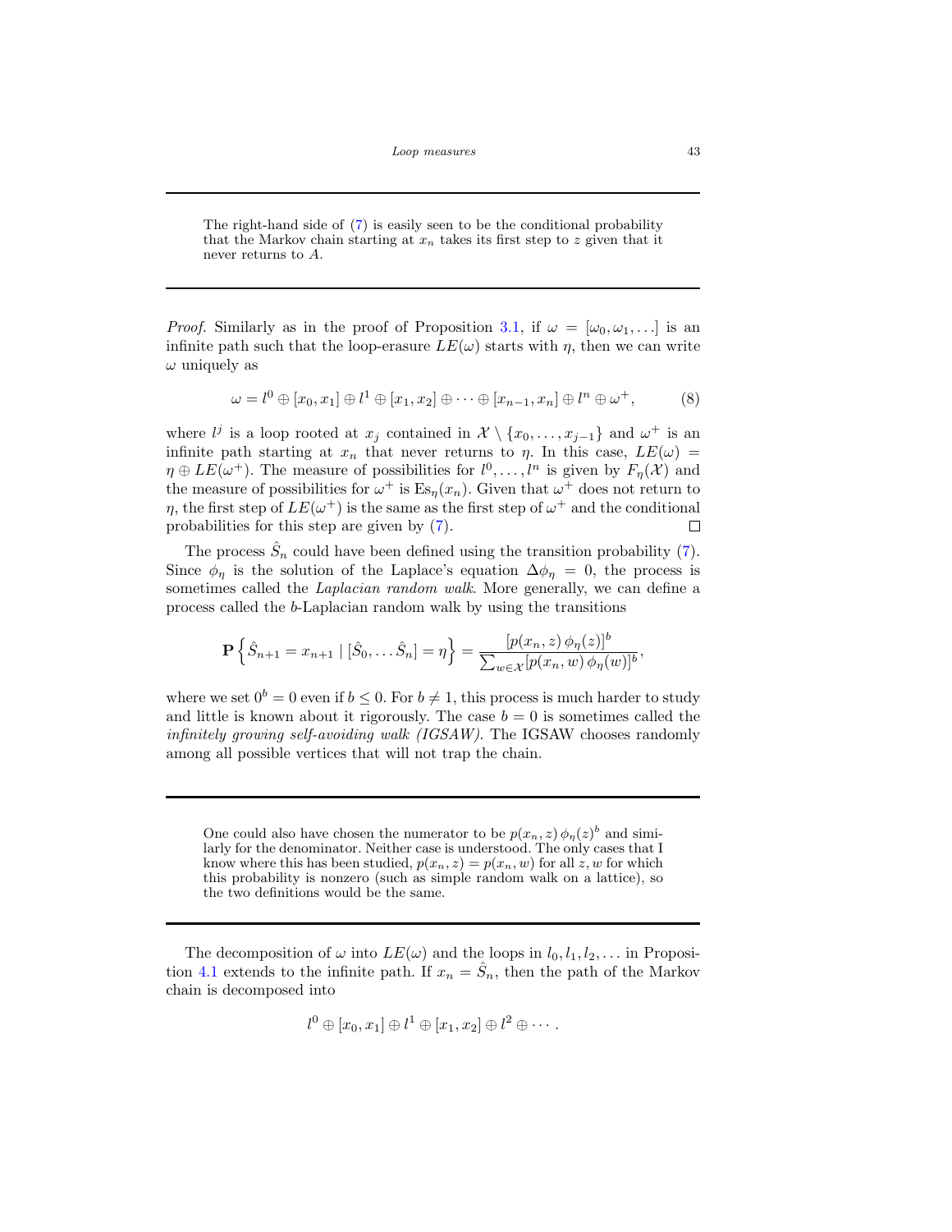---

The right-hand side of (7) is easily seen to be the conditional probability that the Markov chain starting at $x_n$ takes its first step to $z$ given that it never returns to $A$.

---

*Proof.* Similarly as in the proof of Proposition 3.1, if $\omega = [\omega_0, \omega_1, \ldots]$ is an infinite path such that the loop-erasure $LE(\omega)$ starts with $\eta$, then we can write $\omega$ uniquely as

$$\omega = l^0 \oplus [x_0, x_1] \oplus l^1 \oplus [x_1, x_2] \oplus \cdots \oplus [x_{n-1}, x_n] \oplus l^n \oplus \omega^+, \tag{8}$$

where $l^j$ is a loop rooted at $x_j$ contained in $\mathcal{X} \setminus \{x_0, \ldots, x_{j-1}\}$ and $\omega^+$ is an infinite path starting at $x_n$ that never returns to $\eta$. In this case, $LE(\omega) = \eta \oplus LE(\omega^+)$. The measure of possibilities for $l^0, \ldots, l^n$ is given by $F_\eta(\mathcal{X})$ and the measure of possibilities for $\omega^+$ is $\mathrm{Es}_\eta(x_n)$. Given that $\omega^+$ does not return to $\eta$, the first step of $LE(\omega^+)$ is the same as the first step of $\omega^+$ and the conditional probabilities for this step are given by (7). $\square$

The process $\hat{S}_n$ could have been defined using the transition probability (7). Since $\phi_\eta$ is the solution of the Laplace's equation $\Delta \phi_\eta = 0$, the process is sometimes called the *Laplacian random walk*. More generally, we can define a process called the $b$-Laplacian random walk by using the transitions

$$\mathbf{P}\left\{\hat{S}_{n+1} = x_{n+1} \mid [\hat{S}_0, \ldots \hat{S}_n] = \eta\right\} = \frac{[p(x_n, z)\, \phi_\eta(z)]^b}{\sum_{w \in \mathcal{X}} [p(x_n, w)\, \phi_\eta(w)]^b},$$

where we set $0^b = 0$ even if $b \le 0$. For $b \neq 1$, this process is much harder to study and little is known about it rigorously. The case $b = 0$ is sometimes called the *infinitely growing self-avoiding walk (IGSAW)*. The IGSAW chooses randomly among all possible vertices that will not trap the chain.

---

One could also have chosen the numerator to be $p(x_n, z)\, \phi_\eta(z)^b$ and similarly for the denominator. Neither case is understood. The only cases that I know where this has been studied, $p(x_n, z) = p(x_n, w)$ for all $z, w$ for which this probability is nonzero (such as simple random walk on a lattice), so the two definitions would be the same.

---

The decomposition of $\omega$ into $LE(\omega)$ and the loops in $l_0, l_1, l_2, \ldots$ in Proposition 4.1 extends to the infinite path. If $x_n = \hat{S}_n$, then the path of the Markov chain is decomposed into

$$l^0 \oplus [x_0, x_1] \oplus l^1 \oplus [x_1, x_2] \oplus l^2 \oplus \cdots.$$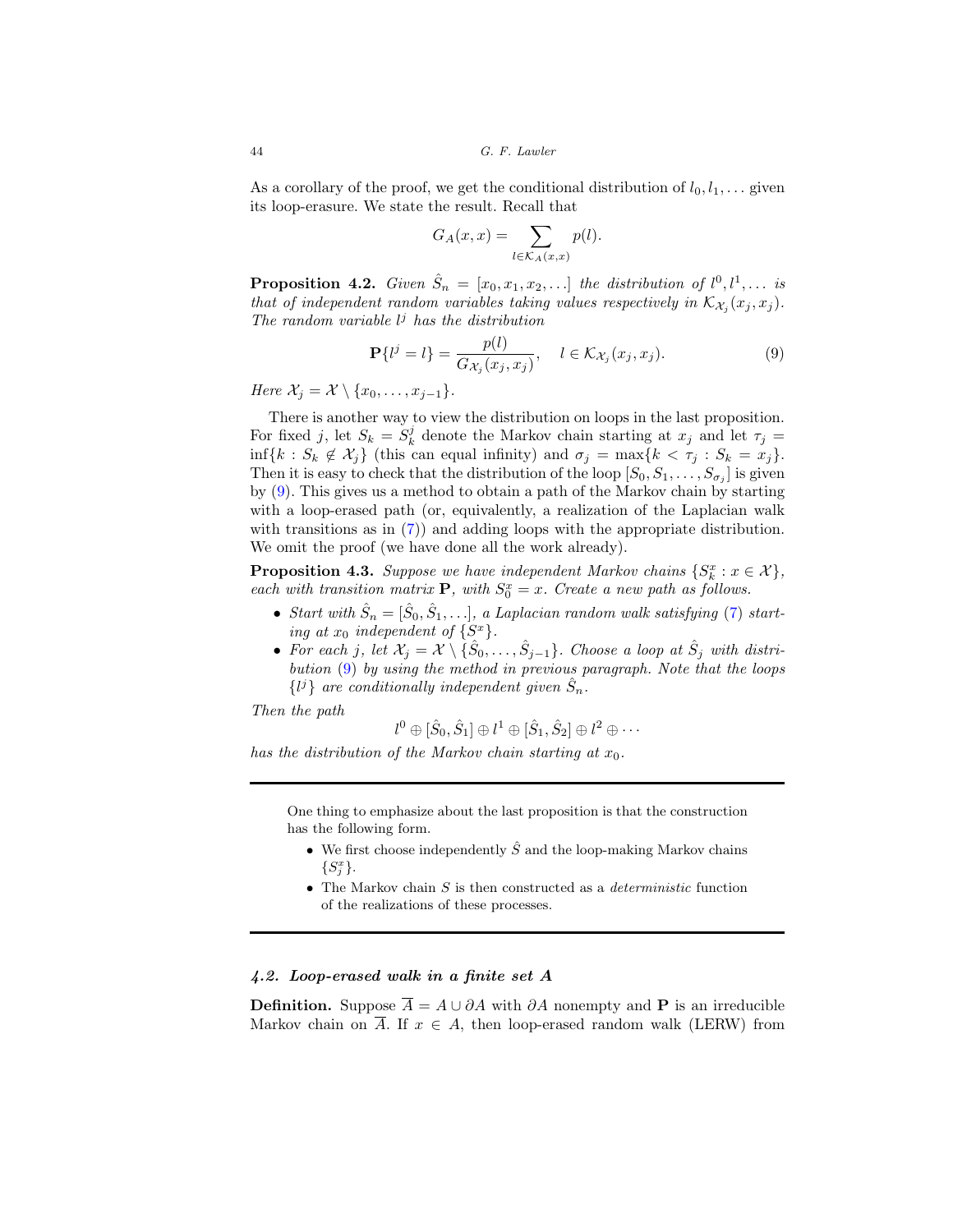As a corollary of the proof, we get the conditional distribution of $l_0, l_1, \ldots$ given its loop-erasure. We state the result. Recall that

$$G_A(x,x) = \sum_{l \in \mathcal{K}_A(x,x)} p(l).$$

**Proposition 4.2.** *Given $\hat{S}_n = [x_0, x_1, x_2, \ldots]$ the distribution of $l^0, l^1, \ldots$ is that of independent random variables taking values respectively in $\mathcal{K}_{\mathcal{X}_j}(x_j, x_j)$. The random variable $l^j$ has the distribution*

$$\mathbf{P}\{l^j = l\} = \frac{p(l)}{G_{\mathcal{X}_j}(x_j, x_j)}, \quad l \in \mathcal{K}_{\mathcal{X}_j}(x_j, x_j). \tag{9}$$

*Here $\mathcal{X}_j = \mathcal{X} \setminus \{x_0, \ldots, x_{j-1}\}$.*

There is another way to view the distribution on loops in the last proposition. For fixed $j$, let $S_k = S_k^j$ denote the Markov chain starting at $x_j$ and let $\tau_j = \inf\{k : S_k \notin \mathcal{X}_j\}$ (this can equal infinity) and $\sigma_j = \max\{k < \tau_j : S_k = x_j\}$. Then it is easy to check that the distribution of the loop $[S_0, S_1, \ldots, S_{\sigma_j}]$ is given by (9). This gives us a method to obtain a path of the Markov chain by starting with a loop-erased path (or, equivalently, a realization of the Laplacian walk with transitions as in (7)) and adding loops with the appropriate distribution. We omit the proof (we have done all the work already).

**Proposition 4.3.** *Suppose we have independent Markov chains $\{S_k^x : x \in \mathcal{X}\}$, each with transition matrix $\mathbf{P}$, with $S_0^x = x$. Create a new path as follows.*

- *Start with $\hat{S}_n = [\hat{S}_0, \hat{S}_1, \ldots]$, a Laplacian random walk satisfying (7) starting at $x_0$ independent of $\{S^x\}$.*
- *For each $j$, let $\mathcal{X}_j = \mathcal{X} \setminus \{\hat{S}_0, \ldots, \hat{S}_{j-1}\}$. Choose a loop at $\hat{S}_j$ with distribution (9) by using the method in previous paragraph. Note that the loops $\{l^j\}$ are conditionally independent given $\hat{S}_n$.*

*Then the path*

$$l^0 \oplus [\hat{S}_0, \hat{S}_1] \oplus l^1 \oplus [\hat{S}_1, \hat{S}_2] \oplus l^2 \oplus \cdots$$

*has the distribution of the Markov chain starting at $x_0$.*

---

One thing to emphasize about the last proposition is that the construction has the following form.

- We first choose independently $\hat{S}$ and the loop-making Markov chains $\{S_j^x\}$.
- The Markov chain $S$ is then constructed as a *deterministic* function of the realizations of these processes.

---

### *4.2. Loop-erased walk in a finite set A*

**Definition.** Suppose $\overline{A} = A \cup \partial A$ with $\partial A$ nonempty and $\mathbf{P}$ is an irreducible Markov chain on $\overline{A}$. If $x \in A$, then loop-erased random walk (LERW) from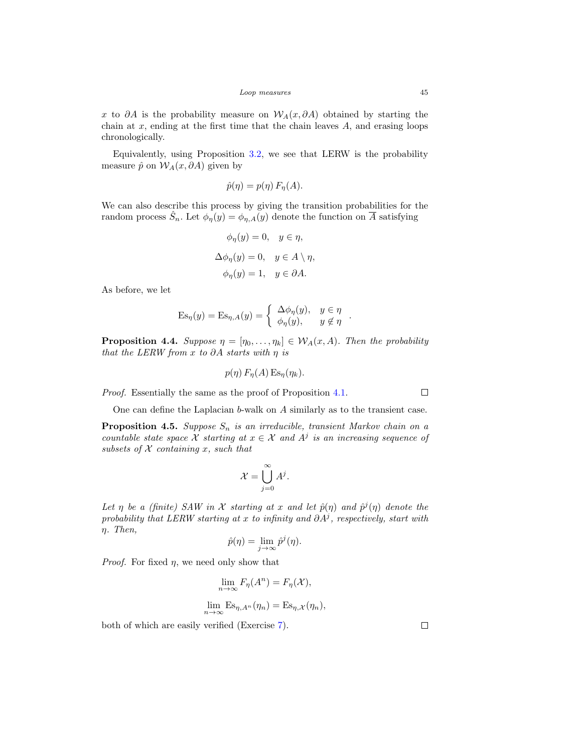$x$ to $\partial A$ is the probability measure on $\mathcal{W}_A(x, \partial A)$ obtained by starting the chain at $x$, ending at the first time that the chain leaves $A$, and erasing loops chronologically.

Equivalently, using Proposition 3.2, we see that LERW is the probability measure $\hat{p}$ on $\mathcal{W}_A(x, \partial A)$ given by

$$\hat{p}(\eta) = p(\eta)\, F_\eta(A).$$

We can also describe this process by giving the transition probabilities for the random process $\hat{S}_n$. Let $\phi_\eta(y) = \phi_{\eta,A}(y)$ denote the function on $\overline{A}$ satisfying

$$\phi_\eta(y) = 0, \quad y \in \eta,$$

$$\Delta\phi_\eta(y) = 0, \quad y \in A \setminus \eta,$$

$$\phi_\eta(y) = 1, \quad y \in \partial A.$$

As before, we let

$$\mathrm{Es}_\eta(y) = \mathrm{Es}_{\eta,A}(y) = \begin{cases} \Delta\phi_\eta(y), & y \in \eta \\ \phi_\eta(y), & y \notin \eta \end{cases}.$$

**Proposition 4.4.** *Suppose $\eta = [\eta_0, \ldots, \eta_k] \in \mathcal{W}_A(x, A)$. Then the probability that the LERW from $x$ to $\partial A$ starts with $\eta$ is*

$$p(\eta)\, F_\eta(A)\, \mathrm{Es}_\eta(\eta_k).$$

*Proof.* Essentially the same as the proof of Proposition 4.1. □

One can define the Laplacian $b$-walk on $A$ similarly as to the transient case.

**Proposition 4.5.** *Suppose $S_n$ is an irreducible, transient Markov chain on a countable state space $\mathcal{X}$ starting at $x \in \mathcal{X}$ and $A^j$ is an increasing sequence of subsets of $\mathcal{X}$ containing $x$, such that*

$$\mathcal{X} = \bigcup_{j=0}^{\infty} A^j.$$

*Let $\eta$ be a (finite) SAW in $\mathcal{X}$ starting at $x$ and let $\hat{p}(\eta)$ and $\hat{p}^j(\eta)$ denote the probability that LERW starting at $x$ to infinity and $\partial A^j$, respectively, start with $\eta$. Then,*

$$\hat{p}(\eta) = \lim_{j \to \infty} \hat{p}^j(\eta).$$

*Proof.* For fixed $\eta$, we need only show that

$$\lim_{n \to \infty} F_\eta(A^n) = F_\eta(\mathcal{X}),$$

$$\lim_{n \to \infty} \mathrm{Es}_{\eta,A^n}(\eta_n) = \mathrm{Es}_{\eta,\mathcal{X}}(\eta_n),$$

both of which are easily verified (Exercise 7). □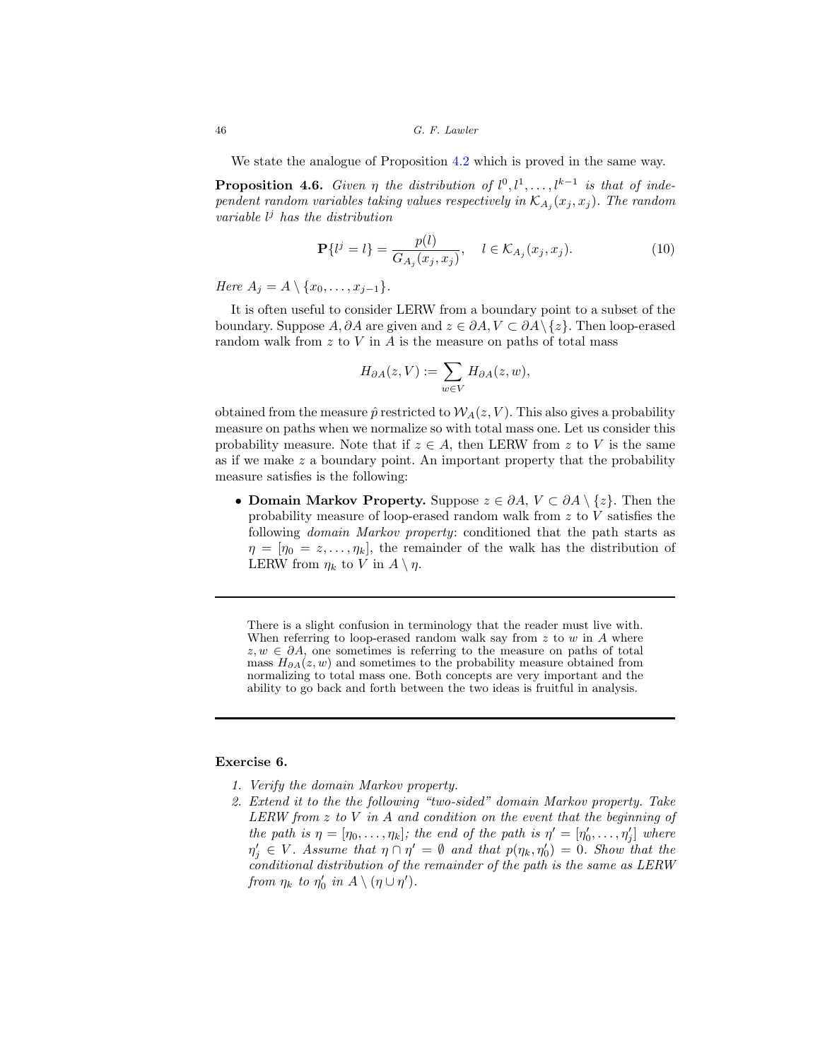We state the analogue of Proposition 4.2 which is proved in the same way.

**Proposition 4.6.** *Given $\eta$ the distribution of $l^0, l^1, \ldots, l^{k-1}$ is that of independent random variables taking values respectively in $\mathcal{K}_{A_j}(x_j, x_j)$. The random variable $l^j$ has the distribution*

$$\mathbf{P}\{l^j = l\} = \frac{p(l)}{G_{A_j}(x_j, x_j)}, \quad l \in \mathcal{K}_{A_j}(x_j, x_j). \tag{10}$$

*Here $A_j = A \setminus \{x_0, \ldots, x_{j-1}\}$.*

It is often useful to consider LERW from a boundary point to a subset of the boundary. Suppose $A, \partial A$ are given and $z \in \partial A, V \subset \partial A \setminus \{z\}$. Then loop-erased random walk from $z$ to $V$ in $A$ is the measure on paths of total mass

$$H_{\partial A}(z, V) := \sum_{w \in V} H_{\partial A}(z, w),$$

obtained from the measure $\hat{p}$ restricted to $\mathcal{W}_A(z, V)$. This also gives a probability measure on paths when we normalize so with total mass one. Let us consider this probability measure. Note that if $z \in A$, then LERW from $z$ to $V$ is the same as if we make $z$ a boundary point. An important property that the probability measure satisfies is the following:

- **Domain Markov Property.** Suppose $z \in \partial A$, $V \subset \partial A \setminus \{z\}$. Then the probability measure of loop-erased random walk from $z$ to $V$ satisfies the following *domain Markov property*: conditioned that the path starts as $\eta = [\eta_0 = z, \ldots, \eta_k]$, the remainder of the walk has the distribution of LERW from $\eta_k$ to $V$ in $A \setminus \eta$.

---

There is a slight confusion in terminology that the reader must live with. When referring to loop-erased random walk say from $z$ to $w$ in $A$ where $z, w \in \partial A$, one sometimes is referring to the measure on paths of total mass $H_{\partial A}(z, w)$ and sometimes to the probability measure obtained from normalizing to total mass one. Both concepts are very important and the ability to go back and forth between the two ideas is fruitful in analysis.

---

**Exercise 6.**

1. *Verify the domain Markov property.*
2. *Extend it to the the following "two-sided" domain Markov property. Take LERW from $z$ to $V$ in $A$ and condition on the event that the beginning of the path is $\eta = [\eta_0, \ldots, \eta_k]$; the end of the path is $\eta' = [\eta'_0, \ldots, \eta'_j]$ where $\eta'_j \in V$. Assume that $\eta \cap \eta' = \emptyset$ and that $p(\eta_k, \eta'_0) = 0$. Show that the conditional distribution of the remainder of the path is the same as LERW from $\eta_k$ to $\eta'_0$ in $A \setminus (\eta \cup \eta')$.*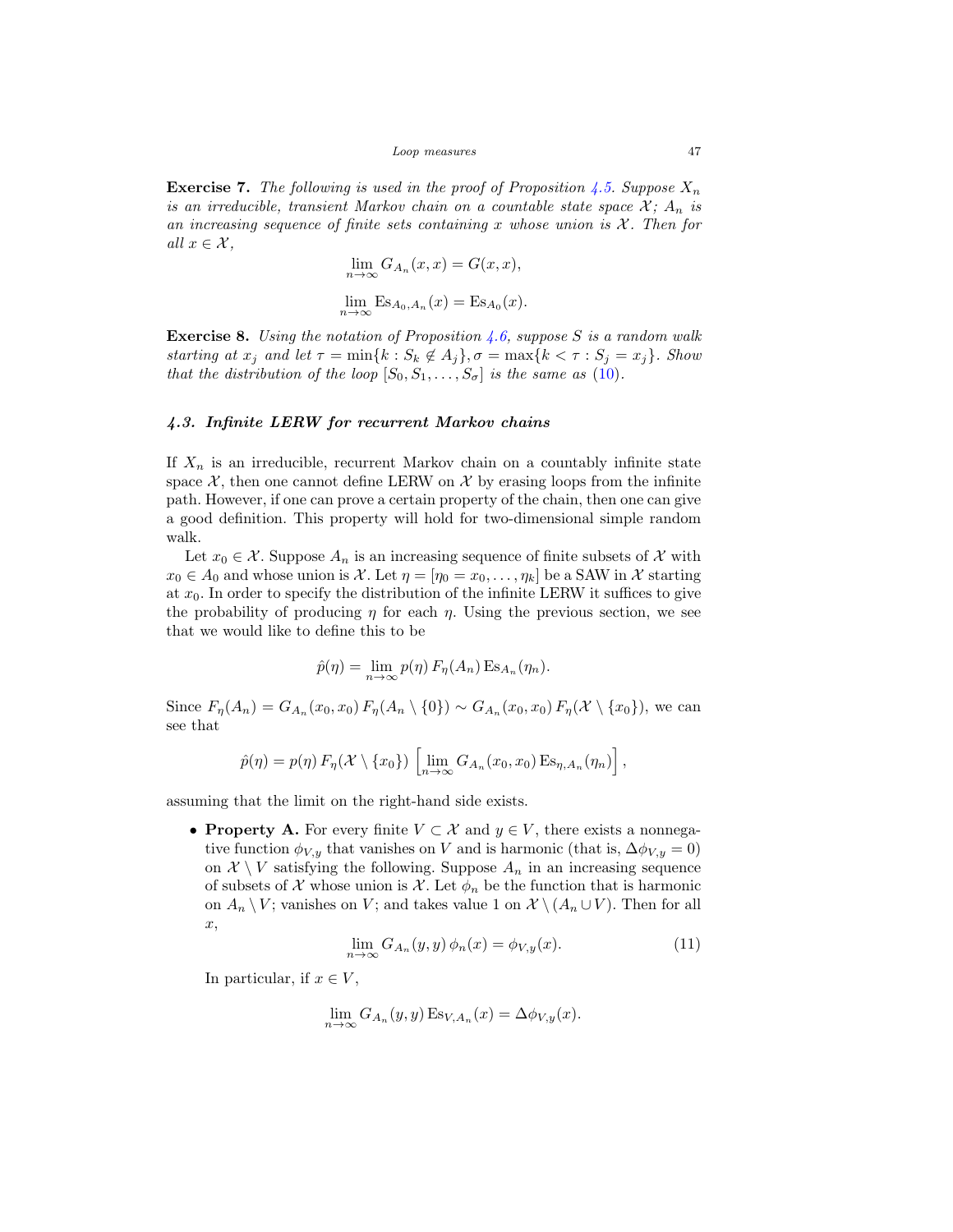**Exercise 7.** *The following is used in the proof of Proposition 4.5. Suppose $X_n$ is an irreducible, transient Markov chain on a countable state space $\mathcal{X}$; $A_n$ is an increasing sequence of finite sets containing $x$ whose union is $\mathcal{X}$. Then for all $x \in \mathcal{X}$,*

$$\lim_{n\to\infty} G_{A_n}(x,x) = G(x,x),$$

$$\lim_{n\to\infty} \mathrm{Es}_{A_0,A_n}(x) = \mathrm{Es}_{A_0}(x).$$

**Exercise 8.** *Using the notation of Proposition 4.6, suppose $S$ is a random walk starting at $x_j$ and let $\tau = \min\{k : S_k \notin A_j\}, \sigma = \max\{k < \tau : S_j = x_j\}$. Show that the distribution of the loop $[S_0, S_1, \ldots, S_\sigma]$ is the same as (10).*

### *4.3. Infinite LERW for recurrent Markov chains*

If $X_n$ is an irreducible, recurrent Markov chain on a countably infinite state space $\mathcal{X}$, then one cannot define LERW on $\mathcal{X}$ by erasing loops from the infinite path. However, if one can prove a certain property of the chain, then one can give a good definition. This property will hold for two-dimensional simple random walk.

Let $x_0 \in \mathcal{X}$. Suppose $A_n$ is an increasing sequence of finite subsets of $\mathcal{X}$ with $x_0 \in A_0$ and whose union is $\mathcal{X}$. Let $\eta = [\eta_0 = x_0, \ldots, \eta_k]$ be a SAW in $\mathcal{X}$ starting at $x_0$. In order to specify the distribution of the infinite LERW it suffices to give the probability of producing $\eta$ for each $\eta$. Using the previous section, we see that we would like to define this to be

$$\hat{p}(\eta) = \lim_{n\to\infty} p(\eta)\, F_\eta(A_n)\, \mathrm{Es}_{A_n}(\eta_n).$$

Since $F_\eta(A_n) = G_{A_n}(x_0,x_0)\, F_\eta(A_n \setminus \{0\}) \sim G_{A_n}(x_0,x_0)\, F_\eta(\mathcal{X} \setminus \{x_0\})$, we can see that

$$\hat{p}(\eta) = p(\eta)\, F_\eta(\mathcal{X} \setminus \{x_0\}) \,\left[\lim_{n\to\infty} G_{A_n}(x_0,x_0)\, \mathrm{Es}_{\eta,A_n}(\eta_n)\right],$$

assuming that the limit on the right-hand side exists.

- **Property A.** For every finite $V \subset \mathcal{X}$ and $y \in V$, there exists a nonnegative function $\phi_{V,y}$ that vanishes on $V$ and is harmonic (that is, $\Delta \phi_{V,y} = 0$) on $\mathcal{X} \setminus V$ satisfying the following. Suppose $A_n$ in an increasing sequence of subsets of $\mathcal{X}$ whose union is $\mathcal{X}$. Let $\phi_n$ be the function that is harmonic on $A_n \setminus V$; vanishes on $V$; and takes value 1 on $\mathcal{X} \setminus (A_n \cup V)$. Then for all $x$,

$$\lim_{n\to\infty} G_{A_n}(y,y)\, \phi_n(x) = \phi_{V,y}(x). \tag{11}$$

  In particular, if $x \in V$,

$$\lim_{n\to\infty} G_{A_n}(y,y)\, \mathrm{Es}_{V,A_n}(x) = \Delta \phi_{V,y}(x).$$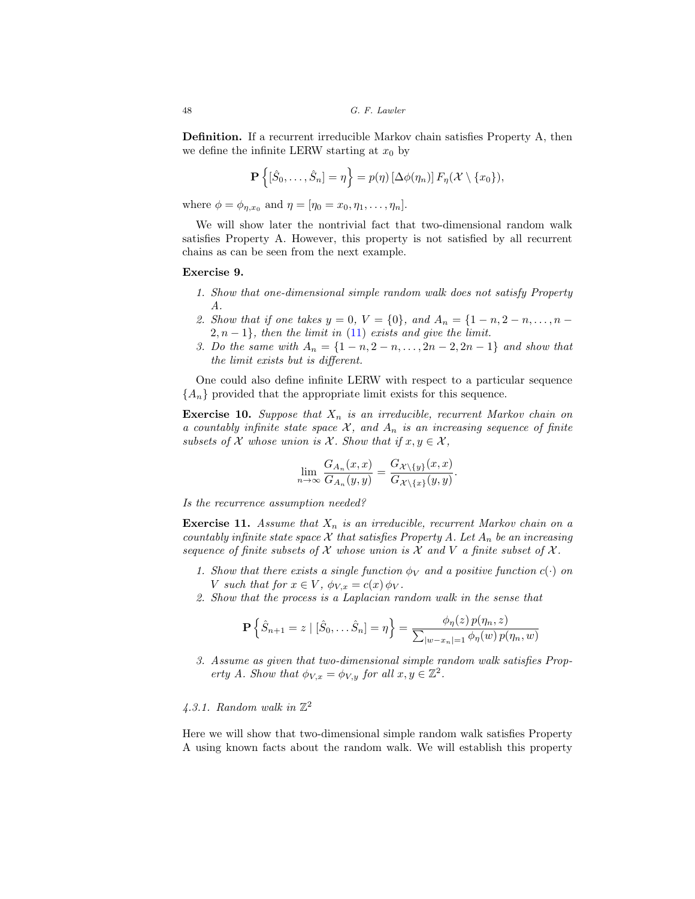**Definition.** If a recurrent irreducible Markov chain satisfies Property A, then we define the infinite LERW starting at $x_0$ by

$$\mathbf{P}\left\{[\hat{S}_0, \ldots, \hat{S}_n] = \eta\right\} = p(\eta)\,[\Delta\phi(\eta_n)]\,F_\eta(\mathcal{X} \setminus \{x_0\}),$$

where $\phi = \phi_{\eta, x_0}$ and $\eta = [\eta_0 = x_0, \eta_1, \ldots, \eta_n]$.

We will show later the nontrivial fact that two-dimensional random walk satisfies Property A. However, this property is not satisfied by all recurrent chains as can be seen from the next example.

**Exercise 9.**

1. *Show that one-dimensional simple random walk does not satisfy Property A.*
2. *Show that if one takes $y = 0$, $V = \{0\}$, and $A_n = \{1-n, 2-n, \ldots, n-2, n-1\}$, then the limit in (11) exists and give the limit.*
3. *Do the same with $A_n = \{1-n, 2-n, \ldots, 2n-2, 2n-1\}$ and show that the limit exists but is different.*

One could also define infinite LERW with respect to a particular sequence $\{A_n\}$ provided that the appropriate limit exists for this sequence.

**Exercise 10.** *Suppose that $X_n$ is an irreducible, recurrent Markov chain on a countably infinite state space $\mathcal{X}$, and $A_n$ is an increasing sequence of finite subsets of $\mathcal{X}$ whose union is $\mathcal{X}$. Show that if $x, y \in \mathcal{X}$,*

$$\lim_{n\to\infty} \frac{G_{A_n}(x,x)}{G_{A_n}(y,y)} = \frac{G_{\mathcal{X}\setminus\{y\}}(x,x)}{G_{\mathcal{X}\setminus\{x\}}(y,y)}.$$

*Is the recurrence assumption needed?*

**Exercise 11.** *Assume that $X_n$ is an irreducible, recurrent Markov chain on a countably infinite state space $\mathcal{X}$ that satisfies Property A. Let $A_n$ be an increasing sequence of finite subsets of $\mathcal{X}$ whose union is $\mathcal{X}$ and $V$ a finite subset of $\mathcal{X}$.*

1. *Show that there exists a single function $\phi_V$ and a positive function $c(\cdot)$ on $V$ such that for $x \in V$, $\phi_{V,x} = c(x)\,\phi_V$.*
2. *Show that the process is a Laplacian random walk in the sense that*

$$\mathbf{P}\left\{\hat{S}_{n+1} = z \mid [\hat{S}_0, \ldots \hat{S}_n] = \eta\right\} = \frac{\phi_\eta(z)\,p(\eta_n, z)}{\sum_{|w-x_n|=1} \phi_\eta(w)\,p(\eta_n, w)}$$

3. *Assume as given that two-dimensional simple random walk satisfies Property A. Show that $\phi_{V,x} = \phi_{V,y}$ for all $x, y \in \mathbb{Z}^2$.*

### *4.3.1. Random walk in $\mathbb{Z}^2$*

Here we will show that two-dimensional simple random walk satisfies Property A using known facts about the random walk. We will establish this property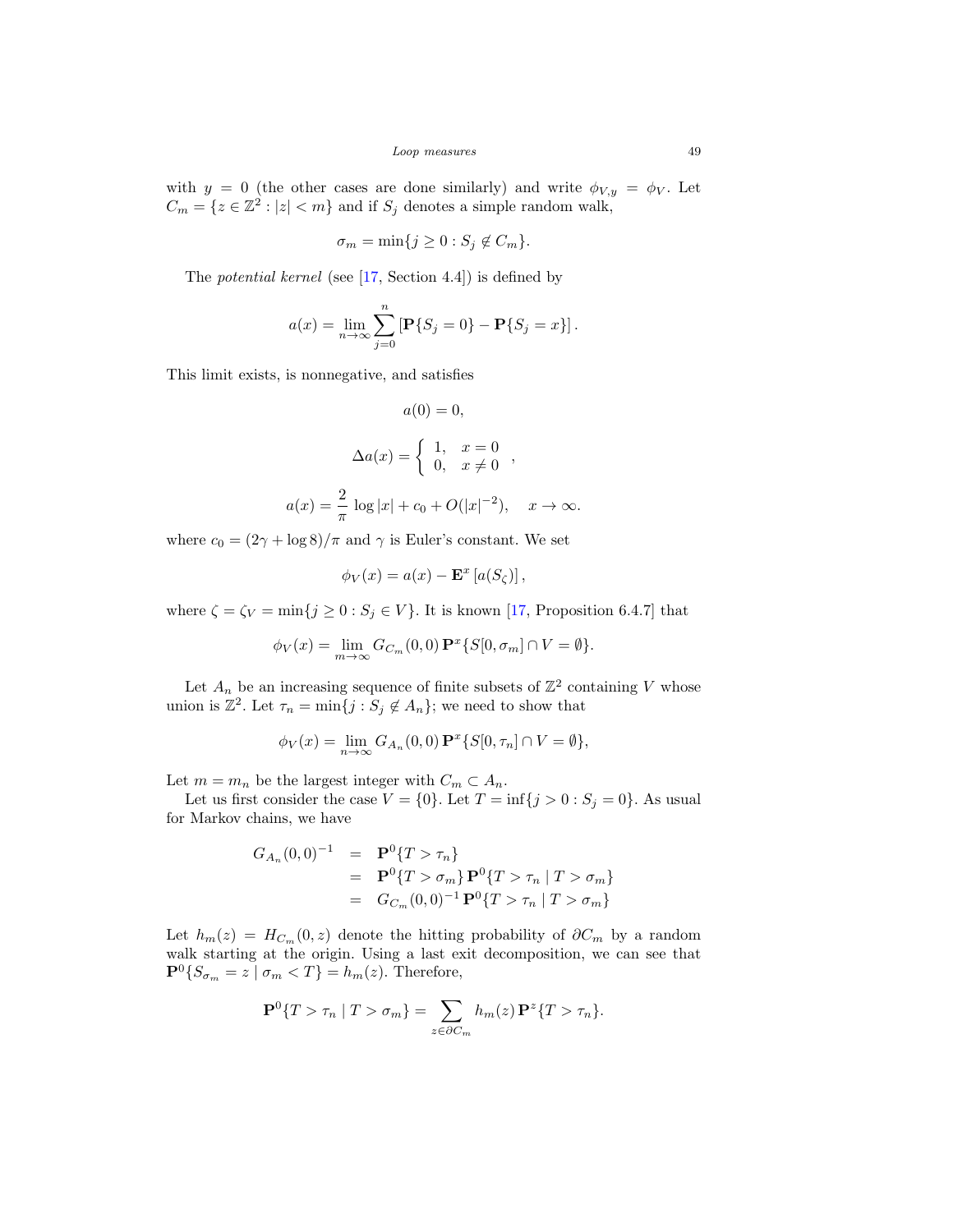with $y = 0$ (the other cases are done similarly) and write $\phi_{V,y} = \phi_V$. Let $C_m = \{z \in \mathbb{Z}^2 : |z| < m\}$ and if $S_j$ denotes a simple random walk,

$$\sigma_m = \min\{j \geq 0 : S_j \notin C_m\}.$$

The *potential kernel* (see [17, Section 4.4]) is defined by

$$a(x) = \lim_{n\to\infty} \sum_{j=0}^{n} \left[\mathbf{P}\{S_j = 0\} - \mathbf{P}\{S_j = x\}\right].$$

This limit exists, is nonnegative, and satisfies

$$a(0) = 0,$$

$$\Delta a(x) = \left\{ \begin{array}{ll} 1, & x = 0 \\ 0, & x \neq 0 \end{array} \right. ,$$

$$a(x) = \frac{2}{\pi}\,\log|x| + c_0 + O(|x|^{-2}), \quad x \to \infty.$$

where $c_0 = (2\gamma + \log 8)/\pi$ and $\gamma$ is Euler's constant. We set

$$\phi_V(x) = a(x) - \mathbf{E}^x\left[a(S_\zeta)\right],$$

where $\zeta = \zeta_V = \min\{j \geq 0 : S_j \in V\}$. It is known [17, Proposition 6.4.7] that

$$\phi_V(x) = \lim_{m\to\infty} G_{C_m}(0,0)\,\mathbf{P}^x\{S[0,\sigma_m] \cap V = \emptyset\}.$$

Let $A_n$ be an increasing sequence of finite subsets of $\mathbb{Z}^2$ containing $V$ whose union is $\mathbb{Z}^2$. Let $\tau_n = \min\{j : S_j \notin A_n\}$; we need to show that

$$\phi_V(x) = \lim_{n\to\infty} G_{A_n}(0,0)\,\mathbf{P}^x\{S[0,\tau_n] \cap V = \emptyset\},$$

Let $m = m_n$ be the largest integer with $C_m \subset A_n$.

Let us first consider the case $V = \{0\}$. Let $T = \inf\{j > 0 : S_j = 0\}$. As usual for Markov chains, we have

$$\begin{aligned} G_{A_n}(0,0)^{-1} &= \mathbf{P}^0\{T > \tau_n\} \\ &= \mathbf{P}^0\{T > \sigma_m\}\,\mathbf{P}^0\{T > \tau_n \mid T > \sigma_m\} \\ &= G_{C_m}(0,0)^{-1}\,\mathbf{P}^0\{T > \tau_n \mid T > \sigma_m\} \end{aligned}$$

Let $h_m(z) = H_{C_m}(0,z)$ denote the hitting probability of $\partial C_m$ by a random walk starting at the origin. Using a last exit decomposition, we can see that $\mathbf{P}^0\{S_{\sigma_m} = z \mid \sigma_m < T\} = h_m(z)$. Therefore,

$$\mathbf{P}^0\{T > \tau_n \mid T > \sigma_m\} = \sum_{z\in\partial C_m} h_m(z)\,\mathbf{P}^z\{T > \tau_n\}.$$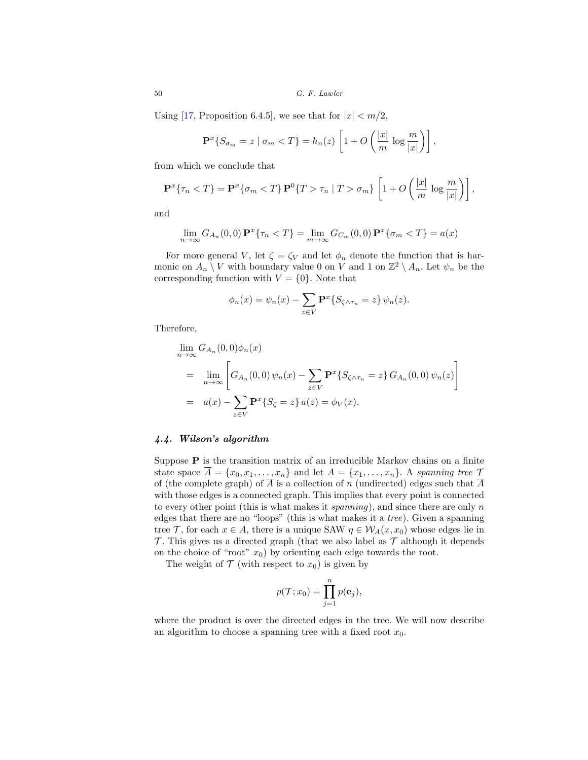Using [17, Proposition 6.4.5], we see that for $|x| < m/2$,

$$\mathbf{P}^x\{S_{\sigma_m} = z \mid \sigma_m < T\} = h_n(z) \left[1 + O\left(\frac{|x|}{m} \log \frac{m}{|x|}\right)\right],$$

from which we conclude that

$$\mathbf{P}^x\{\tau_n < T\} = \mathbf{P}^x\{\sigma_m < T\}\, \mathbf{P}^0\{T > \tau_n \mid T > \sigma_m\} \left[1 + O\left(\frac{|x|}{m} \log \frac{m}{|x|}\right)\right],$$

and

$$\lim_{n\to\infty} G_{A_n}(0,0)\, \mathbf{P}^x\{\tau_n < T\} = \lim_{m\to\infty} G_{C_m}(0,0)\, \mathbf{P}^x\{\sigma_m < T\} = a(x)$$

For more general $V$, let $\zeta = \zeta_V$ and let $\phi_n$ denote the function that is harmonic on $A_n \setminus V$ with boundary value 0 on $V$ and 1 on $\mathbb{Z}^2 \setminus A_n$. Let $\psi_n$ be the corresponding function with $V = \{0\}$. Note that

$$\phi_n(x) = \psi_n(x) - \sum_{z \in V} \mathbf{P}^x\{S_{\zeta \wedge \tau_n} = z\}\, \psi_n(z).$$

Therefore,

$$\begin{aligned}
&\lim_{n\to\infty} G_{A_n}(0,0)\phi_n(x) \\
&= \lim_{n\to\infty} \left[G_{A_n}(0,0)\, \psi_n(x) - \sum_{z\in V} \mathbf{P}^x\{S_{\zeta\wedge\tau_n} = z\}\, G_{A_n}(0,0)\, \psi_n(z)\right] \\
&= a(x) - \sum_{z\in V} \mathbf{P}^x\{S_\zeta = z\}\, a(z) = \phi_V(x).
\end{aligned}$$

### *4.4. Wilson's algorithm*

Suppose $\mathbf{P}$ is the transition matrix of an irreducible Markov chains on a finite state space $\overline{A} = \{x_0, x_1, \ldots, x_n\}$ and let $A = \{x_1, \ldots, x_n\}$. A *spanning tree* $\mathcal{T}$ of (the complete graph) of $\overline{A}$ is a collection of $n$ (undirected) edges such that $\overline{A}$ with those edges is a connected graph. This implies that every point is connected to every other point (this is what makes it *spanning*), and since there are only $n$ edges that there are no "loops" (this is what makes it a *tree*). Given a spanning tree $\mathcal{T}$, for each $x \in A$, there is a unique SAW $\eta \in \mathcal{W}_A(x, x_0)$ whose edges lie in $\mathcal{T}$. This gives us a directed graph (that we also label as $\mathcal{T}$ although it depends on the choice of "root" $x_0$) by orienting each edge towards the root.

The weight of $\mathcal{T}$ (with respect to $x_0$) is given by

$$p(\mathcal{T}; x_0) = \prod_{j=1}^{n} p(\mathbf{e}_j),$$

where the product is over the directed edges in the tree. We will now describe an algorithm to choose a spanning tree with a fixed root $x_0$.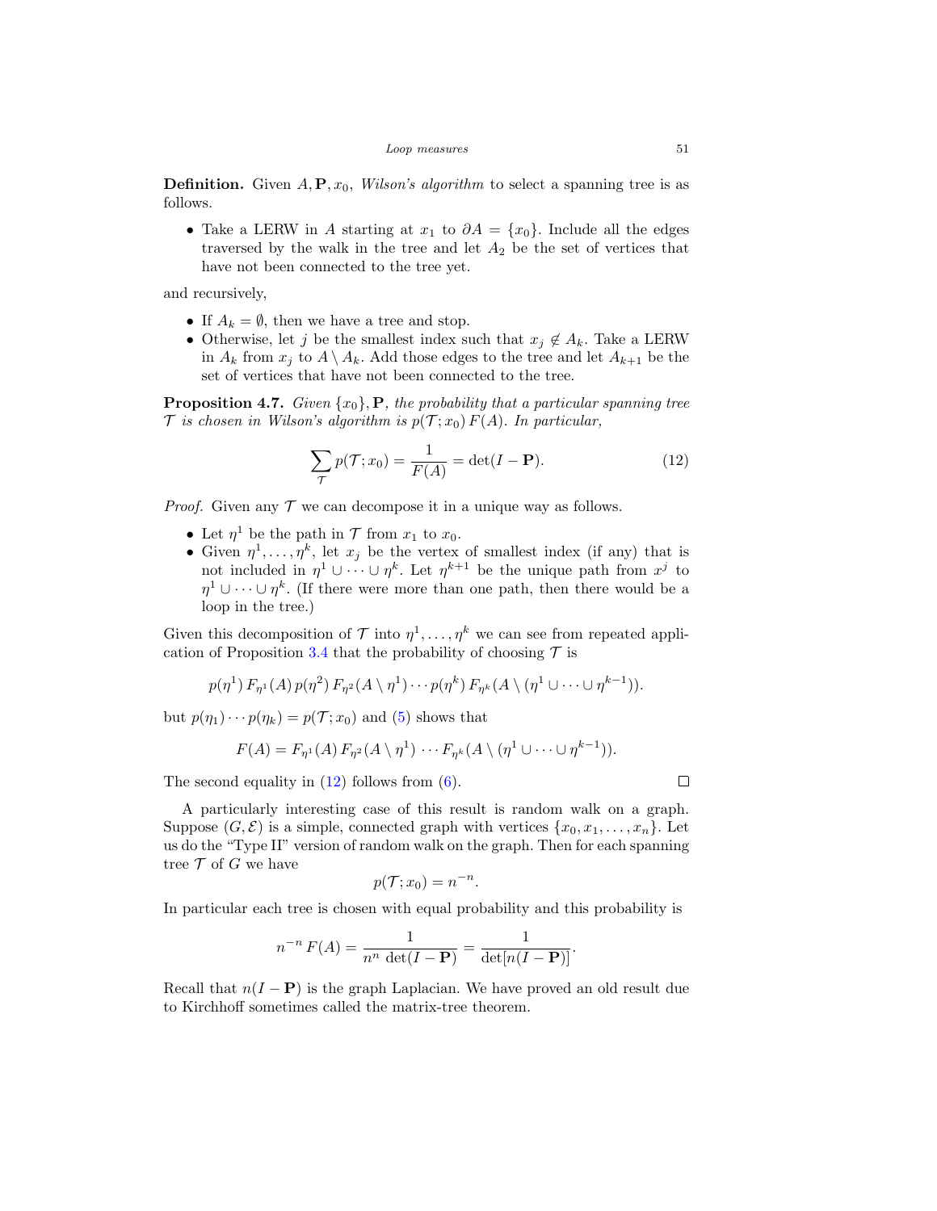**Definition.** Given $A, \mathbf{P}, x_0$, *Wilson's algorithm* to select a spanning tree is as follows.

- Take a LERW in $A$ starting at $x_1$ to $\partial A = \{x_0\}$. Include all the edges traversed by the walk in the tree and let $A_2$ be the set of vertices that have not been connected to the tree yet.

and recursively,

- If $A_k = \emptyset$, then we have a tree and stop.
- Otherwise, let $j$ be the smallest index such that $x_j \notin A_k$. Take a LERW in $A_k$ from $x_j$ to $A \setminus A_k$. Add those edges to the tree and let $A_{k+1}$ be the set of vertices that have not been connected to the tree.

**Proposition 4.7.** *Given $\{x_0\}, \mathbf{P}$, the probability that a particular spanning tree $\mathcal{T}$ is chosen in Wilson's algorithm is $p(\mathcal{T}; x_0)\, F(A)$. In particular,*

$$\sum_{\mathcal{T}} p(\mathcal{T}; x_0) = \frac{1}{F(A)} = \det(I - \mathbf{P}). \tag{12}$$

*Proof.* Given any $\mathcal{T}$ we can decompose it in a unique way as follows.

- Let $\eta^1$ be the path in $\mathcal{T}$ from $x_1$ to $x_0$.
- Given $\eta^1, \ldots, \eta^k$, let $x_j$ be the vertex of smallest index (if any) that is not included in $\eta^1 \cup \cdots \cup \eta^k$. Let $\eta^{k+1}$ be the unique path from $x^j$ to $\eta^1 \cup \cdots \cup \eta^k$. (If there were more than one path, then there would be a loop in the tree.)

Given this decomposition of $\mathcal{T}$ into $\eta^1, \ldots, \eta^k$ we can see from repeated application of Proposition 3.4 that the probability of choosing $\mathcal{T}$ is

$$p(\eta^1)\, F_{\eta^1}(A)\, p(\eta^2)\, F_{\eta^2}(A \setminus \eta^1) \cdots p(\eta^k)\, F_{\eta^k}(A \setminus (\eta^1 \cup \cdots \cup \eta^{k-1})).$$

but $p(\eta_1) \cdots p(\eta_k) = p(\mathcal{T}; x_0)$ and (5) shows that

$$F(A) = F_{\eta^1}(A)\, F_{\eta^2}(A \setminus \eta^1) \cdots F_{\eta^k}(A \setminus (\eta^1 \cup \cdots \cup \eta^{k-1})).$$

The second equality in (12) follows from (6). $\square$

A particularly interesting case of this result is random walk on a graph. Suppose $(G, \mathcal{E})$ is a simple, connected graph with vertices $\{x_0, x_1, \ldots, x_n\}$. Let us do the "Type II" version of random walk on the graph. Then for each spanning tree $\mathcal{T}$ of $G$ we have

$$p(\mathcal{T}; x_0) = n^{-n}.$$

In particular each tree is chosen with equal probability and this probability is

$$n^{-n}\, F(A) = \frac{1}{n^n\, \det(I - \mathbf{P})} = \frac{1}{\det[n(I - \mathbf{P})]}.$$

Recall that $n(I - \mathbf{P})$ is the graph Laplacian. We have proved an old result due to Kirchhoff sometimes called the matrix-tree theorem.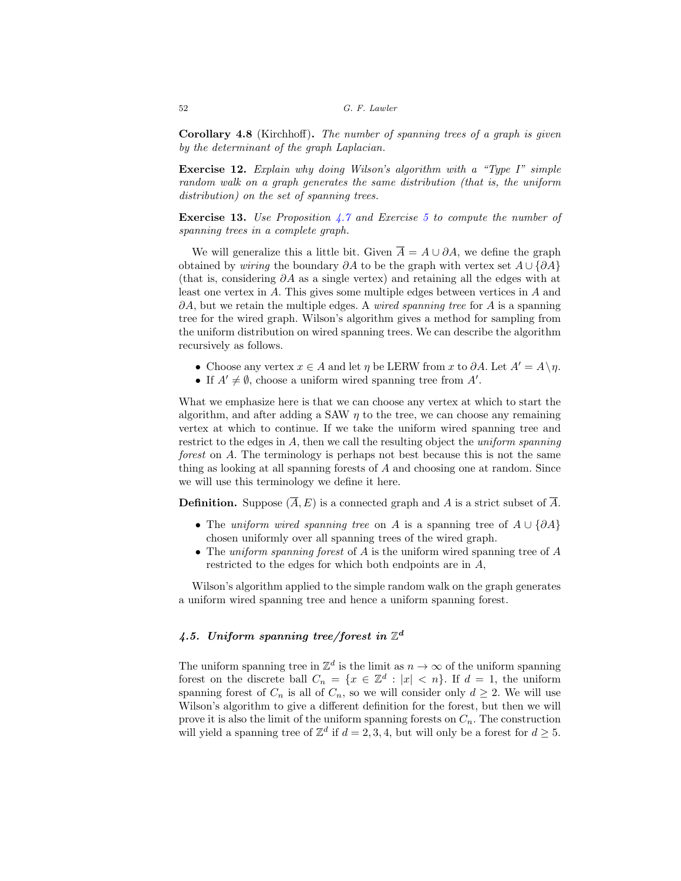**Corollary 4.8** (Kirchhoff)**.** *The number of spanning trees of a graph is given by the determinant of the graph Laplacian.*

**Exercise 12.** *Explain why doing Wilson's algorithm with a "Type I" simple random walk on a graph generates the same distribution (that is, the uniform distribution) on the set of spanning trees.*

**Exercise 13.** *Use Proposition 4.7 and Exercise 5 to compute the number of spanning trees in a complete graph.*

We will generalize this a little bit. Given $\overline{A} = A \cup \partial A$, we define the graph obtained by *wiring* the boundary $\partial A$ to be the graph with vertex set $A \cup \{\partial A\}$ (that is, considering $\partial A$ as a single vertex) and retaining all the edges with at least one vertex in $A$. This gives some multiple edges between vertices in $A$ and $\partial A$, but we retain the multiple edges. A *wired spanning tree* for $A$ is a spanning tree for the wired graph. Wilson's algorithm gives a method for sampling from the uniform distribution on wired spanning trees. We can describe the algorithm recursively as follows.

- Choose any vertex $x \in A$ and let $\eta$ be LERW from $x$ to $\partial A$. Let $A' = A \setminus \eta$.
- If $A' \neq \emptyset$, choose a uniform wired spanning tree from $A'$.

What we emphasize here is that we can choose any vertex at which to start the algorithm, and after adding a SAW $\eta$ to the tree, we can choose any remaining vertex at which to continue. If we take the uniform wired spanning tree and restrict to the edges in $A$, then we call the resulting object the *uniform spanning forest* on $A$. The terminology is perhaps not best because this is not the same thing as looking at all spanning forests of $A$ and choosing one at random. Since we will use this terminology we define it here.

**Definition.** Suppose $(\overline{A}, E)$ is a connected graph and $A$ is a strict subset of $\overline{A}$.

- The *uniform wired spanning tree* on $A$ is a spanning tree of $A \cup \{\partial A\}$ chosen uniformly over all spanning trees of the wired graph.
- The *uniform spanning forest* of $A$ is the uniform wired spanning tree of $A$ restricted to the edges for which both endpoints are in $A$,

Wilson's algorithm applied to the simple random walk on the graph generates a uniform wired spanning tree and hence a uniform spanning forest.

### *4.5. Uniform spanning tree/forest in* $\mathbb{Z}^d$

The uniform spanning tree in $\mathbb{Z}^d$ is the limit as $n \to \infty$ of the uniform spanning forest on the discrete ball $C_n = \{x \in \mathbb{Z}^d : |x| < n\}$. If $d = 1$, the uniform spanning forest of $C_n$ is all of $C_n$, so we will consider only $d \geq 2$. We will use Wilson's algorithm to give a different definition for the forest, but then we will prove it is also the limit of the uniform spanning forests on $C_n$. The construction will yield a spanning tree of $\mathbb{Z}^d$ if $d = 2, 3, 4$, but will only be a forest for $d \geq 5$.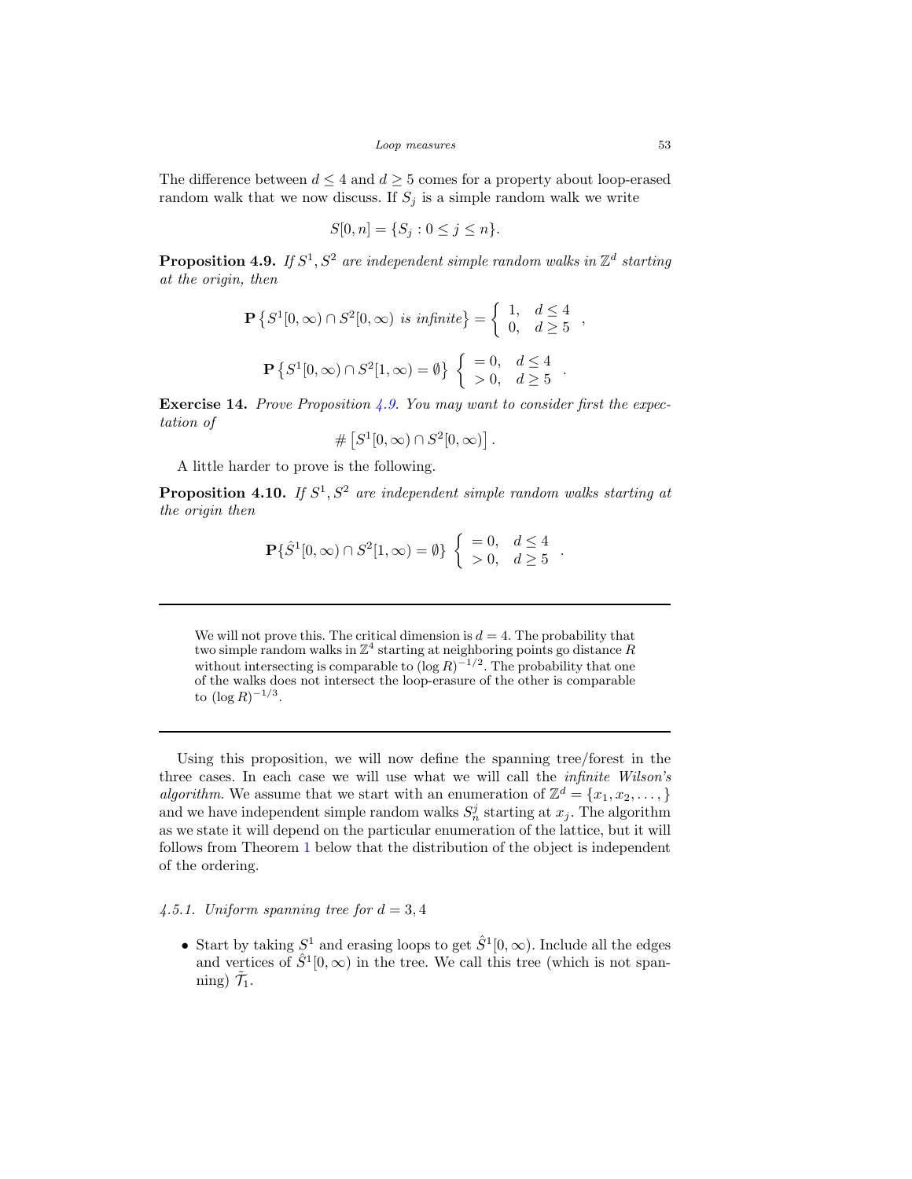The difference between $d \leq 4$ and $d \geq 5$ comes for a property about loop-erased random walk that we now discuss. If $S_j$ is a simple random walk we write

$$S[0,n] = \{S_j : 0 \leq j \leq n\}.$$

**Proposition 4.9.** *If $S^1, S^2$ are independent simple random walks in $\mathbb{Z}^d$ starting at the origin, then*

$$\mathbf{P}\left\{S^1[0,\infty) \cap S^2[0,\infty) \text{ is infinite}\right\} = \begin{cases} 1, & d \leq 4 \\ 0, & d \geq 5 \end{cases},$$

$$\mathbf{P}\left\{S^1[0,\infty) \cap S^2[1,\infty) = \emptyset\right\} \begin{cases} = 0, & d \leq 4 \\ > 0, & d \geq 5 \end{cases}.$$

**Exercise 14.** *Prove Proposition 4.9. You may want to consider first the expectation of*

$$\#\left[S^1[0,\infty) \cap S^2[0,\infty)\right].$$

A little harder to prove is the following.

**Proposition 4.10.** *If $S^1, S^2$ are independent simple random walks starting at the origin then*

$$\mathbf{P}\{\hat{S}^1[0,\infty) \cap S^2[1,\infty) = \emptyset\} \begin{cases} = 0, & d \leq 4 \\ > 0, & d \geq 5 \end{cases}.$$

---

We will not prove this. The critical dimension is $d = 4$. The probability that two simple random walks in $\mathbb{Z}^4$ starting at neighboring points go distance $R$ without intersecting is comparable to $(\log R)^{-1/2}$. The probability that one of the walks does not intersect the loop-erasure of the other is comparable to $(\log R)^{-1/3}$.

---

Using this proposition, we will now define the spanning tree/forest in the three cases. In each case we will use what we will call the *infinite Wilson's algorithm*. We assume that we start with an enumeration of $\mathbb{Z}^d = \{x_1, x_2, \ldots, \}$ and we have independent simple random walks $S_n^j$ starting at $x_j$. The algorithm as we state it will depend on the particular enumeration of the lattice, but it will follows from Theorem 1 below that the distribution of the object is independent of the ordering.

### 4.5.1. Uniform spanning tree for $d = 3, 4$

- Start by taking $S^1$ and erasing loops to get $\hat{S}^1[0,\infty)$. Include all the edges and vertices of $\hat{S}^1[0,\infty)$ in the tree. We call this tree (which is not spanning) $\tilde{\mathcal{T}}_1$.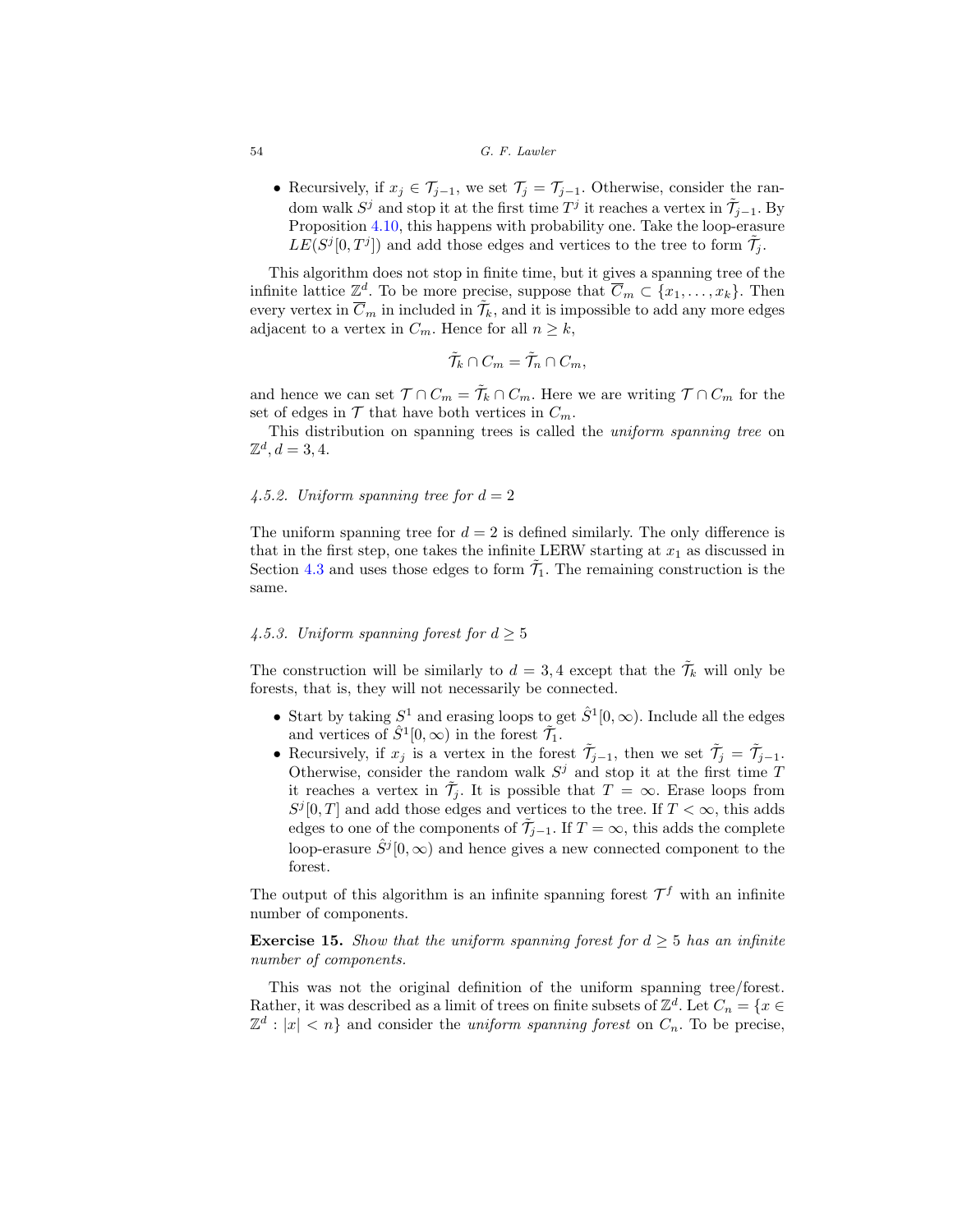- Recursively, if $x_j \in \mathcal{T}_{j-1}$, we set $\mathcal{T}_j = \mathcal{T}_{j-1}$. Otherwise, consider the random walk $S^j$ and stop it at the first time $T^j$ it reaches a vertex in $\tilde{\mathcal{T}}_{j-1}$. By Proposition 4.10, this happens with probability one. Take the loop-erasure $LE(S^j[0,T^j])$ and add those edges and vertices to the tree to form $\tilde{\mathcal{T}}_j$.

This algorithm does not stop in finite time, but it gives a spanning tree of the infinite lattice $\mathbb{Z}^d$. To be more precise, suppose that $\overline{C}_m \subset \{x_1, \ldots, x_k\}$. Then every vertex in $\overline{C}_m$ in included in $\tilde{\mathcal{T}}_k$, and it is impossible to add any more edges adjacent to a vertex in $C_m$. Hence for all $n \geq k$,

$$\tilde{\mathcal{T}}_k \cap C_m = \tilde{\mathcal{T}}_n \cap C_m,$$

and hence we can set $\mathcal{T} \cap C_m = \tilde{\mathcal{T}}_k \cap C_m$. Here we are writing $\mathcal{T} \cap C_m$ for the set of edges in $\mathcal{T}$ that have both vertices in $C_m$.

This distribution on spanning trees is called the *uniform spanning tree* on $\mathbb{Z}^d, d = 3, 4$.

#### *4.5.2. Uniform spanning tree for $d = 2$*

The uniform spanning tree for $d = 2$ is defined similarly. The only difference is that in the first step, one takes the infinite LERW starting at $x_1$ as discussed in Section 4.3 and uses those edges to form $\tilde{\mathcal{T}}_1$. The remaining construction is the same.

#### *4.5.3. Uniform spanning forest for $d \geq 5$*

The construction will be similarly to $d = 3, 4$ except that the $\tilde{\mathcal{T}}_k$ will only be forests, that is, they will not necessarily be connected.

- Start by taking $S^1$ and erasing loops to get $\hat{S}^1[0, \infty)$. Include all the edges and vertices of $\hat{S}^1[0, \infty)$ in the forest $\tilde{\mathcal{T}}_1$.
- Recursively, if $x_j$ is a vertex in the forest $\tilde{\mathcal{T}}_{j-1}$, then we set $\tilde{\mathcal{T}}_j = \tilde{\mathcal{T}}_{j-1}$. Otherwise, consider the random walk $S^j$ and stop it at the first time $T$ it reaches a vertex in $\tilde{\mathcal{T}}_j$. It is possible that $T = \infty$. Erase loops from $S^j[0, T]$ and add those edges and vertices to the tree. If $T < \infty$, this adds edges to one of the components of $\tilde{\mathcal{T}}_{j-1}$. If $T = \infty$, this adds the complete loop-erasure $\hat{S}^j[0, \infty)$ and hence gives a new connected component to the forest.

The output of this algorithm is an infinite spanning forest $\mathcal{T}^f$ with an infinite number of components.

**Exercise 15.** *Show that the uniform spanning forest for $d \geq 5$ has an infinite number of components.*

This was not the original definition of the uniform spanning tree/forest. Rather, it was described as a limit of trees on finite subsets of $\mathbb{Z}^d$. Let $C_n = \{x \in \mathbb{Z}^d : |x| < n\}$ and consider the *uniform spanning forest* on $C_n$. To be precise,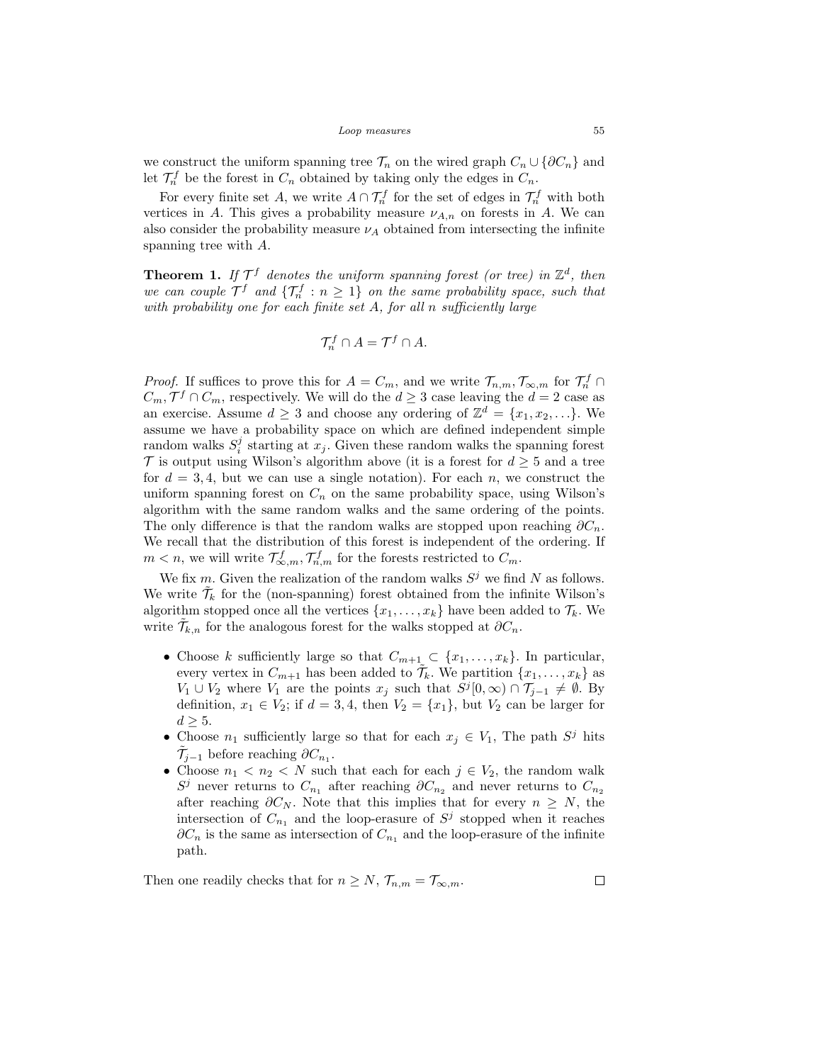we construct the uniform spanning tree $\mathcal{T}_n$ on the wired graph $C_n \cup \{\partial C_n\}$ and let $\mathcal{T}_n^f$ be the forest in $C_n$ obtained by taking only the edges in $C_n$.

For every finite set $A$, we write $A \cap \mathcal{T}_n^f$ for the set of edges in $\mathcal{T}_n^f$ with both vertices in $A$. This gives a probability measure $\nu_{A,n}$ on forests in $A$. We can also consider the probability measure $\nu_A$ obtained from intersecting the infinite spanning tree with $A$.

**Theorem 1.** *If $\mathcal{T}^f$ denotes the uniform spanning forest (or tree) in $\mathbb{Z}^d$, then we can couple $\mathcal{T}^f$ and $\{\mathcal{T}_n^f : n \geq 1\}$ on the same probability space, such that with probability one for each finite set $A$, for all $n$ sufficiently large*

$$\mathcal{T}_n^f \cap A = \mathcal{T}^f \cap A.$$

*Proof.* If suffices to prove this for $A = C_m$, and we write $\mathcal{T}_{n,m}, \mathcal{T}_{\infty,m}$ for $\mathcal{T}_n^f \cap C_m, \mathcal{T}^f \cap C_m$, respectively. We will do the $d \geq 3$ case leaving the $d = 2$ case as an exercise. Assume $d \geq 3$ and choose any ordering of $\mathbb{Z}^d = \{x_1, x_2, \ldots\}$. We assume we have a probability space on which are defined independent simple random walks $S_i^j$ starting at $x_j$. Given these random walks the spanning forest $\mathcal{T}$ is output using Wilson's algorithm above (it is a forest for $d \geq 5$ and a tree for $d = 3, 4$, but we can use a single notation). For each $n$, we construct the uniform spanning forest on $C_n$ on the same probability space, using Wilson's algorithm with the same random walks and the same ordering of the points. The only difference is that the random walks are stopped upon reaching $\partial C_n$. We recall that the distribution of this forest is independent of the ordering. If $m < n$, we will write $\mathcal{T}_{\infty,m}^f, \mathcal{T}_{n,m}^f$ for the forests restricted to $C_m$.

We fix $m$. Given the realization of the random walks $S^j$ we find $N$ as follows. We write $\tilde{\mathcal{T}}_k$ for the (non-spanning) forest obtained from the infinite Wilson's algorithm stopped once all the vertices $\{x_1, \ldots, x_k\}$ have been added to $\mathcal{T}_k$. We write $\tilde{\mathcal{T}}_{k,n}$ for the analogous forest for the walks stopped at $\partial C_n$.

- Choose $k$ sufficiently large so that $C_{m+1} \subset \{x_1, \ldots, x_k\}$. In particular, every vertex in $C_{m+1}$ has been added to $\tilde{\mathcal{T}}_k$. We partition $\{x_1, \ldots, x_k\}$ as $V_1 \cup V_2$ where $V_1$ are the points $x_j$ such that $S^j[0, \infty) \cap \mathcal{T}_{j-1} \neq \emptyset$. By definition, $x_1 \in V_2$; if $d = 3, 4$, then $V_2 = \{x_1\}$, but $V_2$ can be larger for $d \geq 5$.
- Choose $n_1$ sufficiently large so that for each $x_j \in V_1$, The path $S^j$ hits $\tilde{\mathcal{T}}_{j-1}$ before reaching $\partial C_{n_1}$.
- Choose $n_1 < n_2 < N$ such that each for each $j \in V_2$, the random walk $S^j$ never returns to $C_{n_1}$ after reaching $\partial C_{n_2}$ and never returns to $C_{n_2}$ after reaching $\partial C_N$. Note that this implies that for every $n \geq N$, the intersection of $C_{n_1}$ and the loop-erasure of $S^j$ stopped when it reaches $\partial C_n$ is the same as intersection of $C_{n_1}$ and the loop-erasure of the infinite path.

Then one readily checks that for $n \geq N$, $\mathcal{T}_{n,m} = \mathcal{T}_{\infty,m}$. $\square$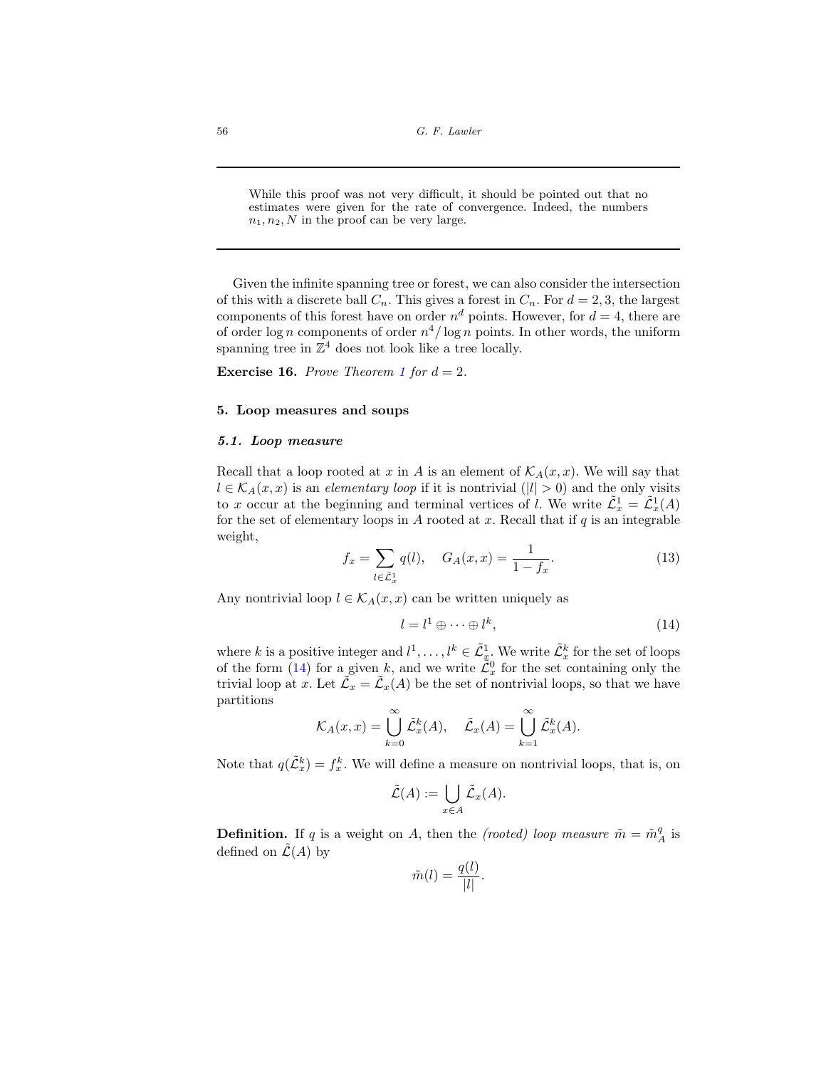---

While this proof was not very difficult, it should be pointed out that no estimates were given for the rate of convergence. Indeed, the numbers $n_1, n_2, N$ in the proof can be very large.

---

Given the infinite spanning tree or forest, we can also consider the intersection of this with a discrete ball $C_n$. This gives a forest in $C_n$. For $d = 2, 3$, the largest components of this forest have on order $n^d$ points. However, for $d = 4$, there are of order $\log n$ components of order $n^4 / \log n$ points. In other words, the uniform spanning tree in $\mathbb{Z}^4$ does not look like a tree locally.

**Exercise 16.** *Prove Theorem 1 for $d = 2$.*

## 5. Loop measures and soups

### 5.1. Loop measure

Recall that a loop rooted at $x$ in $A$ is an element of $\mathcal{K}_A(x,x)$. We will say that $l \in \mathcal{K}_A(x,x)$ is an *elementary loop* if it is nontrivial ($|l| > 0$) and the only visits to $x$ occur at the beginning and terminal vertices of $l$. We write $\tilde{\mathcal{L}}_x^1 = \tilde{\mathcal{L}}_x^1(A)$ for the set of elementary loops in $A$ rooted at $x$. Recall that if $q$ is an integrable weight,

$$f_x = \sum_{l \in \tilde{\mathcal{L}}_x^1} q(l), \quad G_A(x,x) = \frac{1}{1 - f_x}. \tag{13}$$

Any nontrivial loop $l \in \mathcal{K}_A(x,x)$ can be written uniquely as

$$l = l^1 \oplus \cdots \oplus l^k, \tag{14}$$

where $k$ is a positive integer and $l^1, \ldots, l^k \in \tilde{\mathcal{L}}_x^1$. We write $\tilde{\mathcal{L}}_x^k$ for the set of loops of the form (14) for a given $k$, and we write $\tilde{\mathcal{L}}_x^0$ for the set containing only the trivial loop at $x$. Let $\tilde{\mathcal{L}}_x = \tilde{\mathcal{L}}_x(A)$ be the set of nontrivial loops, so that we have partitions

$$\mathcal{K}_A(x,x) = \bigcup_{k=0}^{\infty} \tilde{\mathcal{L}}_x^k(A), \quad \tilde{\mathcal{L}}_x(A) = \bigcup_{k=1}^{\infty} \tilde{\mathcal{L}}_x^k(A).$$

Note that $q(\tilde{\mathcal{L}}_x^k) = f_x^k$. We will define a measure on nontrivial loops, that is, on

$$\tilde{\mathcal{L}}(A) := \bigcup_{x \in A} \tilde{\mathcal{L}}_x(A).$$

**Definition.** If $q$ is a weight on $A$, then the *(rooted) loop measure* $\tilde{m} = \tilde{m}_A^q$ is defined on $\tilde{\mathcal{L}}(A)$ by

$$\tilde{m}(l) = \frac{q(l)}{|l|}.$$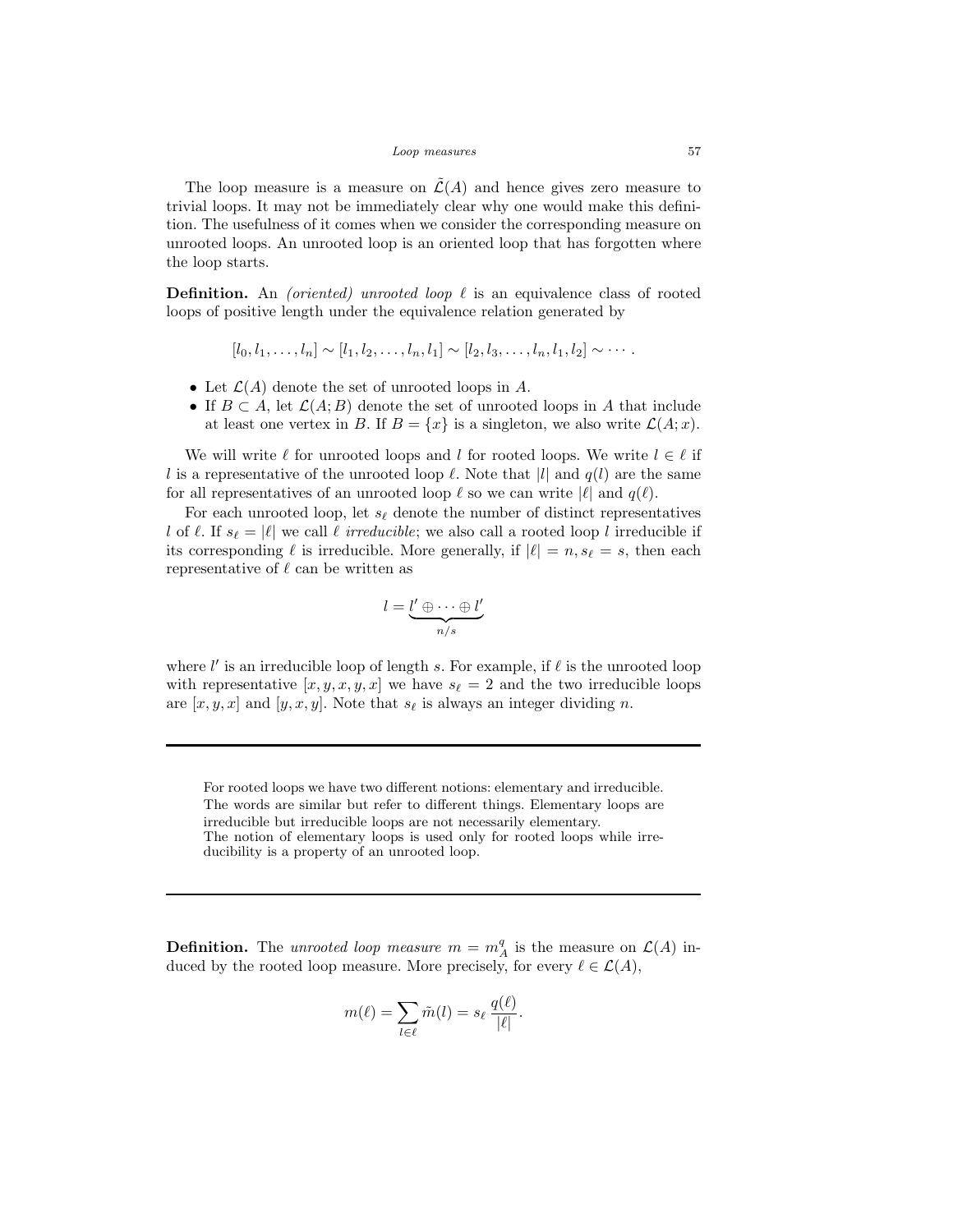The loop measure is a measure on $\tilde{\mathcal{L}}(A)$ and hence gives zero measure to trivial loops. It may not be immediately clear why one would make this definition. The usefulness of it comes when we consider the corresponding measure on unrooted loops. An unrooted loop is an oriented loop that has forgotten where the loop starts.

**Definition.** An *(oriented) unrooted loop* $\ell$ is an equivalence class of rooted loops of positive length under the equivalence relation generated by

$$[l_0, l_1, \ldots, l_n] \sim [l_1, l_2, \ldots, l_n, l_1] \sim [l_2, l_3, \ldots, l_n, l_1, l_2] \sim \cdots.$$

- Let $\mathcal{L}(A)$ denote the set of unrooted loops in $A$.
- If $B \subset A$, let $\mathcal{L}(A; B)$ denote the set of unrooted loops in $A$ that include at least one vertex in $B$. If $B = \{x\}$ is a singleton, we also write $\mathcal{L}(A; x)$.

We will write $\ell$ for unrooted loops and $l$ for rooted loops. We write $l \in \ell$ if $l$ is a representative of the unrooted loop $\ell$. Note that $|l|$ and $q(l)$ are the same for all representatives of an unrooted loop $\ell$ so we can write $|\ell|$ and $q(\ell)$.

For each unrooted loop, let $s_\ell$ denote the number of distinct representatives $l$ of $\ell$. If $s_\ell = |\ell|$ we call $\ell$ *irreducible*; we also call a rooted loop $l$ irreducible if its corresponding $\ell$ is irreducible. More generally, if $|\ell| = n, s_\ell = s$, then each representative of $\ell$ can be written as

$$l = \underbrace{l' \oplus \cdots \oplus l'}_{n/s}$$

where $l'$ is an irreducible loop of length $s$. For example, if $\ell$ is the unrooted loop with representative $[x, y, x, y, x]$ we have $s_\ell = 2$ and the two irreducible loops are $[x, y, x]$ and $[y, x, y]$. Note that $s_\ell$ is always an integer dividing $n$.

---

For rooted loops we have two different notions: elementary and irreducible. The words are similar but refer to different things. Elementary loops are irreducible but irreducible loops are not necessarily elementary. The notion of elementary loops is used only for rooted loops while irreducibility is a property of an unrooted loop.

---

**Definition.** The *unrooted loop measure* $m = m_A^q$ is the measure on $\mathcal{L}(A)$ induced by the rooted loop measure. More precisely, for every $\ell \in \mathcal{L}(A)$,

$$m(\ell) = \sum_{l \in \ell} \tilde{m}(l) = s_\ell \, \frac{q(\ell)}{|\ell|}.$$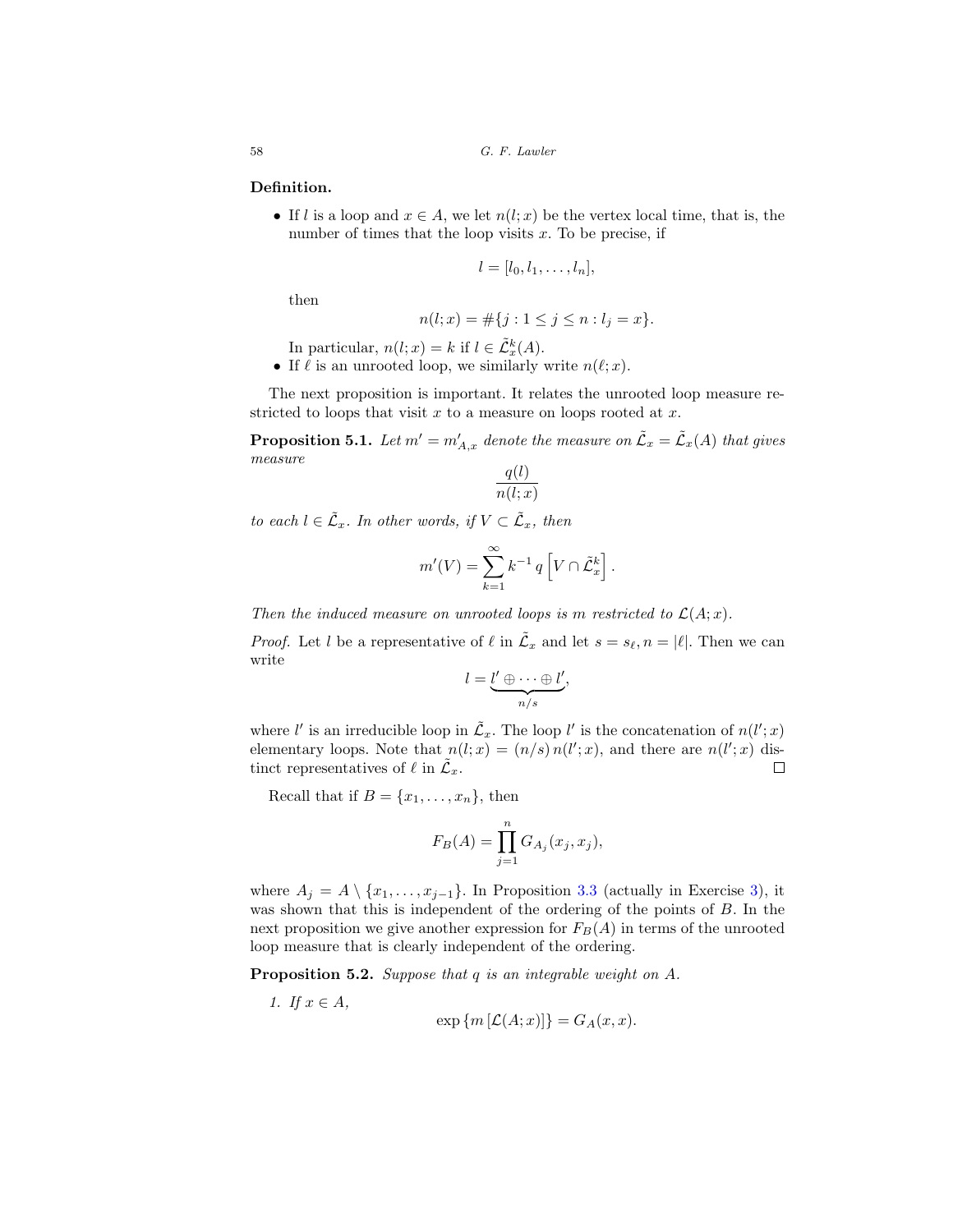**Definition.**

- If $l$ is a loop and $x \in A$, we let $n(l;x)$ be the vertex local time, that is, the number of times that the loop visits $x$. To be precise, if

$$l = [l_0, l_1, \ldots, l_n],$$

then

$$n(l;x) = \#\{j : 1 \leq j \leq n : l_j = x\}.$$

In particular, $n(l;x) = k$ if $l \in \tilde{\mathcal{L}}_x^k(A)$.

- If $\ell$ is an unrooted loop, we similarly write $n(\ell;x)$.

The next proposition is important. It relates the unrooted loop measure restricted to loops that visit $x$ to a measure on loops rooted at $x$.

**Proposition 5.1.** *Let $m' = m'_{A,x}$ denote the measure on $\tilde{\mathcal{L}}_x = \tilde{\mathcal{L}}_x(A)$ that gives measure*

$$\frac{q(l)}{n(l;x)}$$

*to each $l \in \tilde{\mathcal{L}}_x$. In other words, if $V \subset \tilde{\mathcal{L}}_x$, then*

$$m'(V) = \sum_{k=1}^{\infty} k^{-1}\, q\left[V \cap \tilde{\mathcal{L}}_x^k\right].$$

*Then the induced measure on unrooted loops is $m$ restricted to $\mathcal{L}(A;x)$.*

*Proof.* Let $l$ be a representative of $\ell$ in $\tilde{\mathcal{L}}_x$ and let $s = s_\ell, n = |\ell|$. Then we can write

$$l = \underbrace{l' \oplus \cdots \oplus l'}_{n/s},$$

where $l'$ is an irreducible loop in $\tilde{\mathcal{L}}_x$. The loop $l'$ is the concatenation of $n(l';x)$ elementary loops. Note that $n(l;x) = (n/s)\, n(l';x)$, and there are $n(l';x)$ distinct representatives of $\ell$ in $\tilde{\mathcal{L}}_x$. $\square$

Recall that if $B = \{x_1, \ldots, x_n\}$, then

$$F_B(A) = \prod_{j=1}^{n} G_{A_j}(x_j, x_j),$$

where $A_j = A \setminus \{x_1, \ldots, x_{j-1}\}$. In Proposition 3.3 (actually in Exercise 3), it was shown that this is independent of the ordering of the points of $B$. In the next proposition we give another expression for $F_B(A)$ in terms of the unrooted loop measure that is clearly independent of the ordering.

**Proposition 5.2.** *Suppose that $q$ is an integrable weight on $A$.*

1. *If $x \in A$,*

$$\exp\{m[\mathcal{L}(A;x)]\} = G_A(x,x).$$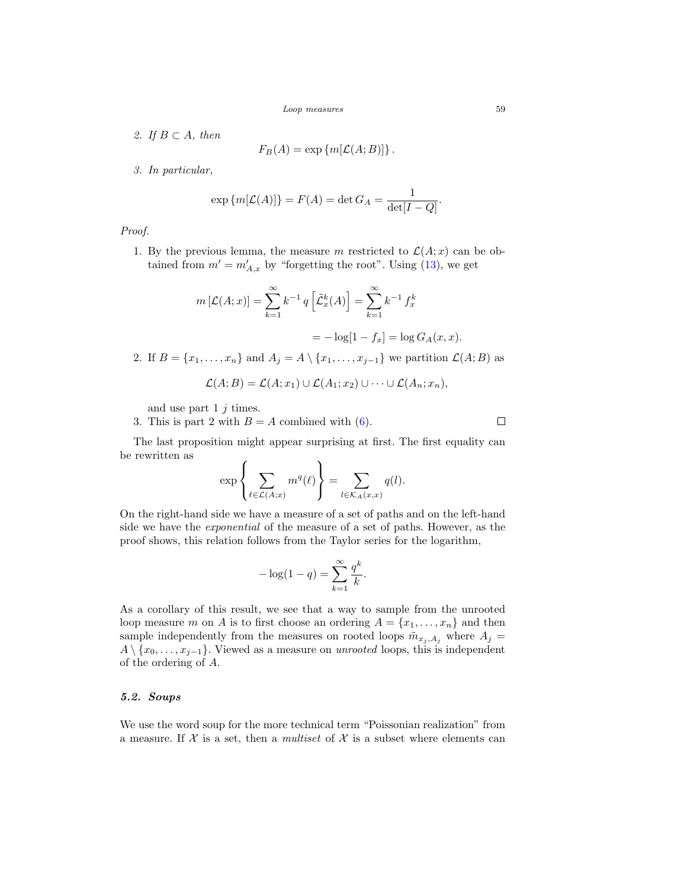2. *If $B \subset A$, then*

$$F_B(A) = \exp\{m[\mathcal{L}(A;B)]\}.$$

3. *In particular,*

$$\exp\{m[\mathcal{L}(A)]\} = F(A) = \det G_A = \frac{1}{\det[I-Q]}.$$

*Proof.*

1. By the previous lemma, the measure $m$ restricted to $\mathcal{L}(A;x)$ can be obtained from $m' = m'_{A,x}$ by "forgetting the root". Using (13), we get

$$m\left[\mathcal{L}(A;x)\right] = \sum_{k=1}^{\infty} k^{-1}\, q\left[\tilde{\mathcal{L}}_x^k(A)\right] = \sum_{k=1}^{\infty} k^{-1}\, f_x^k$$

$$= -\log[1-f_x] = \log G_A(x,x).$$

2. If $B = \{x_1, \ldots, x_n\}$ and $A_j = A \setminus \{x_1, \ldots, x_{j-1}\}$ we partition $\mathcal{L}(A;B)$ as

$$\mathcal{L}(A;B) = \mathcal{L}(A;x_1) \cup \mathcal{L}(A_1;x_2) \cup \cdots \cup \mathcal{L}(A_n;x_n),$$

and use part 1 $j$ times.

3. This is part 2 with $B = A$ combined with (6). $\square$

The last proposition might appear surprising at first. The first equality can be rewritten as

$$\exp\left\{\sum_{\ell \in \mathcal{L}(A;x)} m^q(\ell)\right\} = \sum_{l \in \mathcal{K}_A(x,x)} q(l).$$

On the right-hand side we have a measure of a set of paths and on the left-hand side we have the *exponential* of the measure of a set of paths. However, as the proof shows, this relation follows from the Taylor series for the logarithm,

$$-\log(1-q) = \sum_{k=1}^{\infty} \frac{q^k}{k}.$$

As a corollary of this result, we see that a way to sample from the unrooted loop measure $m$ on $A$ is to first choose an ordering $A = \{x_1, \ldots, x_n\}$ and then sample independently from the measures on rooted loops $\tilde{m}_{x_j, A_j}$ where $A_j = A \setminus \{x_0, \ldots, x_{j-1}\}$. Viewed as a measure on *unrooted* loops, this is independent of the ordering of $A$.

### 5.2. Soups

We use the word soup for the more technical term "Poissonian realization" from a measure. If $\mathcal{X}$ is a set, then a *multiset* of $\mathcal{X}$ is a subset where elements can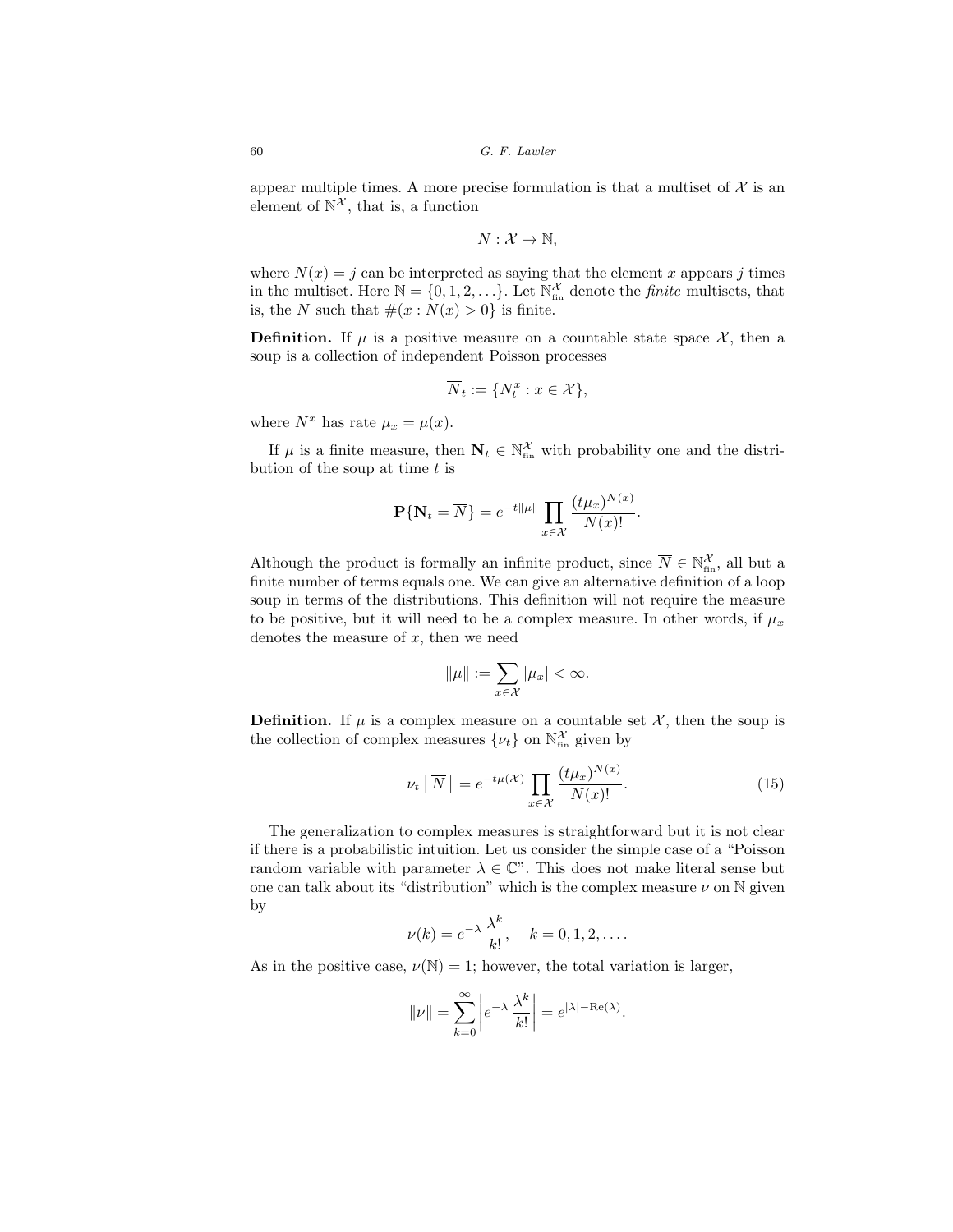appear multiple times. A more precise formulation is that a multiset of $\mathcal{X}$ is an element of $\mathbb{N}^{\mathcal{X}}$, that is, a function

$$N : \mathcal{X} \to \mathbb{N},$$

where $N(x) = j$ can be interpreted as saying that the element $x$ appears $j$ times in the multiset. Here $\mathbb{N} = \{0, 1, 2, \ldots\}$. Let $\mathbb{N}^{\mathcal{X}}_{\text{fin}}$ denote the *finite* multisets, that is, the $N$ such that $\#(x : N(x) > 0)$ is finite.

**Definition.** If $\mu$ is a positive measure on a countable state space $\mathcal{X}$, then a soup is a collection of independent Poisson processes

$$\overline{N}_t := \{N^x_t : x \in \mathcal{X}\},$$

where $N^x$ has rate $\mu_x = \mu(x)$.

If $\mu$ is a finite measure, then $\mathbf{N}_t \in \mathbb{N}^{\mathcal{X}}_{\text{fin}}$ with probability one and the distribution of the soup at time $t$ is

$$\mathbf{P}\{\mathbf{N}_t = \overline{N}\} = e^{-t\|\mu\|} \prod_{x \in \mathcal{X}} \frac{(t\mu_x)^{N(x)}}{N(x)!}.$$

Although the product is formally an infinite product, since $\overline{N} \in \mathbb{N}^{\mathcal{X}}_{\text{fin}}$, all but a finite number of terms equals one. We can give an alternative definition of a loop soup in terms of the distributions. This definition will not require the measure to be positive, but it will need to be a complex measure. In other words, if $\mu_x$ denotes the measure of $x$, then we need

$$\|\mu\| := \sum_{x \in \mathcal{X}} |\mu_x| < \infty.$$

**Definition.** If $\mu$ is a complex measure on a countable set $\mathcal{X}$, then the soup is the collection of complex measures $\{\nu_t\}$ on $\mathbb{N}^{\mathcal{X}}_{\text{fin}}$ given by

$$\nu_t\left[\,\overline{N}\,\right] = e^{-t\mu(\mathcal{X})} \prod_{x \in \mathcal{X}} \frac{(t\mu_x)^{N(x)}}{N(x)!}. \tag{15}$$

The generalization to complex measures is straightforward but it is not clear if there is a probabilistic intuition. Let us consider the simple case of a "Poisson random variable with parameter $\lambda \in \mathbb{C}$". This does not make literal sense but one can talk about its "distribution" which is the complex measure $\nu$ on $\mathbb{N}$ given by

$$\nu(k) = e^{-\lambda}\,\frac{\lambda^k}{k!}, \quad k = 0, 1, 2, \ldots.$$

As in the positive case, $\nu(\mathbb{N}) = 1$; however, the total variation is larger,

$$\|\nu\| = \sum_{k=0}^{\infty} \left| e^{-\lambda}\,\frac{\lambda^k}{k!} \right| = e^{|\lambda| - \mathrm{Re}(\lambda)}.$$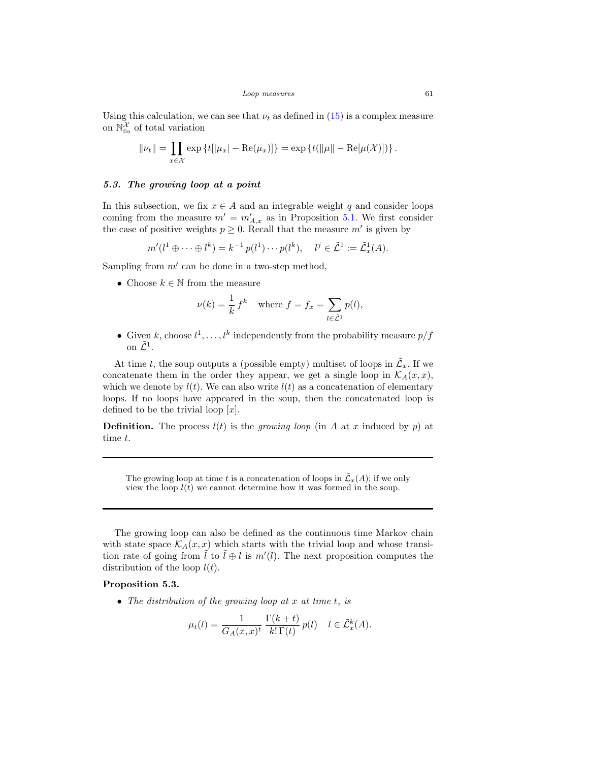Using this calculation, we can see that $\nu_t$ as defined in (15) is a complex measure on $\mathbb{N}_{\text{fin}}^{\mathcal{X}}$ of total variation

$$\|\nu_t\| = \prod_{x \in \mathcal{X}} \exp\left\{t[|\mu_x| - \mathrm{Re}(\mu_x)]\right\} = \exp\left\{t(\|\mu\| - \mathrm{Re}[\mu(\mathcal{X})])\right\}.$$

### *5.3. The growing loop at a point*

In this subsection, we fix $x \in A$ and an integrable weight $q$ and consider loops coming from the measure $m' = m'_{A,x}$ as in Proposition 5.1. We first consider the case of positive weights $p \geq 0$. Recall that the measure $m'$ is given by

$$m'(l^1 \oplus \cdots \oplus l^k) = k^{-1}\, p(l^1) \cdots p(l^k), \quad l^j \in \tilde{\mathcal{L}}^1 := \tilde{\mathcal{L}}^1_x(A).$$

Sampling from $m'$ can be done in a two-step method,

- Choose $k \in \mathbb{N}$ from the measure
$$\nu(k) = \frac{1}{k}\, f^k \quad \text{where } f = f_x = \sum_{l \in \tilde{\mathcal{L}}^1} p(l),$$
- Given $k$, choose $l^1, \ldots, l^k$ independently from the probability measure $p/f$ on $\tilde{\mathcal{L}}^1$.

At time $t$, the soup outputs a (possible empty) multiset of loops in $\tilde{\mathcal{L}}_x$. If we concatenate them in the order they appear, we get a single loop in $\mathcal{K}_A(x, x)$, which we denote by $l(t)$. We can also write $l(t)$ as a concatenation of elementary loops. If no loops have appeared in the soup, then the concatenated loop is defined to be the trivial loop $[x]$.

**Definition.** The process $l(t)$ is the *growing loop* (in $A$ at $x$ induced by $p$) at time $t$.

---

The growing loop at time $t$ is a concatenation of loops in $\tilde{\mathcal{L}}_x(A)$; if we only view the loop $l(t)$ we cannot determine how it was formed in the soup.

---

The growing loop can also be defined as the continuous time Markov chain with state space $\mathcal{K}_A(x, x)$ which starts with the trivial loop and whose transition rate of going from $\tilde{l}$ to $\tilde{l} \oplus l$ is $m'(l)$. The next proposition computes the distribution of the loop $l(t)$.

**Proposition 5.3.**

- *The distribution of the growing loop at $x$ at time $t$, is*
$$\mu_t(l) = \frac{1}{G_A(x,x)^t}\, \frac{\Gamma(k+t)}{k!\,\Gamma(t)}\, p(l) \quad l \in \tilde{\mathcal{L}}^k_x(A).$$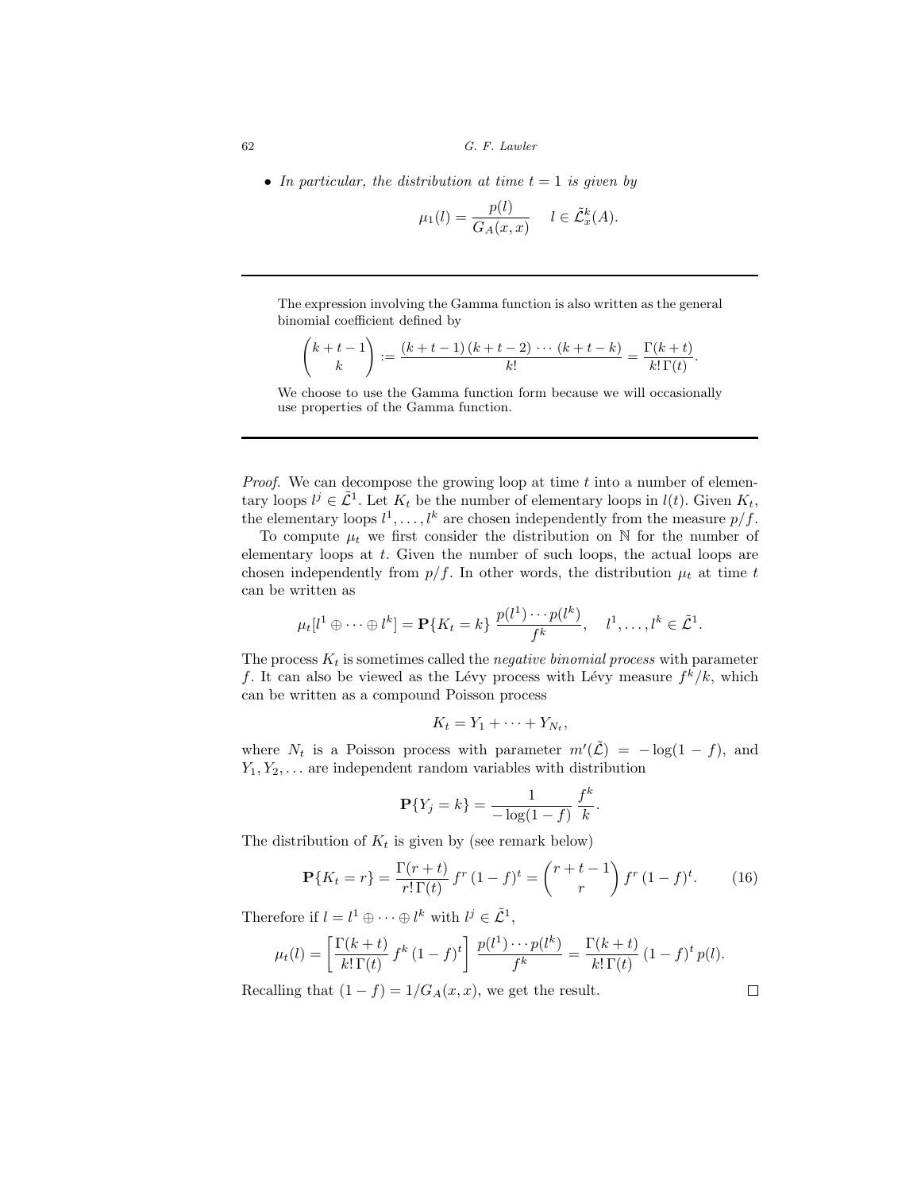- *In particular, the distribution at time $t = 1$ is given by*

$$\mu_1(l) = \frac{p(l)}{G_A(x,x)} \quad l \in \tilde{\mathcal{L}}^k_x(A).$$

---

The expression involving the Gamma function is also written as the general binomial coefficient defined by

$$\binom{k+t-1}{k} := \frac{(k+t-1)\,(k+t-2)\,\cdots\,(k+t-k)}{k!} = \frac{\Gamma(k+t)}{k!\,\Gamma(t)}.$$

We choose to use the Gamma function form because we will occasionally use properties of the Gamma function.

---

*Proof.* We can decompose the growing loop at time $t$ into a number of elementary loops $l^j \in \tilde{\mathcal{L}}^1$. Let $K_t$ be the number of elementary loops in $l(t)$. Given $K_t$, the elementary loops $l^1, \ldots, l^k$ are chosen independently from the measure $p/f$.

To compute $\mu_t$ we first consider the distribution on $\mathbb{N}$ for the number of elementary loops at $t$. Given the number of such loops, the actual loops are chosen independently from $p/f$. In other words, the distribution $\mu_t$ at time $t$ can be written as

$$\mu_t[l^1 \oplus \cdots \oplus l^k] = \mathbf{P}\{K_t = k\}\, \frac{p(l^1)\cdots p(l^k)}{f^k}, \quad l^1, \ldots, l^k \in \tilde{\mathcal{L}}^1.$$

The process $K_t$ is sometimes called the *negative binomial process* with parameter $f$. It can also be viewed as the Lévy process with Lévy measure $f^k/k$, which can be written as a compound Poisson process

$$K_t = Y_1 + \cdots + Y_{N_t},$$

where $N_t$ is a Poisson process with parameter $m'(\tilde{\mathcal{L}}) = -\log(1-f)$, and $Y_1, Y_2, \ldots$ are independent random variables with distribution

$$\mathbf{P}\{Y_j = k\} = \frac{1}{-\log(1-f)}\,\frac{f^k}{k}.$$

The distribution of $K_t$ is given by (see remark below)

$$\mathbf{P}\{K_t = r\} = \frac{\Gamma(r+t)}{r!\,\Gamma(t)}\, f^r\,(1-f)^t = \binom{r+t-1}{r} f^r\,(1-f)^t. \tag{16}$$

Therefore if $l = l^1 \oplus \cdots \oplus l^k$ with $l^j \in \tilde{\mathcal{L}}^1$,

$$\mu_t(l) = \left[\frac{\Gamma(k+t)}{k!\,\Gamma(t)}\, f^k\,(1-f)^t\right]\, \frac{p(l^1)\cdots p(l^k)}{f^k} = \frac{\Gamma(k+t)}{k!\,\Gamma(t)}\,(1-f)^t\,p(l).$$

Recalling that $(1-f) = 1/G_A(x,x)$, we get the result. $\square$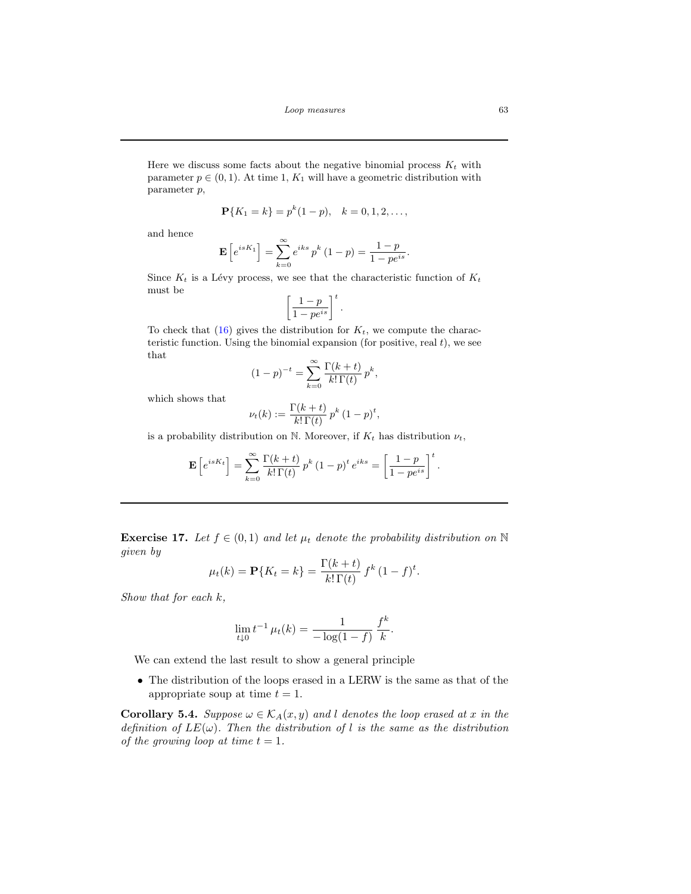---

Here we discuss some facts about the negative binomial process $K_t$ with parameter $p \in (0,1)$. At time 1, $K_1$ will have a geometric distribution with parameter $p$,

$$\mathbf{P}\{K_1 = k\} = p^k (1-p), \quad k = 0, 1, 2, \ldots,$$

and hence

$$\mathbf{E}\left[e^{isK_1}\right] = \sum_{k=0}^{\infty} e^{iks} \, p^k \, (1-p) = \frac{1-p}{1-pe^{is}}.$$

Since $K_t$ is a Lévy process, we see that the characteristic function of $K_t$ must be

$$\left[\frac{1-p}{1-pe^{is}}\right]^t.$$

To check that (16) gives the distribution for $K_t$, we compute the characteristic function. Using the binomial expansion (for positive, real $t$), we see that

$$(1-p)^{-t} = \sum_{k=0}^{\infty} \frac{\Gamma(k+t)}{k! \, \Gamma(t)} \, p^k,$$

which shows that

$$\nu_t(k) := \frac{\Gamma(k+t)}{k! \, \Gamma(t)} \, p^k \, (1-p)^t,$$

is a probability distribution on $\mathbb{N}$. Moreover, if $K_t$ has distribution $\nu_t$,

$$\mathbf{E}\left[e^{isK_t}\right] = \sum_{k=0}^{\infty} \frac{\Gamma(k+t)}{k! \, \Gamma(t)} \, p^k \, (1-p)^t \, e^{iks} = \left[\frac{1-p}{1-pe^{is}}\right]^t.$$

---

**Exercise 17.** *Let $f \in (0,1)$ and let $\mu_t$ denote the probability distribution on $\mathbb{N}$ given by*

$$\mu_t(k) = \mathbf{P}\{K_t = k\} = \frac{\Gamma(k+t)}{k! \, \Gamma(t)} \, f^k \, (1-f)^t.$$

*Show that for each $k$,*

$$\lim_{t \downarrow 0} t^{-1} \, \mu_t(k) = \frac{1}{-\log(1-f)} \, \frac{f^k}{k}.$$

We can extend the last result to show a general principle

- The distribution of the loops erased in a LERW is the same as that of the appropriate soup at time $t = 1$.

**Corollary 5.4.** *Suppose $\omega \in \mathcal{K}_A(x,y)$ and $l$ denotes the loop erased at $x$ in the definition of $LE(\omega)$. Then the distribution of $l$ is the same as the distribution of the growing loop at time $t = 1$.*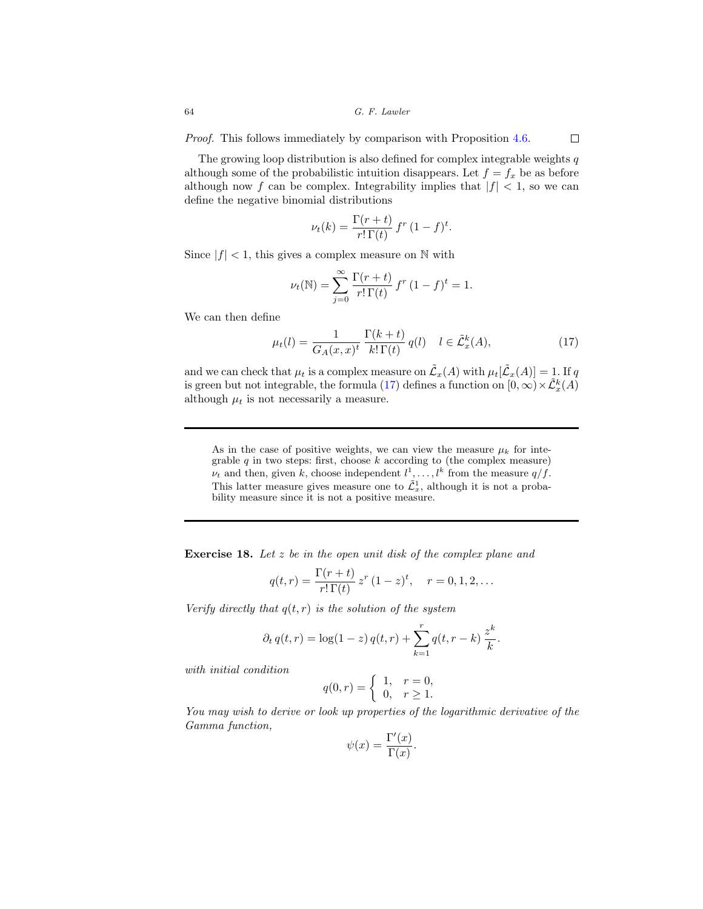*Proof.* This follows immediately by comparison with Proposition 4.6. $\square$

The growing loop distribution is also defined for complex integrable weights $q$ although some of the probabilistic intuition disappears. Let $f = f_x$ be as before although now $f$ can be complex. Integrability implies that $|f| < 1$, so we can define the negative binomial distributions

$$\nu_t(k) = \frac{\Gamma(r+t)}{r!\,\Gamma(t)}\, f^r\,(1-f)^t.$$

Since $|f| < 1$, this gives a complex measure on $\mathbb{N}$ with

$$\nu_t(\mathbb{N}) = \sum_{j=0}^{\infty} \frac{\Gamma(r+t)}{r!\,\Gamma(t)}\, f^r\,(1-f)^t = 1.$$

We can then define

$$\mu_t(l) = \frac{1}{G_A(x,x)^t}\,\frac{\Gamma(k+t)}{k!\,\Gamma(t)}\,q(l) \quad l \in \tilde{\mathcal{L}}_x^k(A), \tag{17}$$

and we can check that $\mu_t$ is a complex measure on $\tilde{\mathcal{L}}_x(A)$ with $\mu_t[\tilde{\mathcal{L}}_x(A)] = 1$. If $q$ is green but not integrable, the formula (17) defines a function on $[0,\infty)\times\tilde{\mathcal{L}}_x^k(A)$ although $\mu_t$ is not necessarily a measure.

---

> As in the case of positive weights, we can view the measure $\mu_k$ for integrable $q$ in two steps: first, choose $k$ according to (the complex measure) $\nu_t$ and then, given $k$, choose independent $l^1,\ldots,l^k$ from the measure $q/f$. This latter measure gives measure one to $\tilde{\mathcal{L}}_x^1$, although it is not a probability measure since it is not a positive measure.

---

**Exercise 18.** *Let $z$ be in the open unit disk of the complex plane and*

$$q(t,r) = \frac{\Gamma(r+t)}{r!\,\Gamma(t)}\, z^r\,(1-z)^t, \quad r = 0,1,2,\ldots$$

*Verify directly that $q(t,r)$ is the solution of the system*

$$\partial_t\, q(t,r) = \log(1-z)\,q(t,r) + \sum_{k=1}^{r} q(t,r-k)\,\frac{z^k}{k}.$$

*with initial condition*

$$q(0,r) = \begin{cases} 1, & r = 0, \\ 0, & r \geq 1. \end{cases}$$

*You may wish to derive or look up properties of the logarithmic derivative of the Gamma function,*

$$\psi(x) = \frac{\Gamma'(x)}{\Gamma(x)}.$$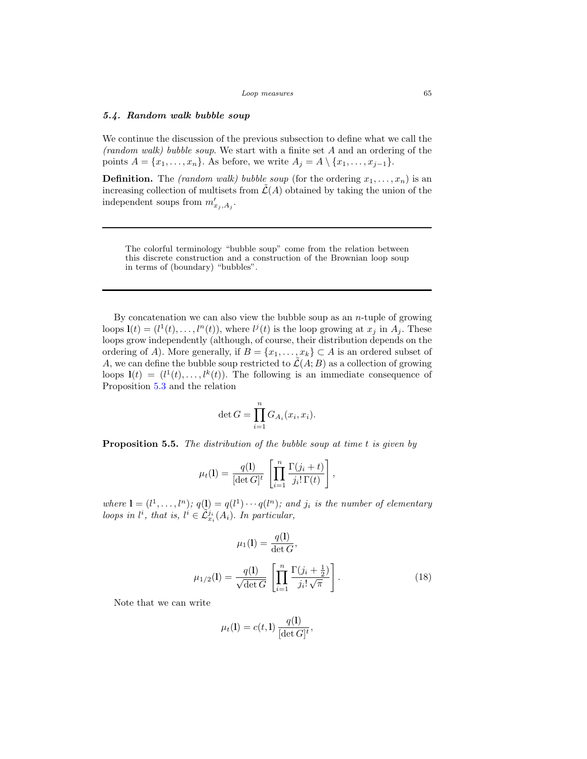### *5.4. Random walk bubble soup*

We continue the discussion of the previous subsection to define what we call the *(random walk) bubble soup*. We start with a finite set $A$ and an ordering of the points $A = \{x_1, \ldots, x_n\}$. As before, we write $A_j = A \setminus \{x_1, \ldots, x_{j-1}\}$.

**Definition.** The *(random walk) bubble soup* (for the ordering $x_1, \ldots, x_n$) is an increasing collection of multisets from $\tilde{\mathcal{L}}(A)$ obtained by taking the union of the independent soups from $m'_{x_j, A_j}$.

---

> The colorful terminology "bubble soup" come from the relation between this discrete construction and a construction of the Brownian loop soup in terms of (boundary) "bubbles".

---

By concatenation we can also view the bubble soup as an $n$-tuple of growing loops $\mathbf{l}(t) = (l^1(t), \ldots, l^n(t))$, where $l^j(t)$ is the loop growing at $x_j$ in $A_j$. These loops grow independently (although, of course, their distribution depends on the ordering of $A$). More generally, if $B = \{x_1, \ldots, x_k\} \subset A$ is an ordered subset of $A$, we can define the bubble soup restricted to $\tilde{\mathcal{L}}(A; B)$ as a collection of growing loops $\mathbf{l}(t) = (l^1(t), \ldots, l^k(t))$. The following is an immediate consequence of Proposition 5.3 and the relation

$$\det G = \prod_{i=1}^{n} G_{A_i}(x_i, x_i).$$

**Proposition 5.5.** *The distribution of the bubble soup at time $t$ is given by*

$$\mu_t(\mathbf{l}) = \frac{q(\mathbf{l})}{[\det G]^t} \left[ \prod_{i=1}^{n} \frac{\Gamma(j_i + t)}{j_i! \, \Gamma(t)} \right],$$

*where $\mathbf{l} = (l^1, \ldots, l^n)$; $q(\mathbf{l}) = q(l^1) \cdots q(l^n)$; and $j_i$ is the number of elementary loops in $l^i$, that is, $l^i \in \tilde{\mathcal{L}}^{j_i}_{x_i}(A_i)$. In particular,*

$$\mu_1(\mathbf{l}) = \frac{q(\mathbf{l})}{\det G},$$

$$\mu_{1/2}(\mathbf{l}) = \frac{q(\mathbf{l})}{\sqrt{\det G}} \left[ \prod_{i=1}^{n} \frac{\Gamma(j_i + \frac{1}{2})}{j_i! \, \sqrt{\pi}} \right]. \tag{18}$$

Note that we can write

$$\mu_t(\mathbf{l}) = c(t, \mathbf{l}) \, \frac{q(\mathbf{l})}{[\det G]^t},$$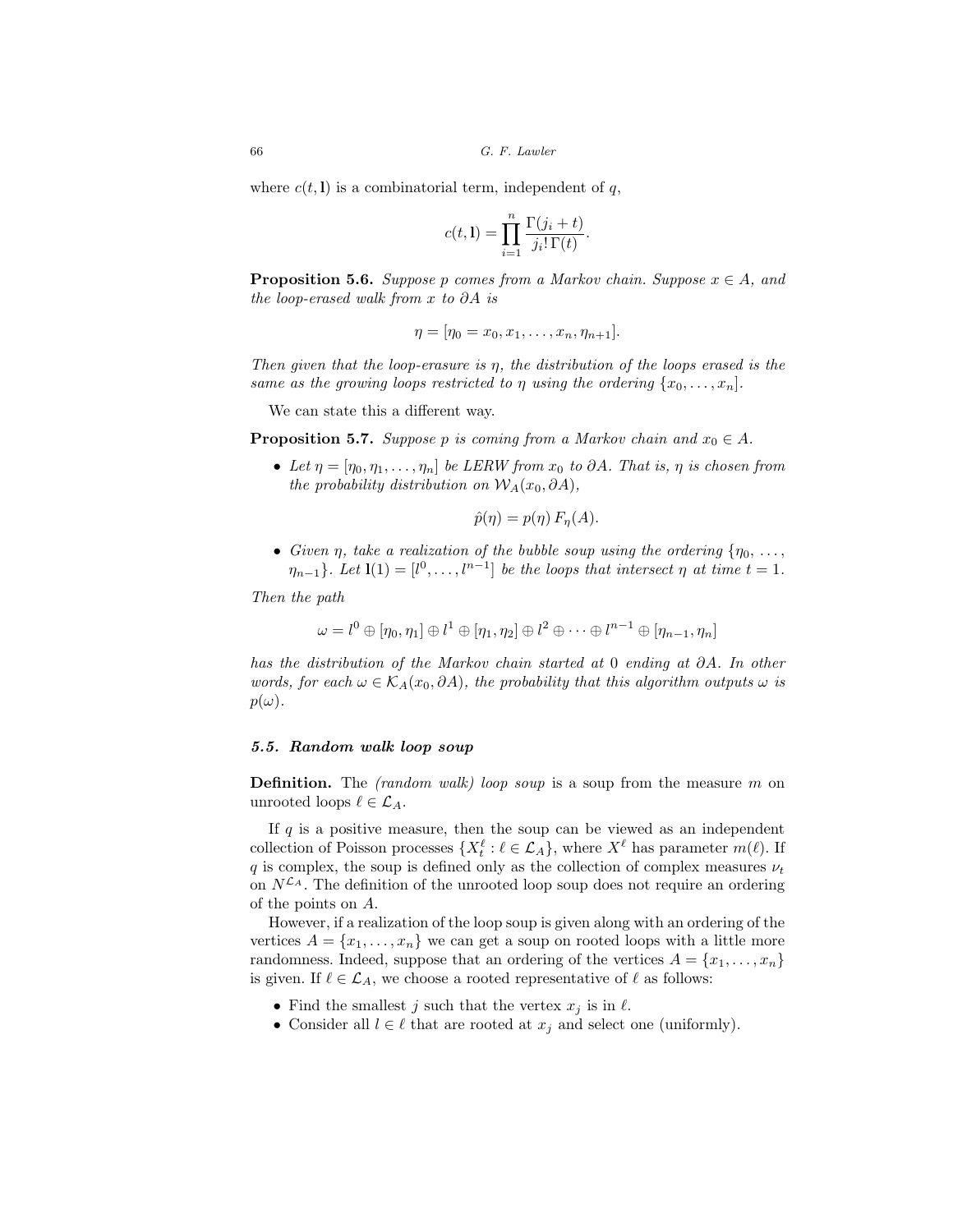where $c(t, \mathbf{l})$ is a combinatorial term, independent of $q$,

$$c(t, \mathbf{l}) = \prod_{i=1}^{n} \frac{\Gamma(j_i + t)}{j_i! \, \Gamma(t)}.$$

**Proposition 5.6.** *Suppose $p$ comes from a Markov chain. Suppose $x \in A$, and the loop-erased walk from $x$ to $\partial A$ is*

$$\eta = [\eta_0 = x_0, x_1, \ldots, x_n, \eta_{n+1}].$$

*Then given that the loop-erasure is $\eta$, the distribution of the loops erased is the same as the growing loops restricted to $\eta$ using the ordering $\{x_0, \ldots, x_n]$.*

We can state this a different way.

**Proposition 5.7.** *Suppose $p$ is coming from a Markov chain and $x_0 \in A$.*

- *Let $\eta = [\eta_0, \eta_1, \ldots, \eta_n]$ be LERW from $x_0$ to $\partial A$. That is, $\eta$ is chosen from the probability distribution on $\mathcal{W}_A(x_0, \partial A)$,*

$$\hat{p}(\eta) = p(\eta) \, F_\eta(A).$$

- *Given $\eta$, take a realization of the bubble soup using the ordering $\{\eta_0, \ldots, \eta_{n-1}\}$. Let $\mathbf{l}(1) = [l^0, \ldots, l^{n-1}]$ be the loops that intersect $\eta$ at time $t = 1$.*

*Then the path*

$$\omega = l^0 \oplus [\eta_0, \eta_1] \oplus l^1 \oplus [\eta_1, \eta_2] \oplus l^2 \oplus \cdots \oplus l^{n-1} \oplus [\eta_{n-1}, \eta_n]$$

*has the distribution of the Markov chain started at 0 ending at $\partial A$. In other words, for each $\omega \in \mathcal{K}_A(x_0, \partial A)$, the probability that this algorithm outputs $\omega$ is $p(\omega)$.*

### *5.5. Random walk loop soup*

**Definition.** The *(random walk) loop soup* is a soup from the measure $m$ on unrooted loops $\ell \in \mathcal{L}_A$.

If $q$ is a positive measure, then the soup can be viewed as an independent collection of Poisson processes $\{X_t^\ell : \ell \in \mathcal{L}_A\}$, where $X^\ell$ has parameter $m(\ell)$. If $q$ is complex, the soup is defined only as the collection of complex measures $\nu_t$ on $N^{\mathcal{L}_A}$. The definition of the unrooted loop soup does not require an ordering of the points on $A$.

However, if a realization of the loop soup is given along with an ordering of the vertices $A = \{x_1, \ldots, x_n\}$ we can get a soup on rooted loops with a little more randomness. Indeed, suppose that an ordering of the vertices $A = \{x_1, \ldots, x_n\}$ is given. If $\ell \in \mathcal{L}_A$, we choose a rooted representative of $\ell$ as follows:

- Find the smallest $j$ such that the vertex $x_j$ is in $\ell$.
- Consider all $l \in \ell$ that are rooted at $x_j$ and select one (uniformly).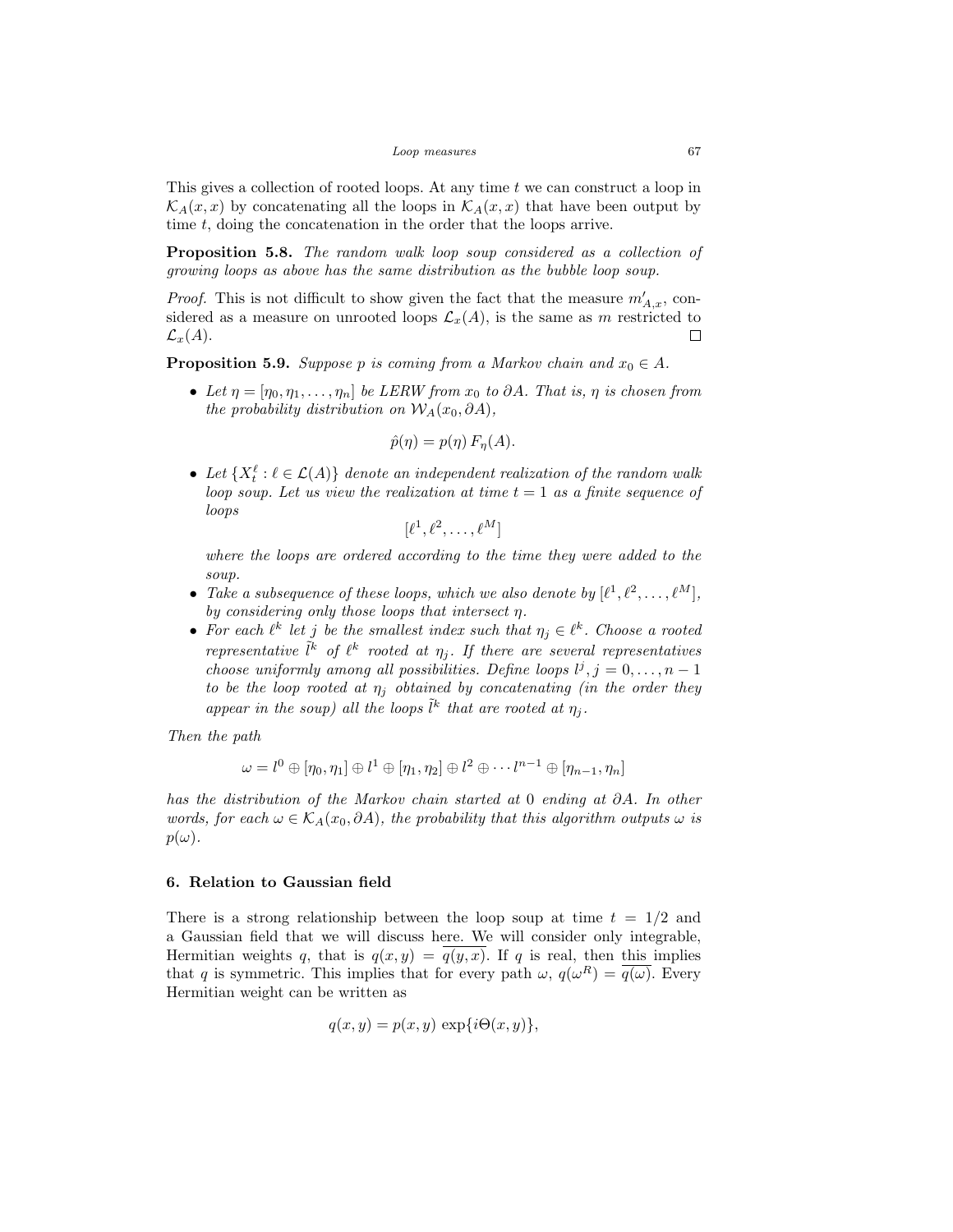This gives a collection of rooted loops. At any time $t$ we can construct a loop in $\mathcal{K}_A(x,x)$ by concatenating all the loops in $\mathcal{K}_A(x,x)$ that have been output by time $t$, doing the concatenation in the order that the loops arrive.

**Proposition 5.8.** *The random walk loop soup considered as a collection of growing loops as above has the same distribution as the bubble loop soup.*

*Proof.* This is not difficult to show given the fact that the measure $m'_{A,x}$, considered as a measure on unrooted loops $\mathcal{L}_x(A)$, is the same as $m$ restricted to $\mathcal{L}_x(A)$. $\square$

**Proposition 5.9.** *Suppose $p$ is coming from a Markov chain and $x_0 \in A$.*

- *Let $\eta = [\eta_0, \eta_1, \ldots, \eta_n]$ be LERW from $x_0$ to $\partial A$. That is, $\eta$ is chosen from the probability distribution on $\mathcal{W}_A(x_0, \partial A)$,*

$$\hat{p}(\eta) = p(\eta)\, F_\eta(A).$$

- *Let $\{X_t^\ell : \ell \in \mathcal{L}(A)\}$ denote an independent realization of the random walk loop soup. Let us view the realization at time $t = 1$ as a finite sequence of loops*

$$[\ell^1, \ell^2, \ldots, \ell^M]$$

  *where the loops are ordered according to the time they were added to the soup.*
- *Take a subsequence of these loops, which we also denote by $[\ell^1, \ell^2, \ldots, \ell^M]$, by considering only those loops that intersect $\eta$.*
- *For each $\ell^k$ let $j$ be the smallest index such that $\eta_j \in \ell^k$. Choose a rooted representative $\tilde{l}^k$ of $\ell^k$ rooted at $\eta_j$. If there are several representatives choose uniformly among all possibilities. Define loops $l^j, j = 0, \ldots, n-1$ to be the loop rooted at $\eta_j$ obtained by concatenating (in the order they appear in the soup) all the loops $\tilde{l}^k$ that are rooted at $\eta_j$.*

*Then the path*

$$\omega = l^0 \oplus [\eta_0, \eta_1] \oplus l^1 \oplus [\eta_1, \eta_2] \oplus l^2 \oplus \cdots l^{n-1} \oplus [\eta_{n-1}, \eta_n]$$

*has the distribution of the Markov chain started at 0 ending at $\partial A$. In other words, for each $\omega \in \mathcal{K}_A(x_0, \partial A)$, the probability that this algorithm outputs $\omega$ is $p(\omega)$.*

## 6. Relation to Gaussian field

There is a strong relationship between the loop soup at time $t = 1/2$ and a Gaussian field that we will discuss here. We will consider only integrable, Hermitian weights $q$, that is $q(x,y) = \overline{q(y,x)}$. If $q$ is real, then this implies that $q$ is symmetric. This implies that for every path $\omega$, $q(\omega^R) = \overline{q(\omega)}$. Every Hermitian weight can be written as

$$q(x,y) = p(x,y)\, \exp\{i\Theta(x,y)\},$$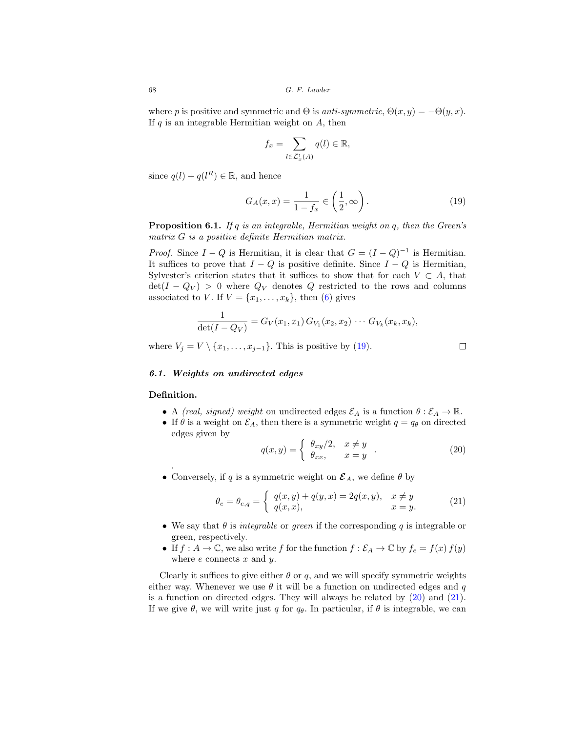where $p$ is positive and symmetric and $\Theta$ is *anti-symmetric*, $\Theta(x,y) = -\Theta(y,x)$. If $q$ is an integrable Hermitian weight on $A$, then

$$f_x = \sum_{l \in \tilde{\mathcal{L}}_x^1(A)} q(l) \in \mathbb{R},$$

since $q(l) + q(l^R) \in \mathbb{R}$, and hence

$$G_A(x,x) = \frac{1}{1 - f_x} \in \left( \frac{1}{2}, \infty \right). \tag{19}$$

**Proposition 6.1.** *If $q$ is an integrable, Hermitian weight on $q$, then the Green's matrix $G$ is a positive definite Hermitian matrix.*

*Proof.* Since $I - Q$ is Hermitian, it is clear that $G = (I - Q)^{-1}$ is Hermitian. It suffices to prove that $I - Q$ is positive definite. Since $I - Q$ is Hermitian, Sylvester's criterion states that it suffices to show that for each $V \subset A$, that $\det(I - Q_V) > 0$ where $Q_V$ denotes $Q$ restricted to the rows and columns associated to $V$. If $V = \{x_1, \ldots, x_k\}$, then (6) gives

$$\frac{1}{\det(I - Q_V)} = G_V(x_1, x_1)\, G_{V_1}(x_2, x_2) \cdots G_{V_k}(x_k, x_k),$$

where $V_j = V \setminus \{x_1, \ldots, x_{j-1}\}$. This is positive by (19). $\square$

### *6.1. Weights on undirected edges*

**Definition.**

- A *(real, signed) weight* on undirected edges $\mathcal{E}_A$ is a function $\theta : \mathcal{E}_A \to \mathbb{R}$.
- If $\theta$ is a weight on $\mathcal{E}_A$, then there is a symmetric weight $q = q_\theta$ on directed edges given by
$$q(x,y) = \begin{cases} \theta_{xy}/2, & x \neq y \\ \theta_{xx}, & x = y \end{cases}. \tag{20}$$
.
- Conversely, if $q$ is a symmetric weight on $\boldsymbol{\mathcal{E}}_A$, we define $\theta$ by
$$\theta_e = \theta_{e,q} = \begin{cases} q(x,y) + q(y,x) = 2q(x,y), & x \neq y \\ q(x,x), & x = y. \end{cases} \tag{21}$$
- We say that $\theta$ is *integrable* or *green* if the corresponding $q$ is integrable or green, respectively.
- If $f : A \to \mathbb{C}$, we also write $f$ for the function $f : \mathcal{E}_A \to \mathbb{C}$ by $f_e = f(x)\, f(y)$ where $e$ connects $x$ and $y$.

Clearly it suffices to give either $\theta$ or $q$, and we will specify symmetric weights either way. Whenever we use $\theta$ it will be a function on undirected edges and $q$ is a function on directed edges. They will always be related by (20) and (21). If we give $\theta$, we will write just $q$ for $q_\theta$. In particular, if $\theta$ is integrable, we can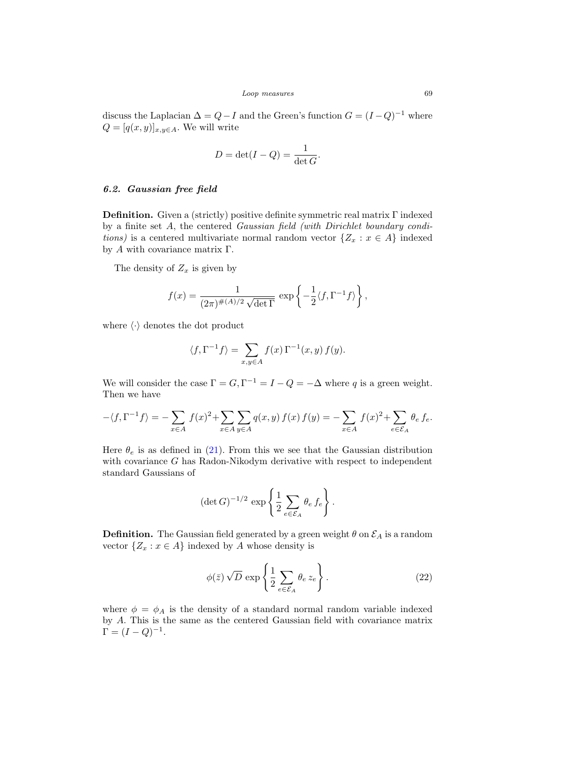discuss the Laplacian $\Delta = Q - I$ and the Green's function $G = (I - Q)^{-1}$ where $Q = [q(x,y)]_{x,y \in A}$. We will write

$$D = \det(I - Q) = \frac{1}{\det G}.$$

### 6.2. Gaussian free field

**Definition.** Given a (strictly) positive definite symmetric real matrix $\Gamma$ indexed by a finite set $A$, the centered *Gaussian field (with Dirichlet boundary conditions)* is a centered multivariate normal random vector $\{Z_x : x \in A\}$ indexed by $A$ with covariance matrix $\Gamma$.

The density of $Z_x$ is given by

$$f(x) = \frac{1}{(2\pi)^{\#(A)/2}\sqrt{\det \Gamma}} \exp\left\{ -\frac{1}{2} \langle f, \Gamma^{-1} f \rangle \right\},$$

where $\langle \cdot \rangle$ denotes the dot product

$$\langle f, \Gamma^{-1} f \rangle = \sum_{x,y \in A} f(x)\, \Gamma^{-1}(x,y)\, f(y).$$

We will consider the case $\Gamma = G, \Gamma^{-1} = I - Q = -\Delta$ where $q$ is a green weight. Then we have

$$-\langle f, \Gamma^{-1} f \rangle = -\sum_{x \in A} f(x)^2 + \sum_{x \in A} \sum_{y \in A} q(x,y)\, f(x)\, f(y) = -\sum_{x \in A} f(x)^2 + \sum_{e \in \mathcal{E}_A} \theta_e\, f_e.$$

Here $\theta_e$ is as defined in (21). From this we see that the Gaussian distribution with covariance $G$ has Radon-Nikodym derivative with respect to independent standard Gaussians of

$$(\det G)^{-1/2} \exp\left\{ \frac{1}{2} \sum_{e \in \mathcal{E}_A} \theta_e\, f_e \right\}.$$

**Definition.** The Gaussian field generated by a green weight $\theta$ on $\mathcal{E}_A$ is a random vector $\{Z_x : x \in A\}$ indexed by $A$ whose density is

$$\phi(\bar{z})\, \sqrt{D}\, \exp\left\{ \frac{1}{2} \sum_{e \in \mathcal{E}_A} \theta_e\, z_e \right\}. \tag{22}$$

where $\phi = \phi_A$ is the density of a standard normal random variable indexed by $A$. This is the same as the centered Gaussian field with covariance matrix $\Gamma = (I - Q)^{-1}$.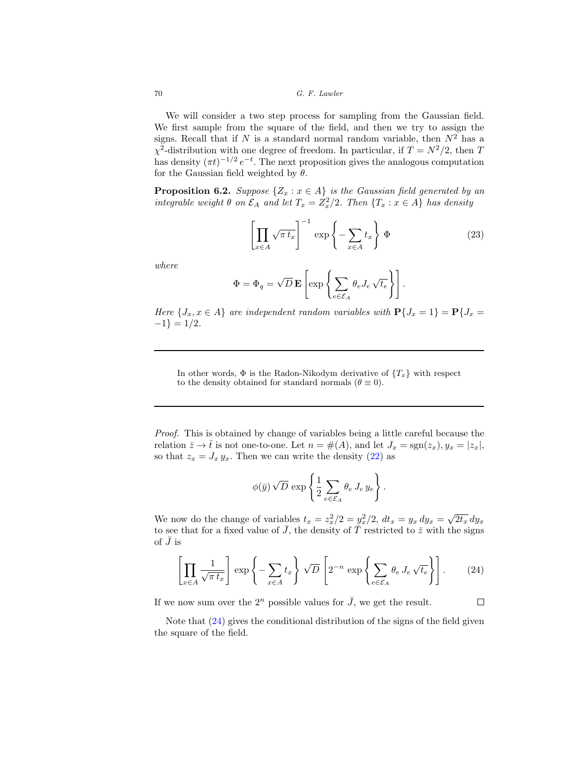We will consider a two step process for sampling from the Gaussian field. We first sample from the square of the field, and then we try to assign the signs. Recall that if $N$ is a standard normal random variable, then $N^2$ has a $\chi^2$-distribution with one degree of freedom. In particular, if $T = N^2/2$, then $T$ has density $(\pi t)^{-1/2}\, e^{-t}$. The next proposition gives the analogous computation for the Gaussian field weighted by $\theta$.

**Proposition 6.2.** *Suppose $\{Z_x : x \in A\}$ is the Gaussian field generated by an integrable weight $\theta$ on $\mathcal{E}_A$ and let $T_x = Z_x^2/2$. Then $\{T_x : x \in A\}$ has density*

$$\left[\prod_{x\in A} \sqrt{\pi\, t_x}\right]^{-1} \exp\left\{-\sum_{x\in A} t_x\right\} \Phi \tag{23}$$

*where*

$$\Phi = \Phi_q = \sqrt{D}\, \mathbf{E}\left[\exp\left\{\sum_{e\in\mathcal{E}_A} \theta_e J_e \sqrt{t_e}\right\}\right].$$

*Here $\{J_x, x \in A\}$ are independent random variables with $\mathbf{P}\{J_x = 1\} = \mathbf{P}\{J_x = -1\} = 1/2$.*

---

In other words, $\Phi$ is the Radon-Nikodym derivative of $\{T_x\}$ with respect to the density obtained for standard normals ($\theta \equiv 0$).

---

*Proof.* This is obtained by change of variables being a little careful because the relation $\bar{z} \to \bar{t}$ is not one-to-one. Let $n = \#(A)$, and let $J_x = \mathrm{sgn}(z_x), y_x = |z_x|$, so that $z_x = J_x\, y_x$. Then we can write the density (22) as

$$\phi(\bar{y})\, \sqrt{D}\, \exp\left\{\frac{1}{2}\sum_{e\in\mathcal{E}_A} \theta_e\, J_e\, y_e\right\}.$$

We now do the change of variables $t_x = z_x^2/2 = y_x^2/2$, $dt_x = y_x\, dy_x = \sqrt{2t_x}\, dy_x$ to see that for a fixed value of $\bar{J}$, the density of $\bar{T}$ restricted to $\bar{z}$ with the signs of $\bar{J}$ is

$$\left[\prod_{x\in A} \frac{1}{\sqrt{\pi\, t_x}}\right] \exp\left\{-\sum_{x\in A} t_x\right\} \sqrt{D}\left[2^{-n} \exp\left\{\sum_{e\in\mathcal{E}_A} \theta_e\, J_e\, \sqrt{t_e}\right\}\right]. \tag{24}$$

If we now sum over the $2^n$ possible values for $\bar{J}$, we get the result. $\square$

Note that (24) gives the conditional distribution of the signs of the field given the square of the field.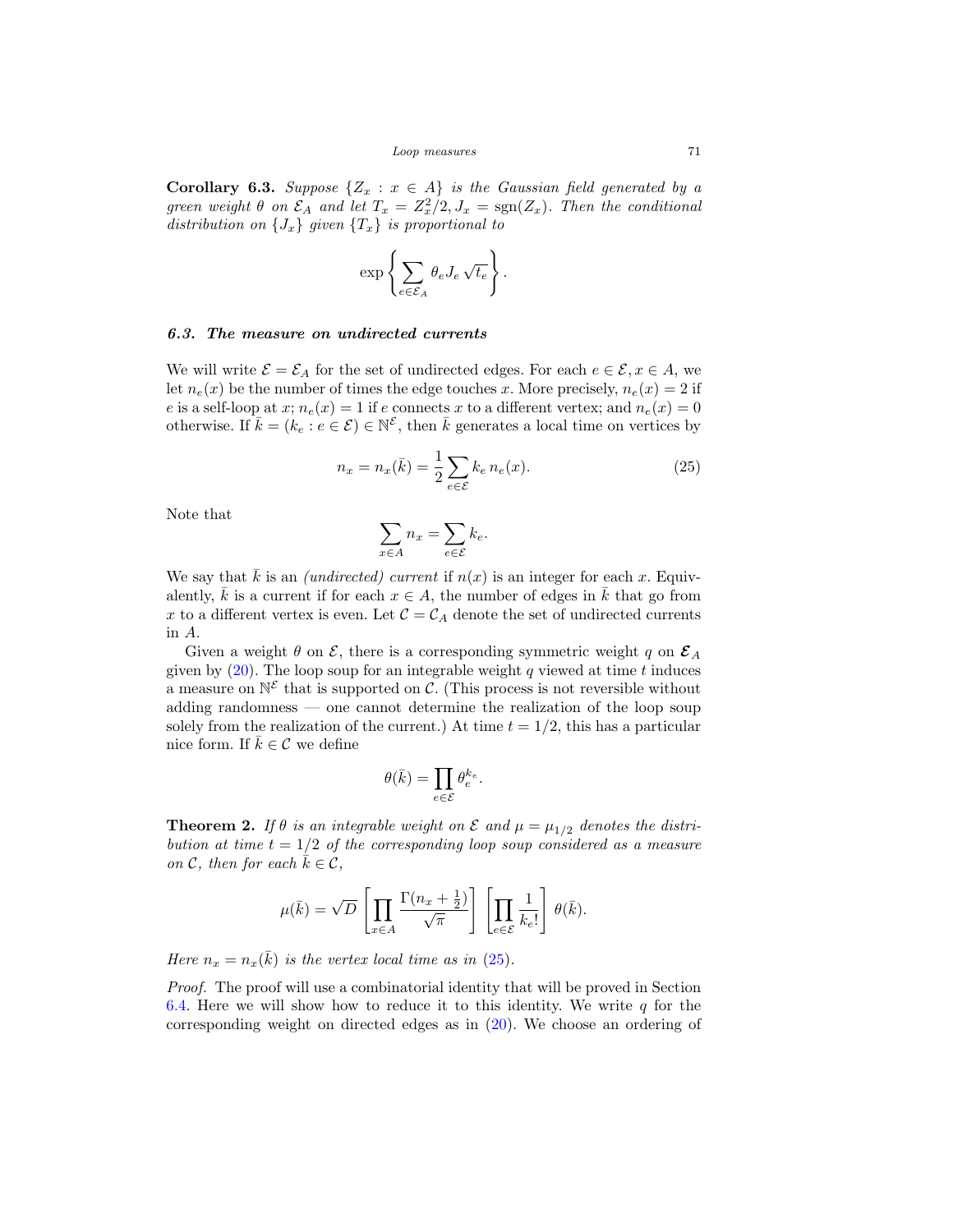**Corollary 6.3.** *Suppose $\{Z_x : x \in A\}$ is the Gaussian field generated by a green weight $\theta$ on $\mathcal{E}_A$ and let $T_x = Z_x^2/2, J_x = \mathrm{sgn}(Z_x)$. Then the conditional distribution on $\{J_x\}$ given $\{T_x\}$ is proportional to*

$$\exp\left\{ \sum_{e \in \mathcal{E}_A} \theta_e J_e \sqrt{t_e} \right\}.$$

### *6.3. The measure on undirected currents*

We will write $\mathcal{E} = \mathcal{E}_A$ for the set of undirected edges. For each $e \in \mathcal{E}, x \in A$, we let $n_e(x)$ be the number of times the edge touches $x$. More precisely, $n_e(x) = 2$ if $e$ is a self-loop at $x$; $n_e(x) = 1$ if $e$ connects $x$ to a different vertex; and $n_e(x) = 0$ otherwise. If $\bar{k} = (k_e : e \in \mathcal{E}) \in \mathbb{N}^{\mathcal{E}}$, then $\bar{k}$ generates a local time on vertices by

$$n_x = n_x(\bar{k}) = \frac{1}{2} \sum_{e \in \mathcal{E}} k_e \, n_e(x). \tag{25}$$

Note that

$$\sum_{x \in A} n_x = \sum_{e \in \mathcal{E}} k_e.$$

We say that $\bar{k}$ is an *(undirected) current* if $n(x)$ is an integer for each $x$. Equivalently, $\bar{k}$ is a current if for each $x \in A$, the number of edges in $\bar{k}$ that go from $x$ to a different vertex is even. Let $\mathcal{C} = \mathcal{C}_A$ denote the set of undirected currents in $A$.

Given a weight $\theta$ on $\mathcal{E}$, there is a corresponding symmetric weight $q$ on $\boldsymbol{\mathcal{E}}_A$ given by (20). The loop soup for an integrable weight $q$ viewed at time $t$ induces a measure on $\mathbb{N}^{\mathcal{E}}$ that is supported on $\mathcal{C}$. (This process is not reversible without adding randomness — one cannot determine the realization of the loop soup solely from the realization of the current.) At time $t = 1/2$, this has a particular nice form. If $\bar{k} \in \mathcal{C}$ we define

$$\theta(\bar{k}) = \prod_{e \in \mathcal{E}} \theta_e^{k_e}.$$

**Theorem 2.** *If $\theta$ is an integrable weight on $\mathcal{E}$ and $\mu = \mu_{1/2}$ denotes the distribution at time $t = 1/2$ of the corresponding loop soup considered as a measure on $\mathcal{C}$, then for each $\bar{k} \in \mathcal{C}$,*

$$\mu(\bar{k}) = \sqrt{D} \left[ \prod_{x \in A} \frac{\Gamma(n_x + \frac{1}{2})}{\sqrt{\pi}} \right] \left[ \prod_{e \in \mathcal{E}} \frac{1}{k_e!} \right] \theta(\bar{k}).$$

*Here $n_x = n_x(\bar{k})$ is the vertex local time as in (25).*

*Proof.* The proof will use a combinatorial identity that will be proved in Section 6.4. Here we will show how to reduce it to this identity. We write $q$ for the corresponding weight on directed edges as in (20). We choose an ordering of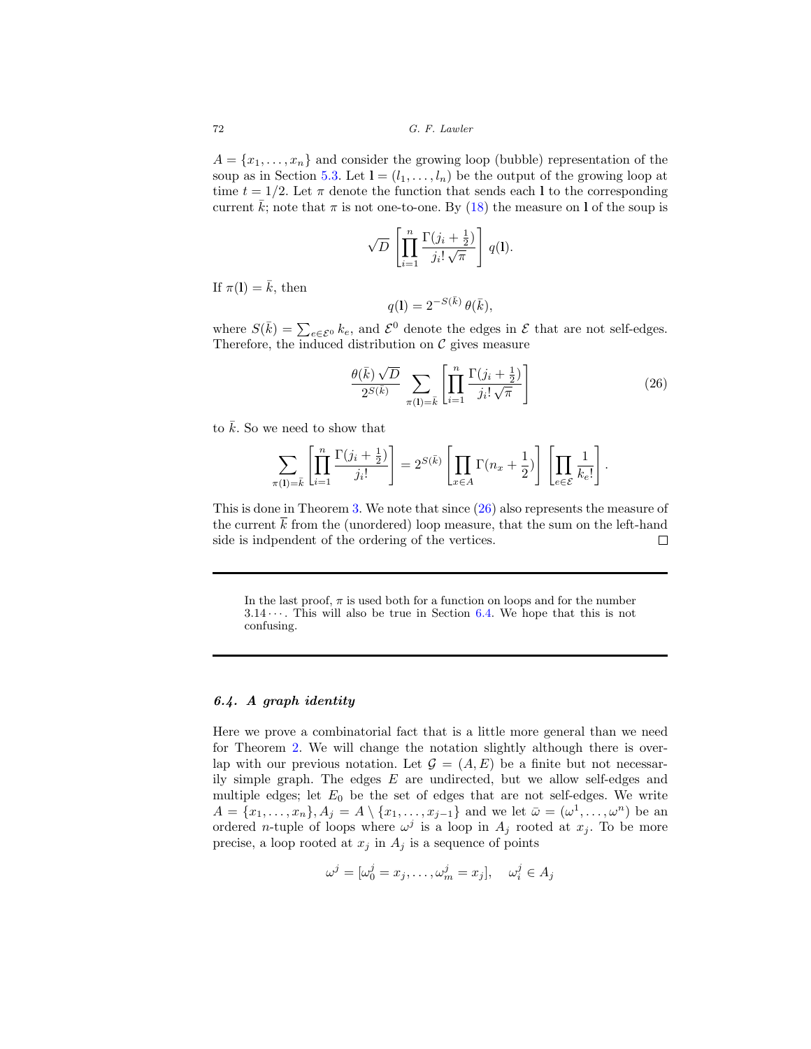$A = \{x_1, \ldots, x_n\}$ and consider the growing loop (bubble) representation of the soup as in Section 5.3. Let $\mathbf{l} = (l_1, \ldots, l_n)$ be the output of the growing loop at time $t = 1/2$. Let $\pi$ denote the function that sends each $\mathbf{l}$ to the corresponding current $\bar{k}$; note that $\pi$ is not one-to-one. By (18) the measure on $\mathbf{l}$ of the soup is

$$\sqrt{D} \left[ \prod_{i=1}^{n} \frac{\Gamma(j_i + \frac{1}{2})}{j_i! \, \sqrt{\pi}} \right] q(\mathbf{l}).$$

If $\pi(\mathbf{l}) = \bar{k}$, then

$$q(\mathbf{l}) = 2^{-S(\bar{k})} \, \theta(\bar{k}),$$

where $S(\bar{k}) = \sum_{e \in \mathcal{E}^0} k_e$, and $\mathcal{E}^0$ denote the edges in $\mathcal{E}$ that are not self-edges. Therefore, the induced distribution on $\mathcal{C}$ gives measure

$$\frac{\theta(\bar{k}) \, \sqrt{D}}{2^{S(\bar{k})}} \sum_{\pi(\mathbf{l}) = \bar{k}} \left[ \prod_{i=1}^{n} \frac{\Gamma(j_i + \frac{1}{2})}{j_i! \, \sqrt{\pi}} \right] \tag{26}$$

to $\bar{k}$. So we need to show that

$$\sum_{\pi(\mathbf{l}) = \bar{k}} \left[ \prod_{i=1}^{n} \frac{\Gamma(j_i + \frac{1}{2})}{j_i!} \right] = 2^{S(\bar{k})} \left[ \prod_{x \in A} \Gamma(n_x + \frac{1}{2}) \right] \left[ \prod_{e \in \mathcal{E}} \frac{1}{k_e!} \right].$$

This is done in Theorem 3. We note that since (26) also represents the measure of the current $\overline{k}$ from the (unordered) loop measure, that the sum on the left-hand side is indpendent of the ordering of the vertices. $\square$

---

In the last proof, $\pi$ is used both for a function on loops and for the number $3.14\cdots$. This will also be true in Section 6.4. We hope that this is not confusing.

---

### 6.4. A graph identity

Here we prove a combinatorial fact that is a little more general than we need for Theorem 2. We will change the notation slightly although there is overlap with our previous notation. Let $\mathcal{G} = (A, E)$ be a finite but not necessarily simple graph. The edges $E$ are undirected, but we allow self-edges and multiple edges; let $E_0$ be the set of edges that are not self-edges. We write $A = \{x_1, \ldots, x_n\}, A_j = A \setminus \{x_1, \ldots, x_{j-1}\}$ and we let $\bar{\omega} = (\omega^1, \ldots, \omega^n)$ be an ordered $n$-tuple of loops where $\omega^j$ is a loop in $A_j$ rooted at $x_j$. To be more precise, a loop rooted at $x_j$ in $A_j$ is a sequence of points

$$\omega^j = [\omega_0^j = x_j, \ldots, \omega_m^j = x_j], \quad \omega_i^j \in A_j$$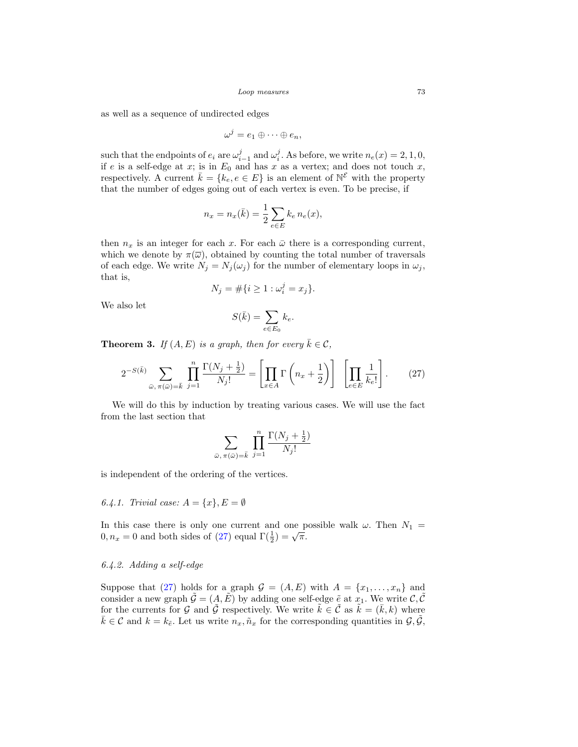as well as a sequence of undirected edges

$$\omega^j = e_1 \oplus \cdots \oplus e_n,$$

such that the endpoints of $e_i$ are $\omega^j_{i-1}$ and $\omega^j_i$. As before, we write $n_e(x) = 2, 1, 0,$ if $e$ is a self-edge at $x$; is in $E_0$ and has $x$ as a vertex; and does not touch $x$, respectively. A current $\bar{k} = \{k_e, e \in E\}$ is an element of $\mathbb{N}^{\mathcal{E}}$ with the property that the number of edges going out of each vertex is even. To be precise, if

$$n_x = n_x(\bar{k}) = \frac{1}{2} \sum_{e \in E} k_e \, n_e(x),$$

then $n_x$ is an integer for each $x$. For each $\bar{\omega}$ there is a corresponding current, which we denote by $\pi(\overline{\omega})$, obtained by counting the total number of traversals of each edge. We write $N_j = N_j(\omega_j)$ for the number of elementary loops in $\omega_j$, that is,

$$N_j = \#\{i \geq 1 : \omega^j_i = x_j\}.$$

We also let

$$S(\bar{k}) = \sum_{e \in E_0} k_e.$$

**Theorem 3.** *If $(A, E)$ is a graph, then for every $\bar{k} \in \mathcal{C}$,*

$$2^{-S(\bar{k})} \sum_{\bar{\omega}, \, \pi(\bar{\omega}) = \bar{k}} \prod_{j=1}^{n} \frac{\Gamma(N_j + \frac{1}{2})}{N_j!} = \left[ \prod_{x \in A} \Gamma\left(n_x + \frac{1}{2}\right) \right] \; \left[ \prod_{e \in E} \frac{1}{k_e!} \right]. \tag{27}$$

We will do this by induction by treating various cases. We will use the fact from the last section that

$$\sum_{\bar{\omega}, \, \pi(\bar{\omega}) = \bar{k}} \prod_{j=1}^{n} \frac{\Gamma(N_j + \frac{1}{2})}{N_j!}$$

is independent of the ordering of the vertices.

*6.4.1. Trivial case: $A = \{x\}, E = \emptyset$*

In this case there is only one current and one possible walk $\omega$. Then $N_1 = 0, n_x = 0$ and both sides of (27) equal $\Gamma(\frac{1}{2}) = \sqrt{\pi}$.

*6.4.2. Adding a self-edge*

Suppose that (27) holds for a graph $\mathcal{G} = (A, E)$ with $A = \{x_1, \ldots, x_n\}$ and consider a new graph $\tilde{\mathcal{G}} = (A, \tilde{E})$ by adding one self-edge $\tilde{e}$ at $x_1$. We write $\mathcal{C}, \tilde{\mathcal{C}}$ for the currents for $\mathcal{G}$ and $\tilde{\mathcal{G}}$ respectively. We write $\tilde{k} \in \tilde{\mathcal{C}}$ as $\tilde{k} = (\bar{k}, k)$ where $\bar{k} \in \mathcal{C}$ and $k = k_{\tilde{e}}$. Let us write $n_x, \tilde{n}_x$ for the corresponding quantities in $\mathcal{G}, \tilde{\mathcal{G}}$,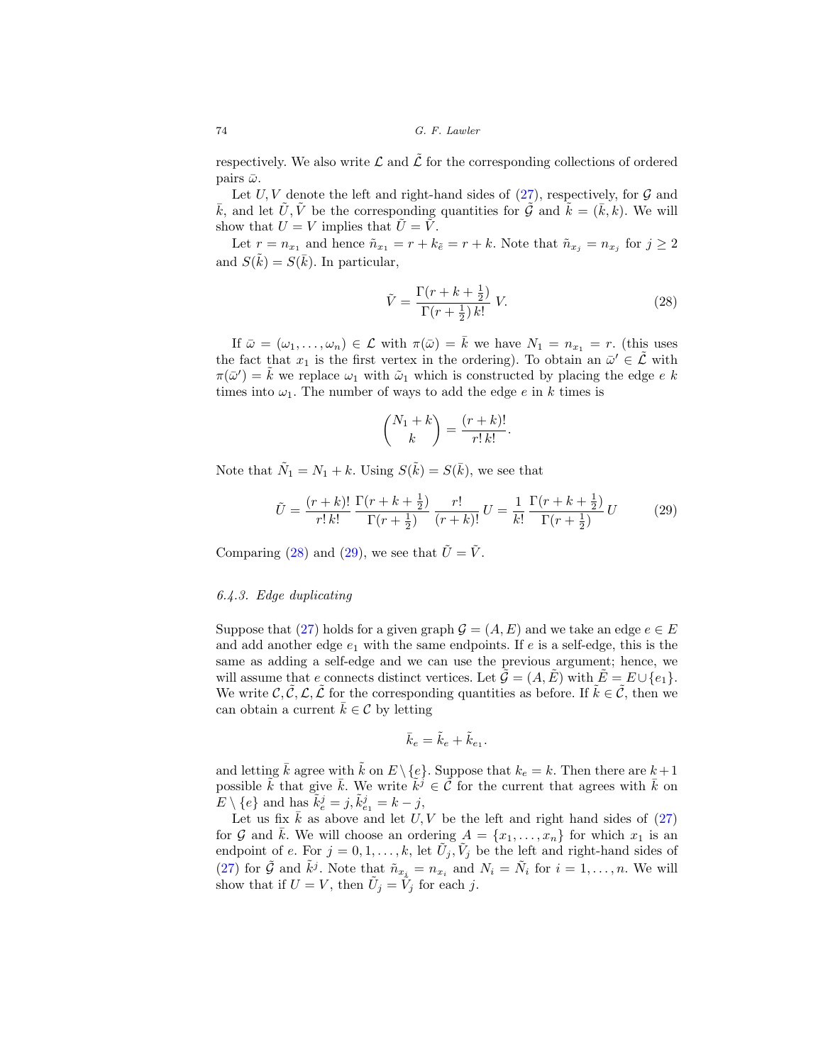respectively. We also write $\mathcal{L}$ and $\tilde{\mathcal{L}}$ for the corresponding collections of ordered pairs $\bar{\omega}$.

Let $U, V$ denote the left and right-hand sides of (27), respectively, for $\mathcal{G}$ and $\bar{k}$, and let $\tilde{U}, \tilde{V}$ be the corresponding quantities for $\tilde{\mathcal{G}}$ and $\tilde{k} = (\bar{k}, k)$. We will show that $U = V$ implies that $\tilde{U} = \tilde{V}$.

Let $r = n_{x_1}$ and hence $\tilde{n}_{x_1} = r + k_{\tilde{e}} = r + k$. Note that $\tilde{n}_{x_j} = n_{x_j}$ for $j \geq 2$ and $S(\tilde{k}) = S(\bar{k})$. In particular,

$$\tilde{V} = \frac{\Gamma(r + k + \frac{1}{2})}{\Gamma(r + \frac{1}{2})\, k!}\, V. \tag{28}$$

If $\bar{\omega} = (\omega_1, \ldots, \omega_n) \in \mathcal{L}$ with $\pi(\bar{\omega}) = \bar{k}$ we have $N_1 = n_{x_1} = r$. (this uses the fact that $x_1$ is the first vertex in the ordering). To obtain an $\bar{\omega}' \in \tilde{\mathcal{L}}$ with $\pi(\bar{\omega}') = \tilde{k}$ we replace $\omega_1$ with $\tilde{\omega}_1$ which is constructed by placing the edge $e$ $k$ times into $\omega_1$. The number of ways to add the edge $e$ in $k$ times is

$$\binom{N_1 + k}{k} = \frac{(r+k)!}{r!\, k!}.$$

Note that $\tilde{N}_1 = N_1 + k$. Using $S(\tilde{k}) = S(\bar{k})$, we see that

$$\tilde{U} = \frac{(r+k)!}{r!\, k!}\, \frac{\Gamma(r + k + \frac{1}{2})}{\Gamma(r + \frac{1}{2})}\, \frac{r!}{(r+k)!}\, U = \frac{1}{k!}\, \frac{\Gamma(r + k + \frac{1}{2})}{\Gamma(r + \frac{1}{2})}\, U \tag{29}$$

Comparing (28) and (29), we see that $\tilde{U} = \tilde{V}$.

#### 6.4.3. Edge duplicating

Suppose that (27) holds for a given graph $\mathcal{G} = (A, E)$ and we take an edge $e \in E$ and add another edge $e_1$ with the same endpoints. If $e$ is a self-edge, this is the same as adding a self-edge and we can use the previous argument; hence, we will assume that $e$ connects distinct vertices. Let $\tilde{\mathcal{G}} = (A, \tilde{E})$ with $\tilde{E} = E \cup \{e_1\}$. We write $\mathcal{C}, \tilde{\mathcal{C}}, \mathcal{L}, \tilde{\mathcal{L}}$ for the corresponding quantities as before. If $\tilde{k} \in \tilde{\mathcal{C}}$, then we can obtain a current $\bar{k} \in \mathcal{C}$ by letting

$$\bar{k}_e = \tilde{k}_e + \tilde{k}_{e_1}.$$

and letting $\bar{k}$ agree with $\tilde{k}$ on $E \setminus \{e\}$. Suppose that $k_e = k$. Then there are $k+1$ possible $\tilde{k}$ that give $\bar{k}$. We write $\tilde{k}^j \in \tilde{\mathcal{C}}$ for the current that agrees with $\bar{k}$ on $E \setminus \{e\}$ and has $\tilde{k}^j_e = j, \tilde{k}^j_{e_1} = k - j$,

Let us fix $\bar{k}$ as above and let $U, V$ be the left and right hand sides of (27) for $\mathcal{G}$ and $\bar{k}$. We will choose an ordering $A = \{x_1, \ldots, x_n\}$ for which $x_1$ is an endpoint of $e$. For $j = 0, 1, \ldots, k$, let $\tilde{U}_j, \tilde{V}_j$ be the left and right-hand sides of (27) for $\tilde{\mathcal{G}}$ and $\tilde{k}^j$. Note that $\tilde{n}_{x_i} = n_{x_i}$ and $N_i = \tilde{N}_i$ for $i = 1, \ldots, n$. We will show that if $U = V$, then $\tilde{U}_j = \tilde{V}_j$ for each $j$.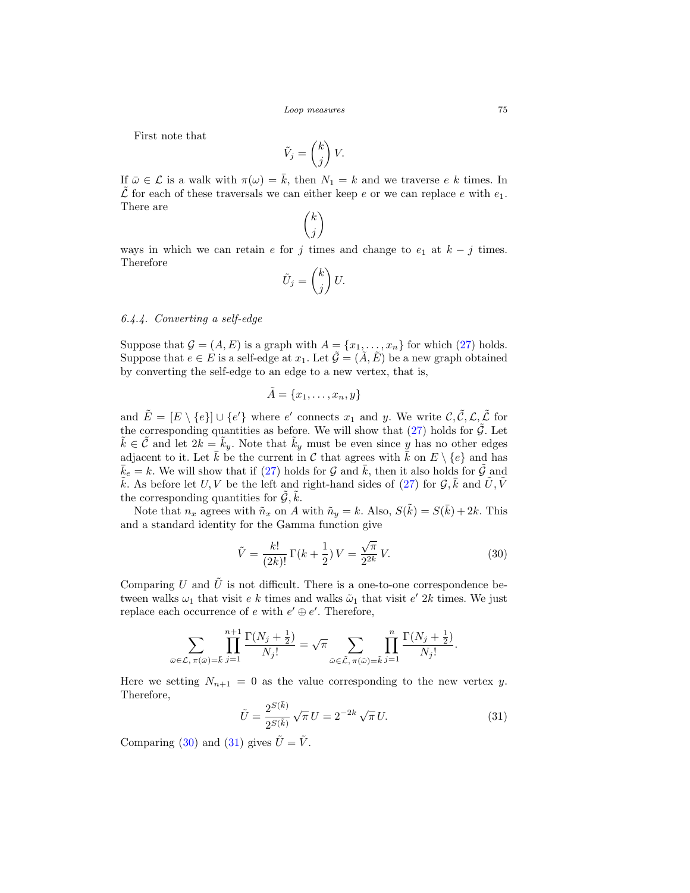First note that

$$\tilde{V}_j = \binom{k}{j} V.$$

If $\bar{\omega} \in \mathcal{L}$ is a walk with $\pi(\omega) = \bar{k}$, then $N_1 = k$ and we traverse $e$ $k$ times. In $\tilde{\mathcal{L}}$ for each of these traversals we can either keep $e$ or we can replace $e$ with $e_1$. There are

$$\binom{k}{j}$$

ways in which we can retain $e$ for $j$ times and change to $e_1$ at $k-j$ times. Therefore

$$\tilde{U}_j = \binom{k}{j} U.$$

### 6.4.4. Converting a self-edge

Suppose that $\mathcal{G} = (A, E)$ is a graph with $A = \{x_1, \ldots, x_n\}$ for which (27) holds. Suppose that $e \in E$ is a self-edge at $x_1$. Let $\tilde{\mathcal{G}} = (\tilde{A}, \tilde{E})$ be a new graph obtained by converting the self-edge to an edge to a new vertex, that is,

$$\tilde{A} = \{x_1, \ldots, x_n, y\}$$

and $\tilde{E} = [E \setminus \{e\}] \cup \{e'\}$ where $e'$ connects $x_1$ and $y$. We write $\mathcal{C}, \tilde{\mathcal{C}}, \mathcal{L}, \tilde{\mathcal{L}}$ for the corresponding quantities as before. We will show that (27) holds for $\tilde{\mathcal{G}}$. Let $\tilde{k} \in \tilde{\mathcal{C}}$ and let $2k = \tilde{k}_y$. Note that $\tilde{k}_y$ must be even since $y$ has no other edges adjacent to it. Let $\bar{k}$ be the current in $\mathcal{C}$ that agrees with $\tilde{k}$ on $E \setminus \{e\}$ and has $\bar{k}_e = k$. We will show that if (27) holds for $\mathcal{G}$ and $\bar{k}$, then it also holds for $\tilde{\mathcal{G}}$ and $\tilde{k}$. As before let $U, V$ be the left and right-hand sides of (27) for $\mathcal{G}, \bar{k}$ and $\tilde{U}, \tilde{V}$ the corresponding quantities for $\tilde{\mathcal{G}}, \tilde{k}$.

Note that $n_x$ agrees with $\tilde{n}_x$ on $A$ with $\tilde{n}_y = k$. Also, $S(\tilde{k}) = S(\bar{k}) + 2k$. This and a standard identity for the Gamma function give

$$\tilde{V} = \frac{k!}{(2k)!}\, \Gamma(k + \frac{1}{2})\, V = \frac{\sqrt{\pi}}{2^{2k}}\, V. \tag{30}$$

Comparing $U$ and $\tilde{U}$ is not difficult. There is a one-to-one correspondence between walks $\omega_1$ that visit $e$ $k$ times and walks $\tilde{\omega}_1$ that visit $e'$ $2k$ times. We just replace each occurrence of $e$ with $e' \oplus e'$. Therefore,

$$\sum_{\bar{\omega} \in \mathcal{L},\, \pi(\bar{\omega}) = \bar{k}} \prod_{j=1}^{n+1} \frac{\Gamma(N_j + \frac{1}{2})}{N_j!} = \sqrt{\pi} \sum_{\tilde{\omega} \in \tilde{\mathcal{L}},\, \pi(\tilde{\omega}) = \tilde{k}} \prod_{j=1}^{n} \frac{\Gamma(N_j + \frac{1}{2})}{N_j!}.$$

Here we setting $N_{n+1} = 0$ as the value corresponding to the new vertex $y$. Therefore,

$$\tilde{U} = \frac{2^{S(\bar{k})}}{2^{S(\tilde{k})}}\, \sqrt{\pi}\, U = 2^{-2k}\, \sqrt{\pi}\, U. \tag{31}$$

Comparing (30) and (31) gives $\tilde{U} = \tilde{V}$.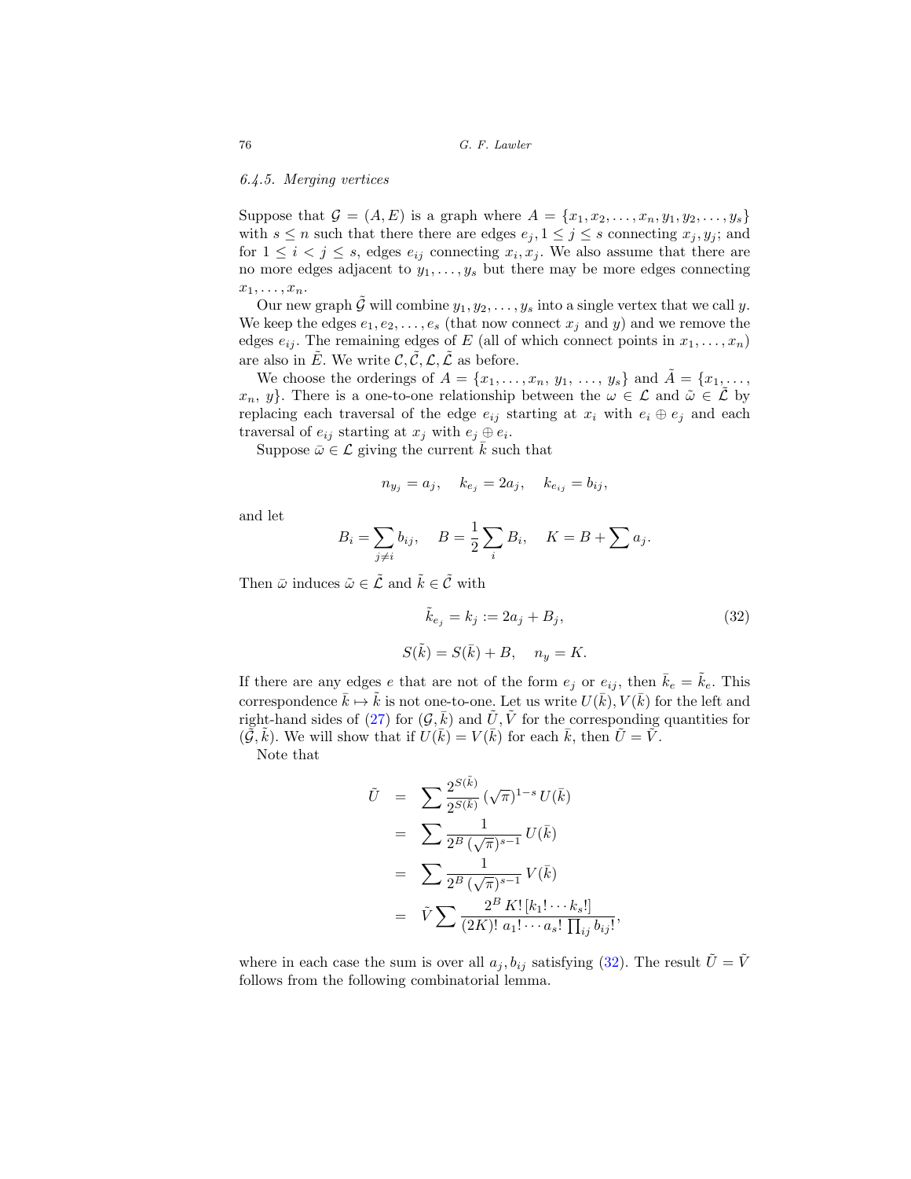*6.4.5. Merging vertices*

Suppose that $\mathcal{G} = (A, E)$ is a graph where $A = \{x_1, x_2, \ldots, x_n, y_1, y_2, \ldots, y_s\}$ with $s \leq n$ such that there there are edges $e_j, 1 \leq j \leq s$ connecting $x_j, y_j$; and for $1 \leq i < j \leq s$, edges $e_{ij}$ connecting $x_i, x_j$. We also assume that there are no more edges adjacent to $y_1, \ldots, y_s$ but there may be more edges connecting $x_1, \ldots, x_n$.

Our new graph $\tilde{\mathcal{G}}$ will combine $y_1, y_2, \ldots, y_s$ into a single vertex that we call $y$. We keep the edges $e_1, e_2, \ldots, e_s$ (that now connect $x_j$ and $y$) and we remove the edges $e_{ij}$. The remaining edges of $E$ (all of which connect points in $x_1, \ldots, x_n$) are also in $\tilde{E}$. We write $\mathcal{C}, \tilde{\mathcal{C}}, \mathcal{L}, \tilde{\mathcal{L}}$ as before.

We choose the orderings of $A = \{x_1, \ldots, x_n, y_1, \ldots, y_s\}$ and $\tilde{A} = \{x_1, \ldots, x_n, y\}$. There is a one-to-one relationship between the $\omega \in \mathcal{L}$ and $\tilde{\omega} \in \tilde{\mathcal{L}}$ by replacing each traversal of the edge $e_{ij}$ starting at $x_i$ with $e_i \oplus e_j$ and each traversal of $e_{ij}$ starting at $x_j$ with $e_j \oplus e_i$.

Suppose $\bar{\omega} \in \mathcal{L}$ giving the current $\bar{k}$ such that

$$n_{y_j} = a_j, \quad k_{e_j} = 2a_j, \quad k_{e_{ij}} = b_{ij},$$

and let

$$B_i = \sum_{j \neq i} b_{ij}, \quad B = \frac{1}{2} \sum_i B_i, \quad K = B + \sum a_j.$$

Then $\bar{\omega}$ induces $\tilde{\omega} \in \tilde{\mathcal{L}}$ and $\tilde{k} \in \tilde{\mathcal{C}}$ with

$$\tilde{k}_{e_j} = k_j := 2a_j + B_j, \tag{32}$$

$$S(\tilde{k}) = S(\bar{k}) + B, \quad n_y = K.$$

If there are any edges $e$ that are not of the form $e_j$ or $e_{ij}$, then $\bar{k}_e = \tilde{k}_e$. This correspondence $\bar{k} \mapsto \tilde{k}$ is not one-to-one. Let us write $U(\bar{k}), V(\bar{k})$ for the left and right-hand sides of (27) for $(\mathcal{G}, \bar{k})$ and $\tilde{U}, \tilde{V}$ for the corresponding quantities for $(\tilde{\mathcal{G}}, \tilde{k})$. We will show that if $U(\bar{k}) = V(\bar{k})$ for each $\bar{k}$, then $\tilde{U} = \tilde{V}$.

Note that

$$\begin{aligned}
\tilde{U} &= \sum \frac{2^{S(\tilde{k})}}{2^{S(\bar{k})}} \, (\sqrt{\pi})^{1-s} \, U(\bar{k}) \\
&= \sum \frac{1}{2^B \, (\sqrt{\pi})^{s-1}} \, U(\bar{k}) \\
&= \sum \frac{1}{2^B \, (\sqrt{\pi})^{s-1}} \, V(\bar{k}) \\
&= \tilde{V} \sum \frac{2^B \, K! \, [k_1! \cdots k_s!]}{(2K)! \; a_1! \cdots a_s! \, \prod_{ij} b_{ij}!},
\end{aligned}$$

where in each case the sum is over all $a_j, b_{ij}$ satisfying (32). The result $\tilde{U} = \tilde{V}$ follows from the following combinatorial lemma.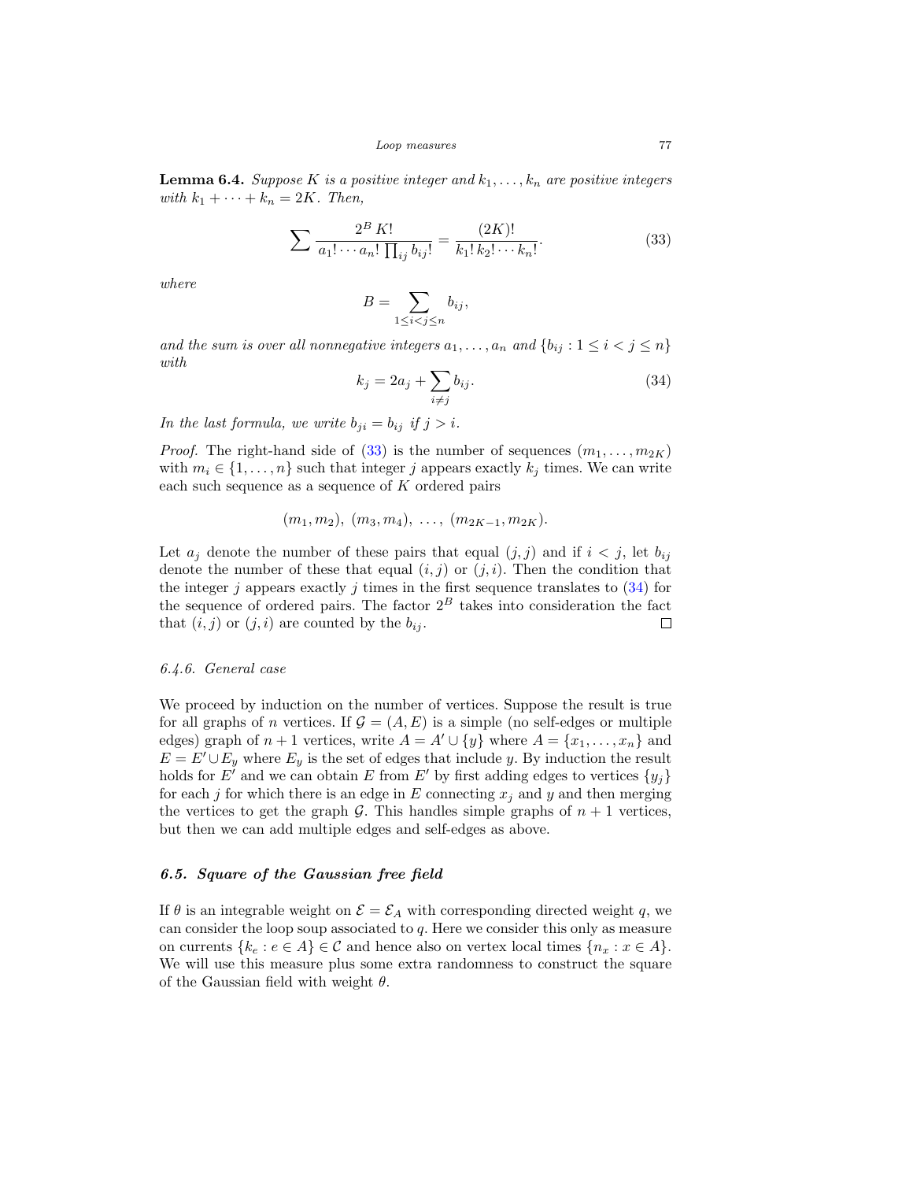**Lemma 6.4.** *Suppose $K$ is a positive integer and $k_1, \ldots, k_n$ are positive integers with $k_1 + \cdots + k_n = 2K$. Then,*

$$\sum \frac{2^B \, K!}{a_1! \cdots a_n! \prod_{ij} b_{ij}!} = \frac{(2K)!}{k_1! \, k_2! \cdots k_n!}. \tag{33}$$

*where*

$$B = \sum_{1 \leq i < j \leq n} b_{ij},$$

*and the sum is over all nonnegative integers $a_1, \ldots, a_n$ and $\{b_{ij} : 1 \leq i < j \leq n\}$ with*

$$k_j = 2a_j + \sum_{i \neq j} b_{ij}. \tag{34}$$

*In the last formula, we write $b_{ji} = b_{ij}$ if $j > i$.*

*Proof.* The right-hand side of (33) is the number of sequences $(m_1, \ldots, m_{2K})$ with $m_i \in \{1, \ldots, n\}$ such that integer $j$ appears exactly $k_j$ times. We can write each such sequence as a sequence of $K$ ordered pairs

$$(m_1, m_2), \ (m_3, m_4), \ \ldots, \ (m_{2K-1}, m_{2K}).$$

Let $a_j$ denote the number of these pairs that equal $(j, j)$ and if $i < j$, let $b_{ij}$ denote the number of these that equal $(i, j)$ or $(j, i)$. Then the condition that the integer $j$ appears exactly $j$ times in the first sequence translates to (34) for the sequence of ordered pairs. The factor $2^B$ takes into consideration the fact that $(i, j)$ or $(j, i)$ are counted by the $b_{ij}$. $\square$

### *6.4.6. General case*

We proceed by induction on the number of vertices. Suppose the result is true for all graphs of $n$ vertices. If $\mathcal{G} = (A, E)$ is a simple (no self-edges or multiple edges) graph of $n + 1$ vertices, write $A = A' \cup \{y\}$ where $A = \{x_1, \ldots, x_n\}$ and $E = E' \cup E_y$ where $E_y$ is the set of edges that include $y$. By induction the result holds for $E'$ and we can obtain $E$ from $E'$ by first adding edges to vertices $\{y_j\}$ for each $j$ for which there is an edge in $E$ connecting $x_j$ and $y$ and then merging the vertices to get the graph $\mathcal{G}$. This handles simple graphs of $n + 1$ vertices, but then we can add multiple edges and self-edges as above.

## ***6.5. Square of the Gaussian free field***

If $\theta$ is an integrable weight on $\mathcal{E} = \mathcal{E}_A$ with corresponding directed weight $q$, we can consider the loop soup associated to $q$. Here we consider this only as measure on currents $\{k_e : e \in A\} \in \mathcal{C}$ and hence also on vertex local times $\{n_x : x \in A\}$. We will use this measure plus some extra randomness to construct the square of the Gaussian field with weight $\theta$.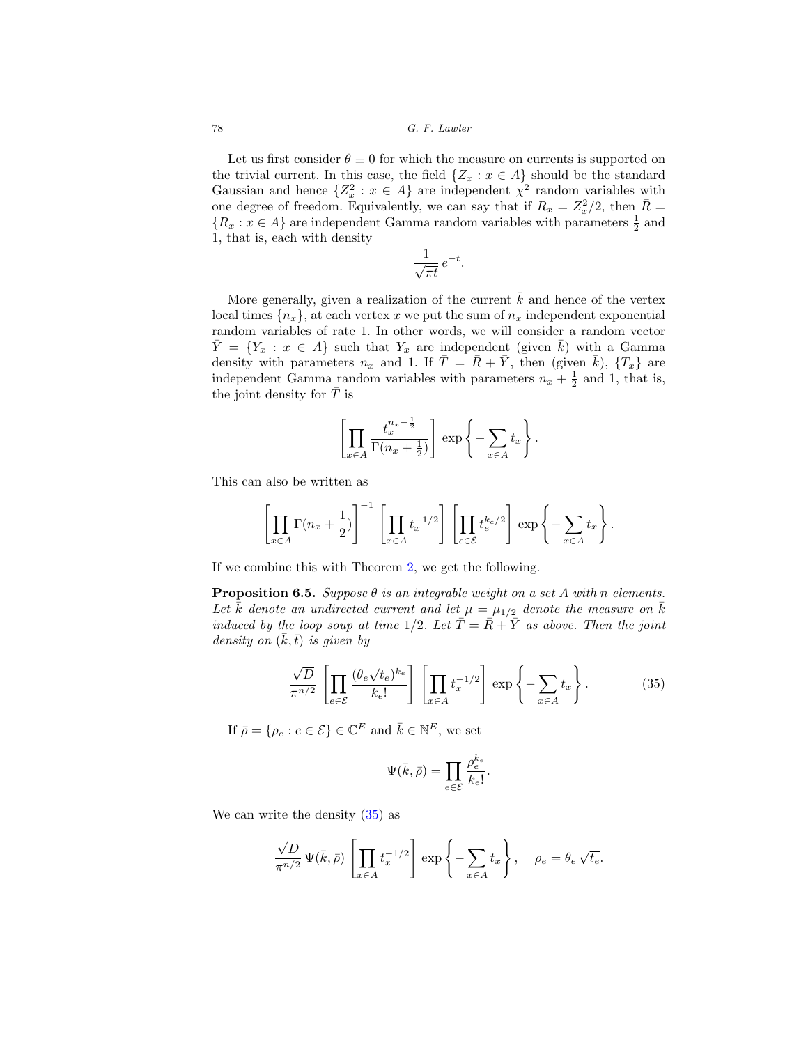Let us first consider $\theta \equiv 0$ for which the measure on currents is supported on the trivial current. In this case, the field $\{Z_x : x \in A\}$ should be the standard Gaussian and hence $\{Z_x^2 : x \in A\}$ are independent $\chi^2$ random variables with one degree of freedom. Equivalently, we can say that if $R_x = Z_x^2/2$, then $\bar{R} = \{R_x : x \in A\}$ are independent Gamma random variables with parameters $\frac{1}{2}$ and 1, that is, each with density

$$\frac{1}{\sqrt{\pi t}}\, e^{-t}.$$

More generally, given a realization of the current $\bar{k}$ and hence of the vertex local times $\{n_x\}$, at each vertex $x$ we put the sum of $n_x$ independent exponential random variables of rate 1. In other words, we will consider a random vector $\bar{Y} = \{Y_x : x \in A\}$ such that $Y_x$ are independent (given $\bar{k}$) with a Gamma density with parameters $n_x$ and 1. If $\bar{T} = \bar{R} + \bar{Y}$, then (given $\bar{k}$), $\{T_x\}$ are independent Gamma random variables with parameters $n_x + \frac{1}{2}$ and 1, that is, the joint density for $\bar{T}$ is

$$\left[\prod_{x \in A} \frac{t_x^{n_x - \frac{1}{2}}}{\Gamma(n_x + \frac{1}{2})}\right] \exp\left\{-\sum_{x \in A} t_x\right\}.$$

This can also be written as

$$\left[\prod_{x \in A} \Gamma(n_x + \frac{1}{2})\right]^{-1} \left[\prod_{x \in A} t_x^{-1/2}\right] \left[\prod_{e \in \mathcal{E}} t_e^{k_e/2}\right] \exp\left\{-\sum_{x \in A} t_x\right\}.$$

If we combine this with Theorem 2, we get the following.

**Proposition 6.5.** *Suppose $\theta$ is an integrable weight on a set $A$ with $n$ elements. Let $\bar{k}$ denote an undirected current and let $\mu = \mu_{1/2}$ denote the measure on $\bar{k}$ induced by the loop soup at time $1/2$. Let $\bar{T} = \bar{R} + \bar{Y}$ as above. Then the joint density on $(\bar{k}, \bar{t})$ is given by*

$$\frac{\sqrt{D}}{\pi^{n/2}} \left[\prod_{e \in \mathcal{E}} \frac{(\theta_e \sqrt{t_e})^{k_e}}{k_e!}\right] \left[\prod_{x \in A} t_x^{-1/2}\right] \exp\left\{-\sum_{x \in A} t_x\right\}. \tag{35}$$

If $\bar{\rho} = \{\rho_e : e \in \mathcal{E}\} \in \mathbb{C}^E$ and $\bar{k} \in \mathbb{N}^E$, we set

$$\Psi(\bar{k}, \bar{\rho}) = \prod_{e \in \mathcal{E}} \frac{\rho_e^{k_e}}{k_e!}.$$

We can write the density (35) as

$$\frac{\sqrt{D}}{\pi^{n/2}}\, \Psi(\bar{k}, \bar{\rho}) \left[\prod_{x \in A} t_x^{-1/2}\right] \exp\left\{-\sum_{x \in A} t_x\right\}, \quad \rho_e = \theta_e \sqrt{t_e}.$$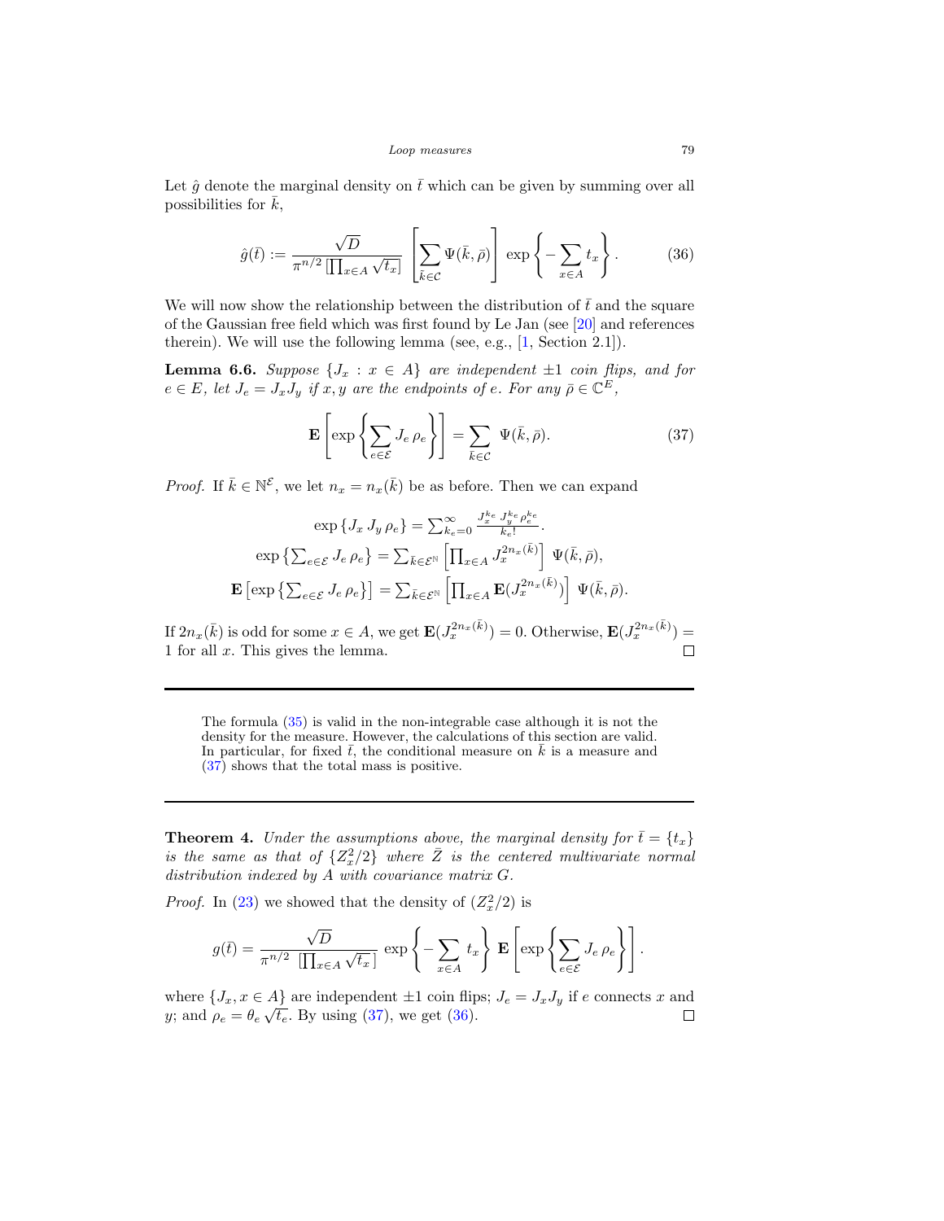Let $\hat{g}$ denote the marginal density on $\bar{t}$ which can be given by summing over all possibilities for $\bar{k}$,

$$\hat{g}(\bar{t}) := \frac{\sqrt{D}}{\pi^{n/2}\left[\prod_{x\in A}\sqrt{t_x}\right]}\left[\sum_{\bar{k}\in\mathcal{C}}\Psi(\bar{k},\bar{\rho})\right]\exp\left\{-\sum_{x\in A}t_x\right\}. \tag{36}$$

We will now show the relationship between the distribution of $\bar{t}$ and the square of the Gaussian free field which was first found by Le Jan (see [20] and references therein). We will use the following lemma (see, e.g., [1, Section 2.1]).

**Lemma 6.6.** *Suppose $\{J_x : x \in A\}$ are independent $\pm 1$ coin flips, and for $e \in E$, let $J_e = J_x J_y$ if $x, y$ are the endpoints of $e$. For any $\bar{\rho} \in \mathbb{C}^E$,*

$$\mathbf{E}\left[\exp\left\{\sum_{e\in\mathcal{E}}J_e\,\rho_e\right\}\right] = \sum_{\bar{k}\in\mathcal{C}}\Psi(\bar{k},\bar{\rho}). \tag{37}$$

*Proof.* If $\bar{k} \in \mathbb{N}^{\mathcal{E}}$, we let $n_x = n_x(\bar{k})$ be as before. Then we can expand

$$\exp\{J_x\,J_y\,\rho_e\} = \sum_{k_e=0}^{\infty}\frac{J_x^{k_e}\,J_y^{k_e}\rho_e^{k_e}}{k_e!}.$$

$$\exp\left\{\sum_{e\in\mathcal{E}}J_e\,\rho_e\right\} = \sum_{\bar{k}\in\mathcal{E}^{\mathbb{N}}}\left[\prod_{x\in A}J_x^{2n_x(\bar{k})}\right]\Psi(\bar{k},\bar{\rho}),$$

$$\mathbf{E}\left[\exp\left\{\sum_{e\in\mathcal{E}}J_e\,\rho_e\right\}\right] = \sum_{\bar{k}\in\mathcal{E}^{\mathbb{N}}}\left[\prod_{x\in A}\mathbf{E}(J_x^{2n_x(\bar{k})})\right]\Psi(\bar{k},\bar{\rho}).$$

If $2n_x(\bar{k})$ is odd for some $x \in A$, we get $\mathbf{E}(J_x^{2n_x(\bar{k})}) = 0$. Otherwise, $\mathbf{E}(J_x^{2n_x(\bar{k})}) = 1$ for all $x$. This gives the lemma. $\square$

---

The formula (35) is valid in the non-integrable case although it is not the density for the measure. However, the calculations of this section are valid. In particular, for fixed $\bar{t}$, the conditional measure on $\bar{k}$ is a measure and (37) shows that the total mass is positive.

---

**Theorem 4.** *Under the assumptions above, the marginal density for $\bar{t} = \{t_x\}$ is the same as that of $\{Z_x^2/2\}$ where $\bar{Z}$ is the centered multivariate normal distribution indexed by $A$ with covariance matrix $G$.*

*Proof.* In (23) we showed that the density of $(Z_x^2/2)$ is

$$g(\bar{t}) = \frac{\sqrt{D}}{\pi^{n/2}\left[\prod_{x\in A}\sqrt{t_x}\right]}\exp\left\{-\sum_{x\in A}t_x\right\}\mathbf{E}\left[\exp\left\{\sum_{e\in\mathcal{E}}J_e\,\rho_e\right\}\right].$$

where $\{J_x, x \in A\}$ are independent $\pm 1$ coin flips; $J_e = J_x J_y$ if $e$ connects $x$ and $y$; and $\rho_e = \theta_e\sqrt{t_e}$. By using (37), we get (36). $\square$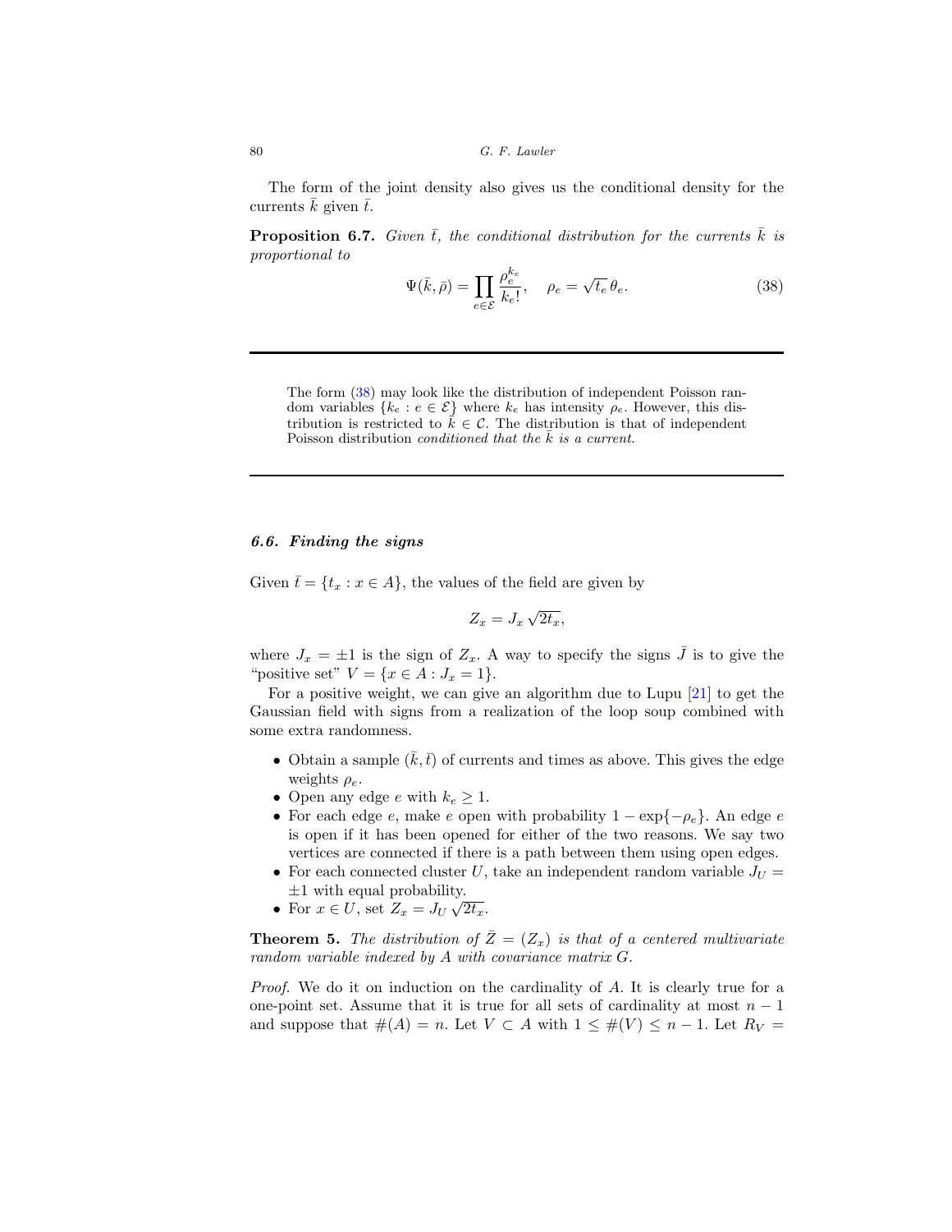The form of the joint density also gives us the conditional density for the currents $\bar{k}$ given $\bar{t}$.

**Proposition 6.7.** *Given $\bar{t}$, the conditional distribution for the currents $\bar{k}$ is proportional to*

$$\Psi(\bar{k}, \bar{\rho}) = \prod_{e \in \mathcal{E}} \frac{\rho_e^{k_e}}{k_e!}, \quad \rho_e = \sqrt{t_e}\, \theta_e. \tag{38}$$

---

The form (38) may look like the distribution of independent Poisson random variables $\{k_e : e \in \mathcal{E}\}$ where $k_e$ has intensity $\rho_e$. However, this distribution is restricted to $\bar{k} \in \mathcal{C}$. The distribution is that of independent Poisson distribution *conditioned that the $\bar{k}$ is a current.*

---

### 6.6. Finding the signs

Given $\bar{t} = \{t_x : x \in A\}$, the values of the field are given by

$$Z_x = J_x \sqrt{2t_x},$$

where $J_x = \pm 1$ is the sign of $Z_x$. A way to specify the signs $\bar{J}$ is to give the "positive set" $V = \{x \in A : J_x = 1\}$.

For a positive weight, we can give an algorithm due to Lupu [21] to get the Gaussian field with signs from a realization of the loop soup combined with some extra randomness.

- Obtain a sample $(\bar{k}, \bar{t})$ of currents and times as above. This gives the edge weights $\rho_e$.
- Open any edge $e$ with $k_e \geq 1$.
- For each edge $e$, make $e$ open with probability $1 - \exp\{-\rho_e\}$. An edge $e$ is open if it has been opened for either of the two reasons. We say two vertices are connected if there is a path between them using open edges.
- For each connected cluster $U$, take an independent random variable $J_U = \pm 1$ with equal probability.
- For $x \in U$, set $Z_x = J_U \sqrt{2t_x}$.

**Theorem 5.** *The distribution of $\bar{Z} = (Z_x)$ is that of a centered multivariate random variable indexed by $A$ with covariance matrix $G$.*

*Proof.* We do it on induction on the cardinality of $A$. It is clearly true for a one-point set. Assume that it is true for all sets of cardinality at most $n-1$ and suppose that $\#(A) = n$. Let $V \subset A$ with $1 \leq \#(V) \leq n-1$. Let $R_V =$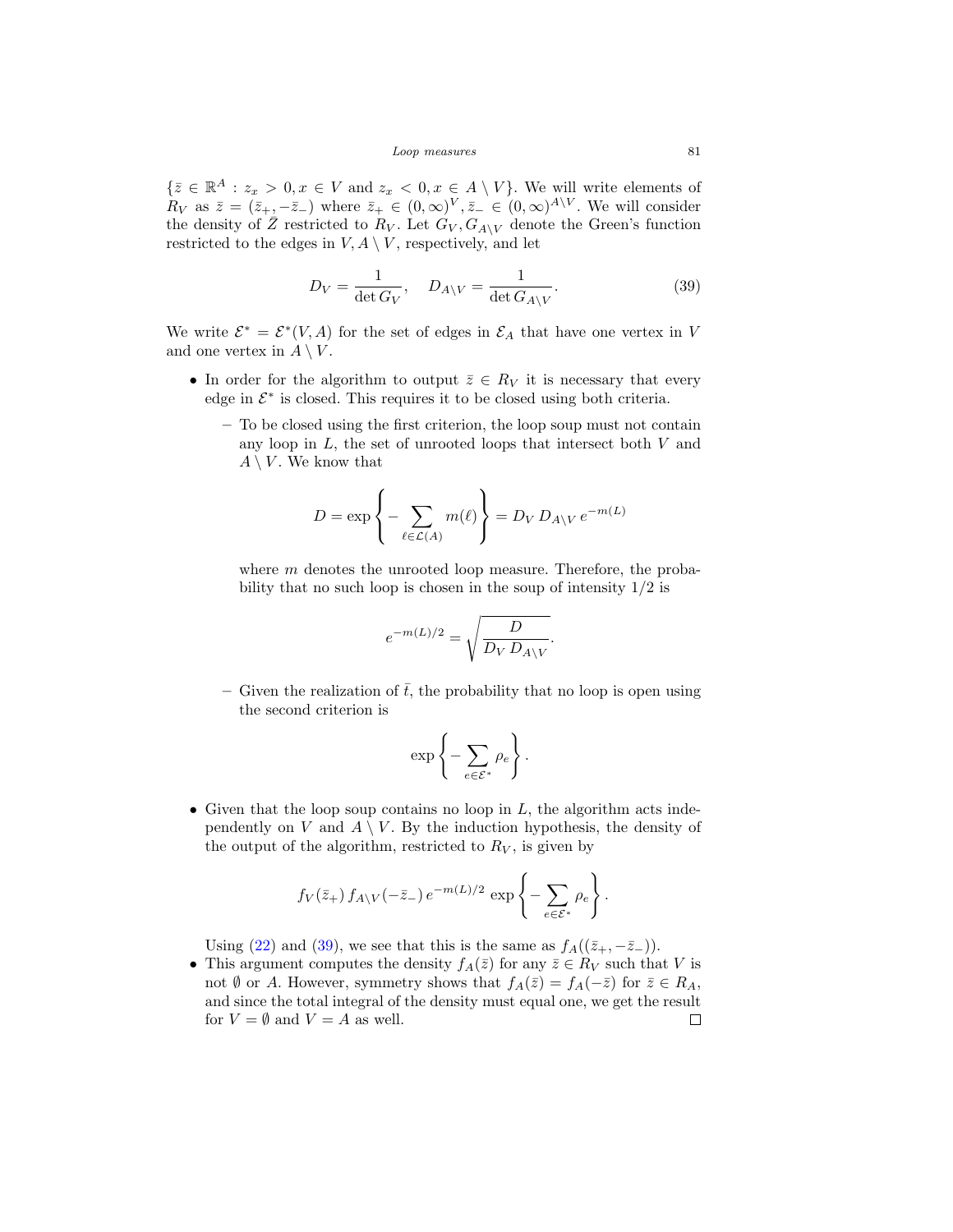$\{\bar{z} \in \mathbb{R}^A : z_x > 0, x \in V \text{ and } z_x < 0, x \in A \setminus V\}$. We will write elements of $R_V$ as $\bar{z} = (\bar{z}_+, -\bar{z}_-)$ where $\bar{z}_+ \in (0,\infty)^V, \bar{z}_- \in (0,\infty)^{A\setminus V}$. We will consider the density of $\bar{Z}$ restricted to $R_V$. Let $G_V, G_{A\setminus V}$ denote the Green's function restricted to the edges in $V, A \setminus V$, respectively, and let

$$D_V = \frac{1}{\det G_V}, \quad D_{A\setminus V} = \frac{1}{\det G_{A\setminus V}}. \tag{39}$$

We write $\mathcal{E}^* = \mathcal{E}^*(V, A)$ for the set of edges in $\mathcal{E}_A$ that have one vertex in $V$ and one vertex in $A \setminus V$.

- In order for the algorithm to output $\bar{z} \in R_V$ it is necessary that every edge in $\mathcal{E}^*$ is closed. This requires it to be closed using both criteria.
  - To be closed using the first criterion, the loop soup must not contain any loop in $L$, the set of unrooted loops that intersect both $V$ and $A \setminus V$. We know that

    $$D = \exp\left\{-\sum_{\ell \in \mathcal{L}(A)} m(\ell)\right\} = D_V\, D_{A\setminus V}\, e^{-m(L)}$$

    where $m$ denotes the unrooted loop measure. Therefore, the probability that no such loop is chosen in the soup of intensity $1/2$ is

    $$e^{-m(L)/2} = \sqrt{\frac{D}{D_V\, D_{A\setminus V}}}.$$

  - Given the realization of $\bar{t}$, the probability that no loop is open using the second criterion is

    $$\exp\left\{-\sum_{e\in\mathcal{E}^*} \rho_e\right\}.$$

- Given that the loop soup contains no loop in $L$, the algorithm acts independently on $V$ and $A \setminus V$. By the induction hypothesis, the density of the output of the algorithm, restricted to $R_V$, is given by

  $$f_V(\bar{z}_+)\, f_{A\setminus V}(-\bar{z}_-)\, e^{-m(L)/2}\, \exp\left\{-\sum_{e\in\mathcal{E}^*} \rho_e\right\}.$$

  Using (22) and (39), we see that this is the same as $f_A((\bar{z}_+, -\bar{z}_-))$.
- This argument computes the density $f_A(\bar{z})$ for any $\bar{z} \in R_V$ such that $V$ is not $\emptyset$ or $A$. However, symmetry shows that $f_A(\bar{z}) = f_A(-\bar{z})$ for $\bar{z} \in R_A$, and since the total integral of the density must equal one, we get the result for $V = \emptyset$ and $V = A$ as well. □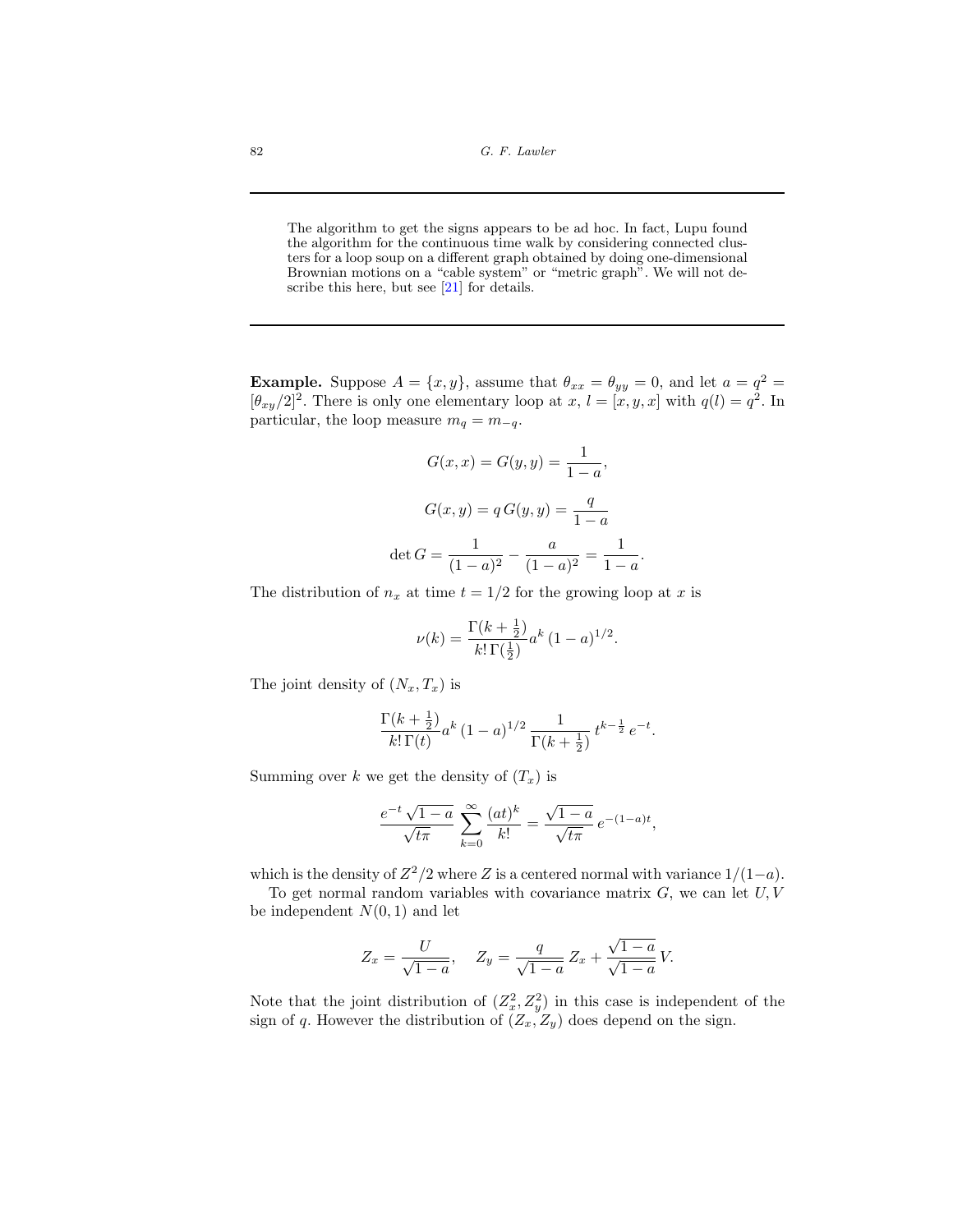---

The algorithm to get the signs appears to be ad hoc. In fact, Lupu found the algorithm for the continuous time walk by considering connected clusters for a loop soup on a different graph obtained by doing one-dimensional Brownian motions on a "cable system" or "metric graph". We will not describe this here, but see [21] for details.

---

**Example.** Suppose $A = \{x, y\}$, assume that $\theta_{xx} = \theta_{yy} = 0$, and let $a = q^2 = [\theta_{xy}/2]^2$. There is only one elementary loop at $x$, $l = [x, y, x]$ with $q(l) = q^2$. In particular, the loop measure $m_q = m_{-q}$.

$$G(x,x) = G(y,y) = \frac{1}{1-a},$$

$$G(x,y) = q\, G(y,y) = \frac{q}{1-a}$$

$$\det G = \frac{1}{(1-a)^2} - \frac{a}{(1-a)^2} = \frac{1}{1-a}.$$

The distribution of $n_x$ at time $t = 1/2$ for the growing loop at $x$ is

$$\nu(k) = \frac{\Gamma(k+\frac{1}{2})}{k!\,\Gamma(\frac{1}{2})} a^k\,(1-a)^{1/2}.$$

The joint density of $(N_x, T_x)$ is

$$\frac{\Gamma(k+\frac{1}{2})}{k!\,\Gamma(t)} a^k\,(1-a)^{1/2}\,\frac{1}{\Gamma(k+\frac{1}{2})}\,t^{k-\frac{1}{2}}\,e^{-t}.$$

Summing over $k$ we get the density of $(T_x)$ is

$$\frac{e^{-t}\sqrt{1-a}}{\sqrt{t\pi}} \sum_{k=0}^{\infty} \frac{(at)^k}{k!} = \frac{\sqrt{1-a}}{\sqrt{t\pi}}\,e^{-(1-a)t},$$

which is the density of $Z^2/2$ where $Z$ is a centered normal with variance $1/(1-a)$.

To get normal random variables with covariance matrix $G$, we can let $U, V$ be independent $N(0,1)$ and let

$$Z_x = \frac{U}{\sqrt{1-a}}, \quad Z_y = \frac{q}{\sqrt{1-a}}\,Z_x + \frac{\sqrt{1-a}}{\sqrt{1-a}}\,V.$$

Note that the joint distribution of $(Z_x^2, Z_y^2)$ in this case is independent of the sign of $q$. However the distribution of $(Z_x, Z_y)$ does depend on the sign.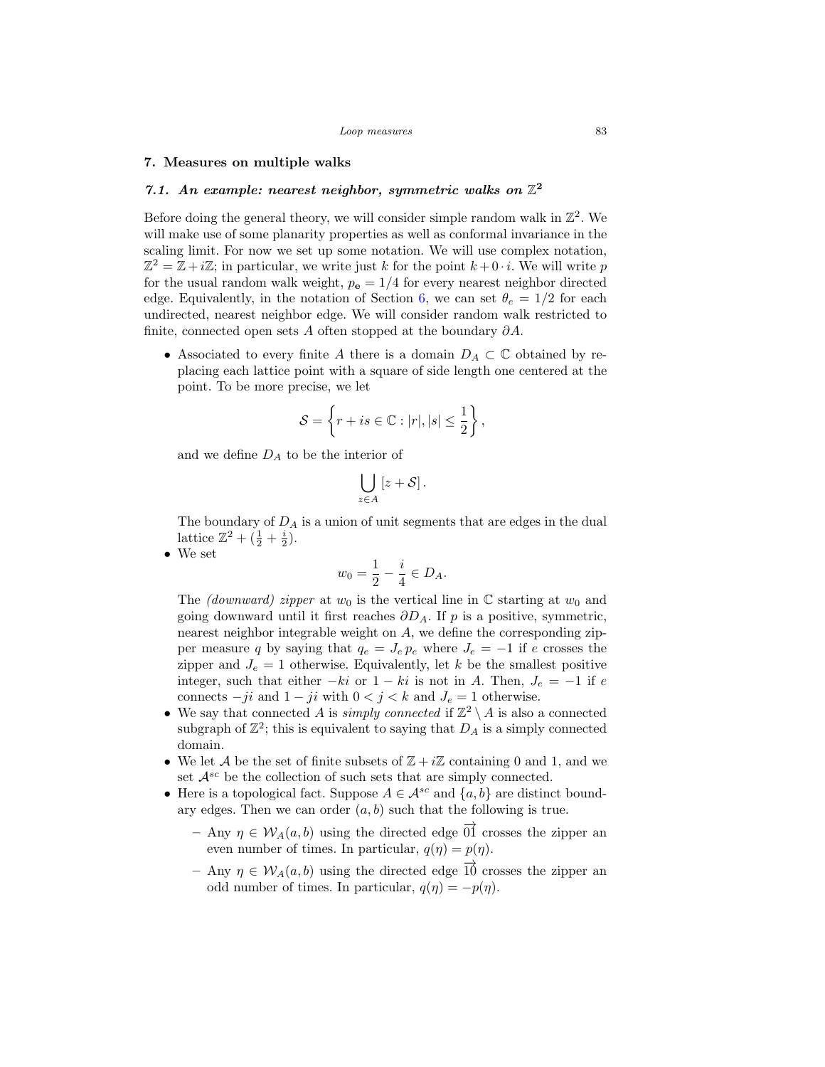## 7. Measures on multiple walks

### 7.1. *An example: nearest neighbor, symmetric walks on* $\mathbb{Z}^2$

Before doing the general theory, we will consider simple random walk in $\mathbb{Z}^2$. We will make use of some planarity properties as well as conformal invariance in the scaling limit. For now we set up some notation. We will use complex notation, $\mathbb{Z}^2 = \mathbb{Z} + i\mathbb{Z}$; in particular, we write just $k$ for the point $k + 0 \cdot i$. We will write $p$ for the usual random walk weight, $p_{\mathbf{e}} = 1/4$ for every nearest neighbor directed edge. Equivalently, in the notation of Section 6, we can set $\theta_e = 1/2$ for each undirected, nearest neighbor edge. We will consider random walk restricted to finite, connected open sets $A$ often stopped at the boundary $\partial A$.

- Associated to every finite $A$ there is a domain $D_A \subset \mathbb{C}$ obtained by replacing each lattice point with a square of side length one centered at the point. To be more precise, we let

$$\mathcal{S} = \left\{ r + is \in \mathbb{C} : |r|, |s| \le \frac{1}{2} \right\},$$

  and we define $D_A$ to be the interior of

$$\bigcup_{z \in A} [z + \mathcal{S}].$$

  The boundary of $D_A$ is a union of unit segments that are edges in the dual lattice $\mathbb{Z}^2 + (\frac{1}{2} + \frac{i}{2})$.
- We set

$$w_0 = \frac{1}{2} - \frac{i}{4} \in D_A.$$

  The *(downward) zipper* at $w_0$ is the vertical line in $\mathbb{C}$ starting at $w_0$ and going downward until it first reaches $\partial D_A$. If $p$ is a positive, symmetric, nearest neighbor integrable weight on $A$, we define the corresponding zipper measure $q$ by saying that $q_e = J_e \, p_e$ where $J_e = -1$ if $e$ crosses the zipper and $J_e = 1$ otherwise. Equivalently, let $k$ be the smallest positive integer, such that either $-ki$ or $1 - ki$ is not in $A$. Then, $J_e = -1$ if $e$ connects $-ji$ and $1 - ji$ with $0 < j < k$ and $J_e = 1$ otherwise.
- We say that connected $A$ is *simply connected* if $\mathbb{Z}^2 \setminus A$ is also a connected subgraph of $\mathbb{Z}^2$; this is equivalent to saying that $D_A$ is a simply connected domain.
- We let $\mathcal{A}$ be the set of finite subsets of $\mathbb{Z} + i\mathbb{Z}$ containing 0 and 1, and we set $\mathcal{A}^{sc}$ be the collection of such sets that are simply connected.
- Here is a topological fact. Suppose $A \in \mathcal{A}^{sc}$ and $\{a, b\}$ are distinct boundary edges. Then we can order $(a, b)$ such that the following is true.
  - Any $\eta \in \mathcal{W}_A(a, b)$ using the directed edge $\overrightarrow{01}$ crosses the zipper an even number of times. In particular, $q(\eta) = p(\eta)$.
  - Any $\eta \in \mathcal{W}_A(a, b)$ using the directed edge $\overrightarrow{10}$ crosses the zipper an odd number of times. In particular, $q(\eta) = -p(\eta)$.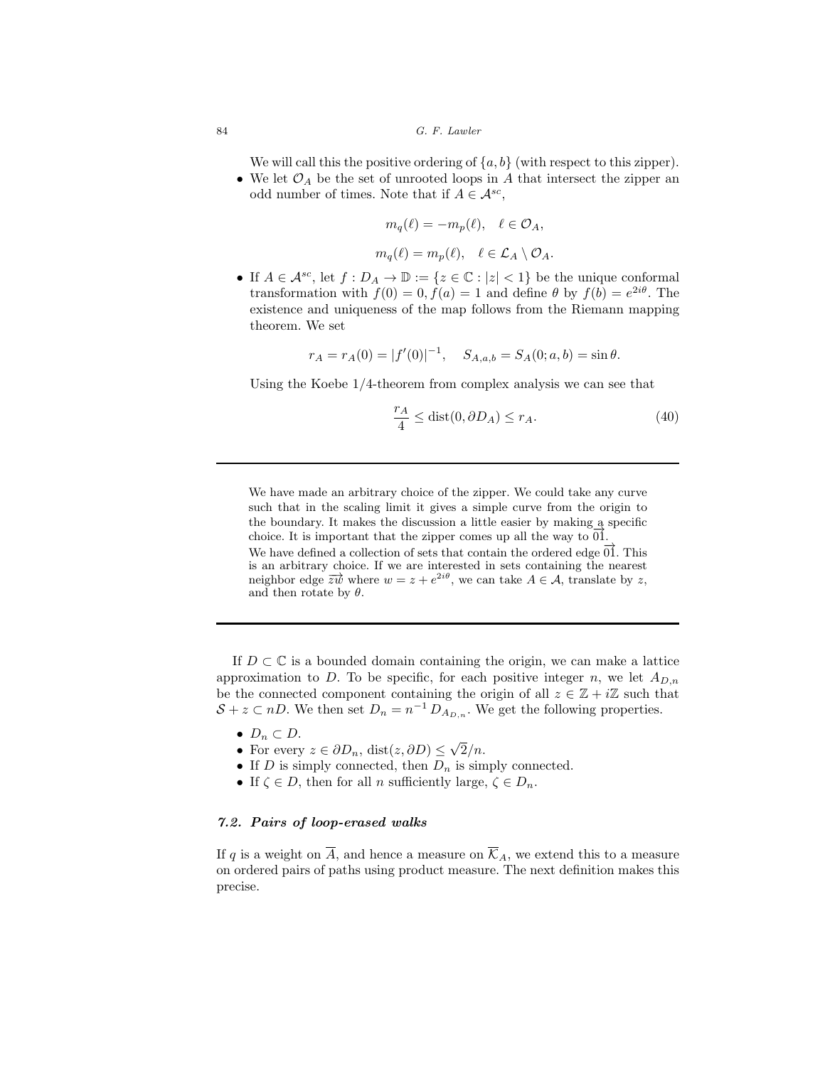We will call this the positive ordering of $\{a, b\}$ (with respect to this zipper).

- We let $\mathcal{O}_A$ be the set of unrooted loops in $A$ that intersect the zipper an odd number of times. Note that if $A \in \mathcal{A}^{sc}$,

$$m_q(\ell) = -m_p(\ell), \quad \ell \in \mathcal{O}_A,$$

$$m_q(\ell) = m_p(\ell), \quad \ell \in \mathcal{L}_A \setminus \mathcal{O}_A.$$

- If $A \in \mathcal{A}^{sc}$, let $f : D_A \to \mathbb{D} := \{z \in \mathbb{C} : |z| < 1\}$ be the unique conformal transformation with $f(0) = 0, f(a) = 1$ and define $\theta$ by $f(b) = e^{2i\theta}$. The existence and uniqueness of the map follows from the Riemann mapping theorem. We set

$$r_A = r_A(0) = |f'(0)|^{-1}, \quad S_{A,a,b} = S_A(0; a, b) = \sin\theta.$$

Using the Koebe 1/4-theorem from complex analysis we can see that

$$\frac{r_A}{4} \leq \text{dist}(0, \partial D_A) \leq r_A. \tag{40}$$

---

We have made an arbitrary choice of the zipper. We could take any curve such that in the scaling limit it gives a simple curve from the origin to the boundary. It makes the discussion a little easier by making a specific choice. It is important that the zipper comes up all the way to $\overrightarrow{01}$.

We have defined a collection of sets that contain the ordered edge $\overrightarrow{01}$. This is an arbitrary choice. If we are interested in sets containing the nearest neighbor edge $\overrightarrow{zw}$ where $w = z + e^{2i\theta}$, we can take $A \in \mathcal{A}$, translate by $z$, and then rotate by $\theta$.

---

If $D \subset \mathbb{C}$ is a bounded domain containing the origin, we can make a lattice approximation to $D$. To be specific, for each positive integer $n$, we let $A_{D,n}$ be the connected component containing the origin of all $z \in \mathbb{Z} + i\mathbb{Z}$ such that $\mathcal{S} + z \subset nD$. We then set $D_n = n^{-1} D_{A_{D,n}}$. We get the following properties.

- $D_n \subset D$.
- For every $z \in \partial D_n$, $\text{dist}(z, \partial D) \leq \sqrt{2}/n$.
- If $D$ is simply connected, then $D_n$ is simply connected.
- If $\zeta \in D$, then for all $n$ sufficiently large, $\zeta \in D_n$.

### *7.2. Pairs of loop-erased walks*

If $q$ is a weight on $\overline{A}$, and hence a measure on $\overline{\mathcal{K}}_A$, we extend this to a measure on ordered pairs of paths using product measure. The next definition makes this precise.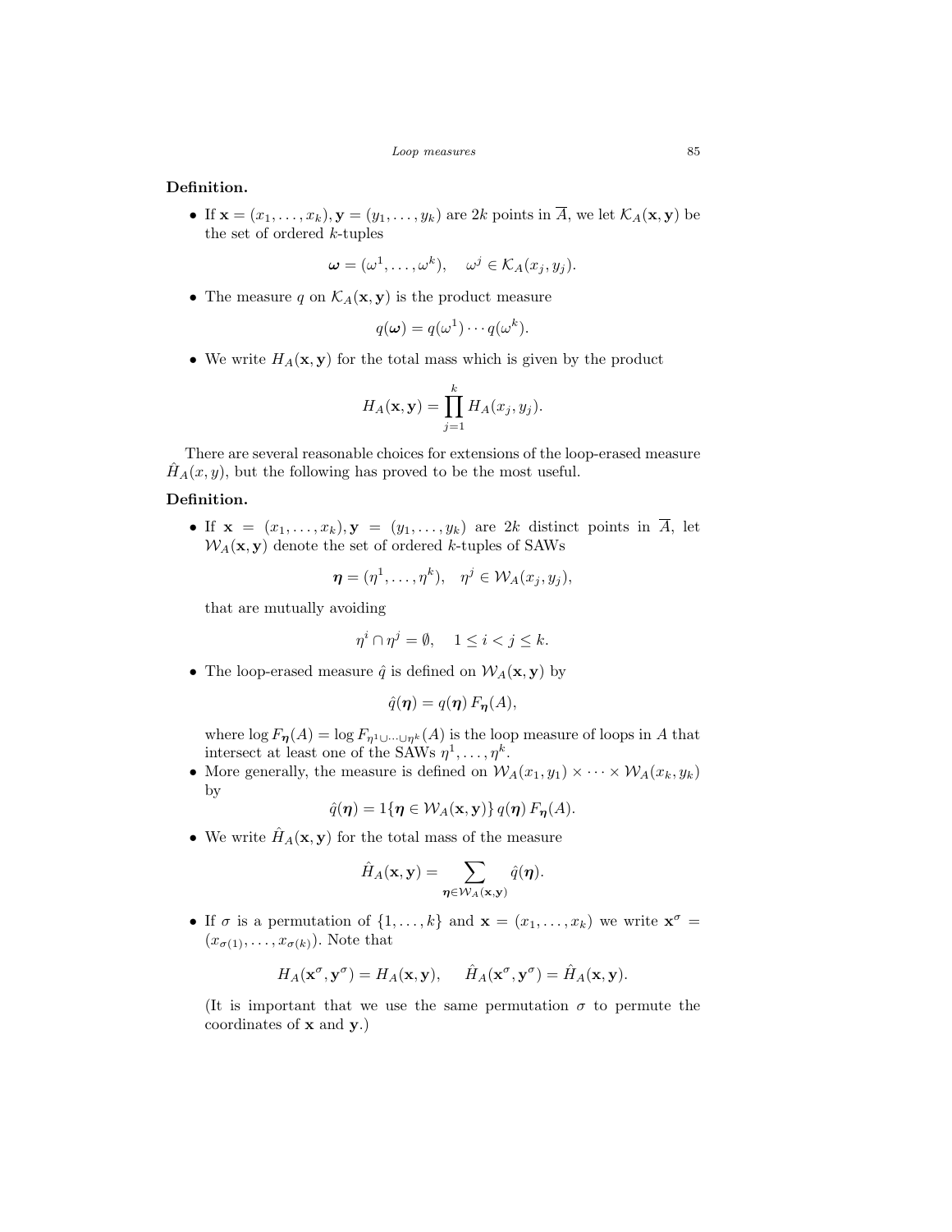**Definition.**

- If $\mathbf{x} = (x_1, \ldots, x_k), \mathbf{y} = (y_1, \ldots, y_k)$ are $2k$ points in $\overline{A}$, we let $\mathcal{K}_A(\mathbf{x}, \mathbf{y})$ be the set of ordered $k$-tuples

$$\boldsymbol{\omega} = (\omega^1, \ldots, \omega^k), \quad \omega^j \in \mathcal{K}_A(x_j, y_j).$$

- The measure $q$ on $\mathcal{K}_A(\mathbf{x}, \mathbf{y})$ is the product measure

$$q(\boldsymbol{\omega}) = q(\omega^1) \cdots q(\omega^k).$$

- We write $H_A(\mathbf{x}, \mathbf{y})$ for the total mass which is given by the product

$$H_A(\mathbf{x}, \mathbf{y}) = \prod_{j=1}^{k} H_A(x_j, y_j).$$

There are several reasonable choices for extensions of the loop-erased measure $\hat{H}_A(x, y)$, but the following has proved to be the most useful.

**Definition.**

- If $\mathbf{x} = (x_1, \ldots, x_k), \mathbf{y} = (y_1, \ldots, y_k)$ are $2k$ distinct points in $\overline{A}$, let $\mathcal{W}_A(\mathbf{x}, \mathbf{y})$ denote the set of ordered $k$-tuples of SAWs

$$\boldsymbol{\eta} = (\eta^1, \ldots, \eta^k), \quad \eta^j \in \mathcal{W}_A(x_j, y_j),$$

  that are mutually avoiding

$$\eta^i \cap \eta^j = \emptyset, \quad 1 \leq i < j \leq k.$$

- The loop-erased measure $\hat{q}$ is defined on $\mathcal{W}_A(\mathbf{x}, \mathbf{y})$ by

$$\hat{q}(\boldsymbol{\eta}) = q(\boldsymbol{\eta}) \, F_{\boldsymbol{\eta}}(A),$$

  where $\log F_{\boldsymbol{\eta}}(A) = \log F_{\eta^1 \cup \cdots \cup \eta^k}(A)$ is the loop measure of loops in $A$ that intersect at least one of the SAWs $\eta^1, \ldots, \eta^k$.

- More generally, the measure is defined on $\mathcal{W}_A(x_1, y_1) \times \cdots \times \mathcal{W}_A(x_k, y_k)$ by

$$\hat{q}(\boldsymbol{\eta}) = 1\{\boldsymbol{\eta} \in \mathcal{W}_A(\mathbf{x}, \mathbf{y})\} \, q(\boldsymbol{\eta}) \, F_{\boldsymbol{\eta}}(A).$$

- We write $\hat{H}_A(\mathbf{x}, \mathbf{y})$ for the total mass of the measure

$$\hat{H}_A(\mathbf{x}, \mathbf{y}) = \sum_{\boldsymbol{\eta} \in \mathcal{W}_A(\mathbf{x}, \mathbf{y})} \hat{q}(\boldsymbol{\eta}).$$

- If $\sigma$ is a permutation of $\{1, \ldots, k\}$ and $\mathbf{x} = (x_1, \ldots, x_k)$ we write $\mathbf{x}^\sigma = (x_{\sigma(1)}, \ldots, x_{\sigma(k)})$. Note that

$$H_A(\mathbf{x}^\sigma, \mathbf{y}^\sigma) = H_A(\mathbf{x}, \mathbf{y}), \qquad \hat{H}_A(\mathbf{x}^\sigma, \mathbf{y}^\sigma) = \hat{H}_A(\mathbf{x}, \mathbf{y}).$$

  (It is important that we use the same permutation $\sigma$ to permute the coordinates of $\mathbf{x}$ and $\mathbf{y}$.)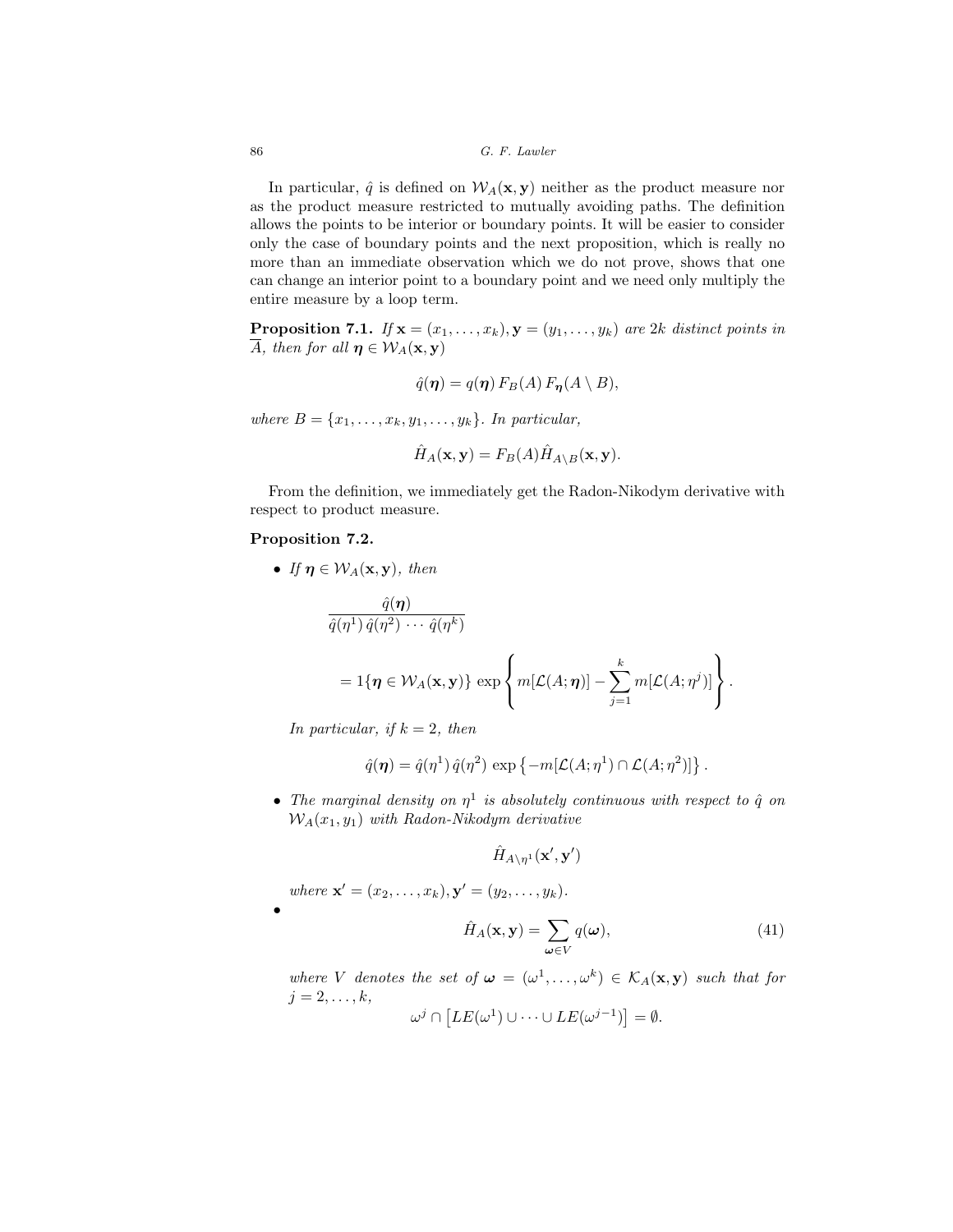In particular, $\hat{q}$ is defined on $\mathcal{W}_A(\mathbf{x},\mathbf{y})$ neither as the product measure nor as the product measure restricted to mutually avoiding paths. The definition allows the points to be interior or boundary points. It will be easier to consider only the case of boundary points and the next proposition, which is really no more than an immediate observation which we do not prove, shows that one can change an interior point to a boundary point and we need only multiply the entire measure by a loop term.

**Proposition 7.1.** *If* $\mathbf{x} = (x_1,\ldots,x_k), \mathbf{y} = (y_1,\ldots,y_k)$ *are* $2k$ *distinct points in* $\overline{A}$*, then for all* $\boldsymbol{\eta} \in \mathcal{W}_A(\mathbf{x},\mathbf{y})$

$$\hat{q}(\boldsymbol{\eta}) = q(\boldsymbol{\eta})\, F_B(A)\, F_{\boldsymbol{\eta}}(A \setminus B),$$

*where* $B = \{x_1,\ldots,x_k,y_1,\ldots,y_k\}$*. In particular,*

$$\hat{H}_A(\mathbf{x},\mathbf{y}) = F_B(A)\hat{H}_{A\setminus B}(\mathbf{x},\mathbf{y}).$$

From the definition, we immediately get the Radon-Nikodym derivative with respect to product measure.

**Proposition 7.2.**

- *If* $\boldsymbol{\eta} \in \mathcal{W}_A(\mathbf{x},\mathbf{y})$*, then*

$$\frac{\hat{q}(\boldsymbol{\eta})}{\hat{q}(\eta^1)\,\hat{q}(\eta^2)\,\cdots\,\hat{q}(\eta^k)}$$

$$= 1\{\boldsymbol{\eta} \in \mathcal{W}_A(\mathbf{x},\mathbf{y})\}\,\exp\left\{ m[\mathcal{L}(A;\boldsymbol{\eta})] - \sum_{j=1}^{k} m[\mathcal{L}(A;\eta^j)] \right\}.$$

  *In particular, if* $k=2$*, then*

$$\hat{q}(\boldsymbol{\eta}) = \hat{q}(\eta^1)\,\hat{q}(\eta^2)\,\exp\left\{-m[\mathcal{L}(A;\eta^1) \cap \mathcal{L}(A;\eta^2)]\right\}.$$

- *The marginal density on* $\eta^1$ *is absolutely continuous with respect to* $\hat{q}$ *on* $\mathcal{W}_A(x_1,y_1)$ *with Radon-Nikodym derivative*

$$\hat{H}_{A\setminus\eta^1}(\mathbf{x}',\mathbf{y}')$$

  *where* $\mathbf{x}' = (x_2,\ldots,x_k), \mathbf{y}' = (y_2,\ldots,y_k)$*.*

-

$$\hat{H}_A(\mathbf{x},\mathbf{y}) = \sum_{\boldsymbol{\omega}\in V} q(\boldsymbol{\omega}), \tag{41}$$

  *where* $V$ *denotes the set of* $\boldsymbol{\omega} = (\omega^1,\ldots,\omega^k) \in \mathcal{K}_A(\mathbf{x},\mathbf{y})$ *such that for* $j = 2,\ldots,k$*,*

$$\omega^j \cap \left[LE(\omega^1) \cup \cdots \cup LE(\omega^{j-1})\right] = \emptyset.$$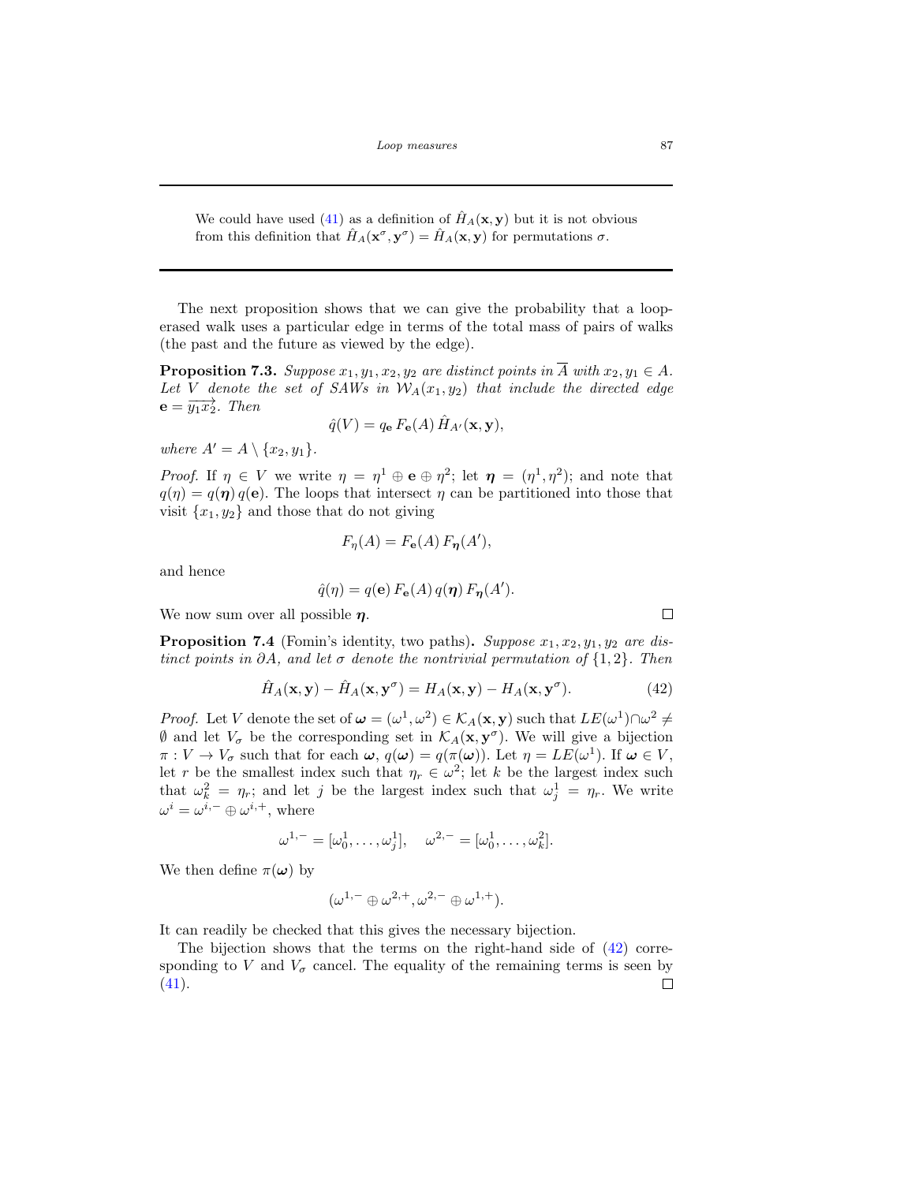We could have used (41) as a definition of $\hat{H}_A(\mathbf{x},\mathbf{y})$ but it is not obvious from this definition that $\hat{H}_A(\mathbf{x}^\sigma,\mathbf{y}^\sigma) = \hat{H}_A(\mathbf{x},\mathbf{y})$ for permutations $\sigma$.

---

The next proposition shows that we can give the probability that a loop-erased walk uses a particular edge in terms of the total mass of pairs of walks (the past and the future as viewed by the edge).

**Proposition 7.3.** *Suppose $x_1, y_1, x_2, y_2$ are distinct points in $\overline{A}$ with $x_2, y_1 \in A$. Let $V$ denote the set of SAWs in $\mathcal{W}_A(x_1, y_2)$ that include the directed edge $\mathbf{e} = \overrightarrow{y_1 x_2}$. Then*

$$\hat{q}(V) = q_{\mathbf{e}}\, F_{\mathbf{e}}(A)\, \hat{H}_{A'}(\mathbf{x},\mathbf{y}),$$

*where $A' = A \setminus \{x_2, y_1\}$.*

*Proof.* If $\eta \in V$ we write $\eta = \eta^1 \oplus \mathbf{e} \oplus \eta^2$; let $\boldsymbol{\eta} = (\eta^1, \eta^2)$; and note that $q(\eta) = q(\boldsymbol{\eta})\, q(\mathbf{e})$. The loops that intersect $\eta$ can be partitioned into those that visit $\{x_1, y_2\}$ and those that do not giving

$$F_\eta(A) = F_{\mathbf{e}}(A)\, F_{\boldsymbol{\eta}}(A'),$$

and hence

$$\hat{q}(\eta) = q(\mathbf{e})\, F_{\mathbf{e}}(A)\, q(\boldsymbol{\eta})\, F_{\boldsymbol{\eta}}(A').$$

We now sum over all possible $\boldsymbol{\eta}$. □

**Proposition 7.4** (Fomin's identity, two paths)**.** *Suppose $x_1, x_2, y_1, y_2$ are distinct points in $\partial A$, and let $\sigma$ denote the nontrivial permutation of $\{1,2\}$. Then*

$$\hat{H}_A(\mathbf{x},\mathbf{y}) - \hat{H}_A(\mathbf{x},\mathbf{y}^\sigma) = H_A(\mathbf{x},\mathbf{y}) - H_A(\mathbf{x},\mathbf{y}^\sigma). \tag{42}$$

*Proof.* Let $V$ denote the set of $\boldsymbol{\omega} = (\omega^1,\omega^2) \in \mathcal{K}_A(\mathbf{x},\mathbf{y})$ such that $LE(\omega^1) \cap \omega^2 \neq \emptyset$ and let $V_\sigma$ be the corresponding set in $\mathcal{K}_A(\mathbf{x},\mathbf{y}^\sigma)$. We will give a bijection $\pi : V \to V_\sigma$ such that for each $\boldsymbol{\omega}$, $q(\boldsymbol{\omega}) = q(\pi(\boldsymbol{\omega}))$. Let $\eta = LE(\omega^1)$. If $\boldsymbol{\omega} \in V$, let $r$ be the smallest index such that $\eta_r \in \omega^2$; let $k$ be the largest index such that $\omega^2_k = \eta_r$; and let $j$ be the largest index such that $\omega^1_j = \eta_r$. We write $\omega^i = \omega^{i,-} \oplus \omega^{i,+}$, where

$$\omega^{1,-} = [\omega^1_0, \ldots, \omega^1_j], \quad \omega^{2,-} = [\omega^1_0, \ldots, \omega^2_k].$$

We then define $\pi(\boldsymbol{\omega})$ by

$$(\omega^{1,-} \oplus \omega^{2,+}, \omega^{2,-} \oplus \omega^{1,+}).$$

It can readily be checked that this gives the necessary bijection.

The bijection shows that the terms on the right-hand side of (42) corresponding to $V$ and $V_\sigma$ cancel. The equality of the remaining terms is seen by (41). □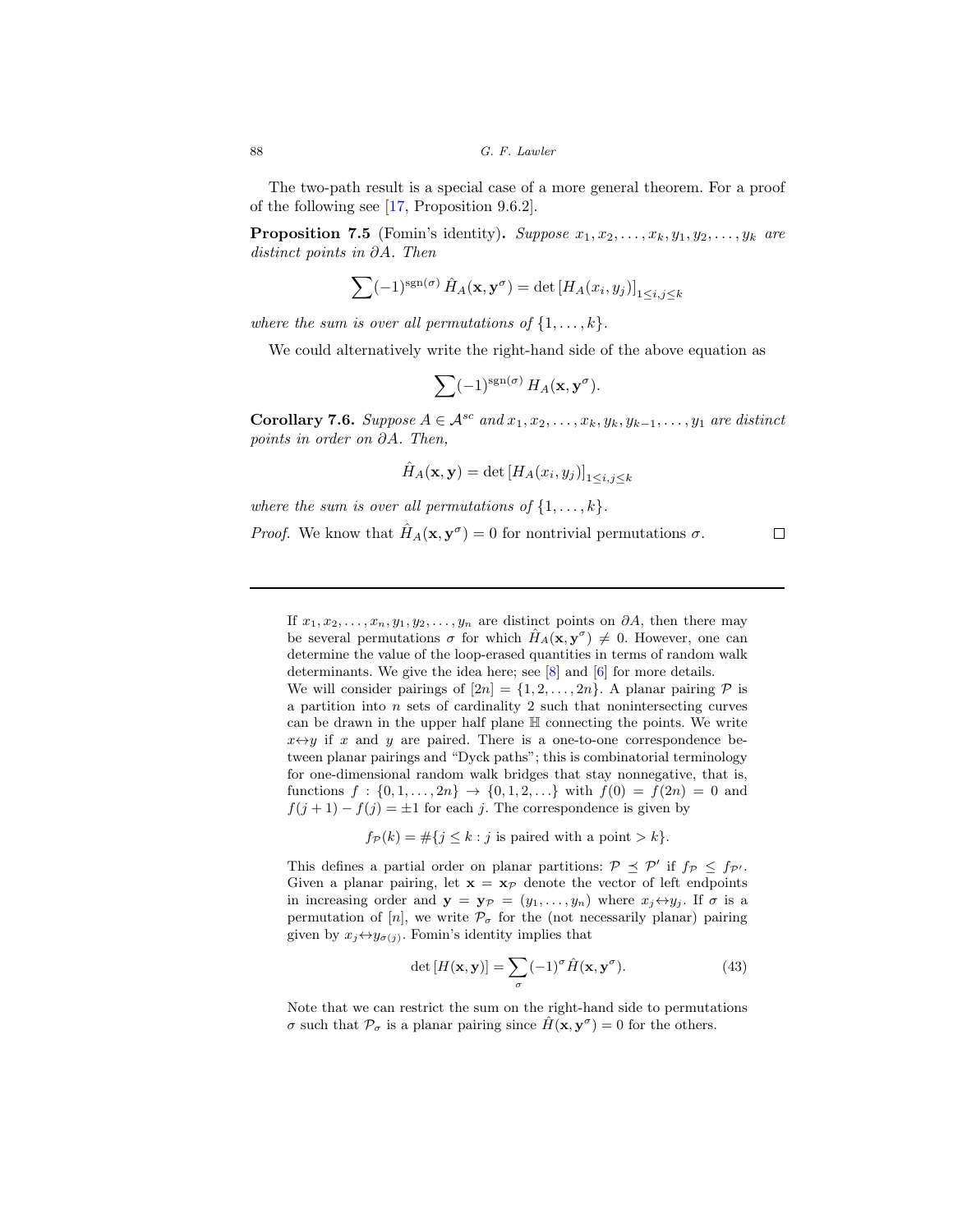The two-path result is a special case of a more general theorem. For a proof of the following see [17, Proposition 9.6.2].

**Proposition 7.5** (Fomin's identity)**.** *Suppose $x_1, x_2, \ldots, x_k, y_1, y_2, \ldots, y_k$ are distinct points in $\partial A$. Then*

$$\sum (-1)^{\text{sgn}(\sigma)} \hat{H}_A(\mathbf{x}, \mathbf{y}^\sigma) = \det \left[ H_A(x_i, y_j) \right]_{1 \le i,j \le k}$$

*where the sum is over all permutations of $\{1, \ldots, k\}$.*

We could alternatively write the right-hand side of the above equation as

$$\sum (-1)^{\text{sgn}(\sigma)} H_A(\mathbf{x}, \mathbf{y}^\sigma).$$

**Corollary 7.6.** *Suppose $A \in \mathcal{A}^{sc}$ and $x_1, x_2, \ldots, x_k, y_k, y_{k-1}, \ldots, y_1$ are distinct points in order on $\partial A$. Then,*

$$\hat{H}_A(\mathbf{x}, \mathbf{y}) = \det \left[ H_A(x_i, y_j) \right]_{1 \le i,j \le k}$$

*where the sum is over all permutations of $\{1, \ldots, k\}$.*

*Proof.* We know that $\hat{H}_A(\mathbf{x}, \mathbf{y}^\sigma) = 0$ for nontrivial permutations $\sigma$. ∎

---

If $x_1, x_2, \ldots, x_n, y_1, y_2, \ldots, y_n$ are distinct points on $\partial A$, then there may be several permutations $\sigma$ for which $\hat{H}_A(\mathbf{x}, \mathbf{y}^\sigma) \neq 0$. However, one can determine the value of the loop-erased quantities in terms of random walk determinants. We give the idea here; see [8] and [6] for more details.

We will consider pairings of $[2n] = \{1, 2, \ldots, 2n\}$. A planar pairing $\mathcal{P}$ is a partition into $n$ sets of cardinality 2 such that nonintersecting curves can be drawn in the upper half plane $\mathbb{H}$ connecting the points. We write $x \leftrightarrow y$ if $x$ and $y$ are paired. There is a one-to-one correspondence between planar pairings and "Dyck paths"; this is combinatorial terminology for one-dimensional random walk bridges that stay nonnegative, that is, functions $f : \{0, 1, \ldots, 2n\} \to \{0, 1, 2, \ldots\}$ with $f(0) = f(2n) = 0$ and $f(j+1) - f(j) = \pm 1$ for each $j$. The correspondence is given by

$$f_{\mathcal{P}}(k) = \#\{j \le k : j \text{ is paired with a point} > k\}.$$

This defines a partial order on planar partitions: $\mathcal{P} \preceq \mathcal{P}'$ if $f_{\mathcal{P}} \le f_{\mathcal{P}'}$. Given a planar pairing, let $\mathbf{x} = \mathbf{x}_{\mathcal{P}}$ denote the vector of left endpoints in increasing order and $\mathbf{y} = \mathbf{y}_{\mathcal{P}} = (y_1, \ldots, y_n)$ where $x_j \leftrightarrow y_j$. If $\sigma$ is a permutation of $[n]$, we write $\mathcal{P}_\sigma$ for the (not necessarily planar) pairing given by $x_j \leftrightarrow y_{\sigma(j)}$. Fomin's identity implies that

$$\det \left[ H(\mathbf{x}, \mathbf{y}) \right] = \sum_\sigma (-1)^\sigma \hat{H}(\mathbf{x}, \mathbf{y}^\sigma). \tag{43}$$

Note that we can restrict the sum on the right-hand side to permutations $\sigma$ such that $\mathcal{P}_\sigma$ is a planar pairing since $\hat{H}(\mathbf{x}, \mathbf{y}^\sigma) = 0$ for the others.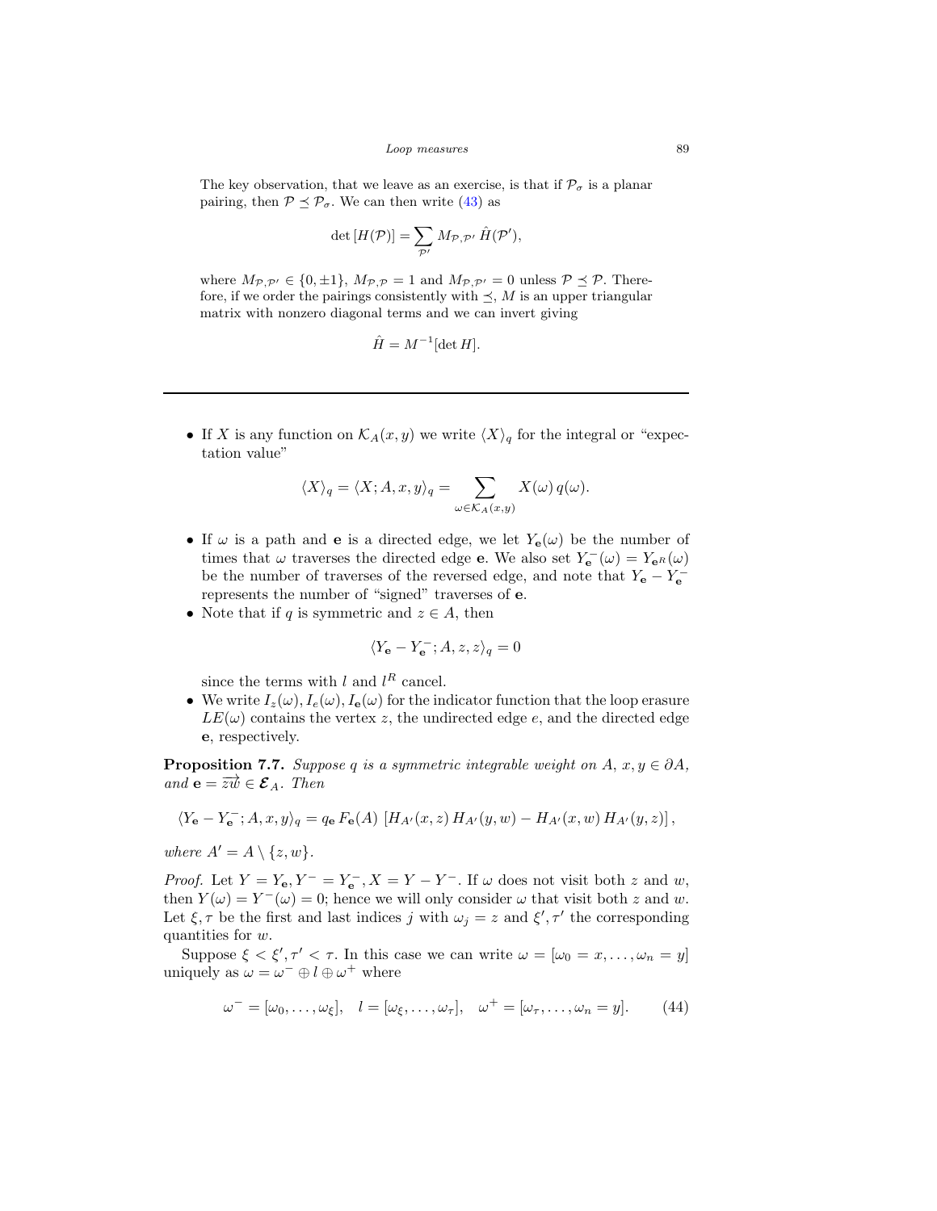The key observation, that we leave as an exercise, is that if $\mathcal{P}_\sigma$ is a planar pairing, then $\mathcal{P} \preceq \mathcal{P}_\sigma$. We can then write (43) as

$$\det [H(\mathcal{P})] = \sum_{\mathcal{P}'} M_{\mathcal{P},\mathcal{P}'} \, \hat{H}(\mathcal{P}'),$$

where $M_{\mathcal{P},\mathcal{P}'} \in \{0, \pm 1\}$, $M_{\mathcal{P},\mathcal{P}} = 1$ and $M_{\mathcal{P},\mathcal{P}'} = 0$ unless $\mathcal{P} \preceq \mathcal{P}$. Therefore, if we order the pairings consistently with $\preceq$, $M$ is an upper triangular matrix with nonzero diagonal terms and we can invert giving

$$\hat{H} = M^{-1}[\det H].$$

---

- If $X$ is any function on $\mathcal{K}_A(x,y)$ we write $\langle X \rangle_q$ for the integral or "expectation value"

$$\langle X \rangle_q = \langle X; A, x, y \rangle_q = \sum_{\omega \in \mathcal{K}_A(x,y)} X(\omega) \, q(\omega).$$

- If $\omega$ is a path and $\mathbf{e}$ is a directed edge, we let $Y_{\mathbf{e}}(\omega)$ be the number of times that $\omega$ traverses the directed edge $\mathbf{e}$. We also set $Y_{\mathbf{e}}^-(\omega) = Y_{\mathbf{e}^R}(\omega)$ be the number of traverses of the reversed edge, and note that $Y_{\mathbf{e}} - Y_{\mathbf{e}}^-$ represents the number of "signed" traverses of $\mathbf{e}$.
- Note that if $q$ is symmetric and $z \in A$, then

$$\langle Y_{\mathbf{e}} - Y_{\mathbf{e}}^-; A, z, z \rangle_q = 0$$

since the terms with $l$ and $l^R$ cancel.
- We write $I_z(\omega), I_e(\omega), I_{\mathbf{e}}(\omega)$ for the indicator function that the loop erasure $LE(\omega)$ contains the vertex $z$, the undirected edge $e$, and the directed edge $\mathbf{e}$, respectively.

**Proposition 7.7.** *Suppose $q$ is a symmetric integrable weight on $A$, $x, y \in \partial A$, and $\mathbf{e} = \overrightarrow{zw} \in \boldsymbol{\mathcal{E}}_A$. Then*

$$\langle Y_{\mathbf{e}} - Y_{\mathbf{e}}^-; A, x, y \rangle_q = q_{\mathbf{e}} \, F_{\mathbf{e}}(A) \, \left[ H_{A'}(x,z) \, H_{A'}(y,w) - H_{A'}(x,w) \, H_{A'}(y,z) \right],$$

*where $A' = A \setminus \{z, w\}$.*

*Proof.* Let $Y = Y_{\mathbf{e}}, Y^- = Y_{\mathbf{e}}^-, X = Y - Y^-$. If $\omega$ does not visit both $z$ and $w$, then $Y(\omega) = Y^-(\omega) = 0$; hence we will only consider $\omega$ that visit both $z$ and $w$. Let $\xi, \tau$ be the first and last indices $j$ with $\omega_j = z$ and $\xi', \tau'$ the corresponding quantities for $w$.

Suppose $\xi < \xi', \tau' < \tau$. In this case we can write $\omega = [\omega_0 = x, \ldots, \omega_n = y]$ uniquely as $\omega = \omega^- \oplus l \oplus \omega^+$ where

$$\omega^- = [\omega_0, \ldots, \omega_\xi], \quad l = [\omega_\xi, \ldots, \omega_\tau], \quad \omega^+ = [\omega_\tau, \ldots, \omega_n = y]. \qquad (44)$$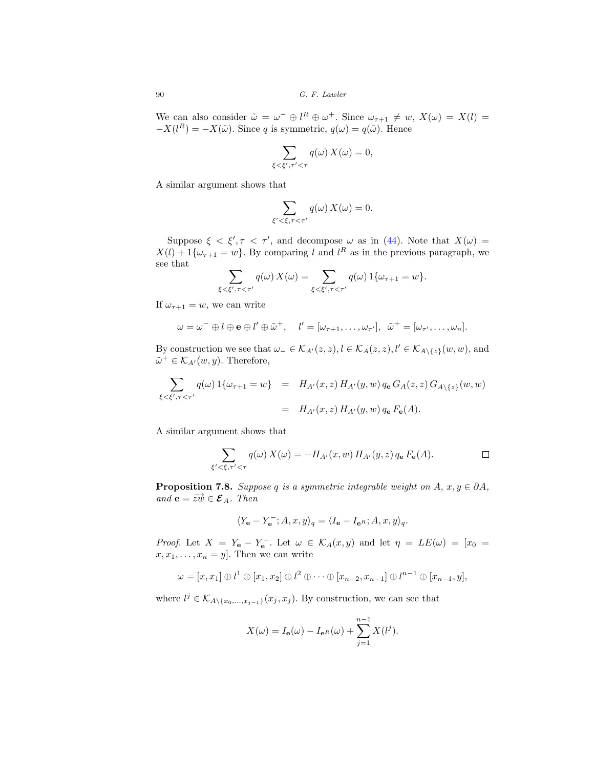We can also consider $\tilde{\omega} = \omega^- \oplus l^R \oplus \omega^+$. Since $\omega_{\tau+1} \neq w$, $X(\omega) = X(l) = -X(l^R) = -X(\tilde{\omega})$. Since $q$ is symmetric, $q(\omega) = q(\tilde{\omega})$. Hence

$$\sum_{\xi<\xi',\tau'<\tau} q(\omega)\, X(\omega) = 0,$$

A similar argument shows that

$$\sum_{\xi'<\xi,\tau<\tau'} q(\omega)\, X(\omega) = 0.$$

Suppose $\xi < \xi', \tau < \tau'$, and decompose $\omega$ as in (44). Note that $X(\omega) = X(l) + 1\{\omega_{\tau+1} = w\}$. By comparing $l$ and $l^R$ as in the previous paragraph, we see that

$$\sum_{\xi<\xi',\tau<\tau'} q(\omega)\, X(\omega) = \sum_{\xi<\xi',\tau<\tau'} q(\omega)\, 1\{\omega_{\tau+1} = w\}.$$

If $\omega_{\tau+1} = w$, we can write

$$\omega = \omega^- \oplus l \oplus \mathbf{e} \oplus l' \oplus \tilde{\omega}^+, \quad l' = [\omega_{\tau+1}, \ldots, \omega_{\tau'}], \;\; \tilde{\omega}^+ = [\omega_{\tau'}, \ldots, \omega_n].$$

By construction we see that $\omega_- \in \mathcal{K}_{A'}(z,z), l \in \mathcal{K}_A(z,z), l' \in \mathcal{K}_{A\setminus\{z\}}(w,w)$, and $\tilde{\omega}^+ \in \mathcal{K}_{A'}(w,y)$. Therefore,

$$\begin{aligned}
\sum_{\xi<\xi',\tau<\tau'} q(\omega)\, 1\{\omega_{\tau+1} = w\} &= H_{A'}(x,z)\, H_{A'}(y,w)\, q_{\mathbf{e}}\, G_A(z,z)\, G_{A\setminus\{z\}}(w,w) \\
&= H_{A'}(x,z)\, H_{A'}(y,w)\, q_{\mathbf{e}}\, F_{\mathbf{e}}(A).
\end{aligned}$$

A similar argument shows that

$$\sum_{\xi'<\xi,\tau'<\tau} q(\omega)\, X(\omega) = -H_{A'}(x,w)\, H_{A'}(y,z)\, q_{\mathbf{e}}\, F_{\mathbf{e}}(A). \qquad \square$$

**Proposition 7.8.** *Suppose $q$ is a symmetric integrable weight on $A$, $x, y \in \partial A$, and $\mathbf{e} = \overrightarrow{zw} \in \boldsymbol{\mathcal{E}}_A$. Then*

$$\langle Y_{\mathbf{e}} - Y_{\mathbf{e}}^-; A, x, y\rangle_q = \langle I_{\mathbf{e}} - I_{\mathbf{e}^R}; A, x, y\rangle_q.$$

*Proof.* Let $X = Y_{\mathbf{e}} - Y_{\mathbf{e}}^-$. Let $\omega \in \mathcal{K}_A(x,y)$ and let $\eta = LE(\omega) = [x_0 = x, x_1, \ldots, x_n = y]$. Then we can write

$$\omega = [x, x_1] \oplus l^1 \oplus [x_1, x_2] \oplus l^2 \oplus \cdots \oplus [x_{n-2}, x_{n-1}] \oplus l^{n-1} \oplus [x_{n-1}, y],$$

where $l^j \in \mathcal{K}_{A\setminus\{x_0,\ldots,x_{j-1}\}}(x_j, x_j)$. By construction, we can see that

$$X(\omega) = I_{\mathbf{e}}(\omega) - I_{\mathbf{e}^R}(\omega) + \sum_{j=1}^{n-1} X(l^j).$$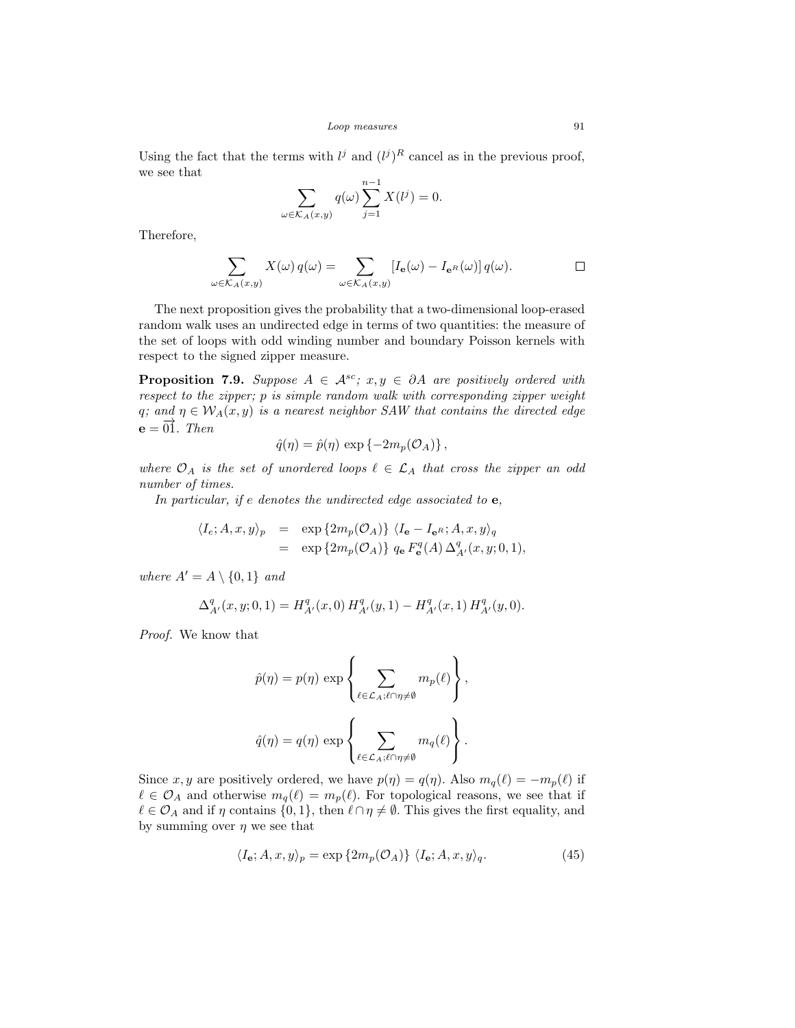Using the fact that the terms with $l^j$ and $(l^j)^R$ cancel as in the previous proof, we see that

$$\sum_{\omega\in\mathcal{K}_A(x,y)} q(\omega) \sum_{j=1}^{n-1} X(l^j) = 0.$$

Therefore,

$$\sum_{\omega\in\mathcal{K}_A(x,y)} X(\omega)\, q(\omega) = \sum_{\omega\in\mathcal{K}_A(x,y)} [I_{\mathbf{e}}(\omega) - I_{\mathbf{e}^R}(\omega)]\, q(\omega). \qquad \square$$

The next proposition gives the probability that a two-dimensional loop-erased random walk uses an undirected edge in terms of two quantities: the measure of the set of loops with odd winding number and boundary Poisson kernels with respect to the signed zipper measure.

**Proposition 7.9.** *Suppose $A \in \mathcal{A}^{sc}$; $x, y \in \partial A$ are positively ordered with respect to the zipper; $p$ is simple random walk with corresponding zipper weight $q$; and $\eta \in \mathcal{W}_A(x,y)$ is a nearest neighbor SAW that contains the directed edge $\mathbf{e} = \overrightarrow{01}$. Then*

$$\hat{q}(\eta) = \hat{p}(\eta)\, \exp\left\{-2m_p(\mathcal{O}_A)\right\},$$

*where $\mathcal{O}_A$ is the set of unordered loops $\ell \in \mathcal{L}_A$ that cross the zipper an odd number of times.*

*In particular, if $e$ denotes the undirected edge associated to $\mathbf{e}$,*

$$\begin{aligned}
\langle I_e; A, x, y\rangle_p &= \exp\left\{2m_p(\mathcal{O}_A)\right\}\, \langle I_{\mathbf{e}} - I_{\mathbf{e}^R}; A, x, y\rangle_q \\
&= \exp\left\{2m_p(\mathcal{O}_A)\right\}\, q_{\mathbf{e}}\, F^q_{\mathbf{e}}(A)\, \Delta^q_{A'}(x,y;0,1),
\end{aligned}$$

*where $A' = A \setminus \{0,1\}$ and*

$$\Delta^q_{A'}(x,y;0,1) = H^q_{A'}(x,0)\, H^q_{A'}(y,1) - H^q_{A'}(x,1)\, H^q_{A'}(y,0).$$

*Proof.* We know that

$$\hat{p}(\eta) = p(\eta)\, \exp\left\{\sum_{\ell\in\mathcal{L}_A;\ell\cap\eta\neq\emptyset} m_p(\ell)\right\},$$

$$\hat{q}(\eta) = q(\eta)\, \exp\left\{\sum_{\ell\in\mathcal{L}_A;\ell\cap\eta\neq\emptyset} m_q(\ell)\right\}.$$

Since $x, y$ are positively ordered, we have $p(\eta) = q(\eta)$. Also $m_q(\ell) = -m_p(\ell)$ if $\ell \in \mathcal{O}_A$ and otherwise $m_q(\ell) = m_p(\ell)$. For topological reasons, we see that if $\ell \in \mathcal{O}_A$ and if $\eta$ contains $\{0,1\}$, then $\ell \cap \eta \neq \emptyset$. This gives the first equality, and by summing over $\eta$ we see that

$$\langle I_{\mathbf{e}}; A, x, y\rangle_p = \exp\left\{2m_p(\mathcal{O}_A)\right\}\, \langle I_{\mathbf{e}}; A, x, y\rangle_q. \tag{45}$$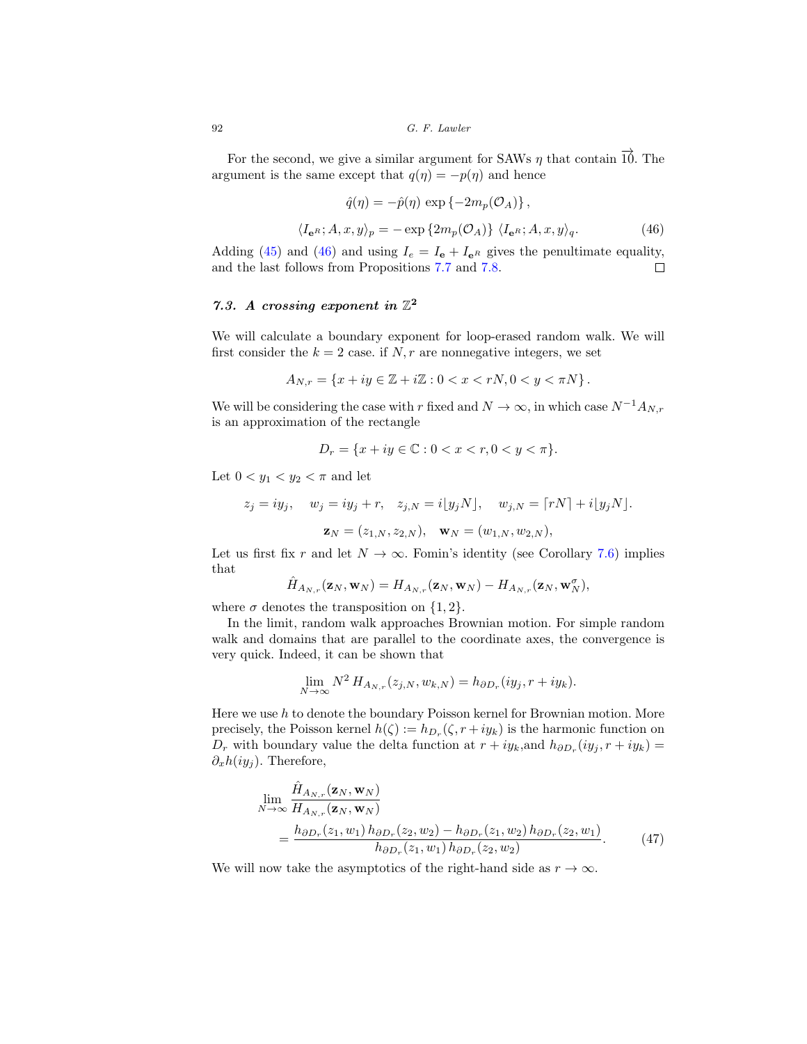For the second, we give a similar argument for SAWs $\eta$ that contain $\overrightarrow{10}$. The argument is the same except that $q(\eta) = -p(\eta)$ and hence

$$\hat{q}(\eta) = -\hat{p}(\eta)\, \exp\{-2m_p(\mathcal{O}_A)\},$$

$$\langle I_{\mathbf{e}^R}; A, x, y\rangle_p = -\exp\{2m_p(\mathcal{O}_A)\}\, \langle I_{\mathbf{e}^R}; A, x, y\rangle_q. \tag{46}$$

Adding (45) and (46) and using $I_e = I_{\mathbf{e}} + I_{\mathbf{e}^R}$ gives the penultimate equality, and the last follows from Propositions 7.7 and 7.8. □

### 7.3. A crossing exponent in $\mathbb{Z}^2$

We will calculate a boundary exponent for loop-erased random walk. We will first consider the $k = 2$ case. if $N, r$ are nonnegative integers, we set

$$A_{N,r} = \{x + iy \in \mathbb{Z} + i\mathbb{Z} : 0 < x < rN, 0 < y < \pi N\}.$$

We will be considering the case with $r$ fixed and $N \to \infty$, in which case $N^{-1}A_{N,r}$ is an approximation of the rectangle

$$D_r = \{x + iy \in \mathbb{C} : 0 < x < r, 0 < y < \pi\}.$$

Let $0 < y_1 < y_2 < \pi$ and let

$$z_j = iy_j, \quad w_j = iy_j + r, \quad z_{j,N} = i\lfloor y_j N\rfloor, \quad w_{j,N} = \lceil rN\rceil + i\lfloor y_j N\rfloor.$$

$$\mathbf{z}_N = (z_{1,N}, z_{2,N}), \quad \mathbf{w}_N = (w_{1,N}, w_{2,N}),$$

Let us first fix $r$ and let $N \to \infty$. Fomin's identity (see Corollary 7.6) implies that

$$\hat{H}_{A_{N,r}}(\mathbf{z}_N, \mathbf{w}_N) = H_{A_{N,r}}(\mathbf{z}_N, \mathbf{w}_N) - H_{A_{N,r}}(\mathbf{z}_N, \mathbf{w}_N^{\sigma}),$$

where $\sigma$ denotes the transposition on $\{1, 2\}$.

In the limit, random walk approaches Brownian motion. For simple random walk and domains that are parallel to the coordinate axes, the convergence is very quick. Indeed, it can be shown that

$$\lim_{N\to\infty} N^2\, H_{A_{N,r}}(z_{j,N}, w_{k,N}) = h_{\partial D_r}(iy_j, r + iy_k).$$

Here we use $h$ to denote the boundary Poisson kernel for Brownian motion. More precisely, the Poisson kernel $h(\zeta) := h_{D_r}(\zeta, r + iy_k)$ is the harmonic function on $D_r$ with boundary value the delta function at $r + iy_k$,and $h_{\partial D_r}(iy_j, r + iy_k) = \partial_x h(iy_j)$. Therefore,

$$\lim_{N\to\infty} \frac{\hat{H}_{A_{N,r}}(\mathbf{z}_N, \mathbf{w}_N)}{H_{A_{N,r}}(\mathbf{z}_N, \mathbf{w}_N)} = \frac{h_{\partial D_r}(z_1, w_1)\, h_{\partial D_r}(z_2, w_2) - h_{\partial D_r}(z_1, w_2)\, h_{\partial D_r}(z_2, w_1)}{h_{\partial D_r}(z_1, w_1)\, h_{\partial D_r}(z_2, w_2)}. \tag{47}$$

We will now take the asymptotics of the right-hand side as $r \to \infty$.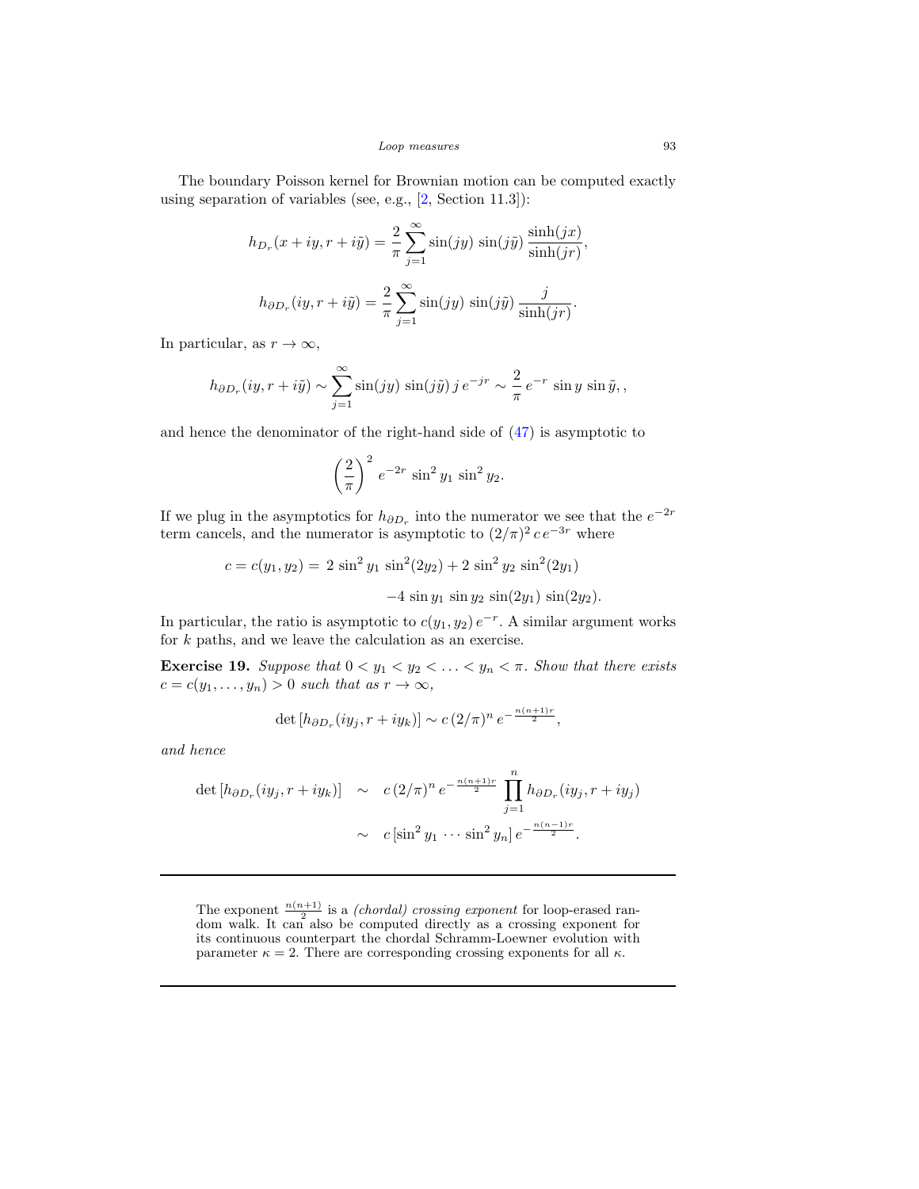The boundary Poisson kernel for Brownian motion can be computed exactly using separation of variables (see, e.g., [2, Section 11.3]):

$$h_{D_r}(x+iy, r+i\tilde{y}) = \frac{2}{\pi} \sum_{j=1}^{\infty} \sin(jy) \, \sin(j\tilde{y}) \, \frac{\sinh(jx)}{\sinh(jr)},$$

$$h_{\partial D_r}(iy, r+i\tilde{y}) = \frac{2}{\pi} \sum_{j=1}^{\infty} \sin(jy) \, \sin(j\tilde{y}) \, \frac{j}{\sinh(jr)}.$$

In particular, as $r \to \infty$,

$$h_{\partial D_r}(iy, r+i\tilde{y}) \sim \sum_{j=1}^{\infty} \sin(jy) \, \sin(j\tilde{y}) \, j \, e^{-jr} \sim \frac{2}{\pi} \, e^{-r} \, \sin y \, \sin\tilde{y}, ,$$

and hence the denominator of the right-hand side of (47) is asymptotic to

$$\left(\frac{2}{\pi}\right)^2 e^{-2r} \, \sin^2 y_1 \, \sin^2 y_2.$$

If we plug in the asymptotics for $h_{\partial D_r}$ into the numerator we see that the $e^{-2r}$ term cancels, and the numerator is asymptotic to $(2/\pi)^2 \, c \, e^{-3r}$ where

$$\begin{aligned} c = c(y_1, y_2) = {} & 2 \sin^2 y_1 \, \sin^2(2y_2) + 2 \sin^2 y_2 \, \sin^2(2y_1) \\ & -4 \sin y_1 \, \sin y_2 \, \sin(2y_1) \, \sin(2y_2). \end{aligned}$$

In particular, the ratio is asymptotic to $c(y_1, y_2) \, e^{-r}$. A similar argument works for $k$ paths, and we leave the calculation as an exercise.

**Exercise 19.** *Suppose that $0 < y_1 < y_2 < \ldots < y_n < \pi$. Show that there exists $c = c(y_1, \ldots, y_n) > 0$ such that as $r \to \infty$,*

$$\det\left[h_{\partial D_r}(iy_j, r+iy_k)\right] \sim c \, (2/\pi)^n \, e^{-\frac{n(n+1)r}{2}},$$

*and hence*

$$\begin{aligned} \det\left[h_{\partial D_r}(iy_j, r+iy_k)\right] & \sim c \, (2/\pi)^n \, e^{-\frac{n(n+1)r}{2}} \prod_{j=1}^{n} h_{\partial D_r}(iy_j, r+iy_j) \\ & \sim c \, [\sin^2 y_1 \cdots \sin^2 y_n] \, e^{-\frac{n(n-1)r}{2}}. \end{aligned}$$

---

The exponent $\frac{n(n+1)}{2}$ is a *(chordal) crossing exponent* for loop-erased random walk. It can also be computed directly as a crossing exponent for its continuous counterpart the chordal Schramm-Loewner evolution with parameter $\kappa = 2$. There are corresponding crossing exponents for all $\kappa$.

---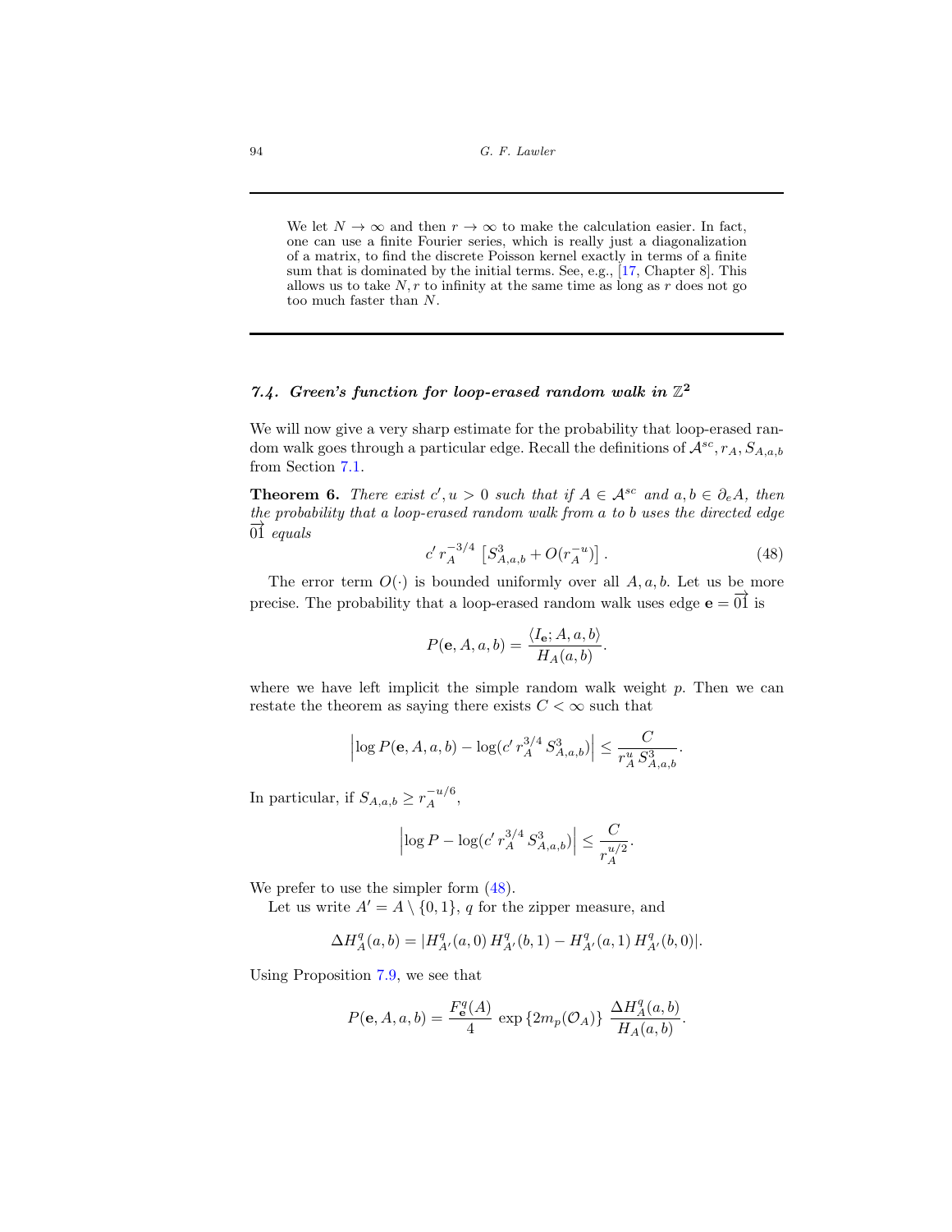We let $N \to \infty$ and then $r \to \infty$ to make the calculation easier. In fact, one can use a finite Fourier series, which is really just a diagonalization of a matrix, to find the discrete Poisson kernel exactly in terms of a finite sum that is dominated by the initial terms. See, e.g., [17, Chapter 8]. This allows us to take $N, r$ to infinity at the same time as long as $r$ does not go too much faster than $N$.

### 7.4. Green's function for loop-erased random walk in $\mathbb{Z}^2$

We will now give a very sharp estimate for the probability that loop-erased random walk goes through a particular edge. Recall the definitions of $\mathcal{A}^{sc}, r_A, S_{A,a,b}$ from Section 7.1.

**Theorem 6.** *There exist $c', u > 0$ such that if $A \in \mathcal{A}^{sc}$ and $a, b \in \partial_e A$, then the probability that a loop-erased random walk from $a$ to $b$ uses the directed edge $\overrightarrow{01}$ equals*

$$c' \, r_A^{-3/4} \left[ S_{A,a,b}^3 + O(r_A^{-u}) \right]. \tag{48}$$

The error term $O(\cdot)$ is bounded uniformly over all $A, a, b$. Let us be more precise. The probability that a loop-erased random walk uses edge $\mathbf{e} = \overrightarrow{01}$ is

$$P(\mathbf{e}, A, a, b) = \frac{\langle I_{\mathbf{e}}; A, a, b \rangle}{H_A(a,b)}.$$

where we have left implicit the simple random walk weight $p$. Then we can restate the theorem as saying there exists $C < \infty$ such that

$$\left| \log P(\mathbf{e}, A, a, b) - \log(c' \, r_A^{3/4} \, S_{A,a,b}^3) \right| \leq \frac{C}{r_A^u \, S_{A,a,b}^3}.$$

In particular, if $S_{A,a,b} \geq r_A^{-u/6}$,

$$\left| \log P - \log(c' \, r_A^{3/4} \, S_{A,a,b}^3) \right| \leq \frac{C}{r_A^{u/2}}.$$

We prefer to use the simpler form (48).

Let us write $A' = A \setminus \{0, 1\}$, $q$ for the zipper measure, and

$$\Delta H_A^q(a,b) = |H_{A'}^q(a,0) \, H_{A'}^q(b,1) - H_{A'}^q(a,1) \, H_{A'}^q(b,0)|.$$

Using Proposition 7.9, we see that

$$P(\mathbf{e}, A, a, b) = \frac{F_{\mathbf{e}}^q(A)}{4} \, \exp\{2m_p(\mathcal{O}_A)\} \, \frac{\Delta H_A^q(a,b)}{H_A(a,b)}.$$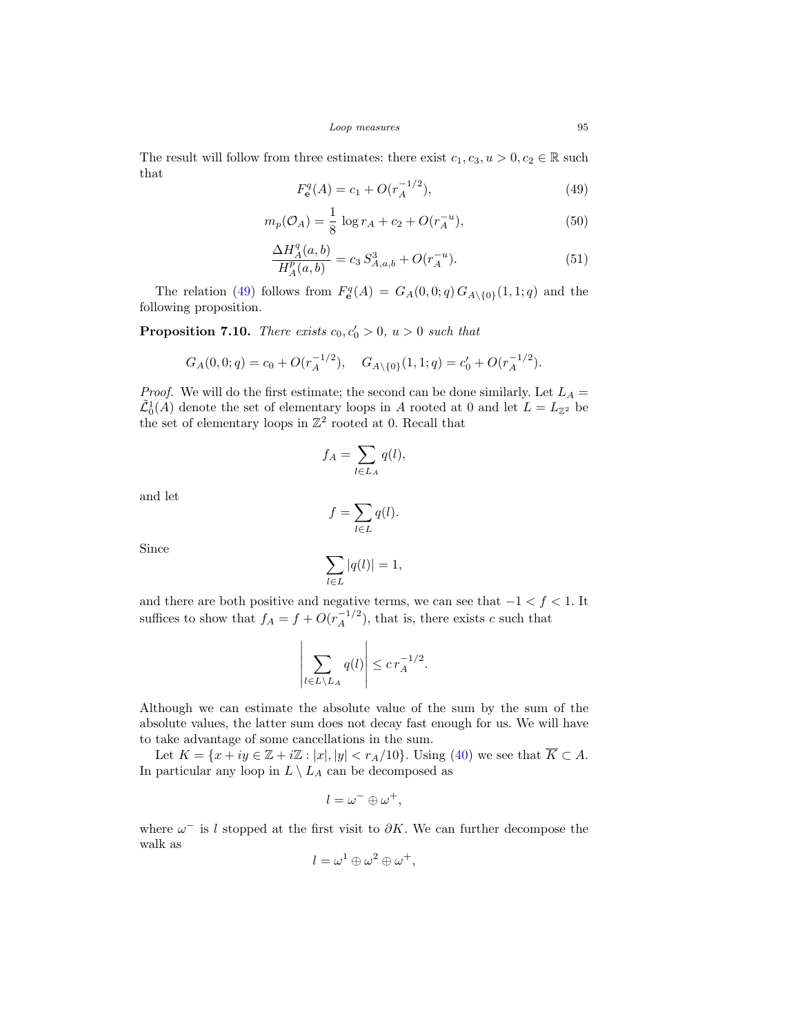The result will follow from three estimates: there exist $c_1, c_3, u > 0, c_2 \in \mathbb{R}$ such that

$$F^q_{\mathbf{e}}(A) = c_1 + O(r_A^{-1/2}), \tag{49}$$

$$m_p(\mathcal{O}_A) = \frac{1}{8}\,\log r_A + c_2 + O(r_A^{-u}), \tag{50}$$

$$\frac{\Delta H^q_A(a,b)}{H^p_A(a,b)} = c_3\, S^3_{A,a,b} + O(r_A^{-u}). \tag{51}$$

The relation (49) follows from $F^q_{\mathbf{e}}(A) = G_A(0,0;q)\, G_{A\setminus\{0\}}(1,1;q)$ and the following proposition.

**Proposition 7.10.** *There exists $c_0, c_0' > 0$, $u > 0$ such that*

$$G_A(0,0;q) = c_0 + O(r_A^{-1/2}), \quad G_{A\setminus\{0\}}(1,1;q) = c_0' + O(r_A^{-1/2}).$$

*Proof.* We will do the first estimate; the second can be done similarly. Let $L_A = \tilde{\mathcal{L}}^1_0(A)$ denote the set of elementary loops in $A$ rooted at 0 and let $L = L_{\mathbb{Z}^2}$ be the set of elementary loops in $\mathbb{Z}^2$ rooted at 0. Recall that

$$f_A = \sum_{l \in L_A} q(l),$$

and let

$$f = \sum_{l \in L} q(l).$$

Since

$$\sum_{l \in L} |q(l)| = 1,$$

and there are both positive and negative terms, we can see that $-1 < f < 1$. It suffices to show that $f_A = f + O(r_A^{-1/2})$, that is, there exists $c$ such that

$$\left| \sum_{l \in L \setminus L_A} q(l) \right| \le c\, r_A^{-1/2}.$$

Although we can estimate the absolute value of the sum by the sum of the absolute values, the latter sum does not decay fast enough for us. We will have to take advantage of some cancellations in the sum.

Let $K = \{x + iy \in \mathbb{Z} + i\mathbb{Z} : |x|, |y| < r_A/10\}$. Using (40) we see that $\overline{K} \subset A$. In particular any loop in $L \setminus L_A$ can be decomposed as

$$l = \omega^- \oplus \omega^+,$$

where $\omega^-$ is $l$ stopped at the first visit to $\partial K$. We can further decompose the walk as

$$l = \omega^1 \oplus \omega^2 \oplus \omega^+,$$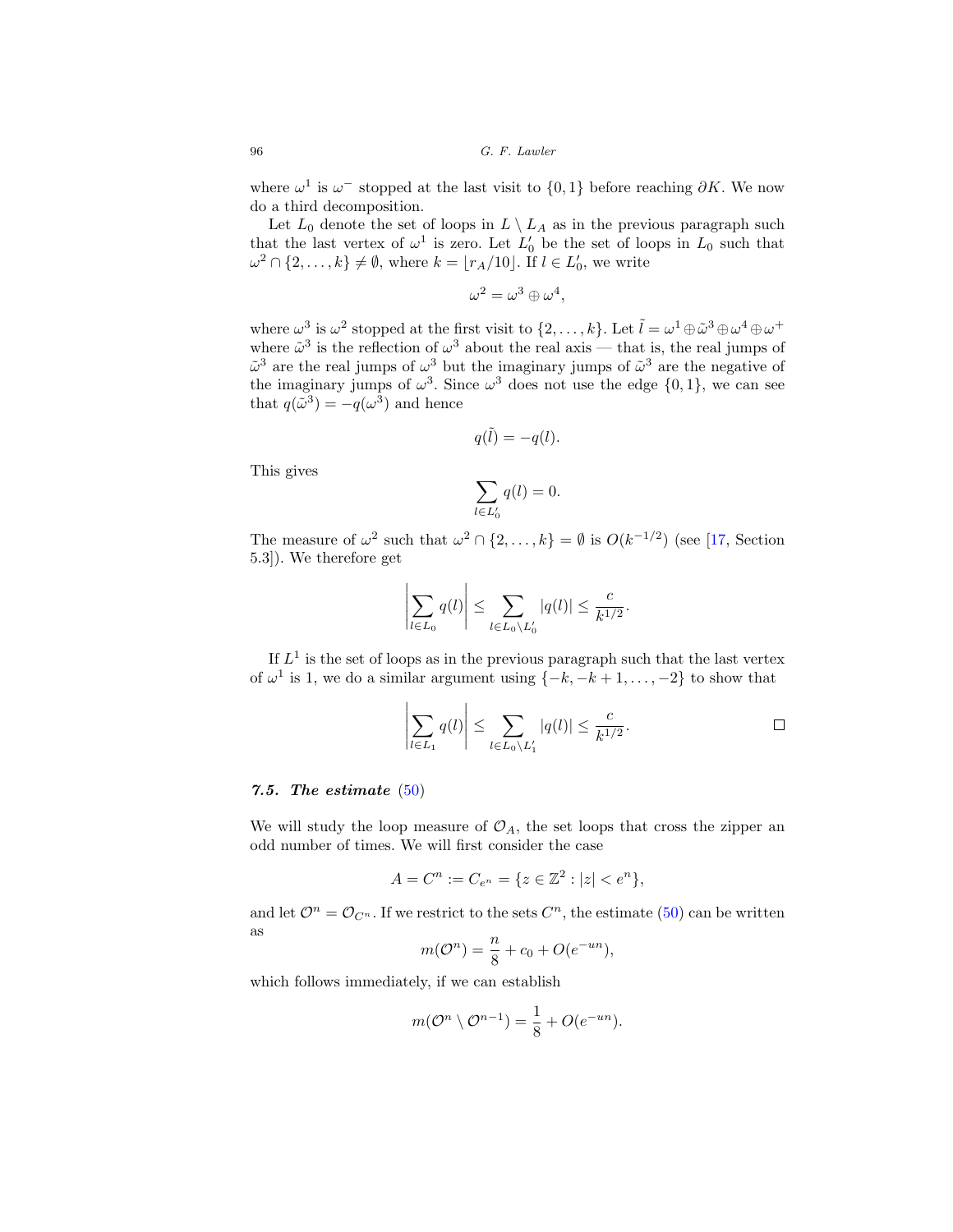where $\omega^1$ is $\omega^-$ stopped at the last visit to $\{0,1\}$ before reaching $\partial K$. We now do a third decomposition.

Let $L_0$ denote the set of loops in $L \setminus L_A$ as in the previous paragraph such that the last vertex of $\omega^1$ is zero. Let $L_0'$ be the set of loops in $L_0$ such that $\omega^2 \cap \{2,\ldots,k\} \neq \emptyset$, where $k = \lfloor r_A/10 \rfloor$. If $l \in L_0'$, we write

$$\omega^2 = \omega^3 \oplus \omega^4,$$

where $\omega^3$ is $\omega^2$ stopped at the first visit to $\{2,\ldots,k\}$. Let $\tilde{l} = \omega^1 \oplus \tilde{\omega}^3 \oplus \omega^4 \oplus \omega^+$ where $\tilde{\omega}^3$ is the reflection of $\omega^3$ about the real axis — that is, the real jumps of $\tilde{\omega}^3$ are the real jumps of $\omega^3$ but the imaginary jumps of $\tilde{\omega}^3$ are the negative of the imaginary jumps of $\omega^3$. Since $\omega^3$ does not use the edge $\{0,1\}$, we can see that $q(\tilde{\omega}^3) = -q(\omega^3)$ and hence

$$q(\tilde{l}) = -q(l).$$

This gives

$$\sum_{l \in L_0'} q(l) = 0.$$

The measure of $\omega^2$ such that $\omega^2 \cap \{2,\ldots,k\} = \emptyset$ is $O(k^{-1/2})$ (see [17, Section 5.3]). We therefore get

$$\left| \sum_{l \in L_0} q(l) \right| \leq \sum_{l \in L_0 \setminus L_0'} |q(l)| \leq \frac{c}{k^{1/2}}.$$

If $L^1$ is the set of loops as in the previous paragraph such that the last vertex of $\omega^1$ is 1, we do a similar argument using $\{-k,-k+1,\ldots,-2\}$ to show that

$$\left| \sum_{l \in L_1} q(l) \right| \leq \sum_{l \in L_0 \setminus L_1'} |q(l)| \leq \frac{c}{k^{1/2}}. \qquad \square$$

### *7.5. The estimate* (50)

We will study the loop measure of $\mathcal{O}_A$, the set loops that cross the zipper an odd number of times. We will first consider the case

$$A = C^n := C_{e^n} = \{z \in \mathbb{Z}^2 : |z| < e^n\},$$

and let $\mathcal{O}^n = \mathcal{O}_{C^n}$. If we restrict to the sets $C^n$, the estimate (50) can be written as

$$m(\mathcal{O}^n) = \frac{n}{8} + c_0 + O(e^{-un}),$$

which follows immediately, if we can establish

$$m(\mathcal{O}^n \setminus \mathcal{O}^{n-1}) = \frac{1}{8} + O(e^{-un}).$$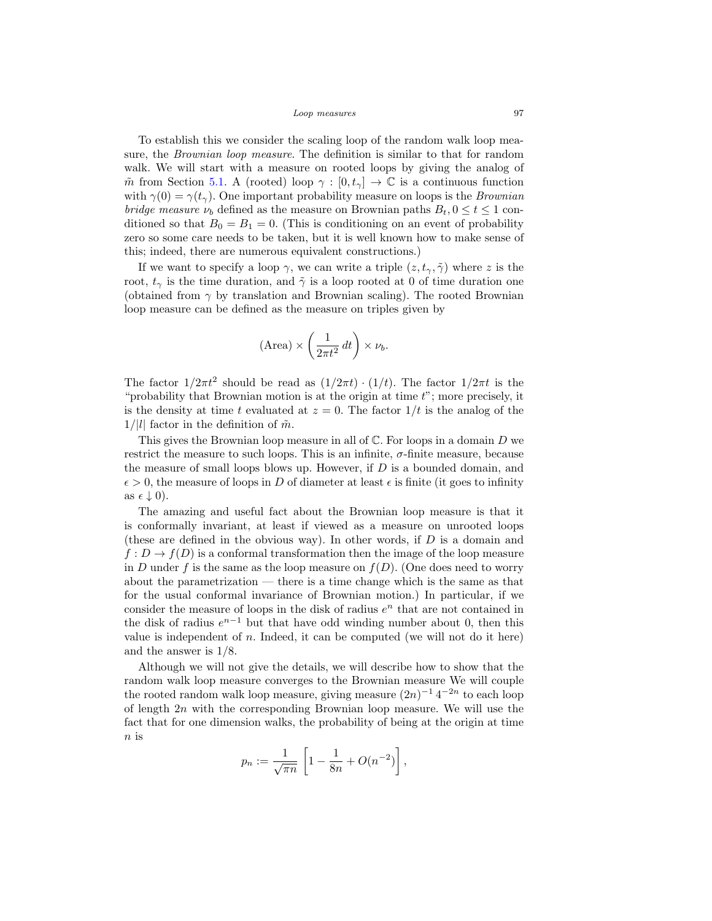To establish this we consider the scaling loop of the random walk loop measure, the *Brownian loop measure*. The definition is similar to that for random walk. We will start with a measure on rooted loops by giving the analog of $\tilde{m}$ from Section 5.1. A (rooted) loop $\gamma : [0, t_\gamma] \to \mathbb{C}$ is a continuous function with $\gamma(0) = \gamma(t_\gamma)$. One important probability measure on loops is the *Brownian bridge measure* $\nu_b$ defined as the measure on Brownian paths $B_t, 0 \leq t \leq 1$ conditioned so that $B_0 = B_1 = 0$. (This is conditioning on an event of probability zero so some care needs to be taken, but it is well known how to make sense of this; indeed, there are numerous equivalent constructions.)

If we want to specify a loop $\gamma$, we can write a triple $(z, t_\gamma, \tilde{\gamma})$ where $z$ is the root, $t_\gamma$ is the time duration, and $\tilde{\gamma}$ is a loop rooted at 0 of time duration one (obtained from $\gamma$ by translation and Brownian scaling). The rooted Brownian loop measure can be defined as the measure on triples given by

$$\text{(Area)} \times \left( \frac{1}{2\pi t^2} \, dt \right) \times \nu_b.$$

The factor $1/2\pi t^2$ should be read as $(1/2\pi t) \cdot (1/t)$. The factor $1/2\pi t$ is the "probability that Brownian motion is at the origin at time $t$"; more precisely, it is the density at time $t$ evaluated at $z = 0$. The factor $1/t$ is the analog of the $1/|l|$ factor in the definition of $\tilde{m}$.

This gives the Brownian loop measure in all of $\mathbb{C}$. For loops in a domain $D$ we restrict the measure to such loops. This is an infinite, $\sigma$-finite measure, because the measure of small loops blows up. However, if $D$ is a bounded domain, and $\epsilon > 0$, the measure of loops in $D$ of diameter at least $\epsilon$ is finite (it goes to infinity as $\epsilon \downarrow 0$).

The amazing and useful fact about the Brownian loop measure is that it is conformally invariant, at least if viewed as a measure on unrooted loops (these are defined in the obvious way). In other words, if $D$ is a domain and $f : D \to f(D)$ is a conformal transformation then the image of the loop measure in $D$ under $f$ is the same as the loop measure on $f(D)$. (One does need to worry about the parametrization — there is a time change which is the same as that for the usual conformal invariance of Brownian motion.) In particular, if we consider the measure of loops in the disk of radius $e^n$ that are not contained in the disk of radius $e^{n-1}$ but that have odd winding number about 0, then this value is independent of $n$. Indeed, it can be computed (we will not do it here) and the answer is $1/8$.

Although we will not give the details, we will describe how to show that the random walk loop measure converges to the Brownian measure We will couple the rooted random walk loop measure, giving measure $(2n)^{-1} \, 4^{-2n}$ to each loop of length $2n$ with the corresponding Brownian loop measure. We will use the fact that for one dimension walks, the probability of being at the origin at time $n$ is

$$p_n := \frac{1}{\sqrt{\pi n}} \left[ 1 - \frac{1}{8n} + O(n^{-2}) \right],$$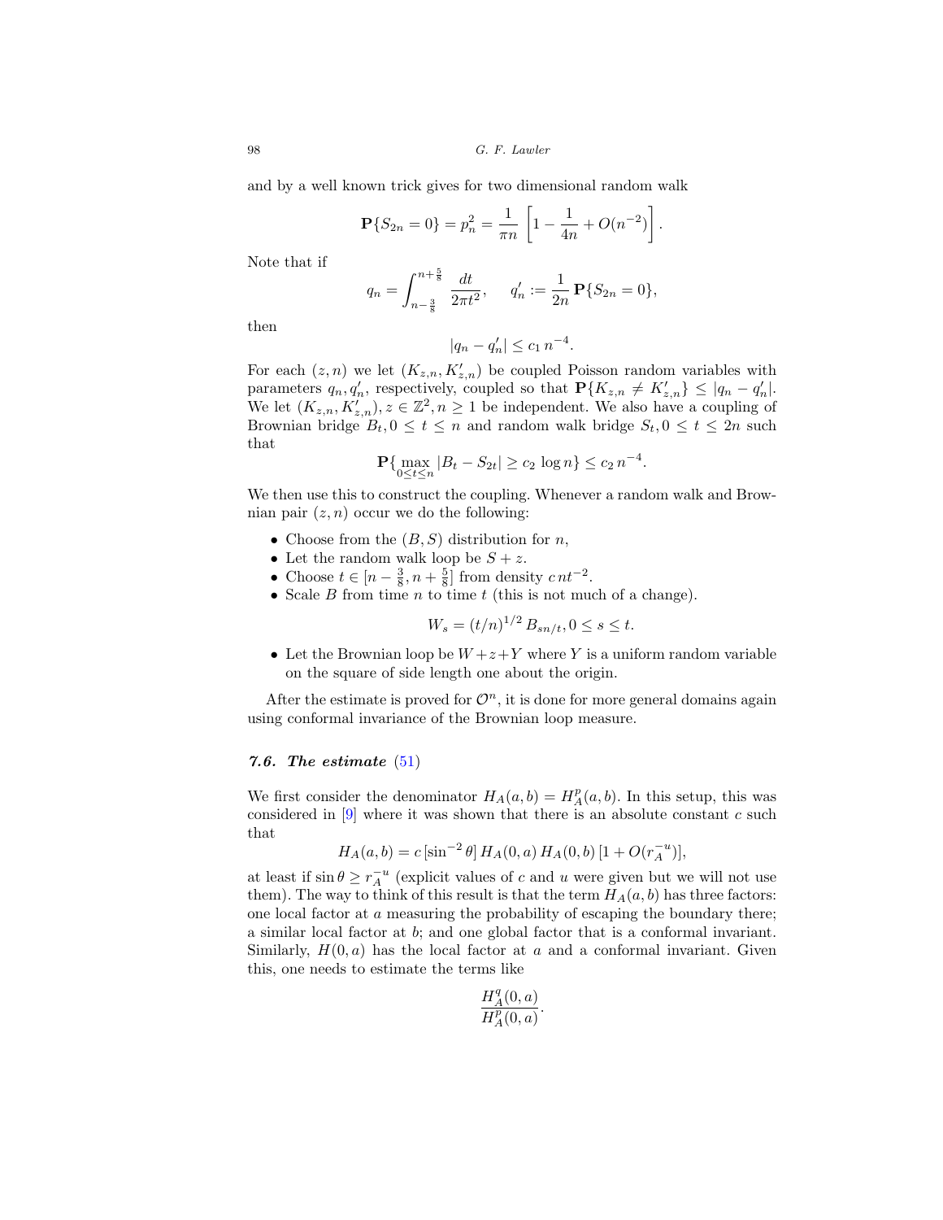and by a well known trick gives for two dimensional random walk

$$\mathbf{P}\{S_{2n} = 0\} = p_n^2 = \frac{1}{\pi n} \left[1 - \frac{1}{4n} + O(n^{-2})\right].$$

Note that if

$$q_n = \int_{n-\frac{3}{8}}^{n+\frac{5}{8}} \frac{dt}{2\pi t^2}, \qquad q_n' := \frac{1}{2n} \mathbf{P}\{S_{2n} = 0\},$$

then

$$|q_n - q_n'| \leq c_1 \, n^{-4}.$$

For each $(z, n)$ we let $(K_{z,n}, K'_{z,n})$ be coupled Poisson random variables with parameters $q_n, q_n'$, respectively, coupled so that $\mathbf{P}\{K_{z,n} \neq K'_{z,n}\} \leq |q_n - q_n'|$. We let $(K_{z,n}, K'_{z,n}), z \in \mathbb{Z}^2, n \geq 1$ be independent. We also have a coupling of Brownian bridge $B_t, 0 \leq t \leq n$ and random walk bridge $S_t, 0 \leq t \leq 2n$ such that

$$\mathbf{P}\{\max_{0 \leq t \leq n} |B_t - S_{2t}| \geq c_2 \, \log n\} \leq c_2 \, n^{-4}.$$

We then use this to construct the coupling. Whenever a random walk and Brownian pair $(z, n)$ occur we do the following:

- Choose from the $(B, S)$ distribution for $n$,
- Let the random walk loop be $S + z$.
- Choose $t \in [n - \frac{3}{8}, n + \frac{5}{8}]$ from density $c \, n t^{-2}$.
- Scale $B$ from time $n$ to time $t$ (this is not much of a change).

$$W_s = (t/n)^{1/2} \, B_{sn/t}, 0 \leq s \leq t.$$

- Let the Brownian loop be $W + z + Y$ where $Y$ is a uniform random variable on the square of side length one about the origin.

After the estimate is proved for $\mathcal{O}^n$, it is done for more general domains again using conformal invariance of the Brownian loop measure.

### 7.6. *The estimate* (51)

We first consider the denominator $H_A(a, b) = H_A^p(a, b)$. In this setup, this was considered in [9] where it was shown that there is an absolute constant $c$ such that

$$H_A(a, b) = c \, [\sin^{-2} \theta] \, H_A(0, a) \, H_A(0, b) \, [1 + O(r_A^{-u})],$$

at least if $\sin \theta \geq r_A^{-u}$ (explicit values of $c$ and $u$ were given but we will not use them). The way to think of this result is that the term $H_A(a, b)$ has three factors: one local factor at $a$ measuring the probability of escaping the boundary there; a similar local factor at $b$; and one global factor that is a conformal invariant. Similarly, $H(0, a)$ has the local factor at $a$ and a conformal invariant. Given this, one needs to estimate the terms like

$$\frac{H_A^q(0, a)}{H_A^p(0, a)}.$$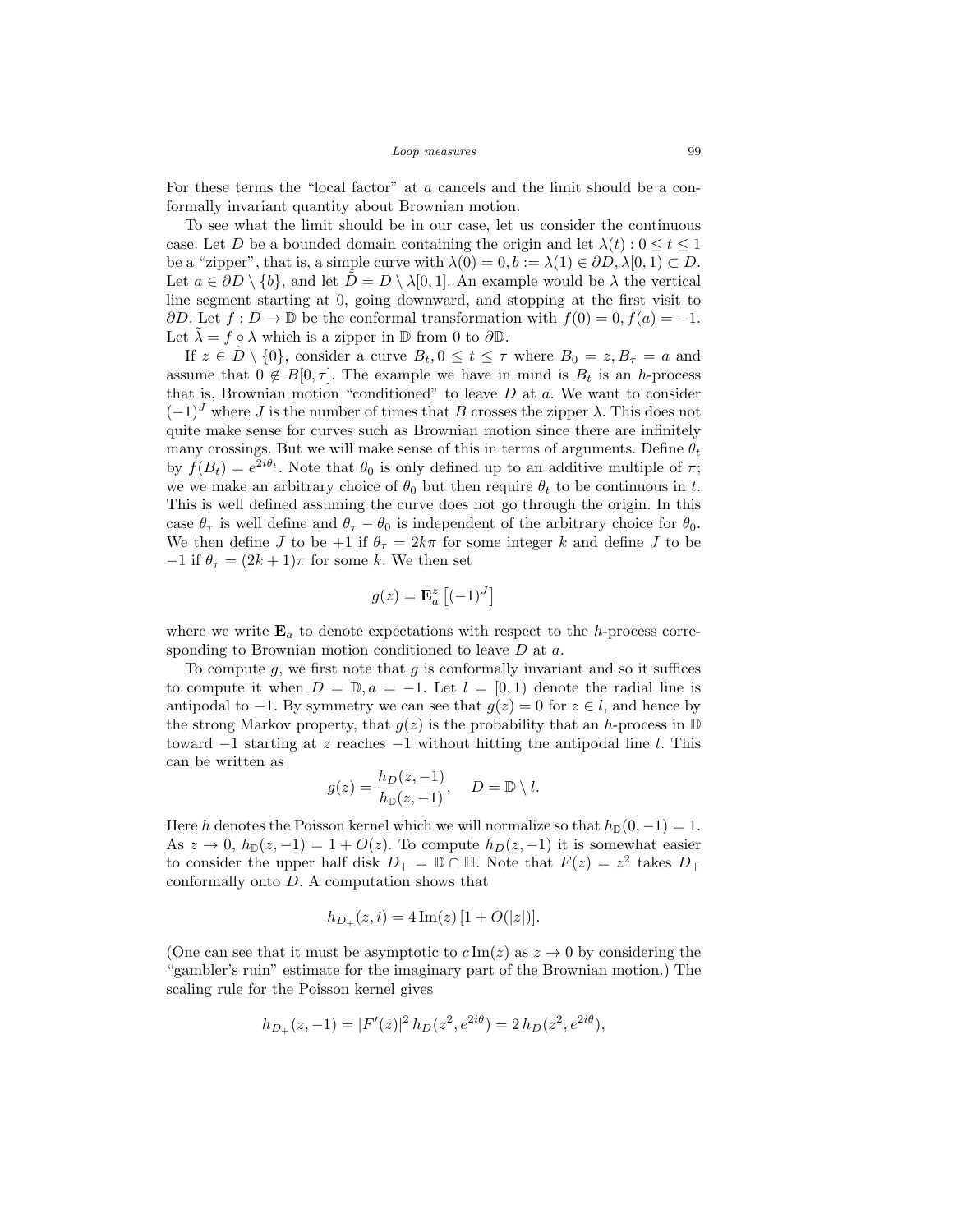For these terms the "local factor" at $a$ cancels and the limit should be a conformally invariant quantity about Brownian motion.

To see what the limit should be in our case, let us consider the continuous case. Let $D$ be a bounded domain containing the origin and let $\lambda(t) : 0 \leq t \leq 1$ be a "zipper", that is, a simple curve with $\lambda(0) = 0, b := \lambda(1) \in \partial D, \lambda[0,1) \subset D$. Let $a \in \partial D \setminus \{b\}$, and let $\tilde{D} = D \setminus \lambda[0,1]$. An example would be $\lambda$ the vertical line segment starting at 0, going downward, and stopping at the first visit to $\partial D$. Let $f : D \to \mathbb{D}$ be the conformal transformation with $f(0) = 0, f(a) = -1$. Let $\tilde{\lambda} = f \circ \lambda$ which is a zipper in $\mathbb{D}$ from 0 to $\partial \mathbb{D}$.

If $z \in \tilde{D} \setminus \{0\}$, consider a curve $B_t, 0 \leq t \leq \tau$ where $B_0 = z, B_\tau = a$ and assume that $0 \notin B[0, \tau]$. The example we have in mind is $B_t$ is an $h$-process that is, Brownian motion "conditioned" to leave $D$ at $a$. We want to consider $(-1)^J$ where $J$ is the number of times that $B$ crosses the zipper $\lambda$. This does not quite make sense for curves such as Brownian motion since there are infinitely many crossings. But we will make sense of this in terms of arguments. Define $\theta_t$ by $f(B_t) = e^{2i\theta_t}$. Note that $\theta_0$ is only defined up to an additive multiple of $\pi$; we we make an arbitrary choice of $\theta_0$ but then require $\theta_t$ to be continuous in $t$. This is well defined assuming the curve does not go through the origin. In this case $\theta_\tau$ is well define and $\theta_\tau - \theta_0$ is independent of the arbitrary choice for $\theta_0$. We then define $J$ to be $+1$ if $\theta_\tau = 2k\pi$ for some integer $k$ and define $J$ to be $-1$ if $\theta_\tau = (2k+1)\pi$ for some $k$. We then set

$$g(z) = \mathbf{E}_a^z \left[(-1)^J\right]$$

where we write $\mathbf{E}_a$ to denote expectations with respect to the $h$-process corresponding to Brownian motion conditioned to leave $D$ at $a$.

To compute $g$, we first note that $g$ is conformally invariant and so it suffices to compute it when $D = \mathbb{D}, a = -1$. Let $l = [0, 1)$ denote the radial line is antipodal to $-1$. By symmetry we can see that $g(z) = 0$ for $z \in l$, and hence by the strong Markov property, that $g(z)$ is the probability that an $h$-process in $\mathbb{D}$ toward $-1$ starting at $z$ reaches $-1$ without hitting the antipodal line $l$. This can be written as

$$g(z) = \frac{h_D(z, -1)}{h_{\mathbb{D}}(z, -1)}, \quad D = \mathbb{D} \setminus l.$$

Here $h$ denotes the Poisson kernel which we will normalize so that $h_{\mathbb{D}}(0, -1) = 1$. As $z \to 0$, $h_{\mathbb{D}}(z, -1) = 1 + O(z)$. To compute $h_D(z, -1)$ it is somewhat easier to consider the upper half disk $D_+ = \mathbb{D} \cap \mathbb{H}$. Note that $F(z) = z^2$ takes $D_+$ conformally onto $D$. A computation shows that

$$h_{D_+}(z, i) = 4 \operatorname{Im}(z) \left[1 + O(|z|)\right].$$

(One can see that it must be asymptotic to $c \operatorname{Im}(z)$ as $z \to 0$ by considering the "gambler's ruin" estimate for the imaginary part of the Brownian motion.) The scaling rule for the Poisson kernel gives

$$h_{D_+}(z, -1) = |F'(z)|^2 \, h_D(z^2, e^{2i\theta}) = 2 \, h_D(z^2, e^{2i\theta}),$$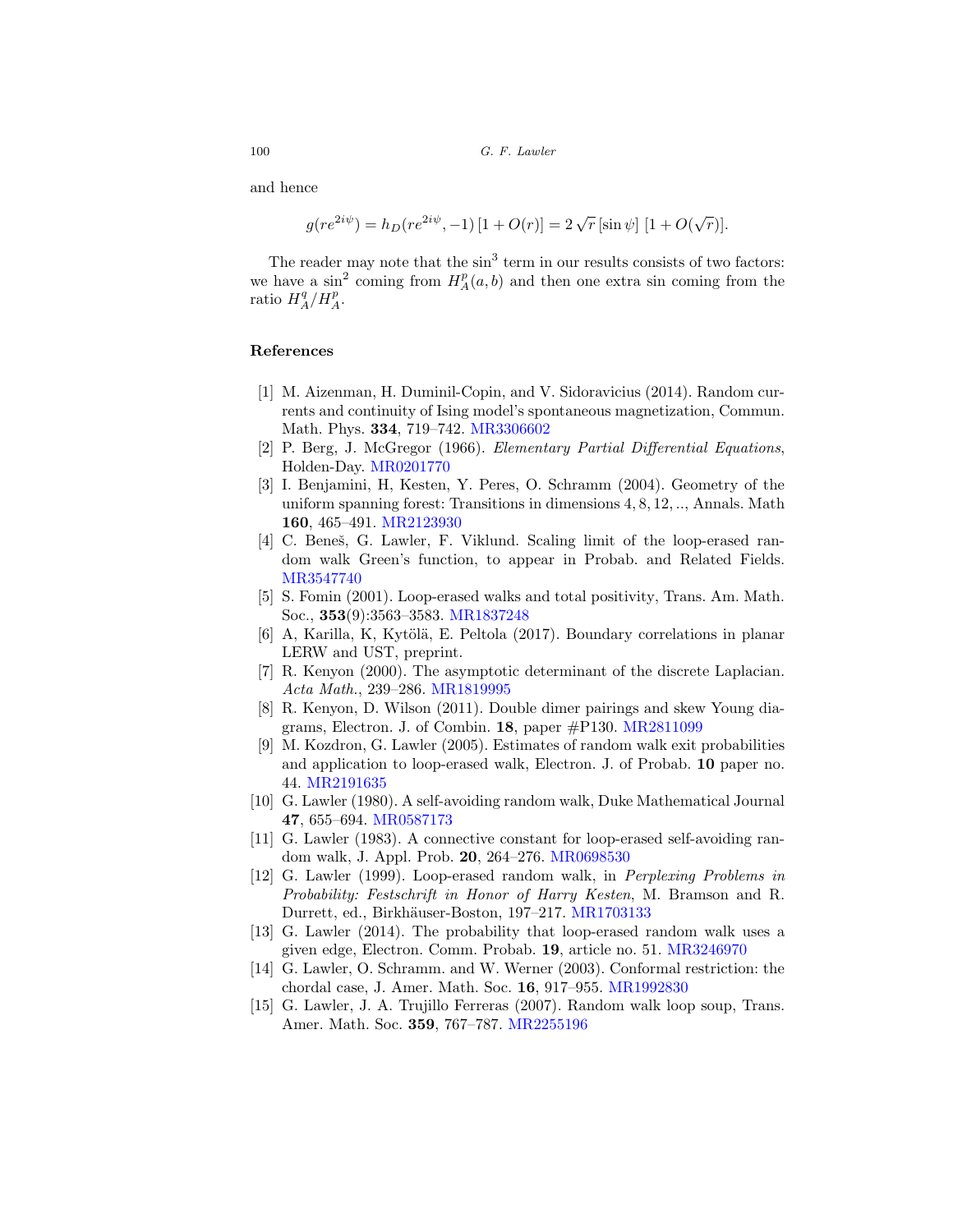and hence

$$g(re^{2i\psi}) = h_D(re^{2i\psi}, -1)\,[1 + O(r)] = 2\,\sqrt{r}\,[\sin\psi]\;[1 + O(\sqrt{r})].$$

The reader may note that the $\sin^3$ term in our results consists of two factors: we have a $\sin^2$ coming from $H^p_A(a,b)$ and then one extra sin coming from the ratio $H^q_A/H^p_A$.

## References

[1] M. Aizenman, H. Duminil-Copin, and V. Sidoravicius (2014). Random currents and continuity of Ising model's spontaneous magnetization, Commun. Math. Phys. **334**, 719–742. MR3306602

[2] P. Berg, J. McGregor (1966). *Elementary Partial Differential Equations*, Holden-Day. MR0201770

[3] I. Benjamini, H, Kesten, Y. Peres, O. Schramm (2004). Geometry of the uniform spanning forest: Transitions in dimensions $4, 8, 12, ..$, Annals. Math **160**, 465–491. MR2123930

[4] C. Beneš, G. Lawler, F. Viklund. Scaling limit of the loop-erased random walk Green's function, to appear in Probab. and Related Fields. MR3547740

[5] S. Fomin (2001). Loop-erased walks and total positivity, Trans. Am. Math. Soc., **353**(9):3563–3583. MR1837248

[6] A, Karilla, K, Kytölä, E. Peltola (2017). Boundary correlations in planar LERW and UST, preprint.

[7] R. Kenyon (2000). The asymptotic determinant of the discrete Laplacian. *Acta Math.*, 239–286. MR1819995

[8] R. Kenyon, D. Wilson (2011). Double dimer pairings and skew Young diagrams, Electron. J. of Combin. **18**, paper #P130. MR2811099

[9] M. Kozdron, G. Lawler (2005). Estimates of random walk exit probabilities and application to loop-erased walk, Electron. J. of Probab. **10** paper no. 44. MR2191635

[10] G. Lawler (1980). A self-avoiding random walk, Duke Mathematical Journal **47**, 655–694. MR0587173

[11] G. Lawler (1983). A connective constant for loop-erased self-avoiding random walk, J. Appl. Prob. **20**, 264–276. MR0698530

[12] G. Lawler (1999). Loop-erased random walk, in *Perplexing Problems in Probability: Festschrift in Honor of Harry Kesten*, M. Bramson and R. Durrett, ed., Birkhäuser-Boston, 197–217. MR1703133

[13] G. Lawler (2014). The probability that loop-erased random walk uses a given edge, Electron. Comm. Probab. **19**, article no. 51. MR3246970

[14] G. Lawler, O. Schramm. and W. Werner (2003). Conformal restriction: the chordal case, J. Amer. Math. Soc. **16**, 917–955. MR1992830

[15] G. Lawler, J. A. Trujillo Ferreras (2007). Random walk loop soup, Trans. Amer. Math. Soc. **359**, 767–787. MR2255196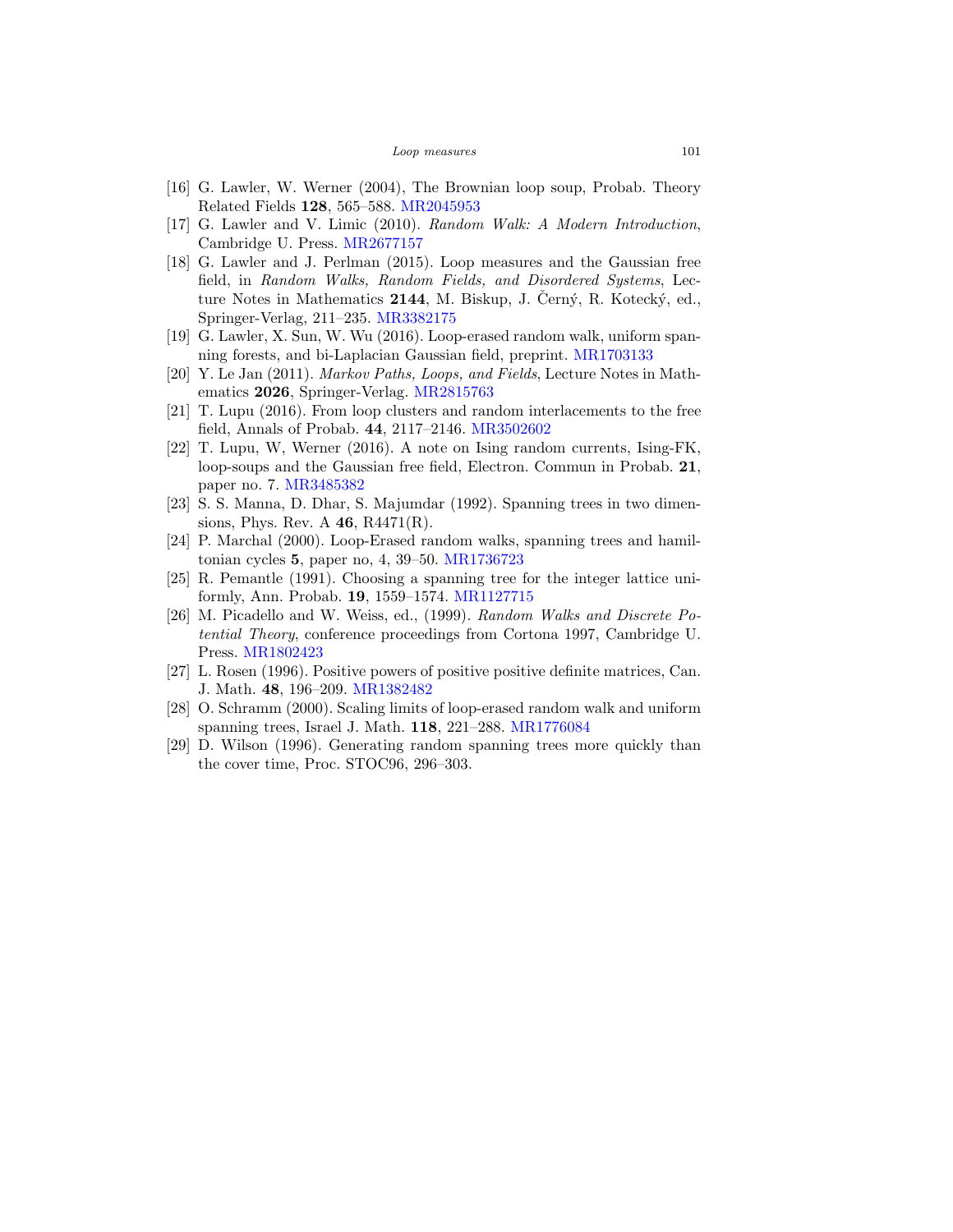[16] G. Lawler, W. Werner (2004), The Brownian loop soup, Probab. Theory Related Fields **128**, 565–588. MR2045953

[17] G. Lawler and V. Limic (2010). *Random Walk: A Modern Introduction*, Cambridge U. Press. MR2677157

[18] G. Lawler and J. Perlman (2015). Loop measures and the Gaussian free field, in *Random Walks, Random Fields, and Disordered Systems*, Lecture Notes in Mathematics **2144**, M. Biskup, J. Černý, R. Kotecký, ed., Springer-Verlag, 211–235. MR3382175

[19] G. Lawler, X. Sun, W. Wu (2016). Loop-erased random walk, uniform spanning forests, and bi-Laplacian Gaussian field, preprint. MR1703133

[20] Y. Le Jan (2011). *Markov Paths, Loops, and Fields*, Lecture Notes in Mathematics **2026**, Springer-Verlag. MR2815763

[21] T. Lupu (2016). From loop clusters and random interlacements to the free field, Annals of Probab. **44**, 2117–2146. MR3502602

[22] T. Lupu, W, Werner (2016). A note on Ising random currents, Ising-FK, loop-soups and the Gaussian free field, Electron. Commun in Probab. **21**, paper no. 7. MR3485382

[23] S. S. Manna, D. Dhar, S. Majumdar (1992). Spanning trees in two dimensions, Phys. Rev. A **46**, R4471(R).

[24] P. Marchal (2000). Loop-Erased random walks, spanning trees and hamiltonian cycles **5**, paper no, 4, 39–50. MR1736723

[25] R. Pemantle (1991). Choosing a spanning tree for the integer lattice uniformly, Ann. Probab. **19**, 1559–1574. MR1127715

[26] M. Picadello and W. Weiss, ed., (1999). *Random Walks and Discrete Potential Theory*, conference proceedings from Cortona 1997, Cambridge U. Press. MR1802423

[27] L. Rosen (1996). Positive powers of positive positive definite matrices, Can. J. Math. **48**, 196–209. MR1382482

[28] O. Schramm (2000). Scaling limits of loop-erased random walk and uniform spanning trees, Israel J. Math. **118**, 221–288. MR1776084

[29] D. Wilson (1996). Generating random spanning trees more quickly than the cover time, Proc. STOC96, 296–303.